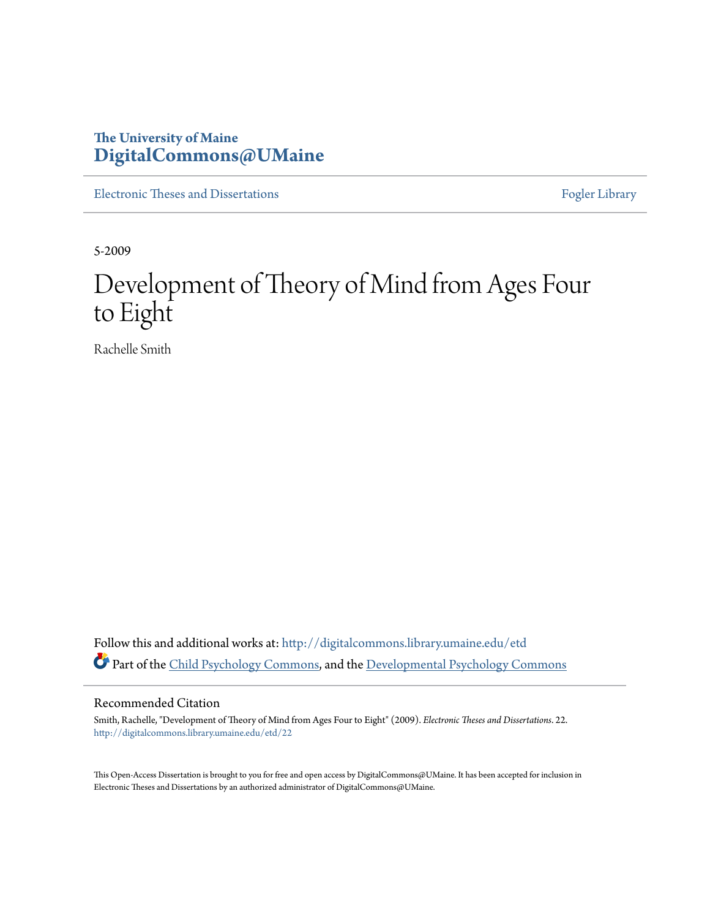**The University of Maine**
**DigitalCommons@UMaine**

Electronic Theses and Dissertations | Fogler Library

5-2009

# Development of Theory of Mind from Ages Four to Eight

Rachelle Smith

Follow this and additional works at: http://digitalcommons.library.umaine.edu/etd

Part of the Child Psychology Commons, and the Developmental Psychology Commons

## Recommended Citation

Smith, Rachelle, "Development of Theory of Mind from Ages Four to Eight" (2009). *Electronic Theses and Dissertations*. 22.
http://digitalcommons.library.umaine.edu/etd/22

This Open-Access Dissertation is brought to you for free and open access by DigitalCommons@UMaine. It has been accepted for inclusion in Electronic Theses and Dissertations by an authorized administrator of DigitalCommons@UMaine.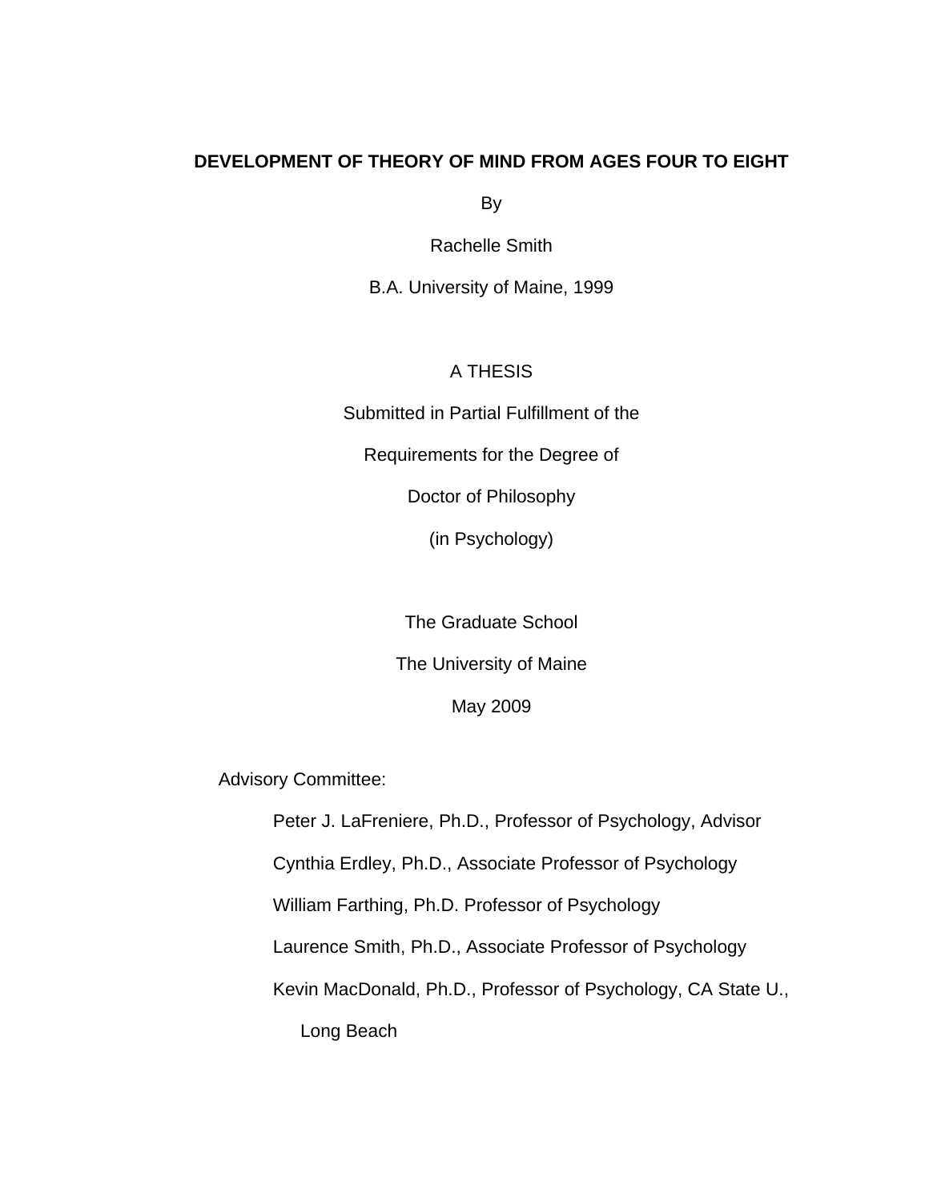**DEVELOPMENT OF THEORY OF MIND FROM AGES FOUR TO EIGHT**

By

Rachelle Smith

B.A. University of Maine, 1999

A THESIS

Submitted in Partial Fulfillment of the

Requirements for the Degree of

Doctor of Philosophy

(in Psychology)

The Graduate School

The University of Maine

May 2009

Advisory Committee:

Peter J. LaFreniere, Ph.D., Professor of Psychology, Advisor

Cynthia Erdley, Ph.D., Associate Professor of Psychology

William Farthing, Ph.D. Professor of Psychology

Laurence Smith, Ph.D., Associate Professor of Psychology

Kevin MacDonald, Ph.D., Professor of Psychology, CA State U., Long Beach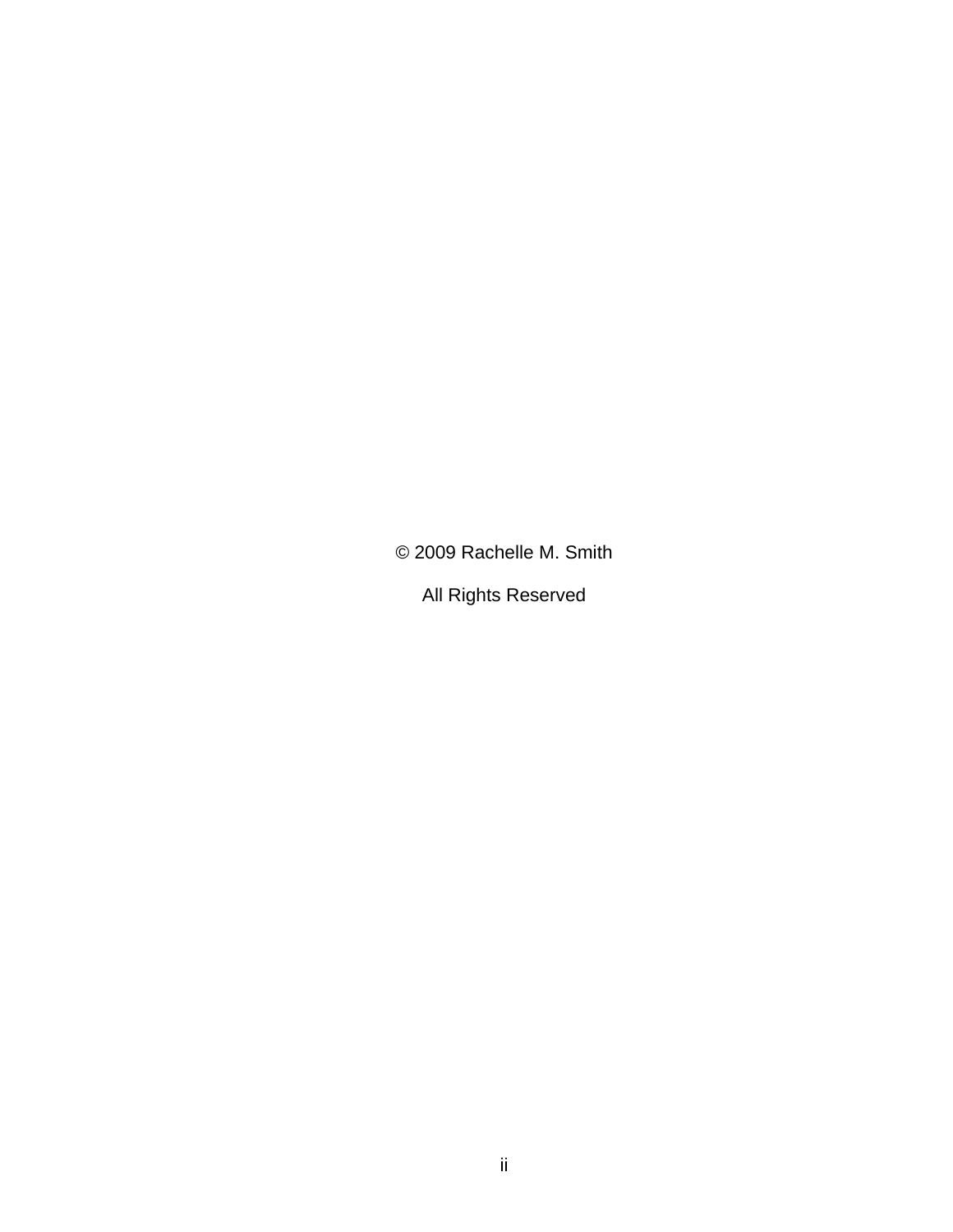© 2009 Rachelle M. Smith

All Rights Reserved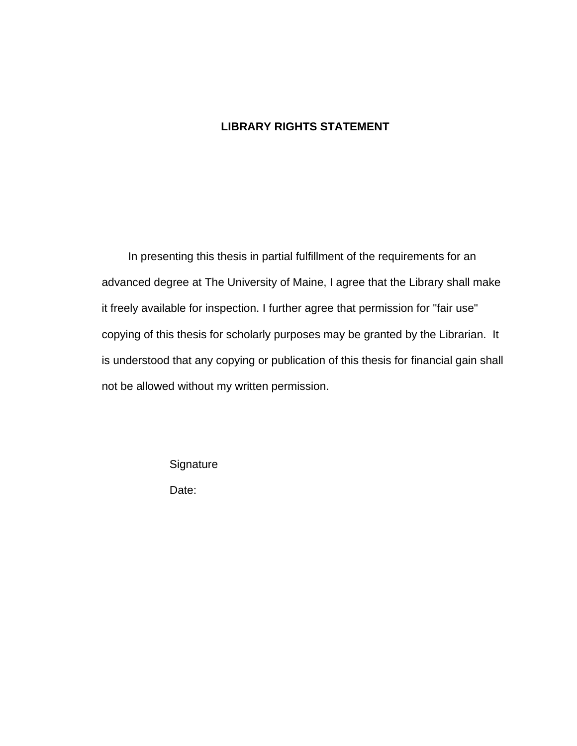# LIBRARY RIGHTS STATEMENT

In presenting this thesis in partial fulfillment of the requirements for an advanced degree at The University of Maine, I agree that the Library shall make it freely available for inspection. I further agree that permission for "fair use" copying of this thesis for scholarly purposes may be granted by the Librarian. It is understood that any copying or publication of this thesis for financial gain shall not be allowed without my written permission.

Signature

Date: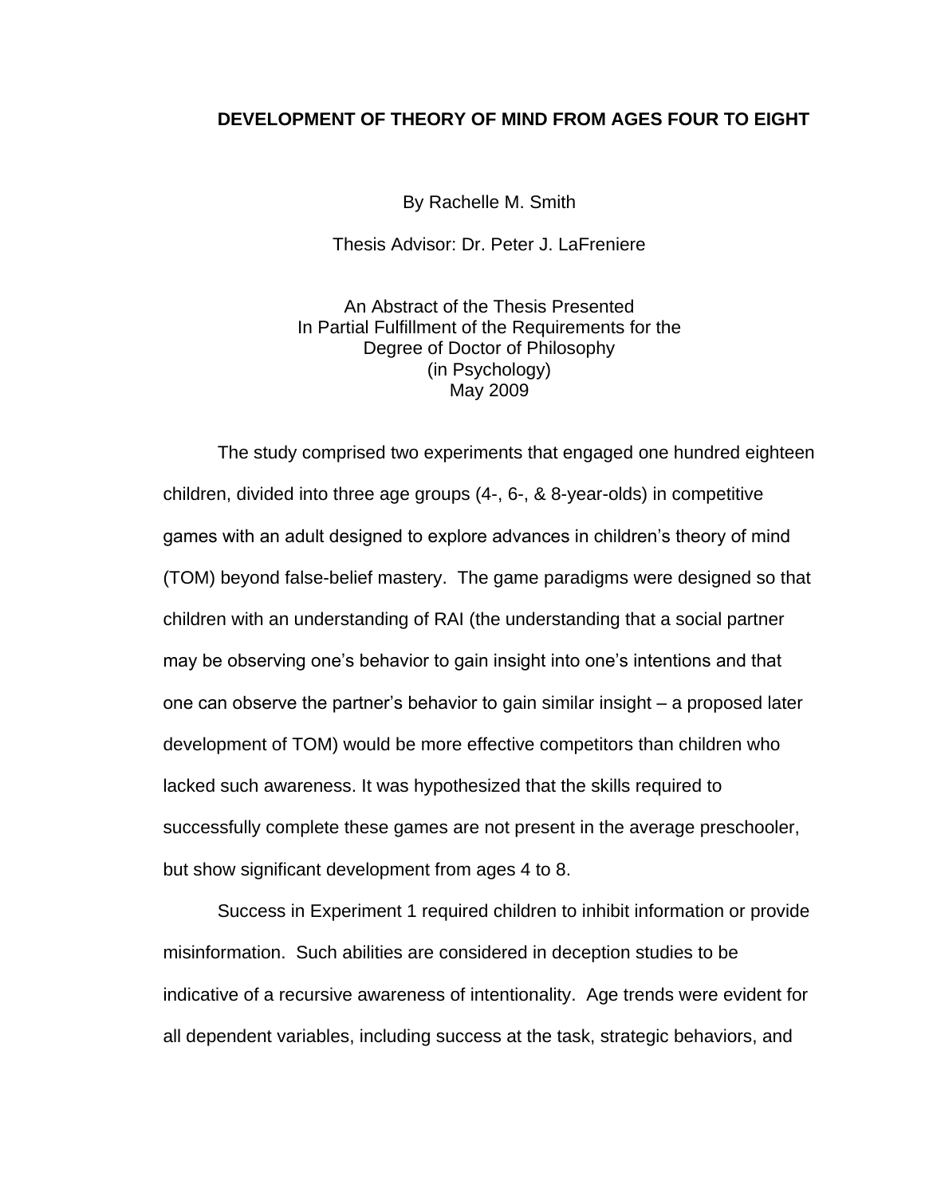**DEVELOPMENT OF THEORY OF MIND FROM AGES FOUR TO EIGHT**

By Rachelle M. Smith

Thesis Advisor: Dr. Peter J. LaFreniere

An Abstract of the Thesis Presented
In Partial Fulfillment of the Requirements for the
Degree of Doctor of Philosophy
(in Psychology)
May 2009

The study comprised two experiments that engaged one hundred eighteen children, divided into three age groups (4-, 6-, & 8-year-olds) in competitive games with an adult designed to explore advances in children's theory of mind (TOM) beyond false-belief mastery. The game paradigms were designed so that children with an understanding of RAI (the understanding that a social partner may be observing one's behavior to gain insight into one's intentions and that one can observe the partner's behavior to gain similar insight – a proposed later development of TOM) would be more effective competitors than children who lacked such awareness. It was hypothesized that the skills required to successfully complete these games are not present in the average preschooler, but show significant development from ages 4 to 8.

Success in Experiment 1 required children to inhibit information or provide misinformation. Such abilities are considered in deception studies to be indicative of a recursive awareness of intentionality. Age trends were evident for all dependent variables, including success at the task, strategic behaviors, and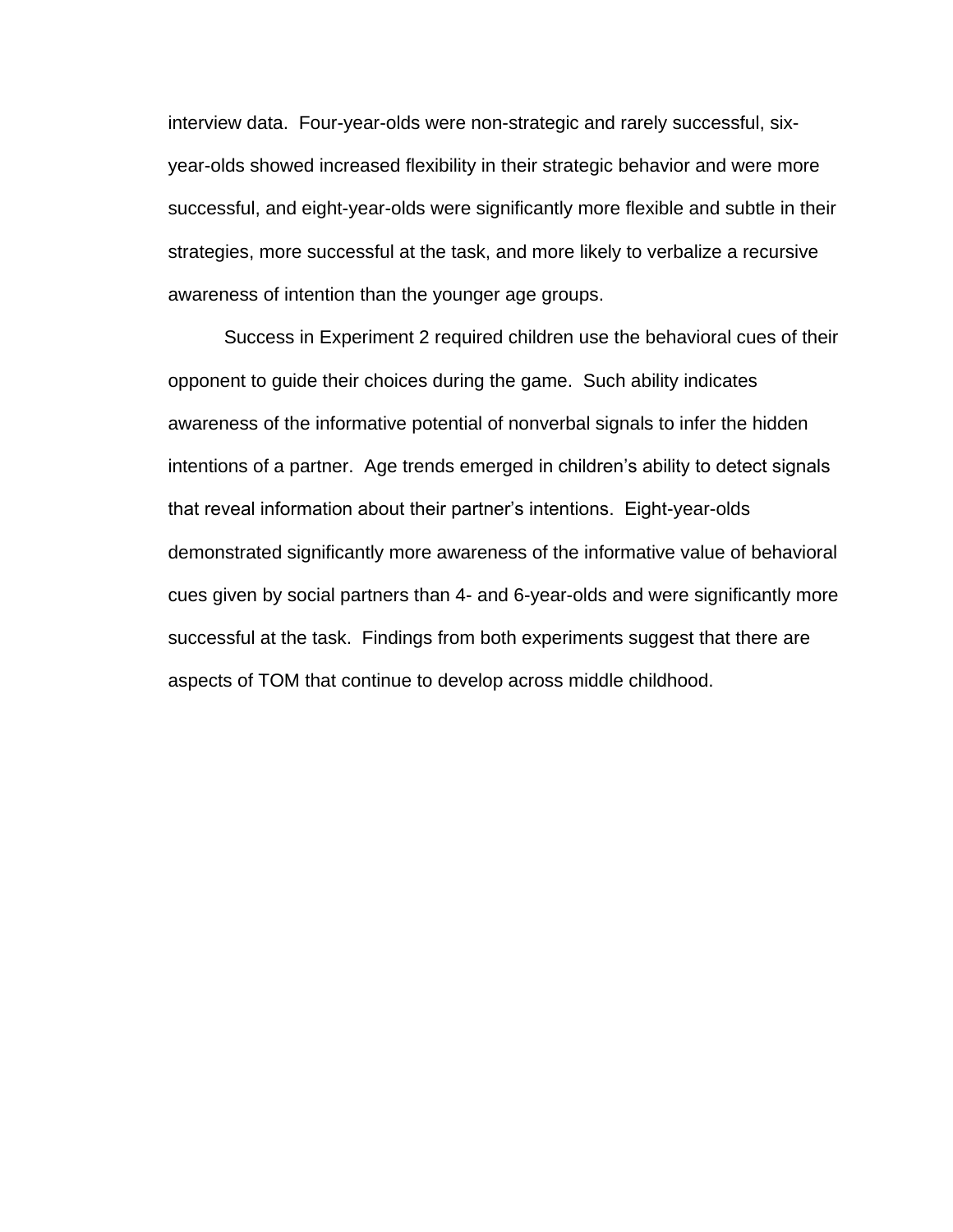interview data. Four-year-olds were non-strategic and rarely successful, six-year-olds showed increased flexibility in their strategic behavior and were more successful, and eight-year-olds were significantly more flexible and subtle in their strategies, more successful at the task, and more likely to verbalize a recursive awareness of intention than the younger age groups.

Success in Experiment 2 required children use the behavioral cues of their opponent to guide their choices during the game. Such ability indicates awareness of the informative potential of nonverbal signals to infer the hidden intentions of a partner. Age trends emerged in children's ability to detect signals that reveal information about their partner's intentions. Eight-year-olds demonstrated significantly more awareness of the informative value of behavioral cues given by social partners than 4- and 6-year-olds and were significantly more successful at the task. Findings from both experiments suggest that there are aspects of TOM that continue to develop across middle childhood.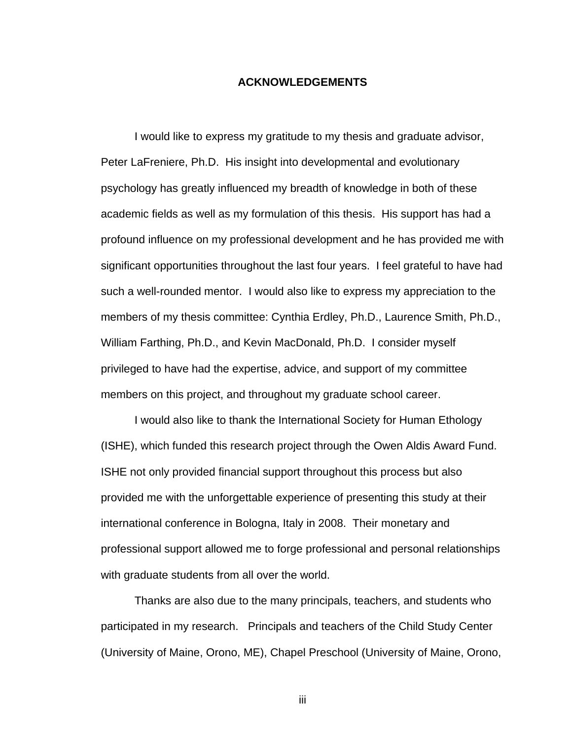# ACKNOWLEDGEMENTS

I would like to express my gratitude to my thesis and graduate advisor, Peter LaFreniere, Ph.D. His insight into developmental and evolutionary psychology has greatly influenced my breadth of knowledge in both of these academic fields as well as my formulation of this thesis. His support has had a profound influence on my professional development and he has provided me with significant opportunities throughout the last four years. I feel grateful to have had such a well-rounded mentor. I would also like to express my appreciation to the members of my thesis committee: Cynthia Erdley, Ph.D., Laurence Smith, Ph.D., William Farthing, Ph.D., and Kevin MacDonald, Ph.D. I consider myself privileged to have had the expertise, advice, and support of my committee members on this project, and throughout my graduate school career.

I would also like to thank the International Society for Human Ethology (ISHE), which funded this research project through the Owen Aldis Award Fund. ISHE not only provided financial support throughout this process but also provided me with the unforgettable experience of presenting this study at their international conference in Bologna, Italy in 2008. Their monetary and professional support allowed me to forge professional and personal relationships with graduate students from all over the world.

Thanks are also due to the many principals, teachers, and students who participated in my research. Principals and teachers of the Child Study Center (University of Maine, Orono, ME), Chapel Preschool (University of Maine, Orono,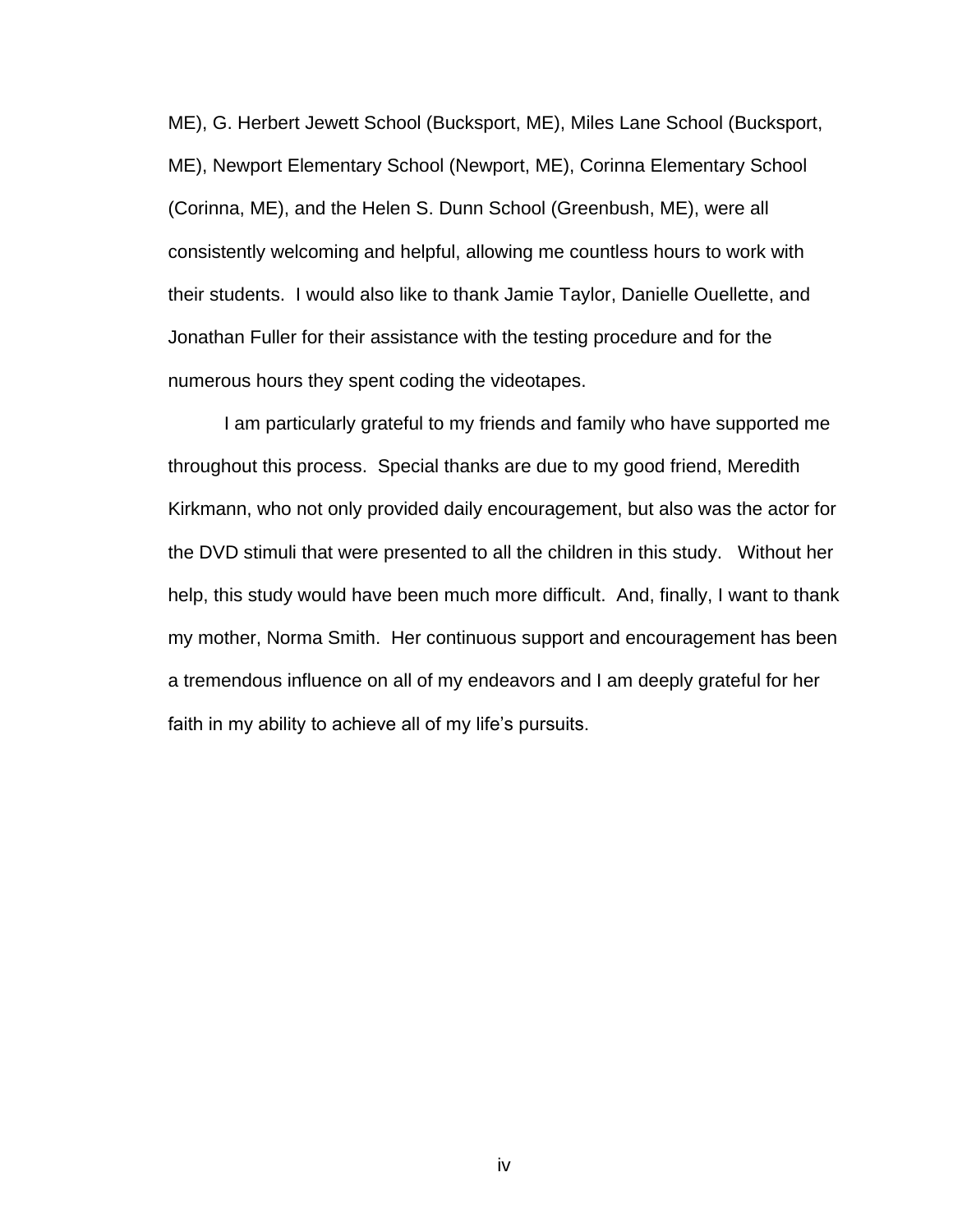ME), G. Herbert Jewett School (Bucksport, ME), Miles Lane School (Bucksport, ME), Newport Elementary School (Newport, ME), Corinna Elementary School (Corinna, ME), and the Helen S. Dunn School (Greenbush, ME), were all consistently welcoming and helpful, allowing me countless hours to work with their students. I would also like to thank Jamie Taylor, Danielle Ouellette, and Jonathan Fuller for their assistance with the testing procedure and for the numerous hours they spent coding the videotapes.

I am particularly grateful to my friends and family who have supported me throughout this process. Special thanks are due to my good friend, Meredith Kirkmann, who not only provided daily encouragement, but also was the actor for the DVD stimuli that were presented to all the children in this study. Without her help, this study would have been much more difficult. And, finally, I want to thank my mother, Norma Smith. Her continuous support and encouragement has been a tremendous influence on all of my endeavors and I am deeply grateful for her faith in my ability to achieve all of my life's pursuits.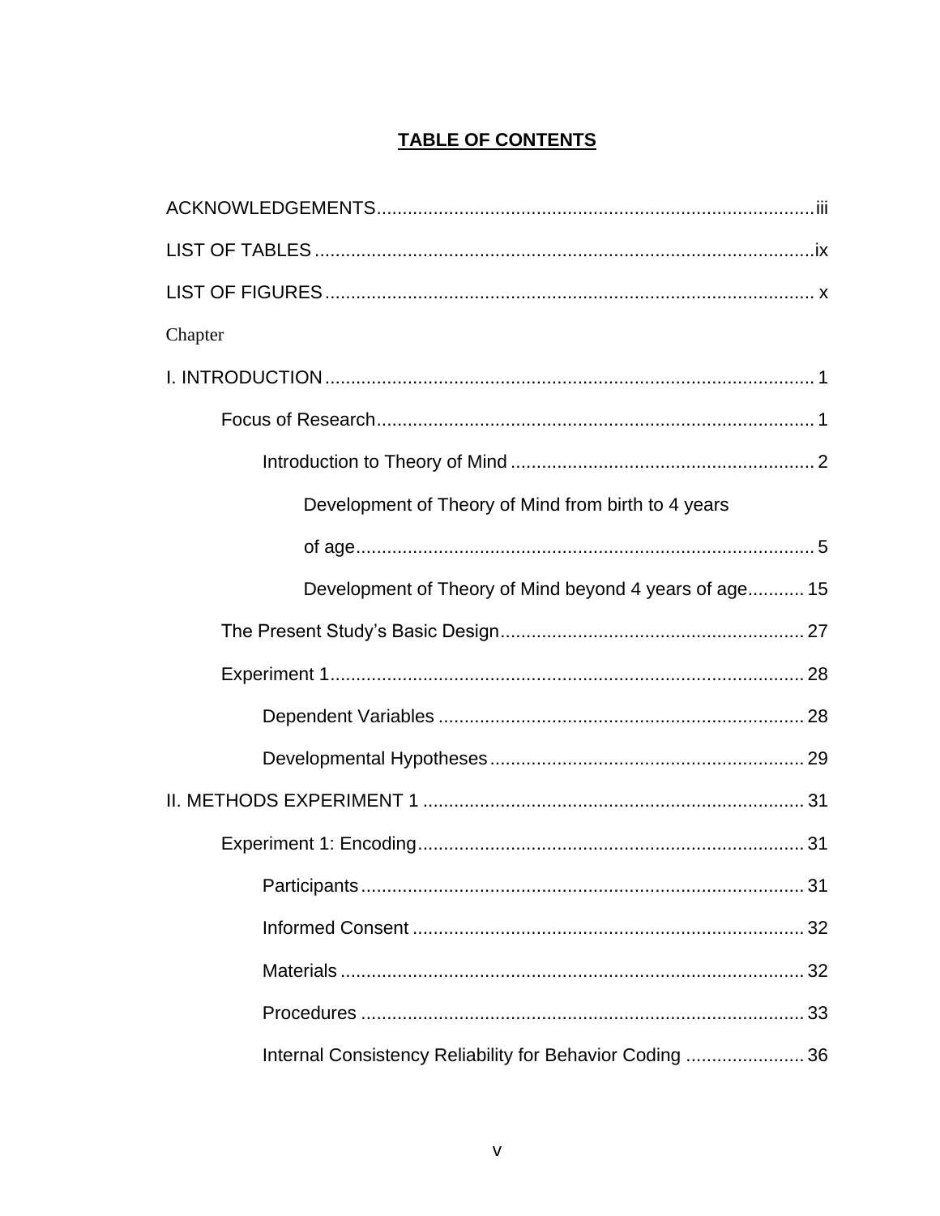# TABLE OF CONTENTS

ACKNOWLEDGEMENTS ..................................................................................... iii

LIST OF TABLES ............................................................................................. ix

LIST OF FIGURES ............................................................................................ x

Chapter

I. INTRODUCTION ............................................................................................ 1

    Focus of Research .................................................................................... 1

        Introduction to Theory of Mind ........................................................... 2

            Development of Theory of Mind from birth to 4 years of age ........................................................................................ 5

            Development of Theory of Mind beyond 4 years of age ........... 15

    The Present Study's Basic Design .......................................................... 27

    Experiment 1 ........................................................................................... 28

        Dependent Variables ....................................................................... 28

        Developmental Hypotheses ............................................................ 29

II. METHODS EXPERIMENT 1 ......................................................................... 31

    Experiment 1: Encoding .......................................................................... 31

        Participants ...................................................................................... 31

        Informed Consent ............................................................................ 32

        Materials .......................................................................................... 32

        Procedures ...................................................................................... 33

        Internal Consistency Reliability for Behavior Coding ....................... 36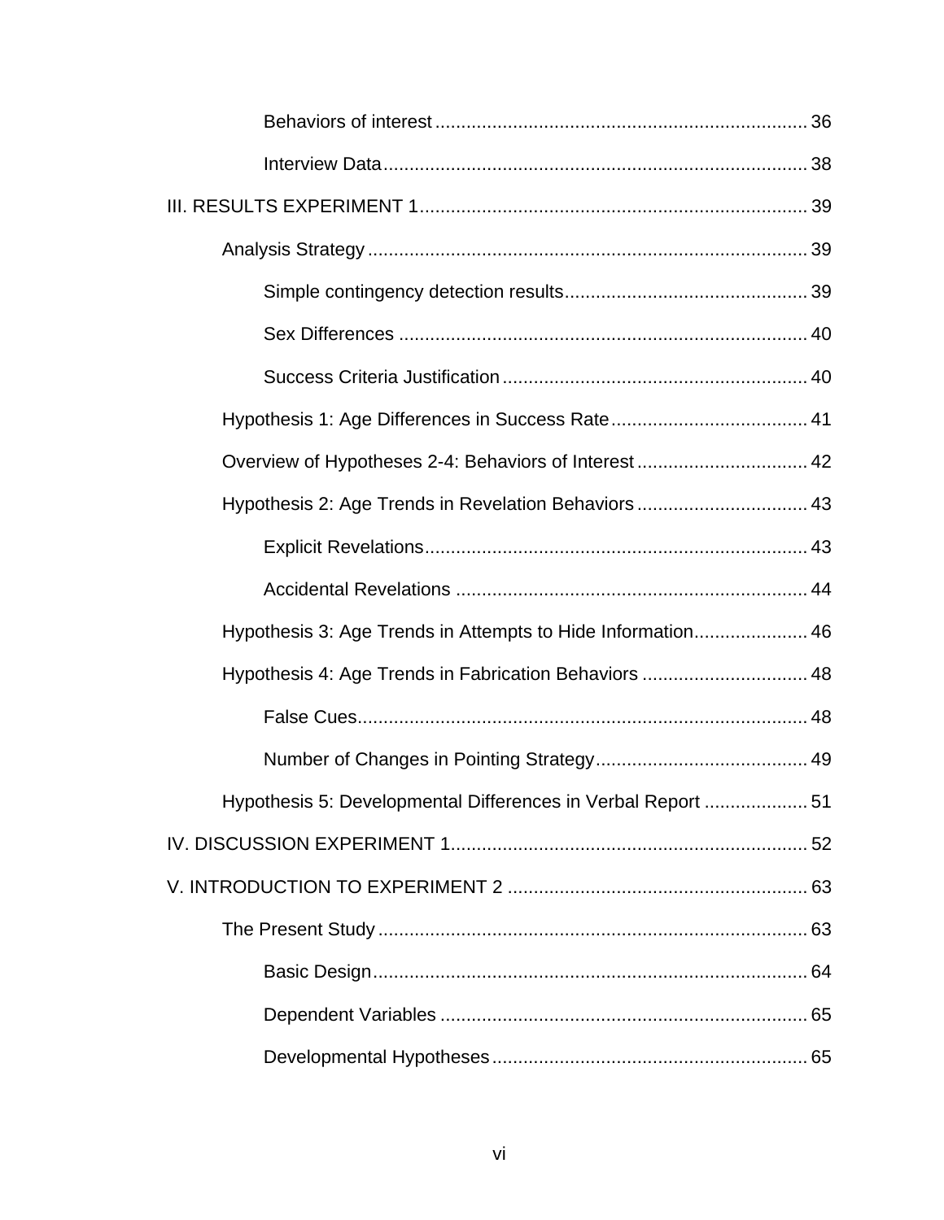Behaviors of interest ........................................................................ 36

Interview Data .................................................................................. 38

III. RESULTS EXPERIMENT 1 ........................................................................... 39

Analysis Strategy ..................................................................................... 39

Simple contingency detection results ............................................... 39

Sex Differences ............................................................................... 40

Success Criteria Justification ........................................................... 40

Hypothesis 1: Age Differences in Success Rate ...................................... 41

Overview of Hypotheses 2-4: Behaviors of Interest ................................. 42

Hypothesis 2: Age Trends in Revelation Behaviors ................................. 43

Explicit Revelations .......................................................................... 43

Accidental Revelations .................................................................... 44

Hypothesis 3: Age Trends in Attempts to Hide Information ...................... 46

Hypothesis 4: Age Trends in Fabrication Behaviors ................................ 48

False Cues ....................................................................................... 48

Number of Changes in Pointing Strategy ......................................... 49

Hypothesis 5: Developmental Differences in Verbal Report .................... 51

IV. DISCUSSION EXPERIMENT 1 .................................................................... 52

V. INTRODUCTION TO EXPERIMENT 2 .......................................................... 63

The Present Study ................................................................................... 63

Basic Design .................................................................................... 64

Dependent Variables ....................................................................... 65

Developmental Hypotheses ............................................................. 65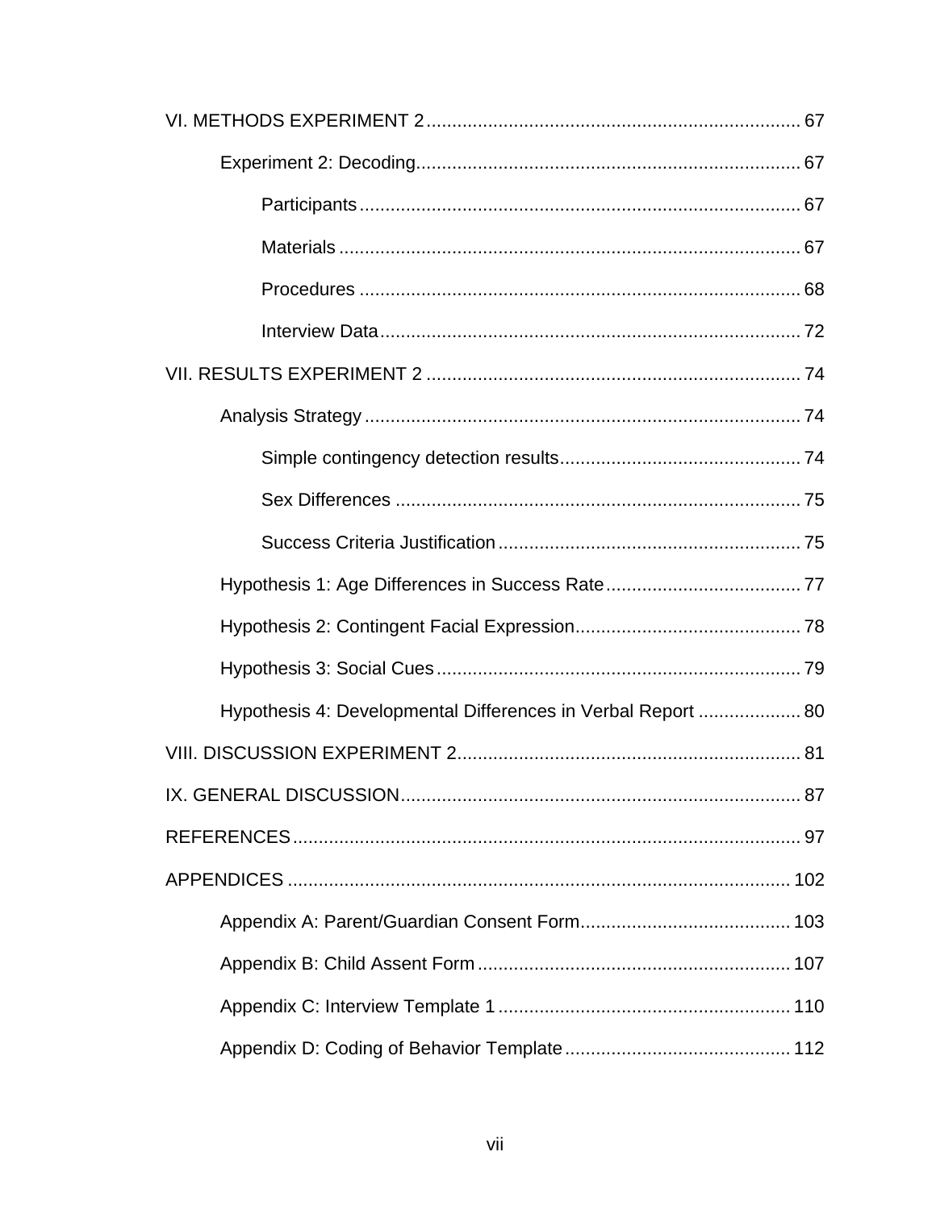VI. METHODS EXPERIMENT 2 .......... 67

Experiment 2: Decoding .......... 67

Participants .......... 67

Materials .......... 67

Procedures .......... 68

Interview Data .......... 72

VII. RESULTS EXPERIMENT 2 .......... 74

Analysis Strategy .......... 74

Simple contingency detection results .......... 74

Sex Differences .......... 75

Success Criteria Justification .......... 75

Hypothesis 1: Age Differences in Success Rate .......... 77

Hypothesis 2: Contingent Facial Expression .......... 78

Hypothesis 3: Social Cues .......... 79

Hypothesis 4: Developmental Differences in Verbal Report .......... 80

VIII. DISCUSSION EXPERIMENT 2 .......... 81

IX. GENERAL DISCUSSION .......... 87

REFERENCES .......... 97

APPENDICES .......... 102

Appendix A: Parent/Guardian Consent Form .......... 103

Appendix B: Child Assent Form .......... 107

Appendix C: Interview Template 1 .......... 110

Appendix D: Coding of Behavior Template .......... 112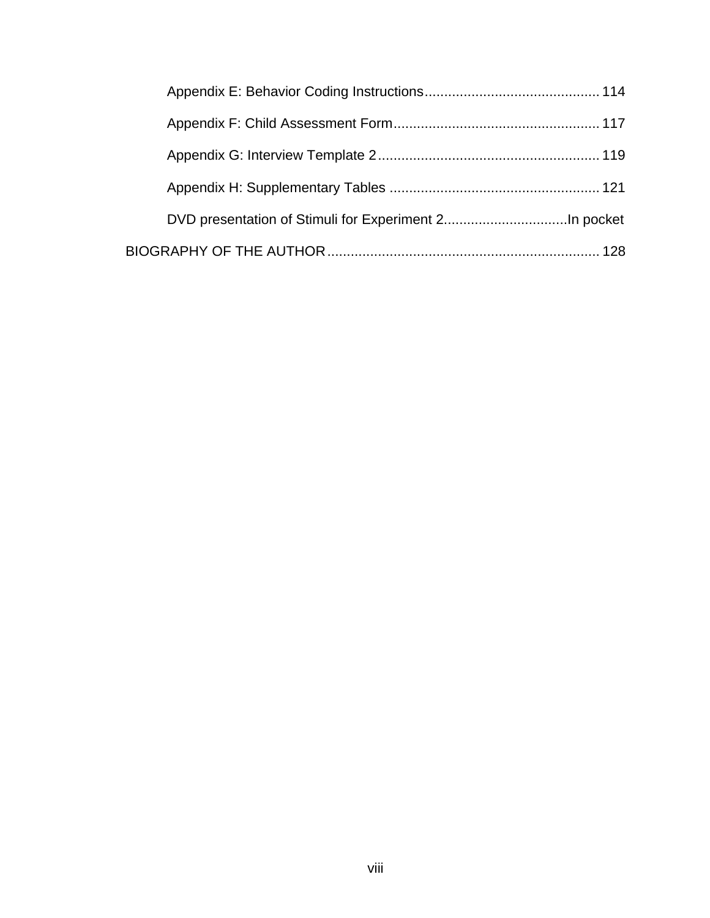Appendix E: Behavior Coding Instructions............................................ 114

Appendix F: Child Assessment Form.................................................... 117

Appendix G: Interview Template 2........................................................ 119

Appendix H: Supplementary Tables ...................................................... 121

DVD presentation of Stimuli for Experiment 2................................In pocket

BIOGRAPHY OF THE AUTHOR..................................................................... 128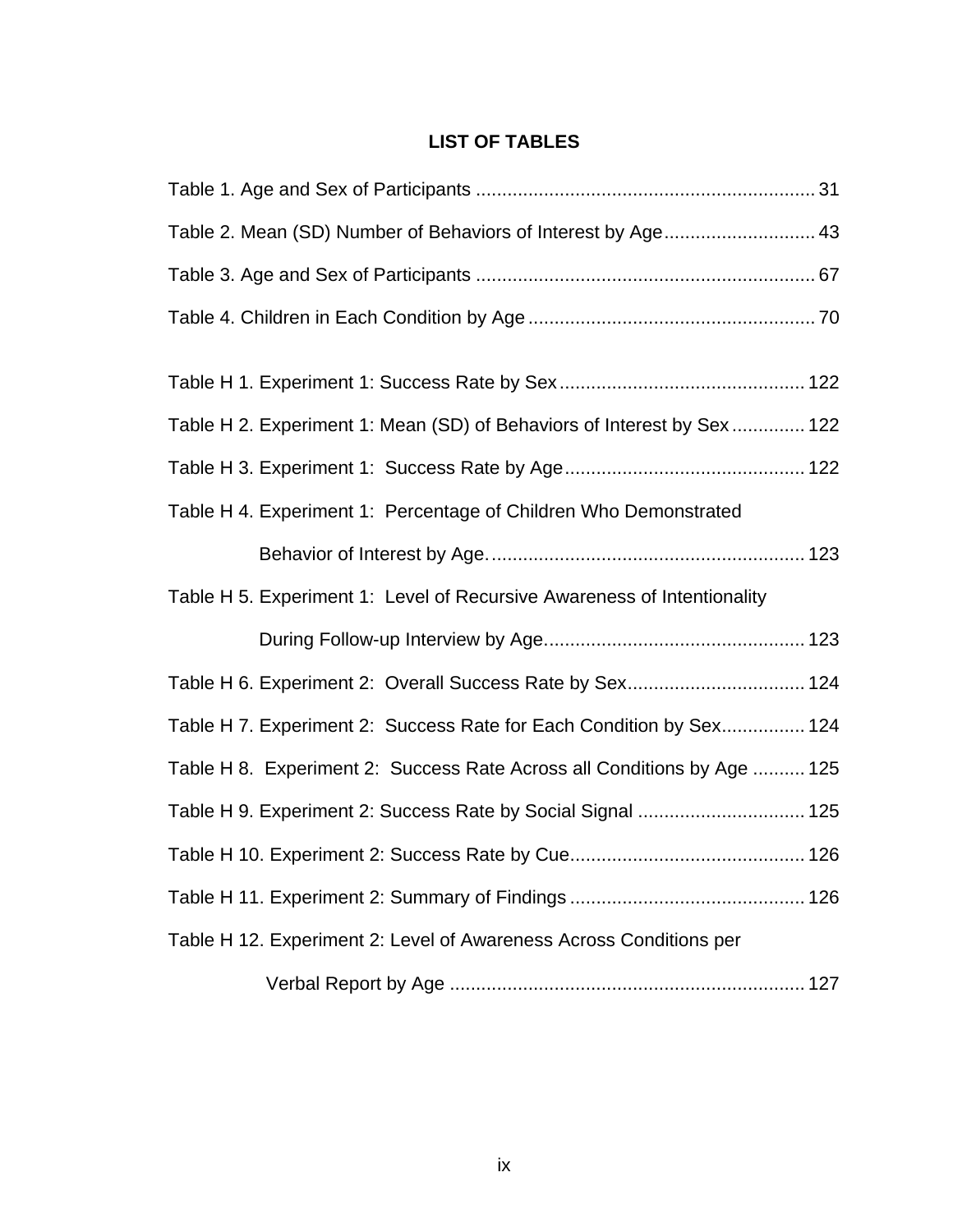# LIST OF TABLES

Table 1. Age and Sex of Participants ................................................................ 31

Table 2. Mean (SD) Number of Behaviors of Interest by Age............................. 43

Table 3. Age and Sex of Participants ................................................................ 67

Table 4. Children in Each Condition by Age ...................................................... 70

Table H 1. Experiment 1: Success Rate by Sex............................................... 122

Table H 2. Experiment 1: Mean (SD) of Behaviors of Interest by Sex .............. 122

Table H 3. Experiment 1: Success Rate by Age.............................................. 122

Table H 4. Experiment 1: Percentage of Children Who Demonstrated Behavior of Interest by Age. ........................................................... 123

Table H 5. Experiment 1: Level of Recursive Awareness of Intentionality During Follow-up Interview by Age................................................. 123

Table H 6. Experiment 2: Overall Success Rate by Sex.................................. 124

Table H 7. Experiment 2: Success Rate for Each Condition by Sex................ 124

Table H 8. Experiment 2: Success Rate Across all Conditions by Age .......... 125

Table H 9. Experiment 2: Success Rate by Social Signal ................................ 125

Table H 10. Experiment 2: Success Rate by Cue............................................. 126

Table H 11. Experiment 2: Summary of Findings ............................................. 126

Table H 12. Experiment 2: Level of Awareness Across Conditions per Verbal Report by Age ................................................................... 127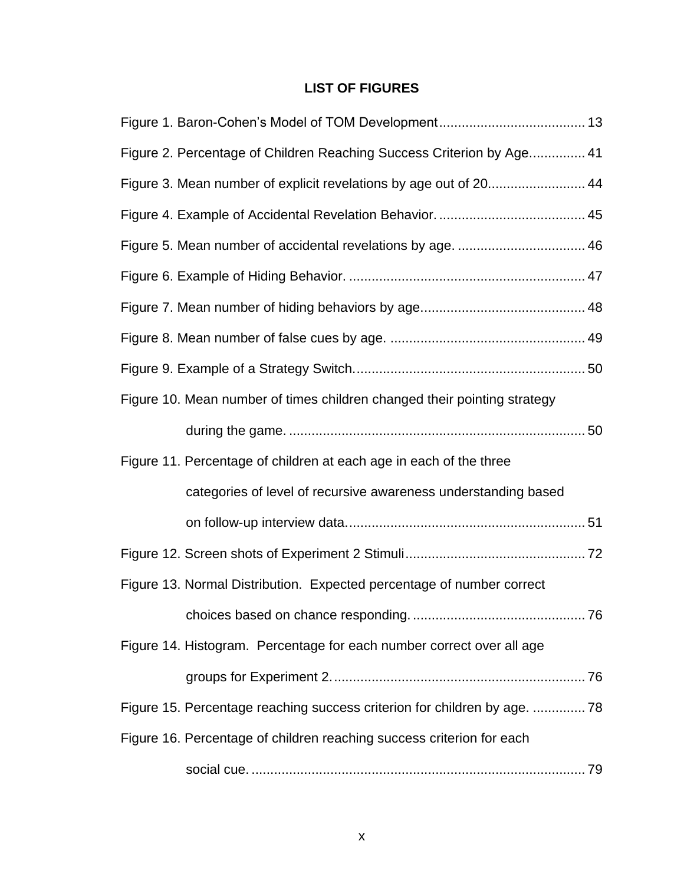## LIST OF FIGURES

Figure 1. Baron-Cohen’s Model of TOM Development ....................................... 13

Figure 2. Percentage of Children Reaching Success Criterion by Age............... 41

Figure 3. Mean number of explicit revelations by age out of 20.......................... 44

Figure 4. Example of Accidental Revelation Behavior. ....................................... 45

Figure 5. Mean number of accidental revelations by age. .................................. 46

Figure 6. Example of Hiding Behavior. .............................................................. 47

Figure 7. Mean number of hiding behaviors by age............................................ 48

Figure 8. Mean number of false cues by age. .................................................... 49

Figure 9. Example of a Strategy Switch............................................................. 50

Figure 10. Mean number of times children changed their pointing strategy during the game. ............................................................................... 50

Figure 11. Percentage of children at each age in each of the three categories of level of recursive awareness understanding based on follow-up interview data................................................................ 51

Figure 12. Screen shots of Experiment 2 Stimuli ................................................ 72

Figure 13. Normal Distribution. Expected percentage of number correct choices based on chance responding. .............................................. 76

Figure 14. Histogram. Percentage for each number correct over all age groups for Experiment 2. .................................................................. 76

Figure 15. Percentage reaching success criterion for children by age. .............. 78

Figure 16. Percentage of children reaching success criterion for each social cue. ......................................................................................... 79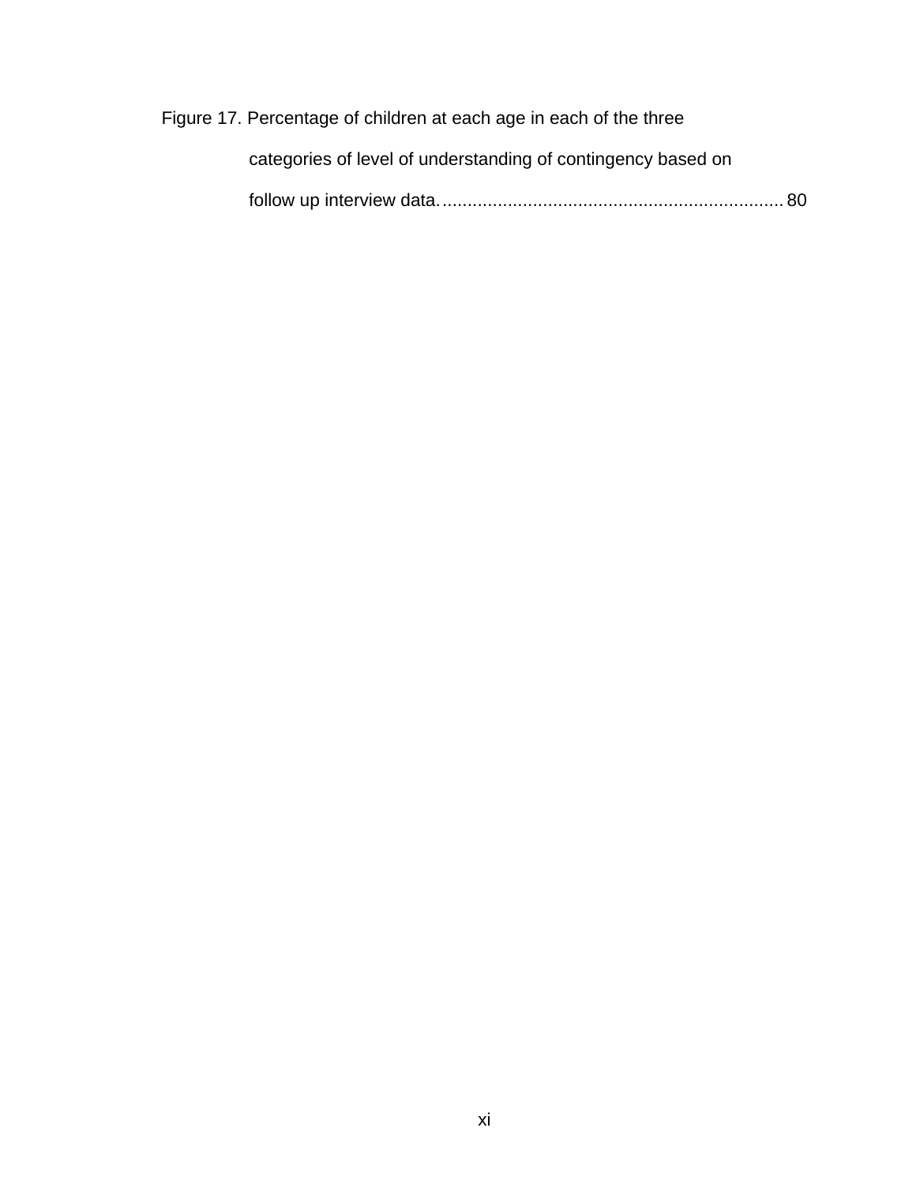Figure 17. Percentage of children at each age in each of the three categories of level of understanding of contingency based on follow up interview data. .................................................................... 80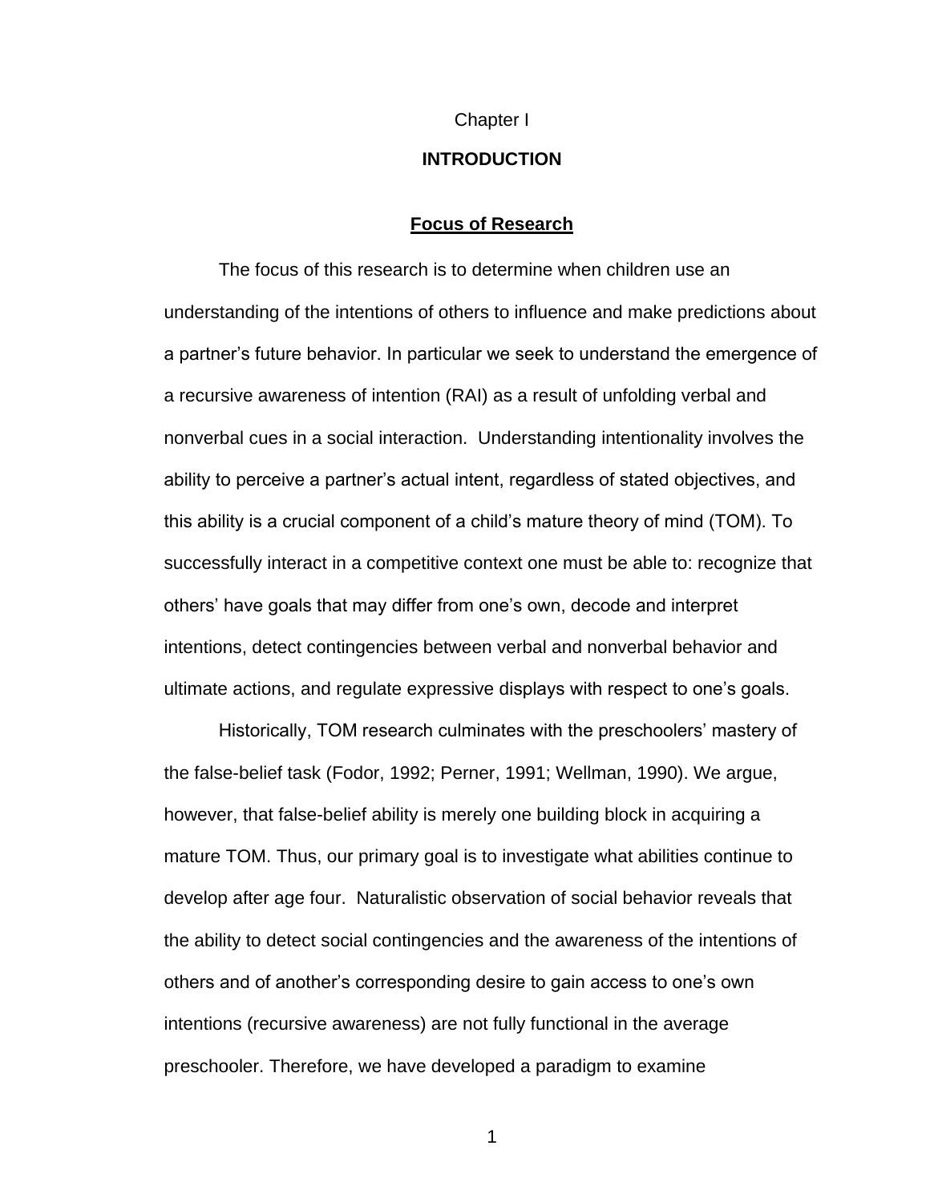# Chapter I

# INTRODUCTION

## Focus of Research

The focus of this research is to determine when children use an understanding of the intentions of others to influence and make predictions about a partner's future behavior. In particular we seek to understand the emergence of a recursive awareness of intention (RAI) as a result of unfolding verbal and nonverbal cues in a social interaction. Understanding intentionality involves the ability to perceive a partner's actual intent, regardless of stated objectives, and this ability is a crucial component of a child's mature theory of mind (TOM). To successfully interact in a competitive context one must be able to: recognize that others' have goals that may differ from one's own, decode and interpret intentions, detect contingencies between verbal and nonverbal behavior and ultimate actions, and regulate expressive displays with respect to one's goals.

Historically, TOM research culminates with the preschoolers' mastery of the false-belief task (Fodor, 1992; Perner, 1991; Wellman, 1990). We argue, however, that false-belief ability is merely one building block in acquiring a mature TOM. Thus, our primary goal is to investigate what abilities continue to develop after age four. Naturalistic observation of social behavior reveals that the ability to detect social contingencies and the awareness of the intentions of others and of another's corresponding desire to gain access to one's own intentions (recursive awareness) are not fully functional in the average preschooler. Therefore, we have developed a paradigm to examine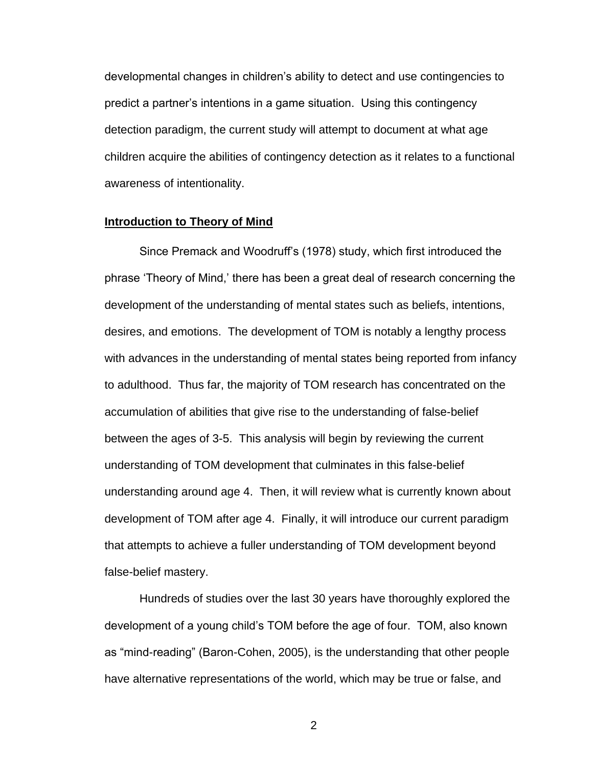developmental changes in children's ability to detect and use contingencies to predict a partner's intentions in a game situation. Using this contingency detection paradigm, the current study will attempt to document at what age children acquire the abilities of contingency detection as it relates to a functional awareness of intentionality.

**Introduction to Theory of Mind**

Since Premack and Woodruff's (1978) study, which first introduced the phrase 'Theory of Mind,' there has been a great deal of research concerning the development of the understanding of mental states such as beliefs, intentions, desires, and emotions. The development of TOM is notably a lengthy process with advances in the understanding of mental states being reported from infancy to adulthood. Thus far, the majority of TOM research has concentrated on the accumulation of abilities that give rise to the understanding of false-belief between the ages of 3-5. This analysis will begin by reviewing the current understanding of TOM development that culminates in this false-belief understanding around age 4. Then, it will review what is currently known about development of TOM after age 4. Finally, it will introduce our current paradigm that attempts to achieve a fuller understanding of TOM development beyond false-belief mastery.

Hundreds of studies over the last 30 years have thoroughly explored the development of a young child's TOM before the age of four. TOM, also known as "mind-reading" (Baron-Cohen, 2005), is the understanding that other people have alternative representations of the world, which may be true or false, and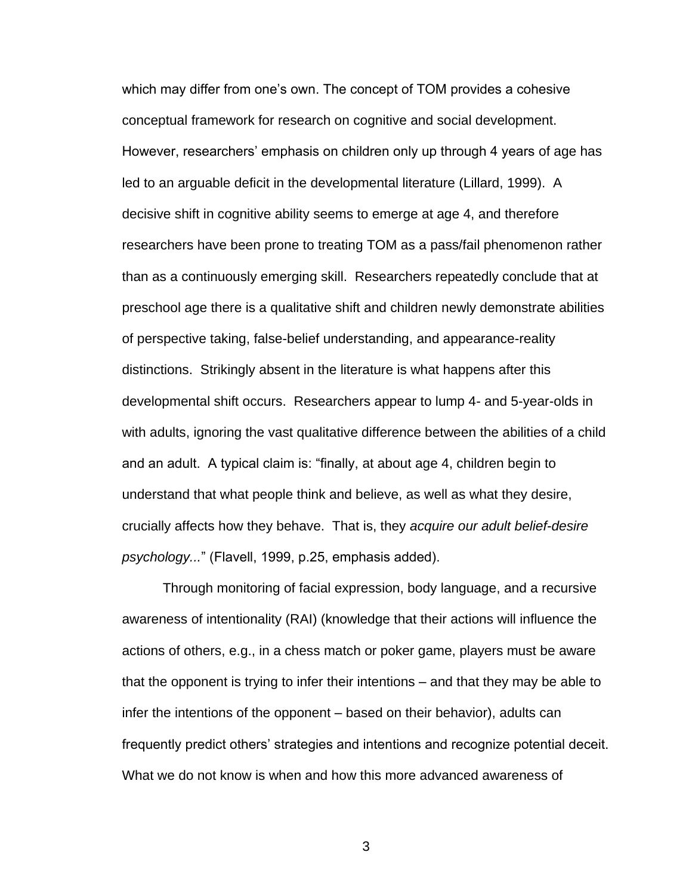which may differ from one's own. The concept of TOM provides a cohesive conceptual framework for research on cognitive and social development. However, researchers' emphasis on children only up through 4 years of age has led to an arguable deficit in the developmental literature (Lillard, 1999). A decisive shift in cognitive ability seems to emerge at age 4, and therefore researchers have been prone to treating TOM as a pass/fail phenomenon rather than as a continuously emerging skill. Researchers repeatedly conclude that at preschool age there is a qualitative shift and children newly demonstrate abilities of perspective taking, false-belief understanding, and appearance-reality distinctions. Strikingly absent in the literature is what happens after this developmental shift occurs. Researchers appear to lump 4- and 5-year-olds in with adults, ignoring the vast qualitative difference between the abilities of a child and an adult. A typical claim is: "finally, at about age 4, children begin to understand that what people think and believe, as well as what they desire, crucially affects how they behave. That is, they *acquire our adult belief-desire psychology...*" (Flavell, 1999, p.25, emphasis added).

Through monitoring of facial expression, body language, and a recursive awareness of intentionality (RAI) (knowledge that their actions will influence the actions of others, e.g., in a chess match or poker game, players must be aware that the opponent is trying to infer their intentions – and that they may be able to infer the intentions of the opponent – based on their behavior), adults can frequently predict others' strategies and intentions and recognize potential deceit. What we do not know is when and how this more advanced awareness of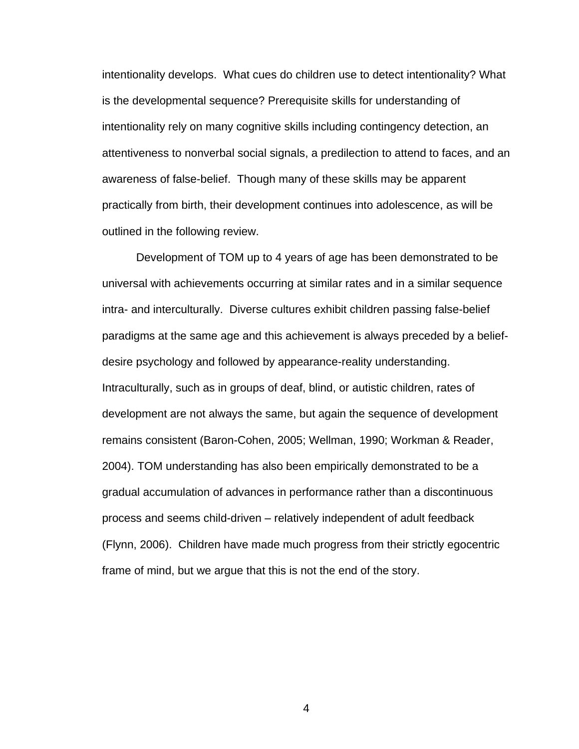intentionality develops. What cues do children use to detect intentionality? What is the developmental sequence? Prerequisite skills for understanding of intentionality rely on many cognitive skills including contingency detection, an attentiveness to nonverbal social signals, a predilection to attend to faces, and an awareness of false-belief. Though many of these skills may be apparent practically from birth, their development continues into adolescence, as will be outlined in the following review.

Development of TOM up to 4 years of age has been demonstrated to be universal with achievements occurring at similar rates and in a similar sequence intra- and interculturally. Diverse cultures exhibit children passing false-belief paradigms at the same age and this achievement is always preceded by a belief-desire psychology and followed by appearance-reality understanding. Intraculturally, such as in groups of deaf, blind, or autistic children, rates of development are not always the same, but again the sequence of development remains consistent (Baron-Cohen, 2005; Wellman, 1990; Workman & Reader, 2004). TOM understanding has also been empirically demonstrated to be a gradual accumulation of advances in performance rather than a discontinuous process and seems child-driven – relatively independent of adult feedback (Flynn, 2006). Children have made much progress from their strictly egocentric frame of mind, but we argue that this is not the end of the story.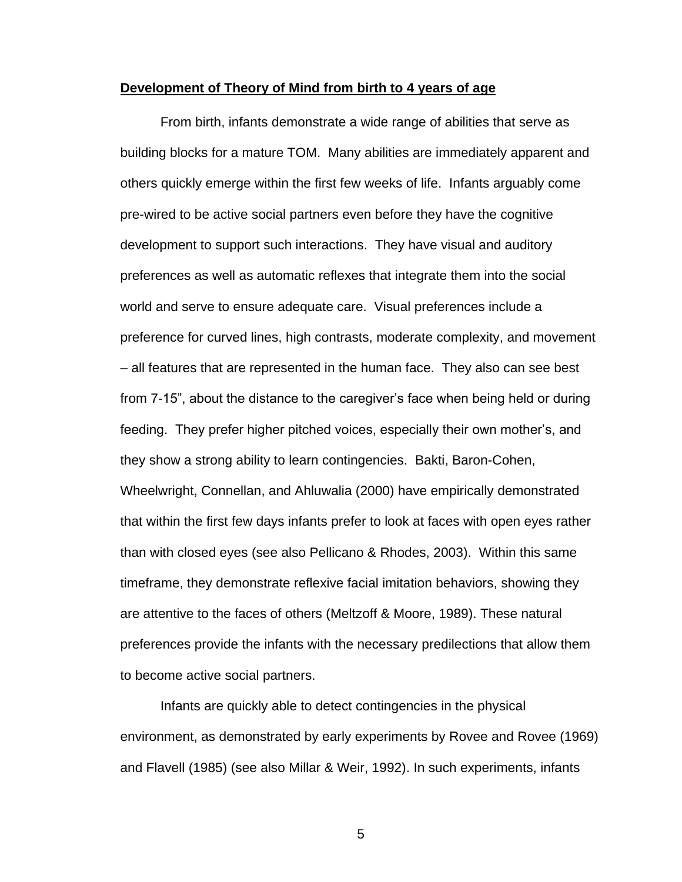**Development of Theory of Mind from birth to 4 years of age**

From birth, infants demonstrate a wide range of abilities that serve as building blocks for a mature TOM. Many abilities are immediately apparent and others quickly emerge within the first few weeks of life. Infants arguably come pre-wired to be active social partners even before they have the cognitive development to support such interactions. They have visual and auditory preferences as well as automatic reflexes that integrate them into the social world and serve to ensure adequate care. Visual preferences include a preference for curved lines, high contrasts, moderate complexity, and movement – all features that are represented in the human face. They also can see best from 7-15", about the distance to the caregiver's face when being held or during feeding. They prefer higher pitched voices, especially their own mother's, and they show a strong ability to learn contingencies. Bakti, Baron-Cohen, Wheelwright, Connellan, and Ahluwalia (2000) have empirically demonstrated that within the first few days infants prefer to look at faces with open eyes rather than with closed eyes (see also Pellicano & Rhodes, 2003). Within this same timeframe, they demonstrate reflexive facial imitation behaviors, showing they are attentive to the faces of others (Meltzoff & Moore, 1989). These natural preferences provide the infants with the necessary predilections that allow them to become active social partners.

Infants are quickly able to detect contingencies in the physical environment, as demonstrated by early experiments by Rovee and Rovee (1969) and Flavell (1985) (see also Millar & Weir, 1992). In such experiments, infants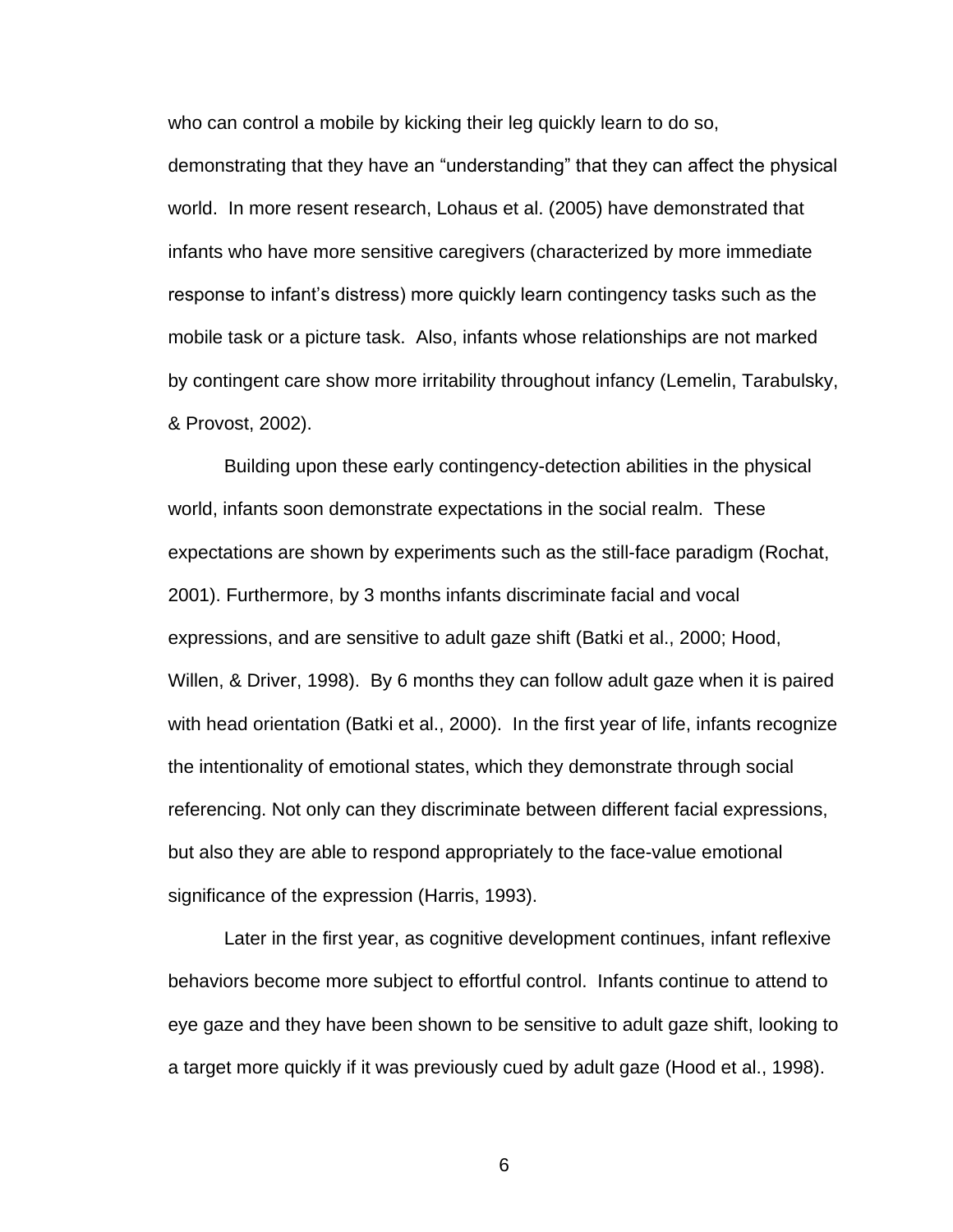who can control a mobile by kicking their leg quickly learn to do so, demonstrating that they have an “understanding” that they can affect the physical world. In more resent research, Lohaus et al. (2005) have demonstrated that infants who have more sensitive caregivers (characterized by more immediate response to infant’s distress) more quickly learn contingency tasks such as the mobile task or a picture task. Also, infants whose relationships are not marked by contingent care show more irritability throughout infancy (Lemelin, Tarabulsky, & Provost, 2002).

Building upon these early contingency-detection abilities in the physical world, infants soon demonstrate expectations in the social realm. These expectations are shown by experiments such as the still-face paradigm (Rochat, 2001). Furthermore, by 3 months infants discriminate facial and vocal expressions, and are sensitive to adult gaze shift (Batki et al., 2000; Hood, Willen, & Driver, 1998). By 6 months they can follow adult gaze when it is paired with head orientation (Batki et al., 2000). In the first year of life, infants recognize the intentionality of emotional states, which they demonstrate through social referencing. Not only can they discriminate between different facial expressions, but also they are able to respond appropriately to the face-value emotional significance of the expression (Harris, 1993).

Later in the first year, as cognitive development continues, infant reflexive behaviors become more subject to effortful control. Infants continue to attend to eye gaze and they have been shown to be sensitive to adult gaze shift, looking to a target more quickly if it was previously cued by adult gaze (Hood et al., 1998).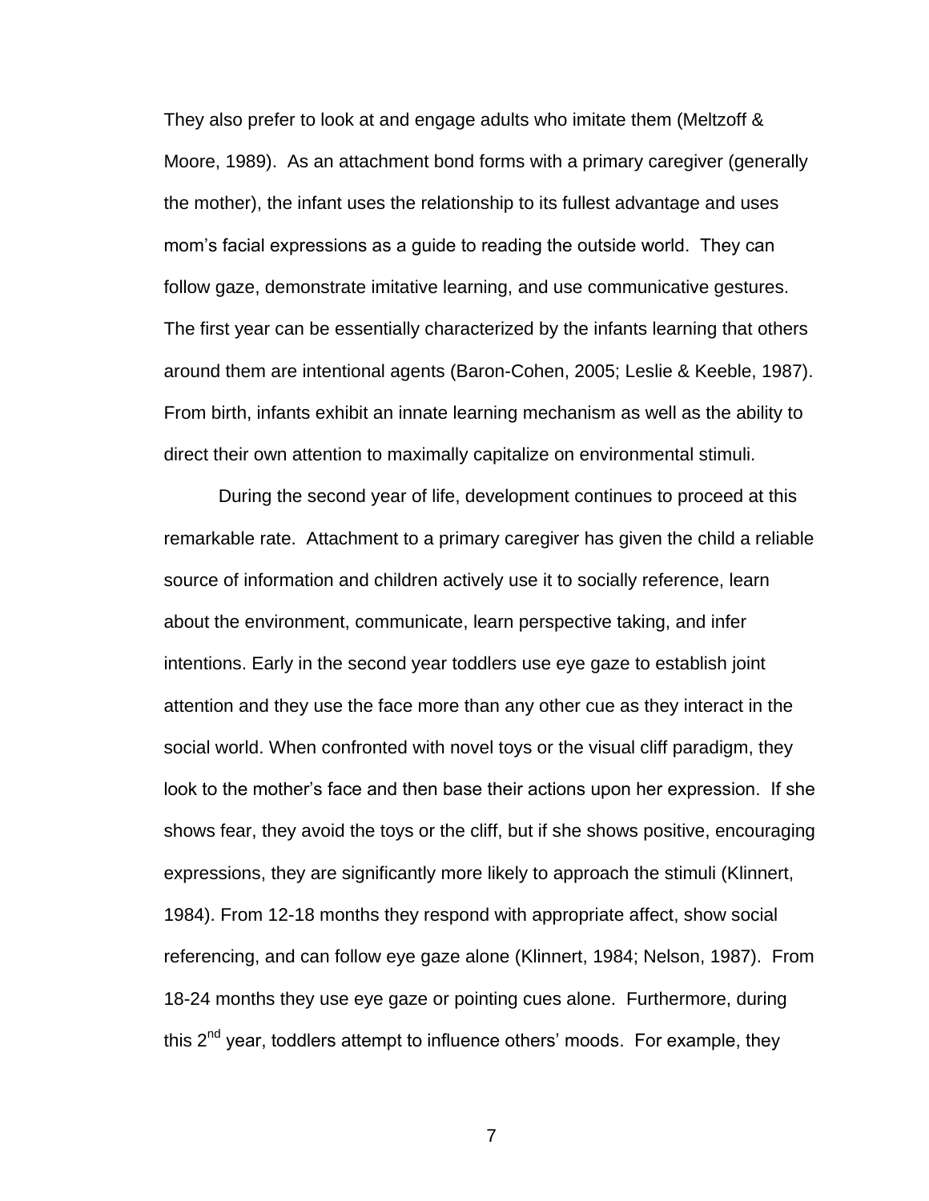They also prefer to look at and engage adults who imitate them (Meltzoff & Moore, 1989). As an attachment bond forms with a primary caregiver (generally the mother), the infant uses the relationship to its fullest advantage and uses mom's facial expressions as a guide to reading the outside world. They can follow gaze, demonstrate imitative learning, and use communicative gestures. The first year can be essentially characterized by the infants learning that others around them are intentional agents (Baron-Cohen, 2005; Leslie & Keeble, 1987). From birth, infants exhibit an innate learning mechanism as well as the ability to direct their own attention to maximally capitalize on environmental stimuli.

During the second year of life, development continues to proceed at this remarkable rate. Attachment to a primary caregiver has given the child a reliable source of information and children actively use it to socially reference, learn about the environment, communicate, learn perspective taking, and infer intentions. Early in the second year toddlers use eye gaze to establish joint attention and they use the face more than any other cue as they interact in the social world. When confronted with novel toys or the visual cliff paradigm, they look to the mother's face and then base their actions upon her expression. If she shows fear, they avoid the toys or the cliff, but if she shows positive, encouraging expressions, they are significantly more likely to approach the stimuli (Klinnert, 1984). From 12-18 months they respond with appropriate affect, show social referencing, and can follow eye gaze alone (Klinnert, 1984; Nelson, 1987). From 18-24 months they use eye gaze or pointing cues alone. Furthermore, during this 2nd year, toddlers attempt to influence others' moods. For example, they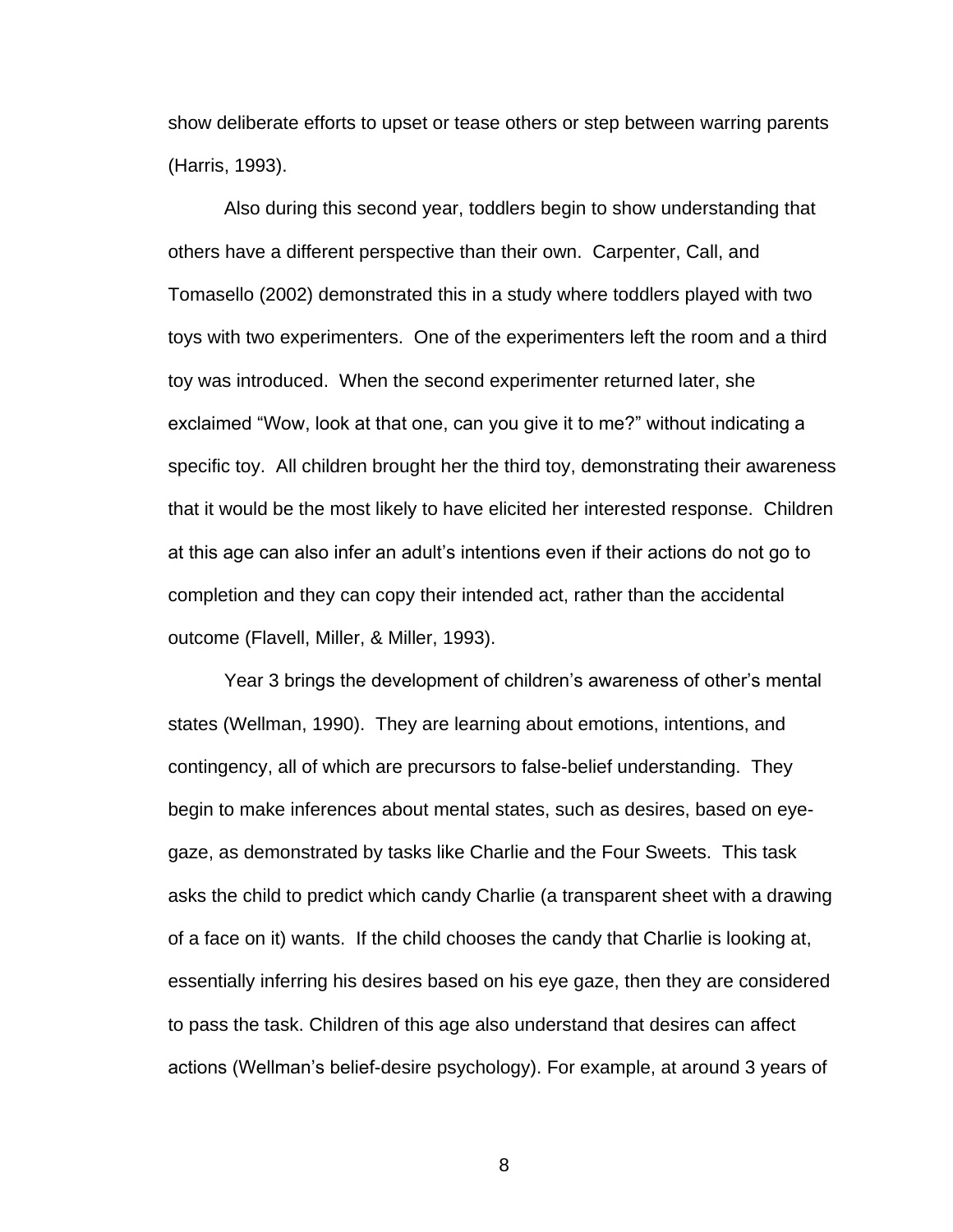show deliberate efforts to upset or tease others or step between warring parents (Harris, 1993).

Also during this second year, toddlers begin to show understanding that others have a different perspective than their own. Carpenter, Call, and Tomasello (2002) demonstrated this in a study where toddlers played with two toys with two experimenters. One of the experimenters left the room and a third toy was introduced. When the second experimenter returned later, she exclaimed "Wow, look at that one, can you give it to me?" without indicating a specific toy. All children brought her the third toy, demonstrating their awareness that it would be the most likely to have elicited her interested response. Children at this age can also infer an adult's intentions even if their actions do not go to completion and they can copy their intended act, rather than the accidental outcome (Flavell, Miller, & Miller, 1993).

Year 3 brings the development of children's awareness of other's mental states (Wellman, 1990). They are learning about emotions, intentions, and contingency, all of which are precursors to false-belief understanding. They begin to make inferences about mental states, such as desires, based on eye-gaze, as demonstrated by tasks like Charlie and the Four Sweets. This task asks the child to predict which candy Charlie (a transparent sheet with a drawing of a face on it) wants. If the child chooses the candy that Charlie is looking at, essentially inferring his desires based on his eye gaze, then they are considered to pass the task. Children of this age also understand that desires can affect actions (Wellman's belief-desire psychology). For example, at around 3 years of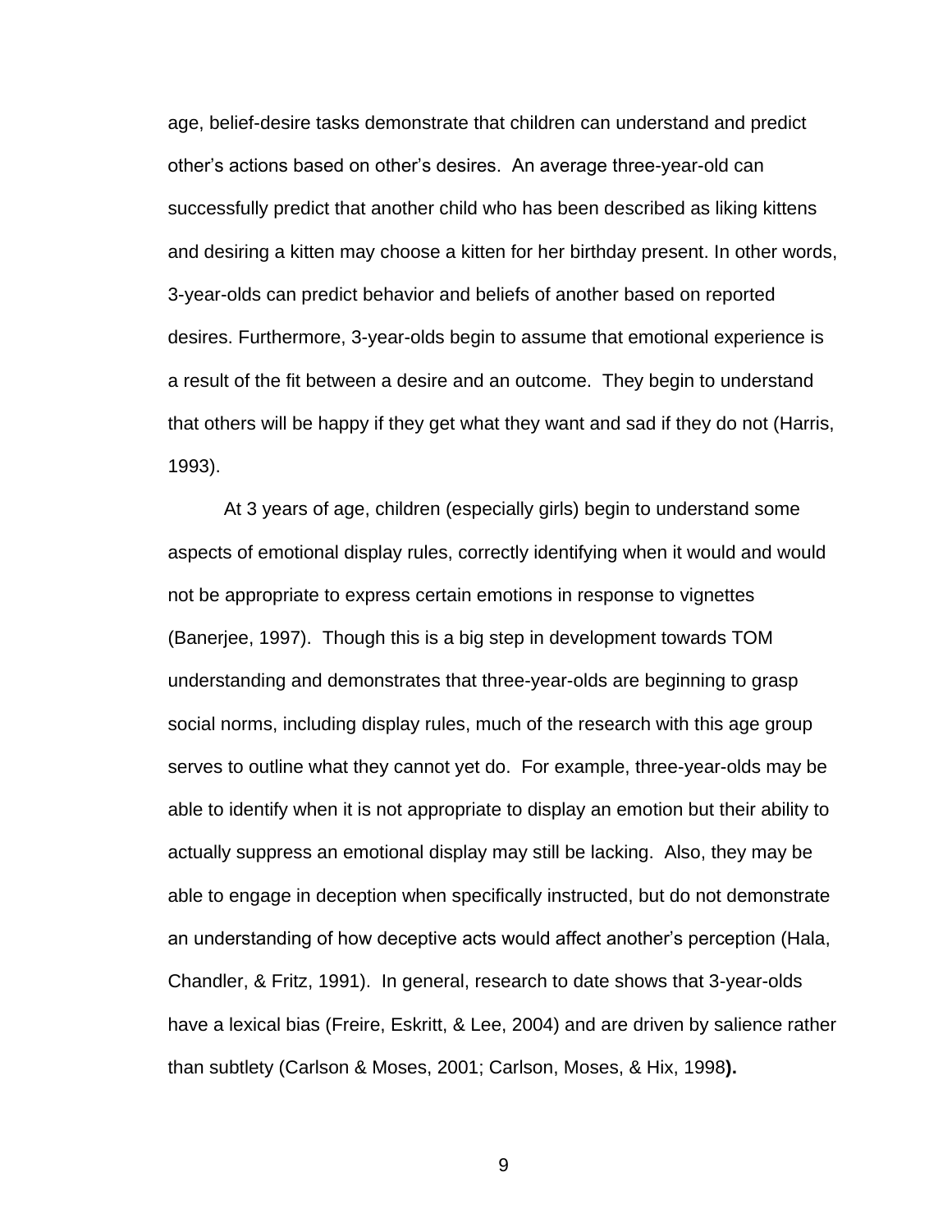age, belief-desire tasks demonstrate that children can understand and predict other's actions based on other's desires. An average three-year-old can successfully predict that another child who has been described as liking kittens and desiring a kitten may choose a kitten for her birthday present. In other words, 3-year-olds can predict behavior and beliefs of another based on reported desires. Furthermore, 3-year-olds begin to assume that emotional experience is a result of the fit between a desire and an outcome. They begin to understand that others will be happy if they get what they want and sad if they do not (Harris, 1993).

At 3 years of age, children (especially girls) begin to understand some aspects of emotional display rules, correctly identifying when it would and would not be appropriate to express certain emotions in response to vignettes (Banerjee, 1997). Though this is a big step in development towards TOM understanding and demonstrates that three-year-olds are beginning to grasp social norms, including display rules, much of the research with this age group serves to outline what they cannot yet do. For example, three-year-olds may be able to identify when it is not appropriate to display an emotion but their ability to actually suppress an emotional display may still be lacking. Also, they may be able to engage in deception when specifically instructed, but do not demonstrate an understanding of how deceptive acts would affect another's perception (Hala, Chandler, & Fritz, 1991). In general, research to date shows that 3-year-olds have a lexical bias (Freire, Eskritt, & Lee, 2004) and are driven by salience rather than subtlety (Carlson & Moses, 2001; Carlson, Moses, & Hix, 1998**).**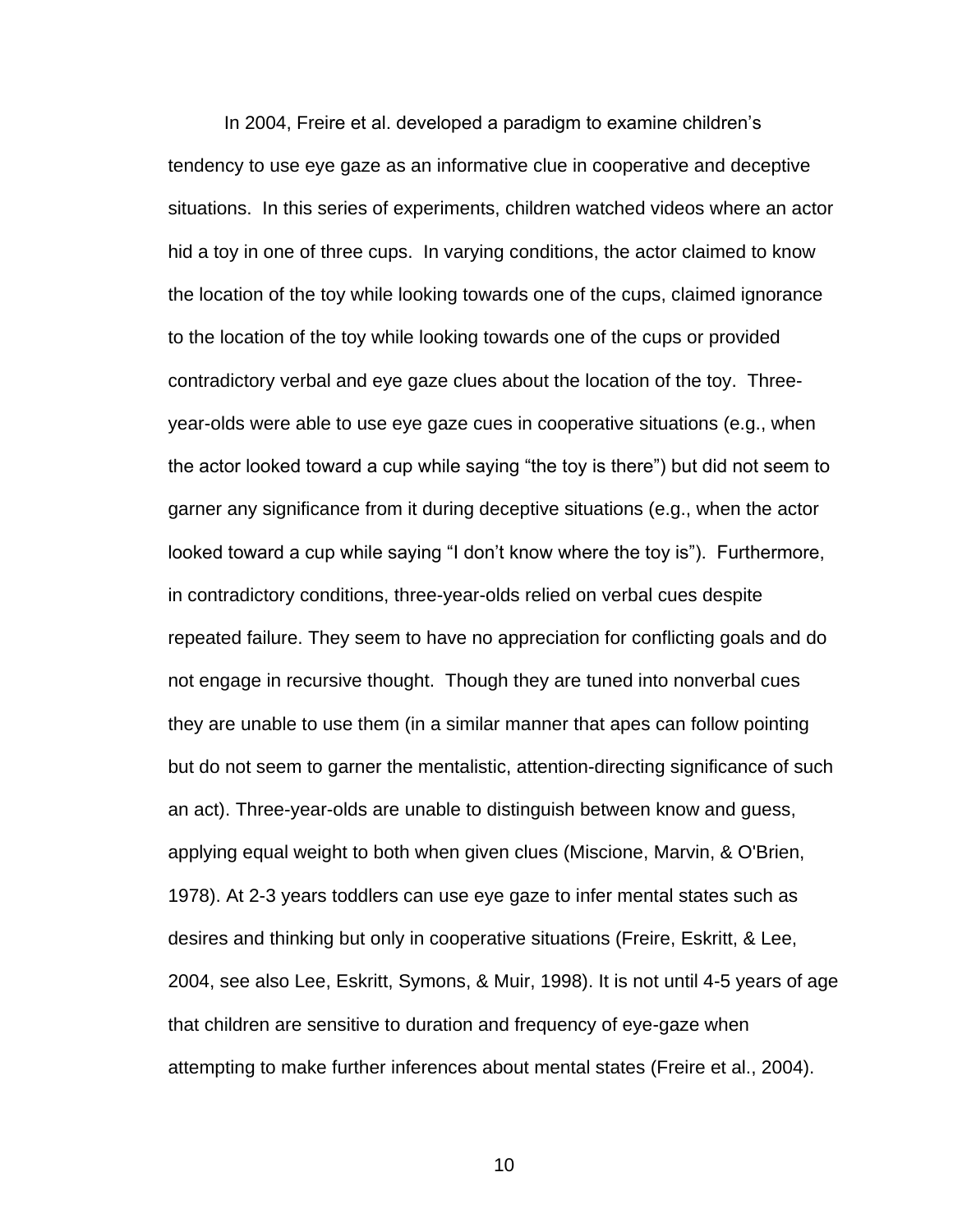In 2004, Freire et al. developed a paradigm to examine children's tendency to use eye gaze as an informative clue in cooperative and deceptive situations. In this series of experiments, children watched videos where an actor hid a toy in one of three cups. In varying conditions, the actor claimed to know the location of the toy while looking towards one of the cups, claimed ignorance to the location of the toy while looking towards one of the cups or provided contradictory verbal and eye gaze clues about the location of the toy. Three-year-olds were able to use eye gaze cues in cooperative situations (e.g., when the actor looked toward a cup while saying "the toy is there") but did not seem to garner any significance from it during deceptive situations (e.g., when the actor looked toward a cup while saying "I don't know where the toy is"). Furthermore, in contradictory conditions, three-year-olds relied on verbal cues despite repeated failure. They seem to have no appreciation for conflicting goals and do not engage in recursive thought. Though they are tuned into nonverbal cues they are unable to use them (in a similar manner that apes can follow pointing but do not seem to garner the mentalistic, attention-directing significance of such an act). Three-year-olds are unable to distinguish between know and guess, applying equal weight to both when given clues (Miscione, Marvin, & O'Brien, 1978). At 2-3 years toddlers can use eye gaze to infer mental states such as desires and thinking but only in cooperative situations (Freire, Eskritt, & Lee, 2004, see also Lee, Eskritt, Symons, & Muir, 1998). It is not until 4-5 years of age that children are sensitive to duration and frequency of eye-gaze when attempting to make further inferences about mental states (Freire et al., 2004).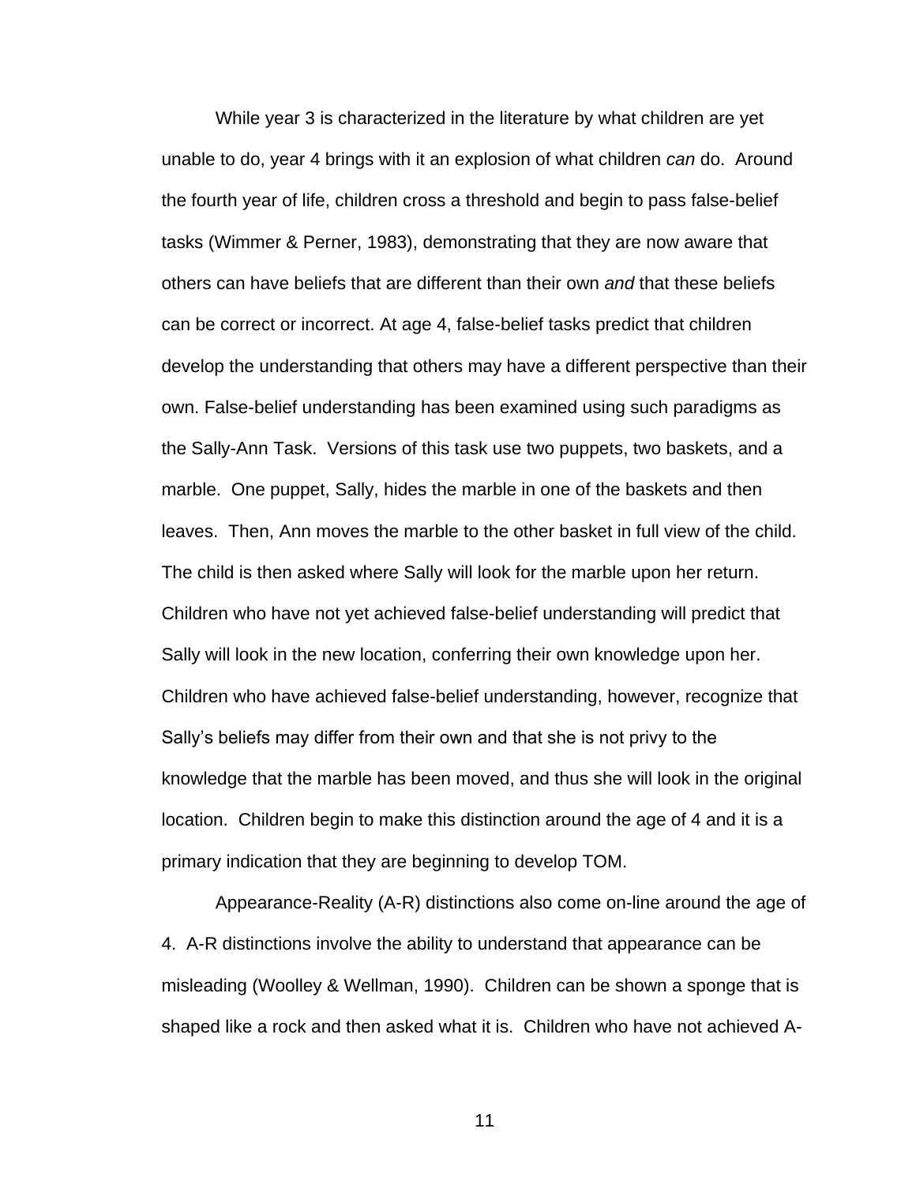While year 3 is characterized in the literature by what children are yet unable to do, year 4 brings with it an explosion of what children *can* do. Around the fourth year of life, children cross a threshold and begin to pass false-belief tasks (Wimmer & Perner, 1983), demonstrating that they are now aware that others can have beliefs that are different than their own *and* that these beliefs can be correct or incorrect. At age 4, false-belief tasks predict that children develop the understanding that others may have a different perspective than their own. False-belief understanding has been examined using such paradigms as the Sally-Ann Task. Versions of this task use two puppets, two baskets, and a marble. One puppet, Sally, hides the marble in one of the baskets and then leaves. Then, Ann moves the marble to the other basket in full view of the child. The child is then asked where Sally will look for the marble upon her return. Children who have not yet achieved false-belief understanding will predict that Sally will look in the new location, conferring their own knowledge upon her. Children who have achieved false-belief understanding, however, recognize that Sally's beliefs may differ from their own and that she is not privy to the knowledge that the marble has been moved, and thus she will look in the original location. Children begin to make this distinction around the age of 4 and it is a primary indication that they are beginning to develop TOM.

Appearance-Reality (A-R) distinctions also come on-line around the age of 4. A-R distinctions involve the ability to understand that appearance can be misleading (Woolley & Wellman, 1990). Children can be shown a sponge that is shaped like a rock and then asked what it is. Children who have not achieved A-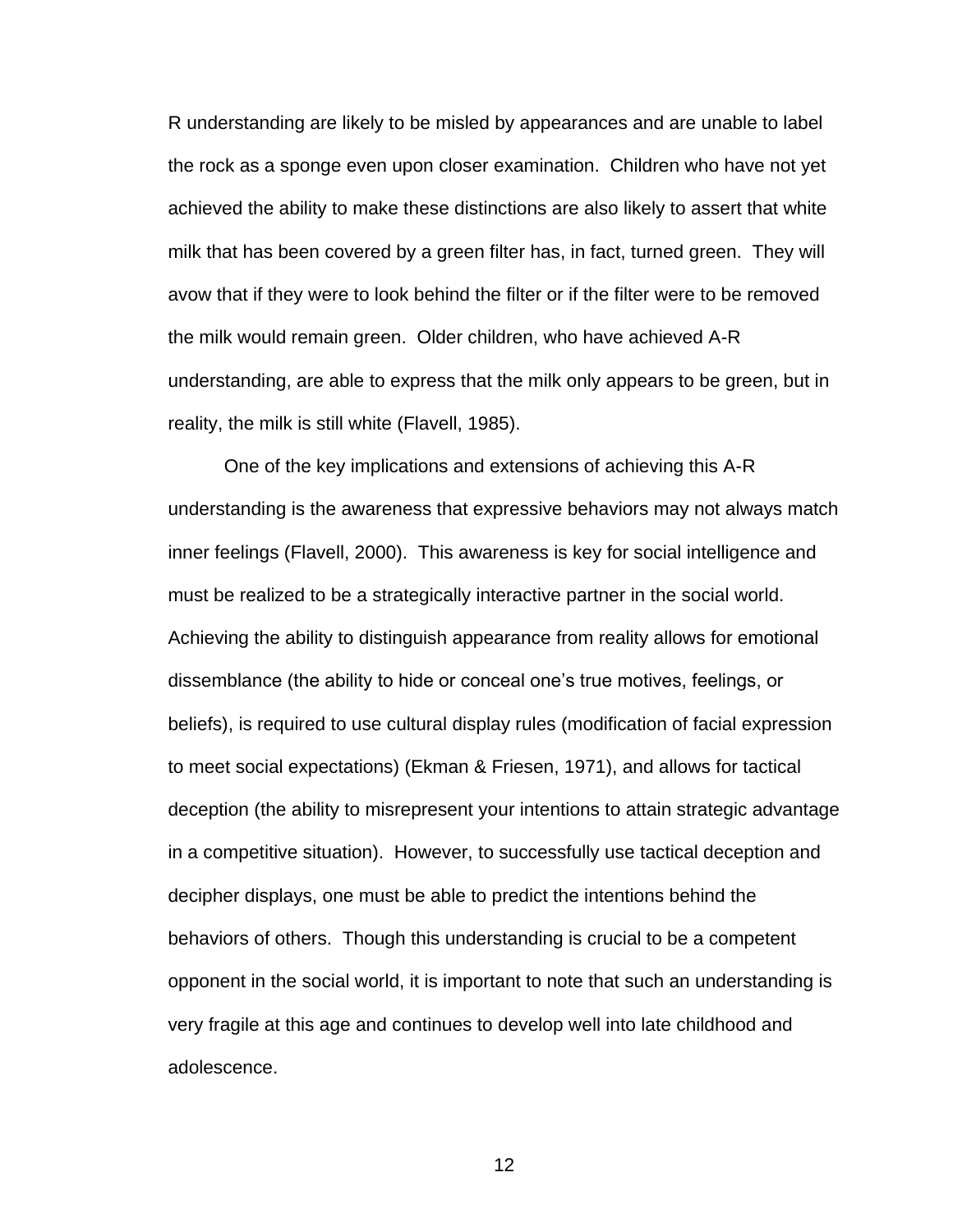R understanding are likely to be misled by appearances and are unable to label the rock as a sponge even upon closer examination. Children who have not yet achieved the ability to make these distinctions are also likely to assert that white milk that has been covered by a green filter has, in fact, turned green. They will avow that if they were to look behind the filter or if the filter were to be removed the milk would remain green. Older children, who have achieved A-R understanding, are able to express that the milk only appears to be green, but in reality, the milk is still white (Flavell, 1985).

One of the key implications and extensions of achieving this A-R understanding is the awareness that expressive behaviors may not always match inner feelings (Flavell, 2000). This awareness is key for social intelligence and must be realized to be a strategically interactive partner in the social world. Achieving the ability to distinguish appearance from reality allows for emotional dissemblance (the ability to hide or conceal one's true motives, feelings, or beliefs), is required to use cultural display rules (modification of facial expression to meet social expectations) (Ekman & Friesen, 1971), and allows for tactical deception (the ability to misrepresent your intentions to attain strategic advantage in a competitive situation). However, to successfully use tactical deception and decipher displays, one must be able to predict the intentions behind the behaviors of others. Though this understanding is crucial to be a competent opponent in the social world, it is important to note that such an understanding is very fragile at this age and continues to develop well into late childhood and adolescence.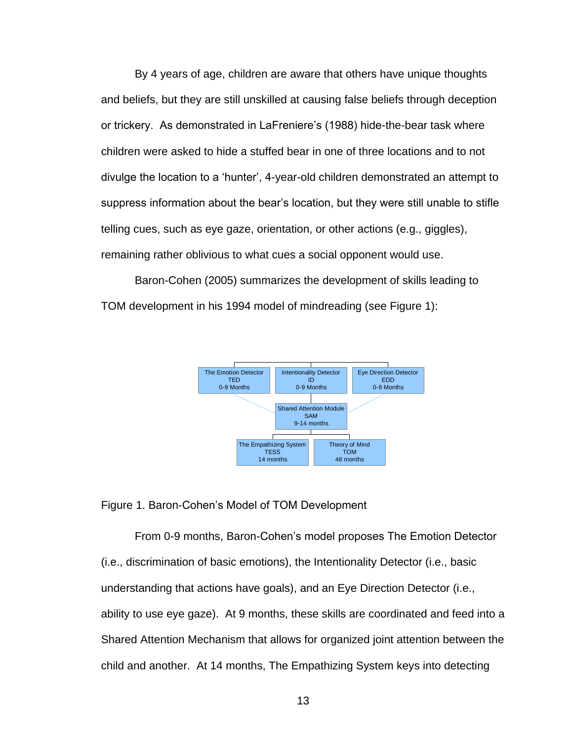By 4 years of age, children are aware that others have unique thoughts and beliefs, but they are still unskilled at causing false beliefs through deception or trickery. As demonstrated in LaFreniere's (1988) hide-the-bear task where children were asked to hide a stuffed bear in one of three locations and to not divulge the location to a 'hunter', 4-year-old children demonstrated an attempt to suppress information about the bear's location, but they were still unable to stifle telling cues, such as eye gaze, orientation, or other actions (e.g., giggles), remaining rather oblivious to what cues a social opponent would use.

Baron-Cohen (2005) summarizes the development of skills leading to TOM development in his 1994 model of mindreading (see Figure 1):

The Emotion Detector
TED
0-9 Months

Intentionality Detector
ID
0-9 Months

Eye Direction Detector
EDD
0-9 Months

Shared Attention Module
SAM
9-14 months

The Empathizing System
TESS
14 months

Theory of Mind
TOM
48 months

Figure 1. Baron-Cohen's Model of TOM Development

From 0-9 months, Baron-Cohen's model proposes The Emotion Detector (i.e., discrimination of basic emotions), the Intentionality Detector (i.e., basic understanding that actions have goals), and an Eye Direction Detector (i.e., ability to use eye gaze). At 9 months, these skills are coordinated and feed into a Shared Attention Mechanism that allows for organized joint attention between the child and another. At 14 months, The Empathizing System keys into detecting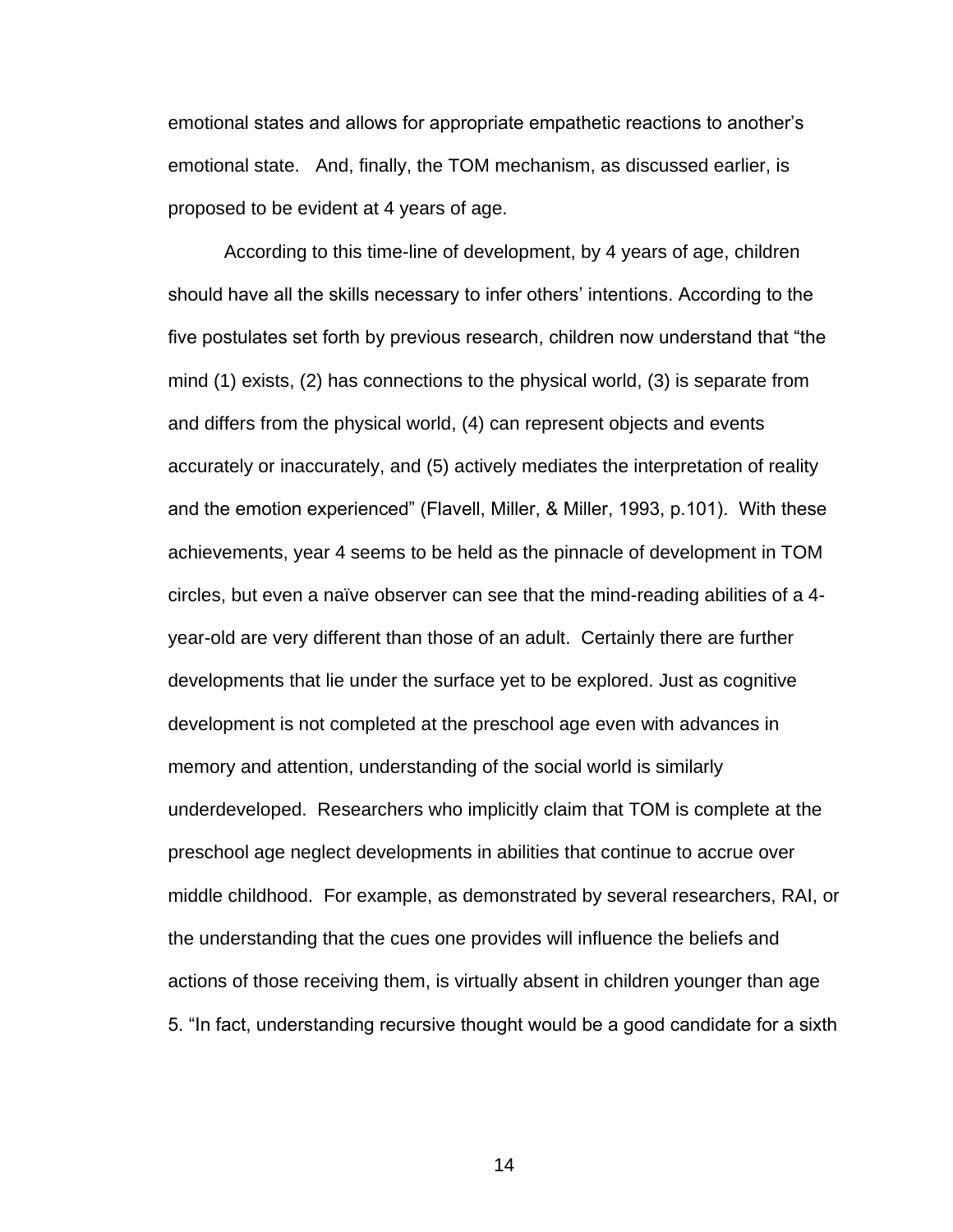emotional states and allows for appropriate empathetic reactions to another's emotional state. And, finally, the TOM mechanism, as discussed earlier, is proposed to be evident at 4 years of age.

According to this time-line of development, by 4 years of age, children should have all the skills necessary to infer others' intentions. According to the five postulates set forth by previous research, children now understand that "the mind (1) exists, (2) has connections to the physical world, (3) is separate from and differs from the physical world, (4) can represent objects and events accurately or inaccurately, and (5) actively mediates the interpretation of reality and the emotion experienced" (Flavell, Miller, & Miller, 1993, p.101). With these achievements, year 4 seems to be held as the pinnacle of development in TOM circles, but even a naïve observer can see that the mind-reading abilities of a 4-year-old are very different than those of an adult. Certainly there are further developments that lie under the surface yet to be explored. Just as cognitive development is not completed at the preschool age even with advances in memory and attention, understanding of the social world is similarly underdeveloped. Researchers who implicitly claim that TOM is complete at the preschool age neglect developments in abilities that continue to accrue over middle childhood. For example, as demonstrated by several researchers, RAI, or the understanding that the cues one provides will influence the beliefs and actions of those receiving them, is virtually absent in children younger than age 5. "In fact, understanding recursive thought would be a good candidate for a sixth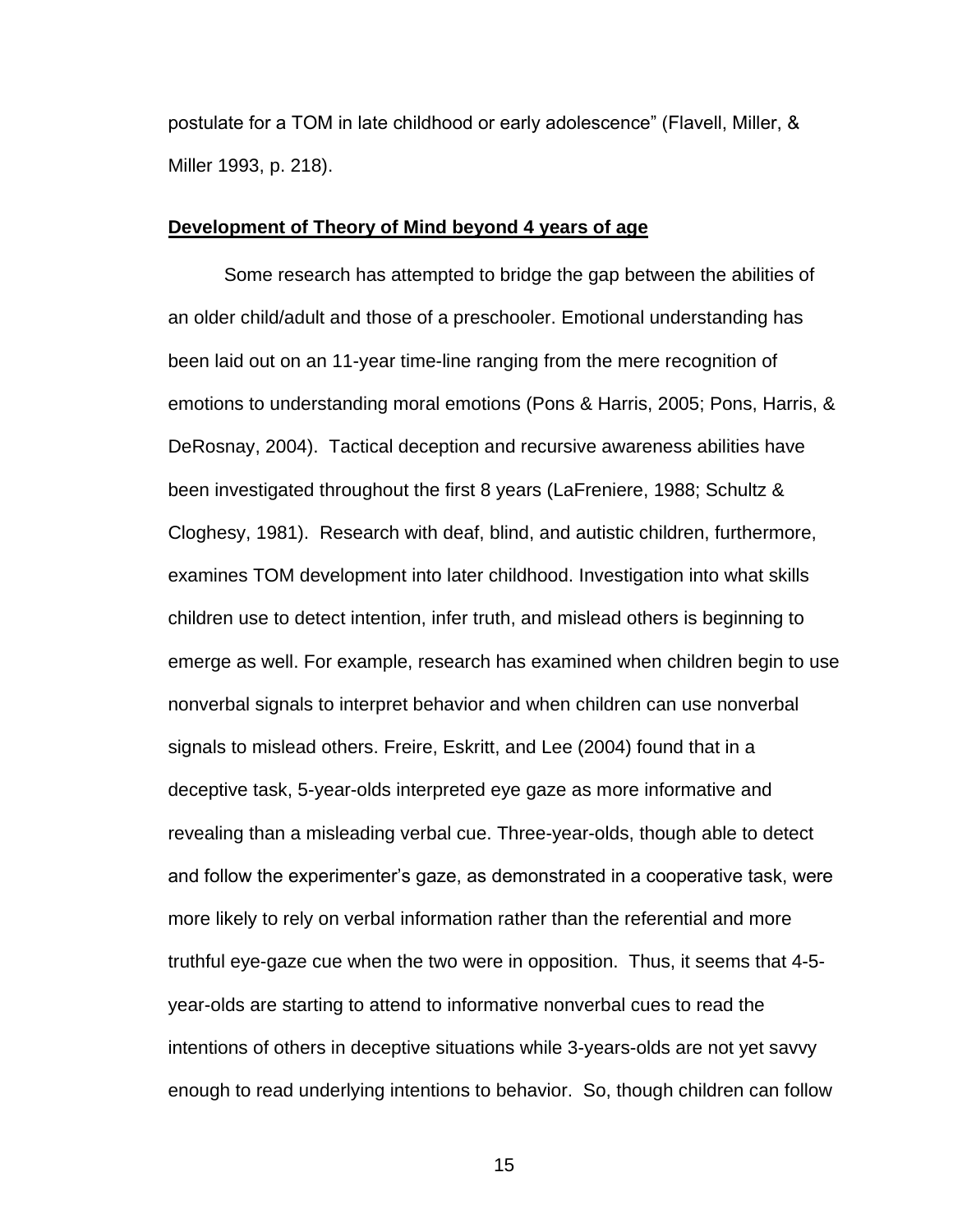postulate for a TOM in late childhood or early adolescence" (Flavell, Miller, & Miller 1993, p. 218).

## Development of Theory of Mind beyond 4 years of age

Some research has attempted to bridge the gap between the abilities of an older child/adult and those of a preschooler. Emotional understanding has been laid out on an 11-year time-line ranging from the mere recognition of emotions to understanding moral emotions (Pons & Harris, 2005; Pons, Harris, & DeRosnay, 2004). Tactical deception and recursive awareness abilities have been investigated throughout the first 8 years (LaFreniere, 1988; Schultz & Cloghesy, 1981). Research with deaf, blind, and autistic children, furthermore, examines TOM development into later childhood. Investigation into what skills children use to detect intention, infer truth, and mislead others is beginning to emerge as well. For example, research has examined when children begin to use nonverbal signals to interpret behavior and when children can use nonverbal signals to mislead others. Freire, Eskritt, and Lee (2004) found that in a deceptive task, 5-year-olds interpreted eye gaze as more informative and revealing than a misleading verbal cue. Three-year-olds, though able to detect and follow the experimenter's gaze, as demonstrated in a cooperative task, were more likely to rely on verbal information rather than the referential and more truthful eye-gaze cue when the two were in opposition. Thus, it seems that 4-5-year-olds are starting to attend to informative nonverbal cues to read the intentions of others in deceptive situations while 3-years-olds are not yet savvy enough to read underlying intentions to behavior. So, though children can follow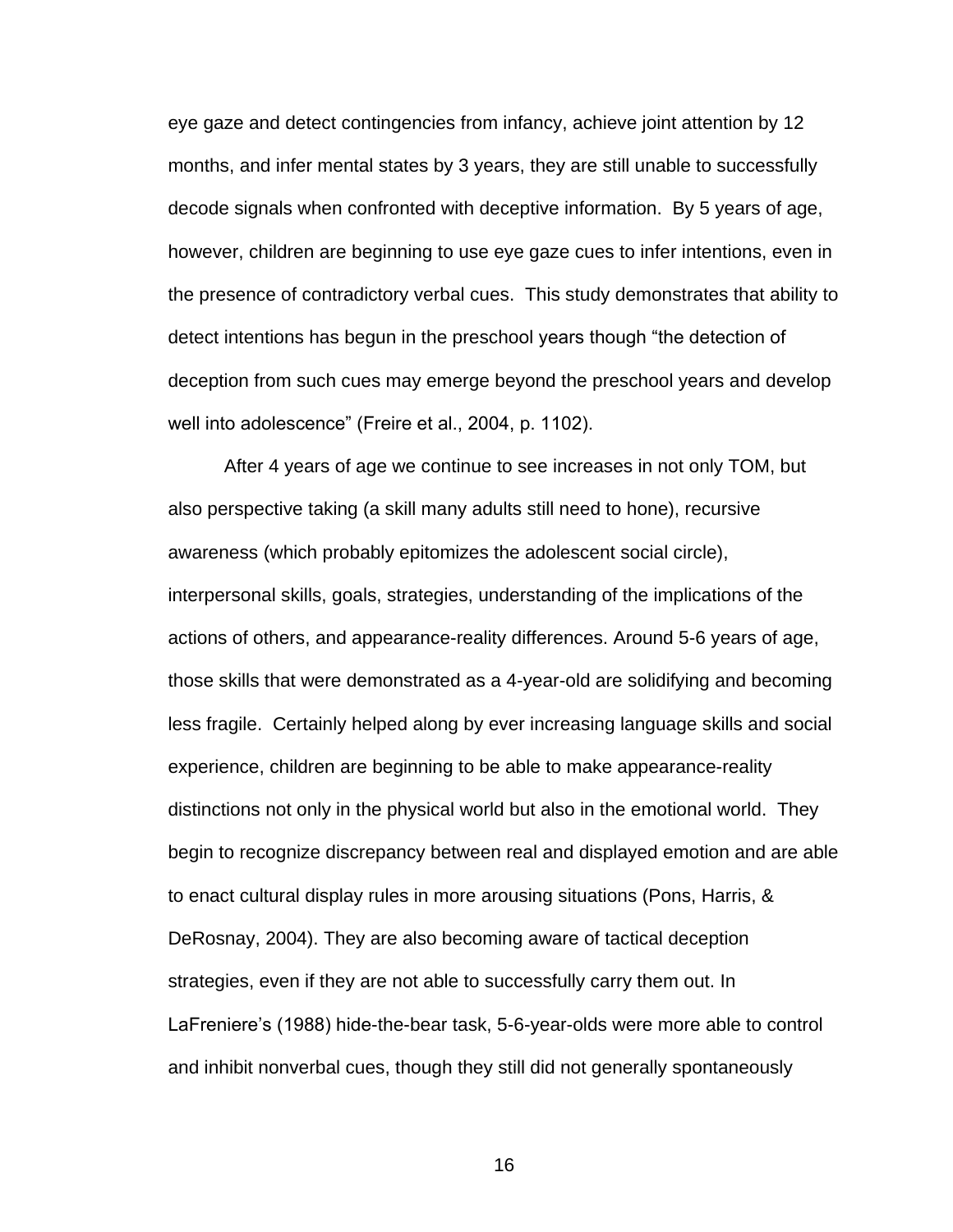eye gaze and detect contingencies from infancy, achieve joint attention by 12 months, and infer mental states by 3 years, they are still unable to successfully decode signals when confronted with deceptive information. By 5 years of age, however, children are beginning to use eye gaze cues to infer intentions, even in the presence of contradictory verbal cues. This study demonstrates that ability to detect intentions has begun in the preschool years though "the detection of deception from such cues may emerge beyond the preschool years and develop well into adolescence" (Freire et al., 2004, p. 1102).

After 4 years of age we continue to see increases in not only TOM, but also perspective taking (a skill many adults still need to hone), recursive awareness (which probably epitomizes the adolescent social circle), interpersonal skills, goals, strategies, understanding of the implications of the actions of others, and appearance-reality differences. Around 5-6 years of age, those skills that were demonstrated as a 4-year-old are solidifying and becoming less fragile. Certainly helped along by ever increasing language skills and social experience, children are beginning to be able to make appearance-reality distinctions not only in the physical world but also in the emotional world. They begin to recognize discrepancy between real and displayed emotion and are able to enact cultural display rules in more arousing situations (Pons, Harris, & DeRosnay, 2004). They are also becoming aware of tactical deception strategies, even if they are not able to successfully carry them out. In LaFreniere's (1988) hide-the-bear task, 5-6-year-olds were more able to control and inhibit nonverbal cues, though they still did not generally spontaneously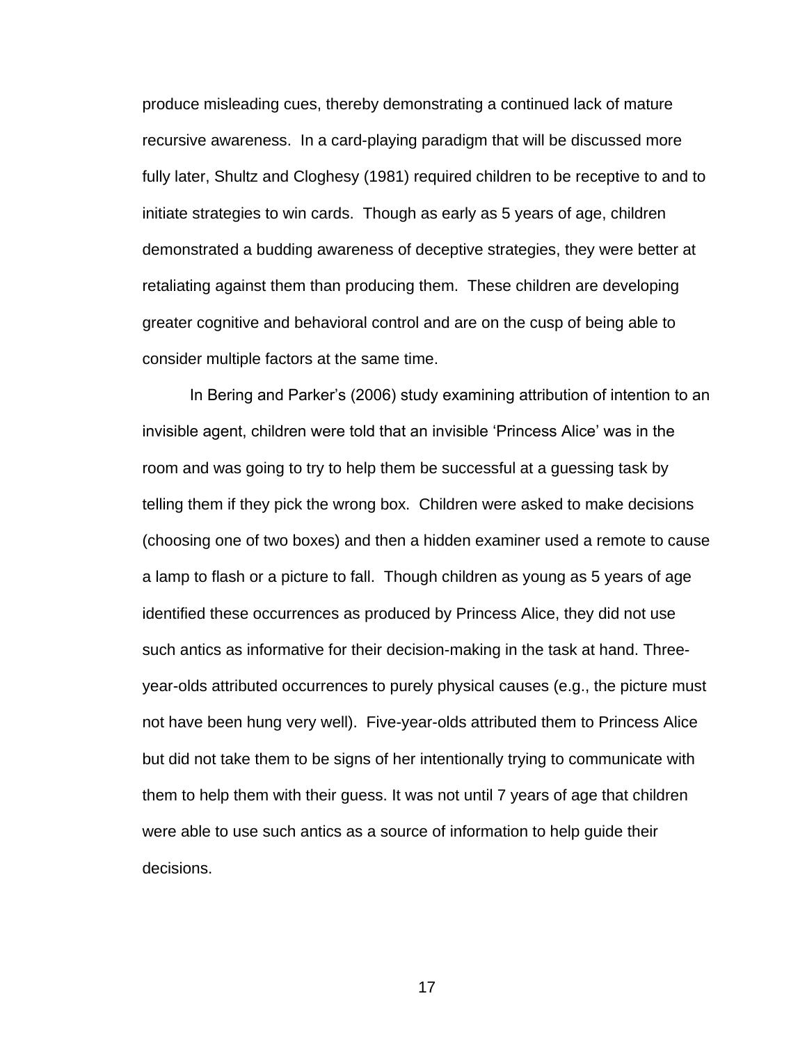produce misleading cues, thereby demonstrating a continued lack of mature recursive awareness. In a card-playing paradigm that will be discussed more fully later, Shultz and Cloghesy (1981) required children to be receptive to and to initiate strategies to win cards. Though as early as 5 years of age, children demonstrated a budding awareness of deceptive strategies, they were better at retaliating against them than producing them. These children are developing greater cognitive and behavioral control and are on the cusp of being able to consider multiple factors at the same time.

In Bering and Parker's (2006) study examining attribution of intention to an invisible agent, children were told that an invisible 'Princess Alice' was in the room and was going to try to help them be successful at a guessing task by telling them if they pick the wrong box. Children were asked to make decisions (choosing one of two boxes) and then a hidden examiner used a remote to cause a lamp to flash or a picture to fall. Though children as young as 5 years of age identified these occurrences as produced by Princess Alice, they did not use such antics as informative for their decision-making in the task at hand. Three-year-olds attributed occurrences to purely physical causes (e.g., the picture must not have been hung very well). Five-year-olds attributed them to Princess Alice but did not take them to be signs of her intentionally trying to communicate with them to help them with their guess. It was not until 7 years of age that children were able to use such antics as a source of information to help guide their decisions.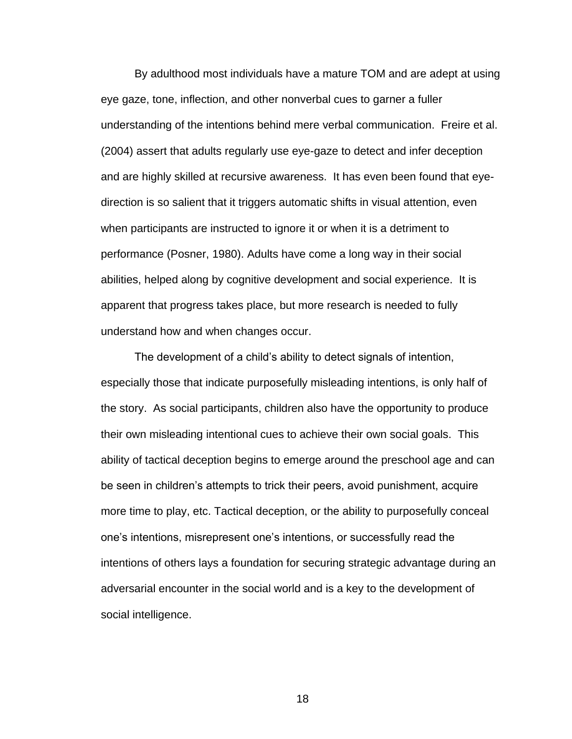By adulthood most individuals have a mature TOM and are adept at using eye gaze, tone, inflection, and other nonverbal cues to garner a fuller understanding of the intentions behind mere verbal communication. Freire et al. (2004) assert that adults regularly use eye-gaze to detect and infer deception and are highly skilled at recursive awareness. It has even been found that eye-direction is so salient that it triggers automatic shifts in visual attention, even when participants are instructed to ignore it or when it is a detriment to performance (Posner, 1980). Adults have come a long way in their social abilities, helped along by cognitive development and social experience. It is apparent that progress takes place, but more research is needed to fully understand how and when changes occur.

The development of a child's ability to detect signals of intention, especially those that indicate purposefully misleading intentions, is only half of the story. As social participants, children also have the opportunity to produce their own misleading intentional cues to achieve their own social goals. This ability of tactical deception begins to emerge around the preschool age and can be seen in children's attempts to trick their peers, avoid punishment, acquire more time to play, etc. Tactical deception, or the ability to purposefully conceal one's intentions, misrepresent one's intentions, or successfully read the intentions of others lays a foundation for securing strategic advantage during an adversarial encounter in the social world and is a key to the development of social intelligence.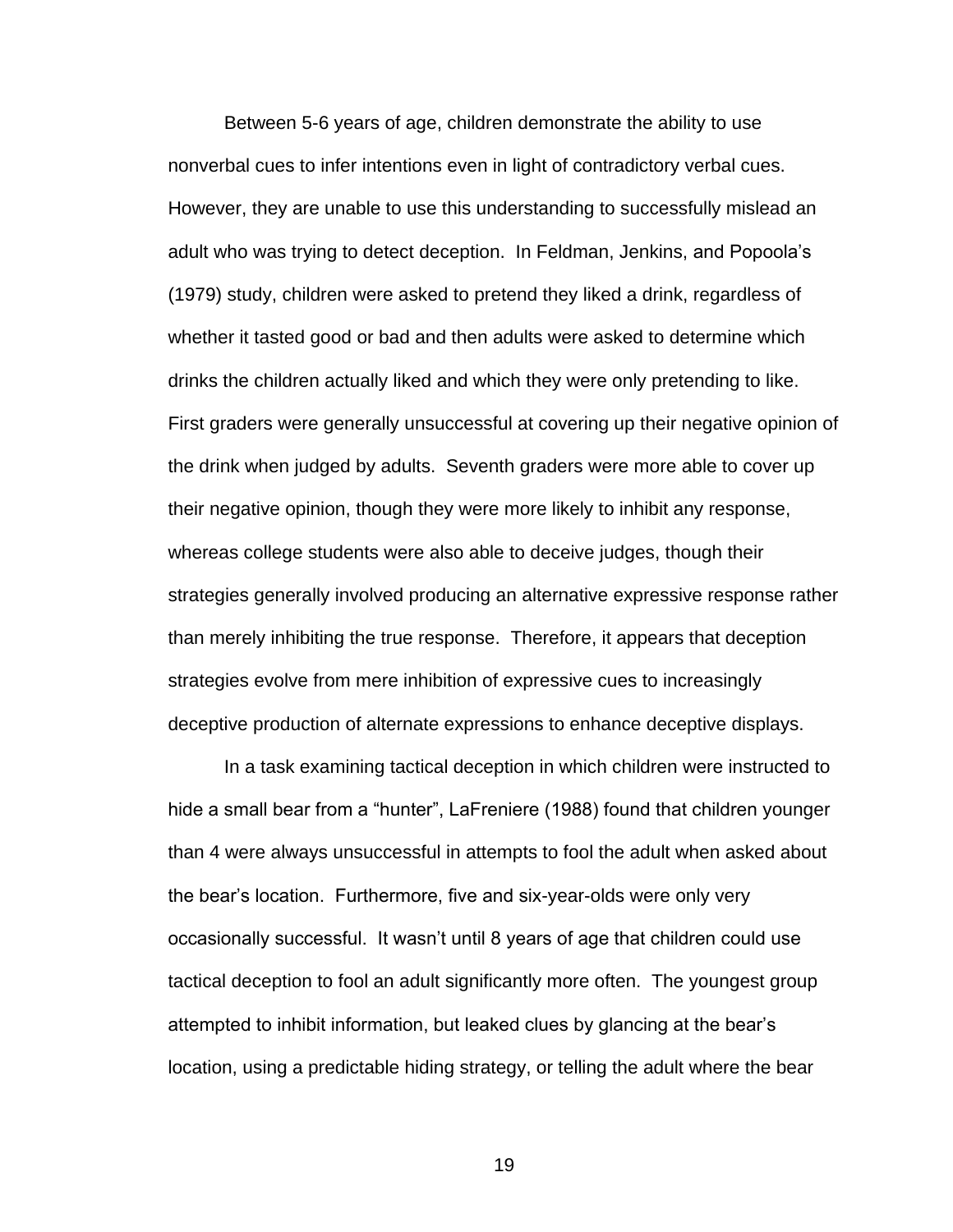Between 5-6 years of age, children demonstrate the ability to use nonverbal cues to infer intentions even in light of contradictory verbal cues. However, they are unable to use this understanding to successfully mislead an adult who was trying to detect deception. In Feldman, Jenkins, and Popoola's (1979) study, children were asked to pretend they liked a drink, regardless of whether it tasted good or bad and then adults were asked to determine which drinks the children actually liked and which they were only pretending to like. First graders were generally unsuccessful at covering up their negative opinion of the drink when judged by adults. Seventh graders were more able to cover up their negative opinion, though they were more likely to inhibit any response, whereas college students were also able to deceive judges, though their strategies generally involved producing an alternative expressive response rather than merely inhibiting the true response. Therefore, it appears that deception strategies evolve from mere inhibition of expressive cues to increasingly deceptive production of alternate expressions to enhance deceptive displays.

In a task examining tactical deception in which children were instructed to hide a small bear from a "hunter", LaFreniere (1988) found that children younger than 4 were always unsuccessful in attempts to fool the adult when asked about the bear's location. Furthermore, five and six-year-olds were only very occasionally successful. It wasn't until 8 years of age that children could use tactical deception to fool an adult significantly more often. The youngest group attempted to inhibit information, but leaked clues by glancing at the bear's location, using a predictable hiding strategy, or telling the adult where the bear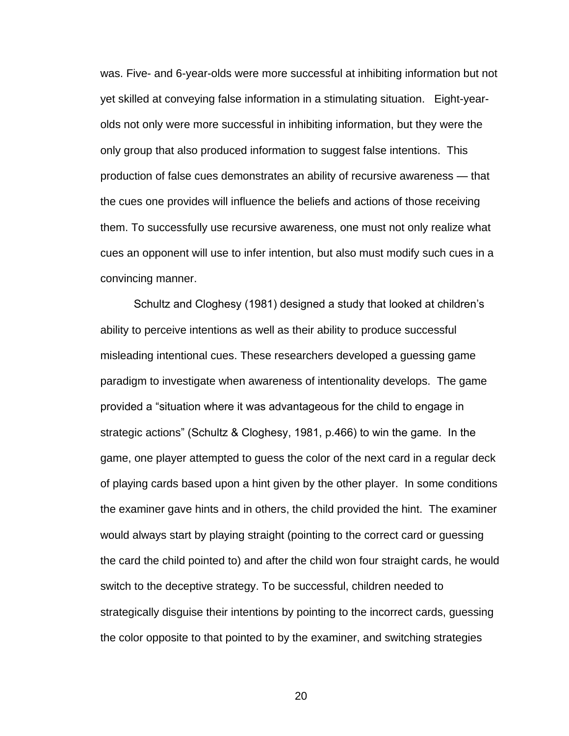was. Five- and 6-year-olds were more successful at inhibiting information but not yet skilled at conveying false information in a stimulating situation. Eight-year-olds not only were more successful in inhibiting information, but they were the only group that also produced information to suggest false intentions. This production of false cues demonstrates an ability of recursive awareness — that the cues one provides will influence the beliefs and actions of those receiving them. To successfully use recursive awareness, one must not only realize what cues an opponent will use to infer intention, but also must modify such cues in a convincing manner.

Schultz and Cloghesy (1981) designed a study that looked at children's ability to perceive intentions as well as their ability to produce successful misleading intentional cues. These researchers developed a guessing game paradigm to investigate when awareness of intentionality develops. The game provided a "situation where it was advantageous for the child to engage in strategic actions" (Schultz & Cloghesy, 1981, p.466) to win the game. In the game, one player attempted to guess the color of the next card in a regular deck of playing cards based upon a hint given by the other player. In some conditions the examiner gave hints and in others, the child provided the hint. The examiner would always start by playing straight (pointing to the correct card or guessing the card the child pointed to) and after the child won four straight cards, he would switch to the deceptive strategy. To be successful, children needed to strategically disguise their intentions by pointing to the incorrect cards, guessing the color opposite to that pointed to by the examiner, and switching strategies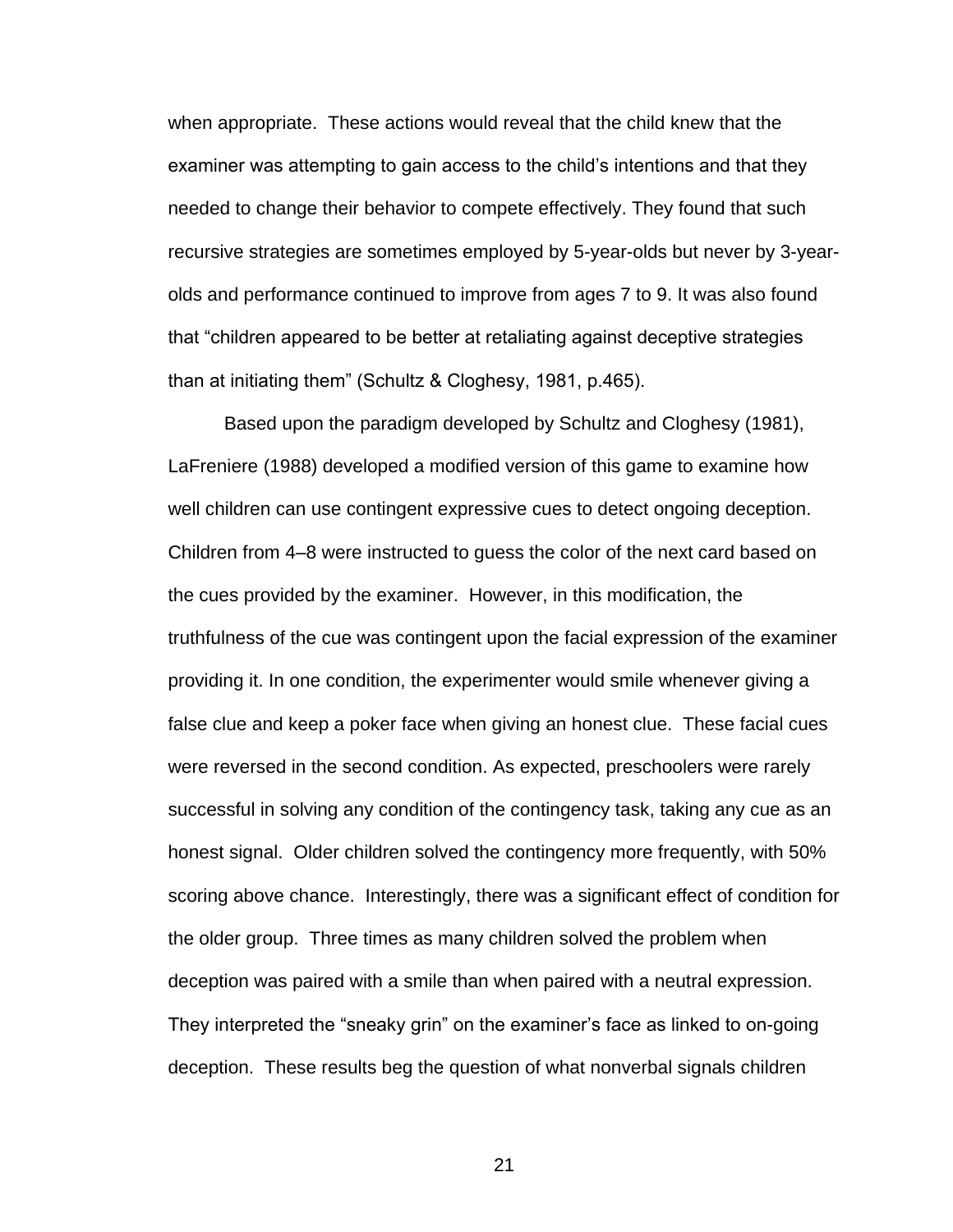when appropriate. These actions would reveal that the child knew that the examiner was attempting to gain access to the child's intentions and that they needed to change their behavior to compete effectively. They found that such recursive strategies are sometimes employed by 5-year-olds but never by 3-year-olds and performance continued to improve from ages 7 to 9. It was also found that "children appeared to be better at retaliating against deceptive strategies than at initiating them" (Schultz & Cloghesy, 1981, p.465).

Based upon the paradigm developed by Schultz and Cloghesy (1981), LaFreniere (1988) developed a modified version of this game to examine how well children can use contingent expressive cues to detect ongoing deception. Children from 4–8 were instructed to guess the color of the next card based on the cues provided by the examiner. However, in this modification, the truthfulness of the cue was contingent upon the facial expression of the examiner providing it. In one condition, the experimenter would smile whenever giving a false clue and keep a poker face when giving an honest clue. These facial cues were reversed in the second condition. As expected, preschoolers were rarely successful in solving any condition of the contingency task, taking any cue as an honest signal. Older children solved the contingency more frequently, with 50% scoring above chance. Interestingly, there was a significant effect of condition for the older group. Three times as many children solved the problem when deception was paired with a smile than when paired with a neutral expression. They interpreted the "sneaky grin" on the examiner's face as linked to on-going deception. These results beg the question of what nonverbal signals children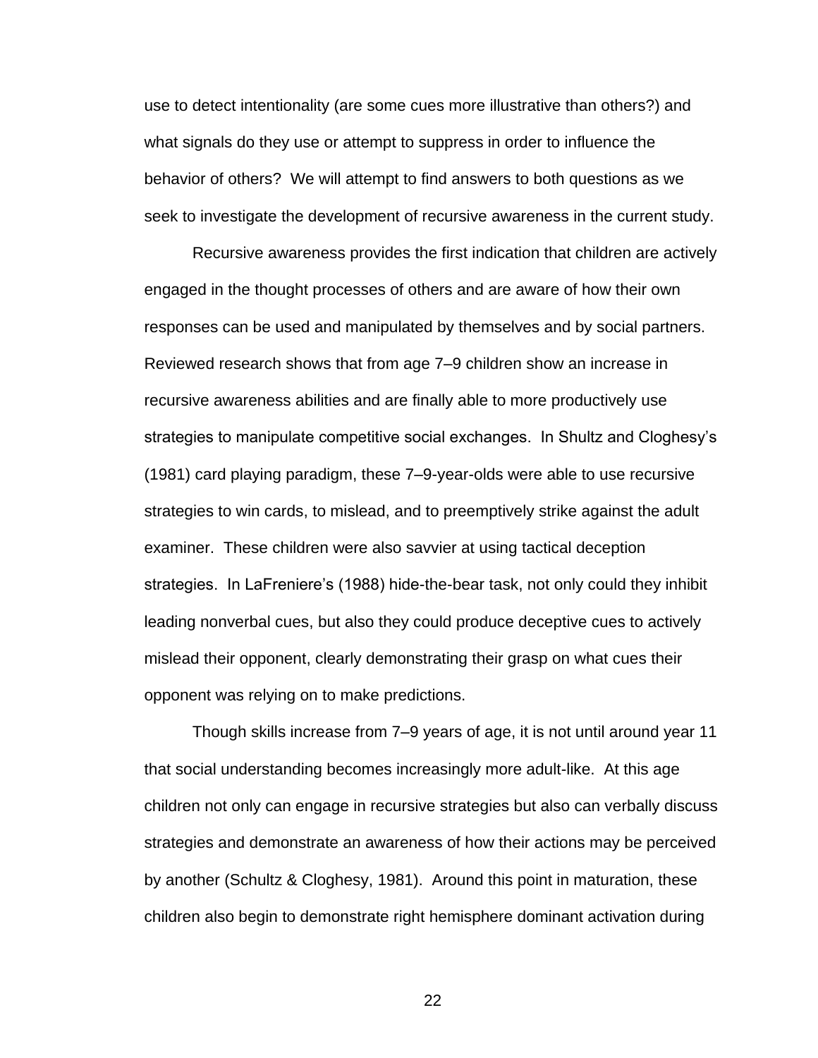use to detect intentionality (are some cues more illustrative than others?) and what signals do they use or attempt to suppress in order to influence the behavior of others? We will attempt to find answers to both questions as we seek to investigate the development of recursive awareness in the current study.

Recursive awareness provides the first indication that children are actively engaged in the thought processes of others and are aware of how their own responses can be used and manipulated by themselves and by social partners. Reviewed research shows that from age 7–9 children show an increase in recursive awareness abilities and are finally able to more productively use strategies to manipulate competitive social exchanges. In Shultz and Cloghesy's (1981) card playing paradigm, these 7–9-year-olds were able to use recursive strategies to win cards, to mislead, and to preemptively strike against the adult examiner. These children were also savvier at using tactical deception strategies. In LaFreniere's (1988) hide-the-bear task, not only could they inhibit leading nonverbal cues, but also they could produce deceptive cues to actively mislead their opponent, clearly demonstrating their grasp on what cues their opponent was relying on to make predictions.

Though skills increase from 7–9 years of age, it is not until around year 11 that social understanding becomes increasingly more adult-like. At this age children not only can engage in recursive strategies but also can verbally discuss strategies and demonstrate an awareness of how their actions may be perceived by another (Schultz & Cloghesy, 1981). Around this point in maturation, these children also begin to demonstrate right hemisphere dominant activation during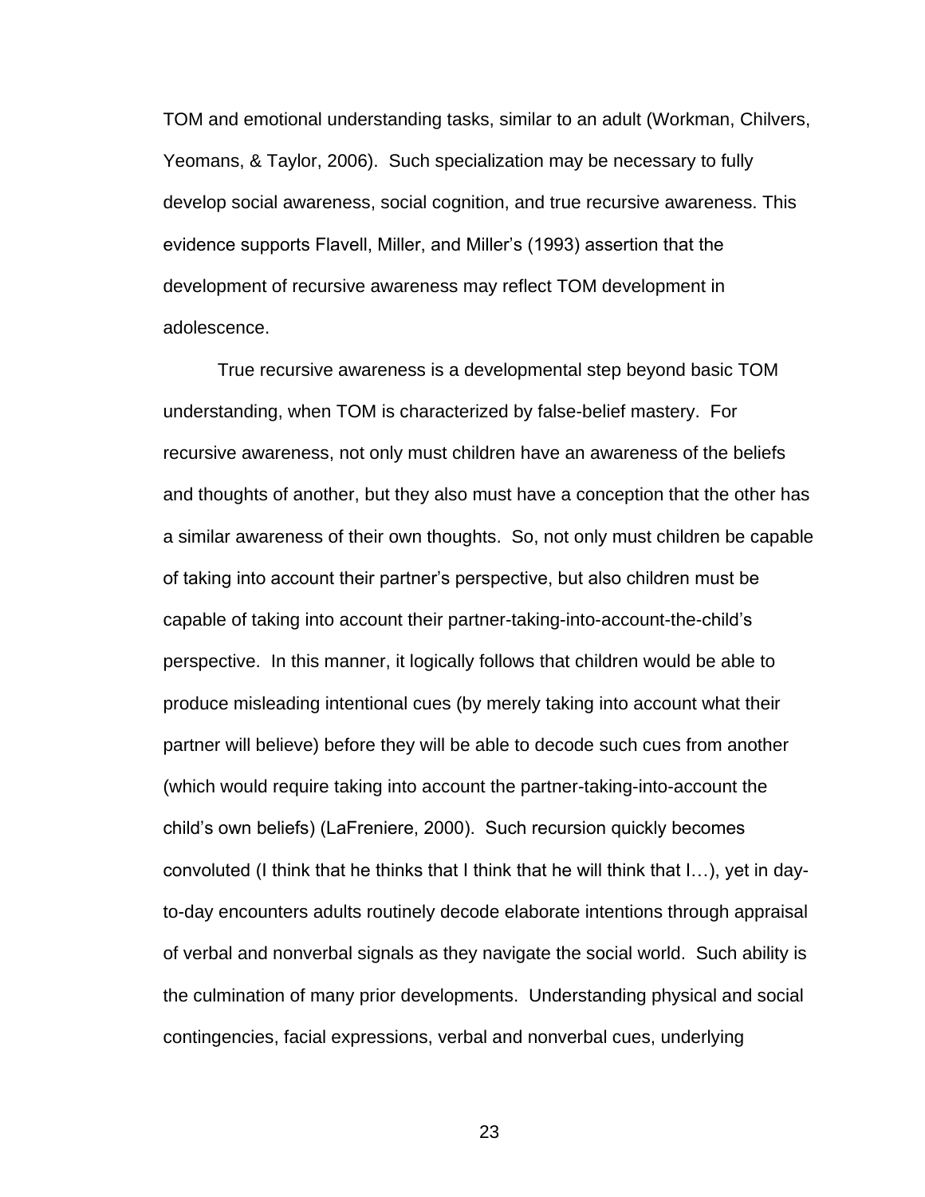TOM and emotional understanding tasks, similar to an adult (Workman, Chilvers, Yeomans, & Taylor, 2006). Such specialization may be necessary to fully develop social awareness, social cognition, and true recursive awareness. This evidence supports Flavell, Miller, and Miller's (1993) assertion that the development of recursive awareness may reflect TOM development in adolescence.

True recursive awareness is a developmental step beyond basic TOM understanding, when TOM is characterized by false-belief mastery. For recursive awareness, not only must children have an awareness of the beliefs and thoughts of another, but they also must have a conception that the other has a similar awareness of their own thoughts. So, not only must children be capable of taking into account their partner's perspective, but also children must be capable of taking into account their partner-taking-into-account-the-child's perspective. In this manner, it logically follows that children would be able to produce misleading intentional cues (by merely taking into account what their partner will believe) before they will be able to decode such cues from another (which would require taking into account the partner-taking-into-account the child's own beliefs) (LaFreniere, 2000). Such recursion quickly becomes convoluted (I think that he thinks that I think that he will think that I…), yet in day-to-day encounters adults routinely decode elaborate intentions through appraisal of verbal and nonverbal signals as they navigate the social world. Such ability is the culmination of many prior developments. Understanding physical and social contingencies, facial expressions, verbal and nonverbal cues, underlying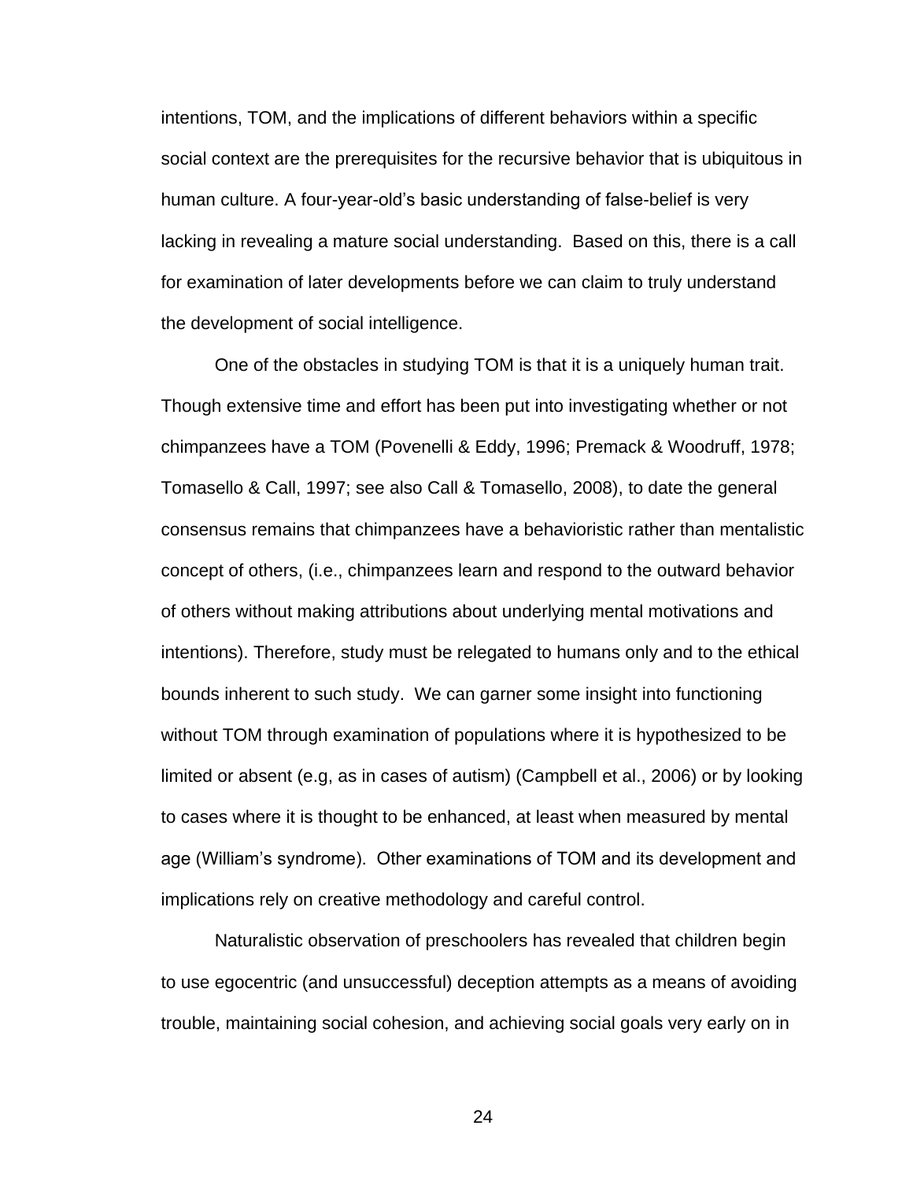intentions, TOM, and the implications of different behaviors within a specific social context are the prerequisites for the recursive behavior that is ubiquitous in human culture. A four-year-old's basic understanding of false-belief is very lacking in revealing a mature social understanding. Based on this, there is a call for examination of later developments before we can claim to truly understand the development of social intelligence.

One of the obstacles in studying TOM is that it is a uniquely human trait. Though extensive time and effort has been put into investigating whether or not chimpanzees have a TOM (Povenelli & Eddy, 1996; Premack & Woodruff, 1978; Tomasello & Call, 1997; see also Call & Tomasello, 2008), to date the general consensus remains that chimpanzees have a behavioristic rather than mentalistic concept of others, (i.e., chimpanzees learn and respond to the outward behavior of others without making attributions about underlying mental motivations and intentions). Therefore, study must be relegated to humans only and to the ethical bounds inherent to such study. We can garner some insight into functioning without TOM through examination of populations where it is hypothesized to be limited or absent (e.g, as in cases of autism) (Campbell et al., 2006) or by looking to cases where it is thought to be enhanced, at least when measured by mental age (William's syndrome). Other examinations of TOM and its development and implications rely on creative methodology and careful control.

Naturalistic observation of preschoolers has revealed that children begin to use egocentric (and unsuccessful) deception attempts as a means of avoiding trouble, maintaining social cohesion, and achieving social goals very early on in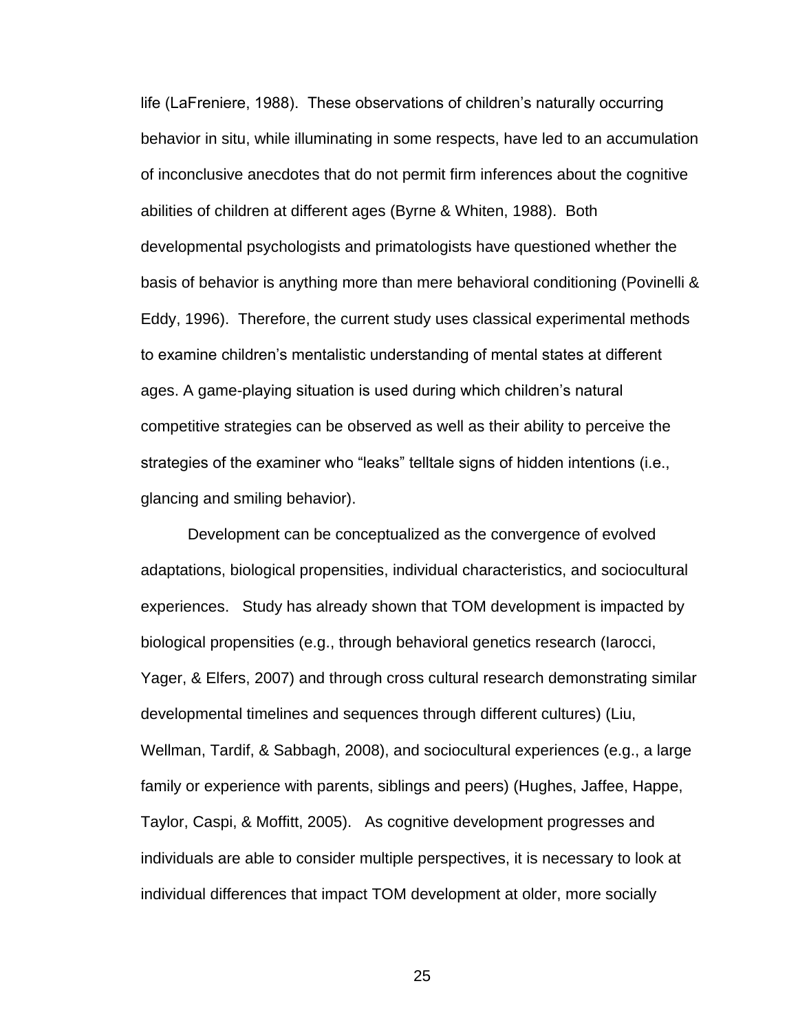life (LaFreniere, 1988). These observations of children's naturally occurring behavior in situ, while illuminating in some respects, have led to an accumulation of inconclusive anecdotes that do not permit firm inferences about the cognitive abilities of children at different ages (Byrne & Whiten, 1988). Both developmental psychologists and primatologists have questioned whether the basis of behavior is anything more than mere behavioral conditioning (Povinelli & Eddy, 1996). Therefore, the current study uses classical experimental methods to examine children's mentalistic understanding of mental states at different ages. A game-playing situation is used during which children's natural competitive strategies can be observed as well as their ability to perceive the strategies of the examiner who "leaks" telltale signs of hidden intentions (i.e., glancing and smiling behavior).

Development can be conceptualized as the convergence of evolved adaptations, biological propensities, individual characteristics, and sociocultural experiences. Study has already shown that TOM development is impacted by biological propensities (e.g., through behavioral genetics research (Iarocci, Yager, & Elfers, 2007) and through cross cultural research demonstrating similar developmental timelines and sequences through different cultures) (Liu, Wellman, Tardif, & Sabbagh, 2008), and sociocultural experiences (e.g., a large family or experience with parents, siblings and peers) (Hughes, Jaffee, Happe, Taylor, Caspi, & Moffitt, 2005). As cognitive development progresses and individuals are able to consider multiple perspectives, it is necessary to look at individual differences that impact TOM development at older, more socially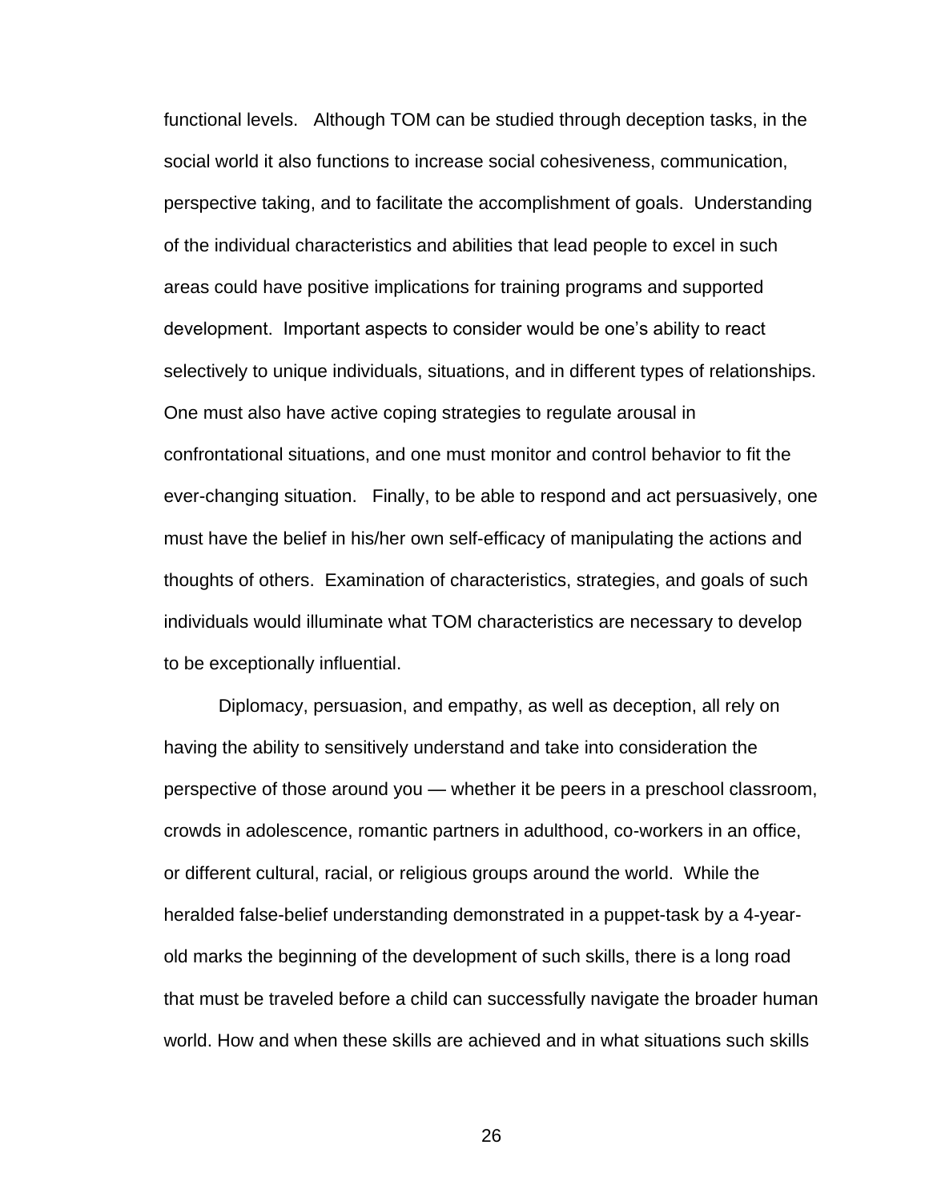functional levels. Although TOM can be studied through deception tasks, in the social world it also functions to increase social cohesiveness, communication, perspective taking, and to facilitate the accomplishment of goals. Understanding of the individual characteristics and abilities that lead people to excel in such areas could have positive implications for training programs and supported development. Important aspects to consider would be one's ability to react selectively to unique individuals, situations, and in different types of relationships. One must also have active coping strategies to regulate arousal in confrontational situations, and one must monitor and control behavior to fit the ever-changing situation. Finally, to be able to respond and act persuasively, one must have the belief in his/her own self-efficacy of manipulating the actions and thoughts of others. Examination of characteristics, strategies, and goals of such individuals would illuminate what TOM characteristics are necessary to develop to be exceptionally influential.

Diplomacy, persuasion, and empathy, as well as deception, all rely on having the ability to sensitively understand and take into consideration the perspective of those around you — whether it be peers in a preschool classroom, crowds in adolescence, romantic partners in adulthood, co-workers in an office, or different cultural, racial, or religious groups around the world. While the heralded false-belief understanding demonstrated in a puppet-task by a 4-year-old marks the beginning of the development of such skills, there is a long road that must be traveled before a child can successfully navigate the broader human world. How and when these skills are achieved and in what situations such skills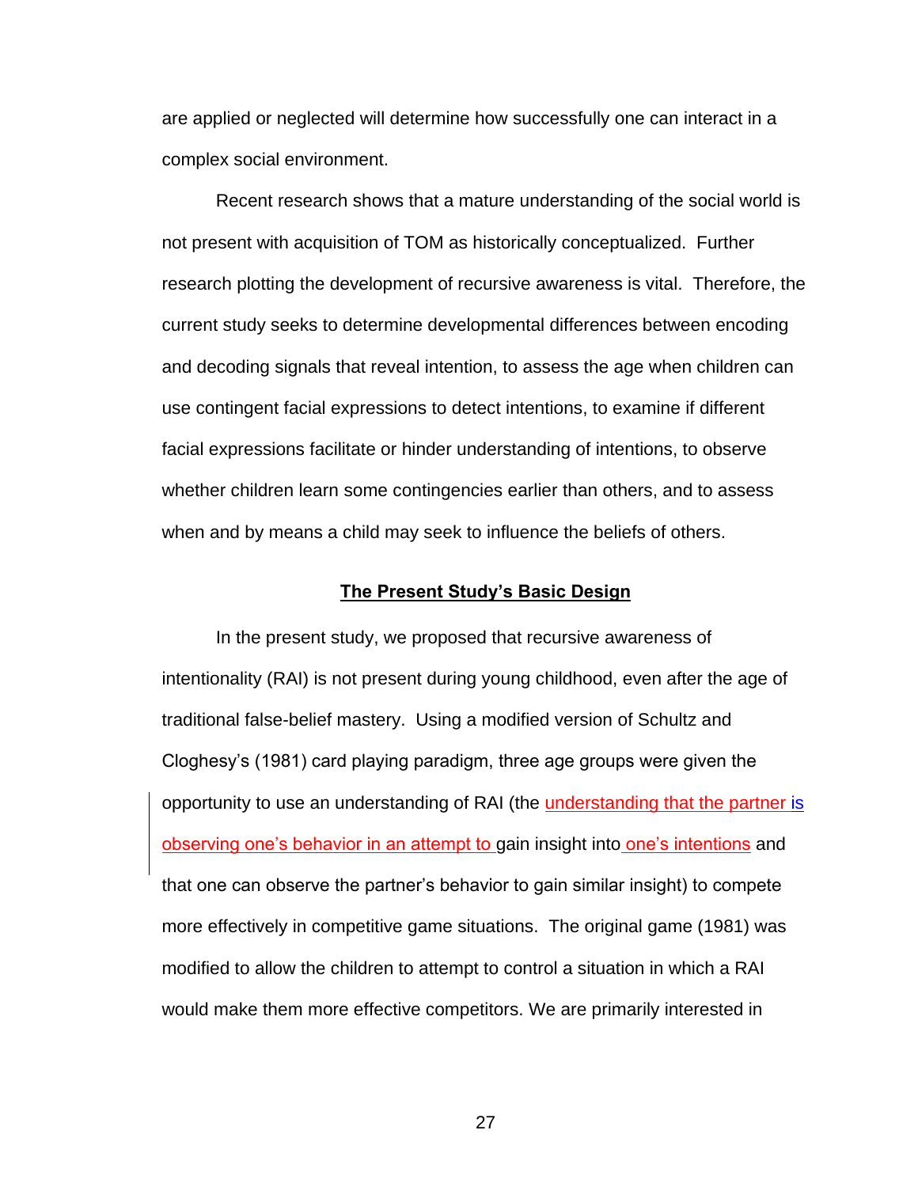are applied or neglected will determine how successfully one can interact in a complex social environment.

Recent research shows that a mature understanding of the social world is not present with acquisition of TOM as historically conceptualized. Further research plotting the development of recursive awareness is vital. Therefore, the current study seeks to determine developmental differences between encoding and decoding signals that reveal intention, to assess the age when children can use contingent facial expressions to detect intentions, to examine if different facial expressions facilitate or hinder understanding of intentions, to observe whether children learn some contingencies earlier than others, and to assess when and by means a child may seek to influence the beliefs of others.

## The Present Study's Basic Design

In the present study, we proposed that recursive awareness of intentionality (RAI) is not present during young childhood, even after the age of traditional false-belief mastery. Using a modified version of Schultz and Cloghesy's (1981) card playing paradigm, three age groups were given the opportunity to use an understanding of RAI (the understanding that the partner is observing one's behavior in an attempt to gain insight into one's intentions and that one can observe the partner's behavior to gain similar insight) to compete more effectively in competitive game situations. The original game (1981) was modified to allow the children to attempt to control a situation in which a RAI would make them more effective competitors. We are primarily interested in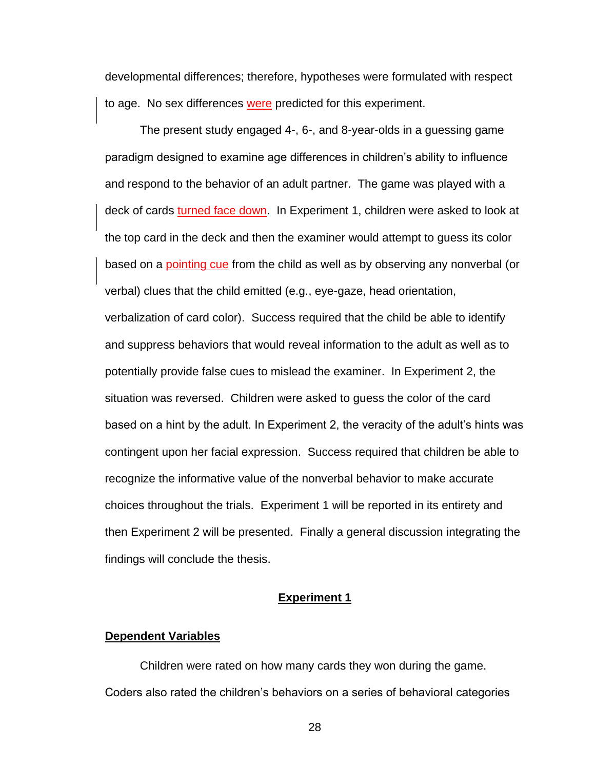developmental differences; therefore, hypotheses were formulated with respect to age. No sex differences were predicted for this experiment.

The present study engaged 4-, 6-, and 8-year-olds in a guessing game paradigm designed to examine age differences in children's ability to influence and respond to the behavior of an adult partner. The game was played with a deck of cards turned face down. In Experiment 1, children were asked to look at the top card in the deck and then the examiner would attempt to guess its color based on a pointing cue from the child as well as by observing any nonverbal (or verbal) clues that the child emitted (e.g., eye-gaze, head orientation, verbalization of card color). Success required that the child be able to identify and suppress behaviors that would reveal information to the adult as well as to potentially provide false cues to mislead the examiner. In Experiment 2, the situation was reversed. Children were asked to guess the color of the card based on a hint by the adult. In Experiment 2, the veracity of the adult's hints was contingent upon her facial expression. Success required that children be able to recognize the informative value of the nonverbal behavior to make accurate choices throughout the trials. Experiment 1 will be reported in its entirety and then Experiment 2 will be presented. Finally a general discussion integrating the findings will conclude the thesis.

# Experiment 1

## Dependent Variables

Children were rated on how many cards they won during the game. Coders also rated the children's behaviors on a series of behavioral categories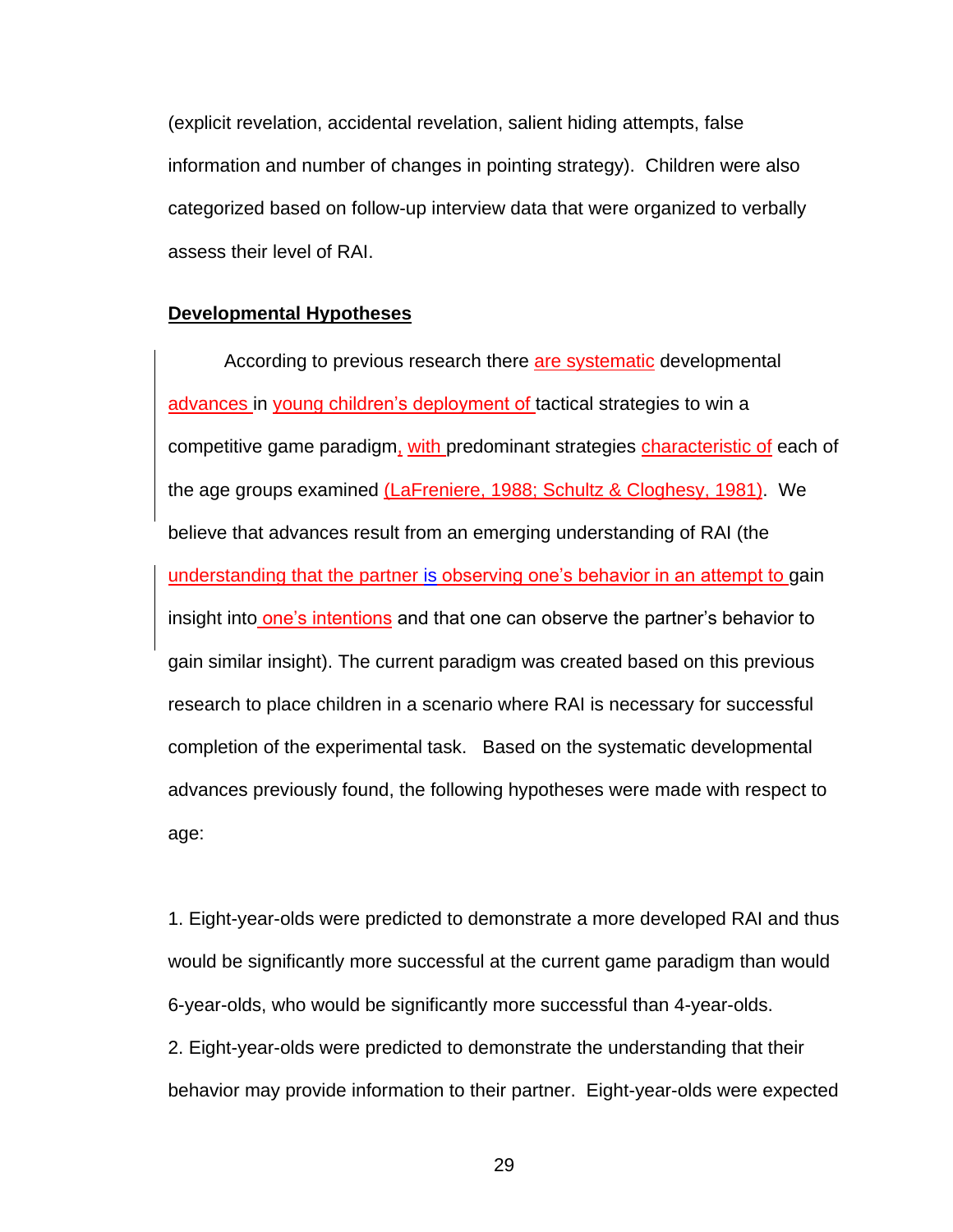(explicit revelation, accidental revelation, salient hiding attempts, false information and number of changes in pointing strategy). Children were also categorized based on follow-up interview data that were organized to verbally assess their level of RAI.

**Developmental Hypotheses**

According to previous research there are systematic developmental advances in young children's deployment of tactical strategies to win a competitive game paradigm, with predominant strategies characteristic of each of the age groups examined (LaFreniere, 1988; Schultz & Cloghesy, 1981). We believe that advances result from an emerging understanding of RAI (the understanding that the partner is observing one's behavior in an attempt to gain insight into one's intentions and that one can observe the partner's behavior to gain similar insight). The current paradigm was created based on this previous research to place children in a scenario where RAI is necessary for successful completion of the experimental task. Based on the systematic developmental advances previously found, the following hypotheses were made with respect to age:

1. Eight-year-olds were predicted to demonstrate a more developed RAI and thus would be significantly more successful at the current game paradigm than would 6-year-olds, who would be significantly more successful than 4-year-olds.
2. Eight-year-olds were predicted to demonstrate the understanding that their behavior may provide information to their partner. Eight-year-olds were expected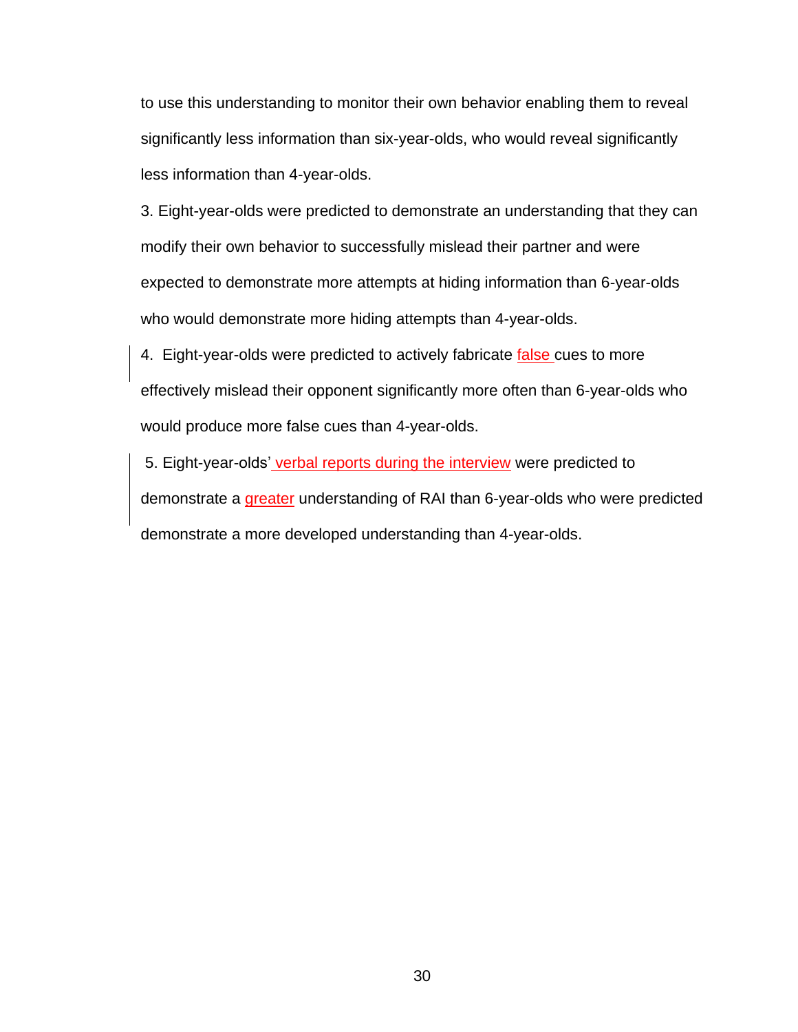to use this understanding to monitor their own behavior enabling them to reveal significantly less information than six-year-olds, who would reveal significantly less information than 4-year-olds.

3. Eight-year-olds were predicted to demonstrate an understanding that they can modify their own behavior to successfully mislead their partner and were expected to demonstrate more attempts at hiding information than 6-year-olds who would demonstrate more hiding attempts than 4-year-olds.

4. Eight-year-olds were predicted to actively fabricate false cues to more effectively mislead their opponent significantly more often than 6-year-olds who would produce more false cues than 4-year-olds.

5. Eight-year-olds' verbal reports during the interview were predicted to demonstrate a greater understanding of RAI than 6-year-olds who were predicted demonstrate a more developed understanding than 4-year-olds.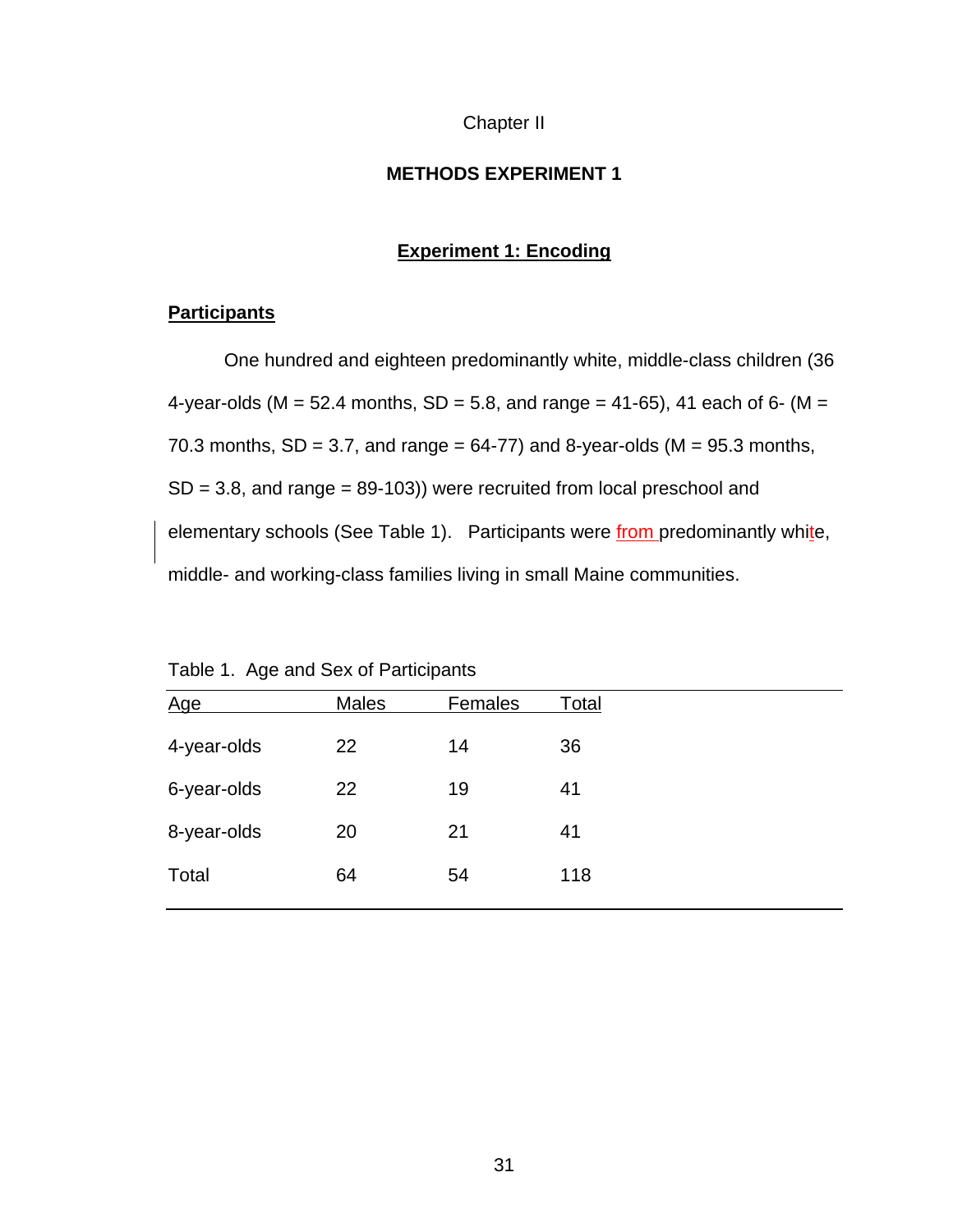Chapter II

# METHODS EXPERIMENT 1

## Experiment 1: Encoding

### Participants

One hundred and eighteen predominantly white, middle-class children (36 4-year-olds (M = 52.4 months, SD = 5.8, and range = 41-65), 41 each of 6- (M = 70.3 months, SD = 3.7, and range = 64-77) and 8-year-olds (M = 95.3 months, SD = 3.8, and range = 89-103)) were recruited from local preschool and elementary schools (See Table 1). Participants were from predominantly white, middle- and working-class families living in small Maine communities.

Table 1. Age and Sex of Participants

| Age | Males | Females | Total |
|---|---|---|---|
| 4-year-olds | 22 | 14 | 36 |
| 6-year-olds | 22 | 19 | 41 |
| 8-year-olds | 20 | 21 | 41 |
| Total | 64 | 54 | 118 |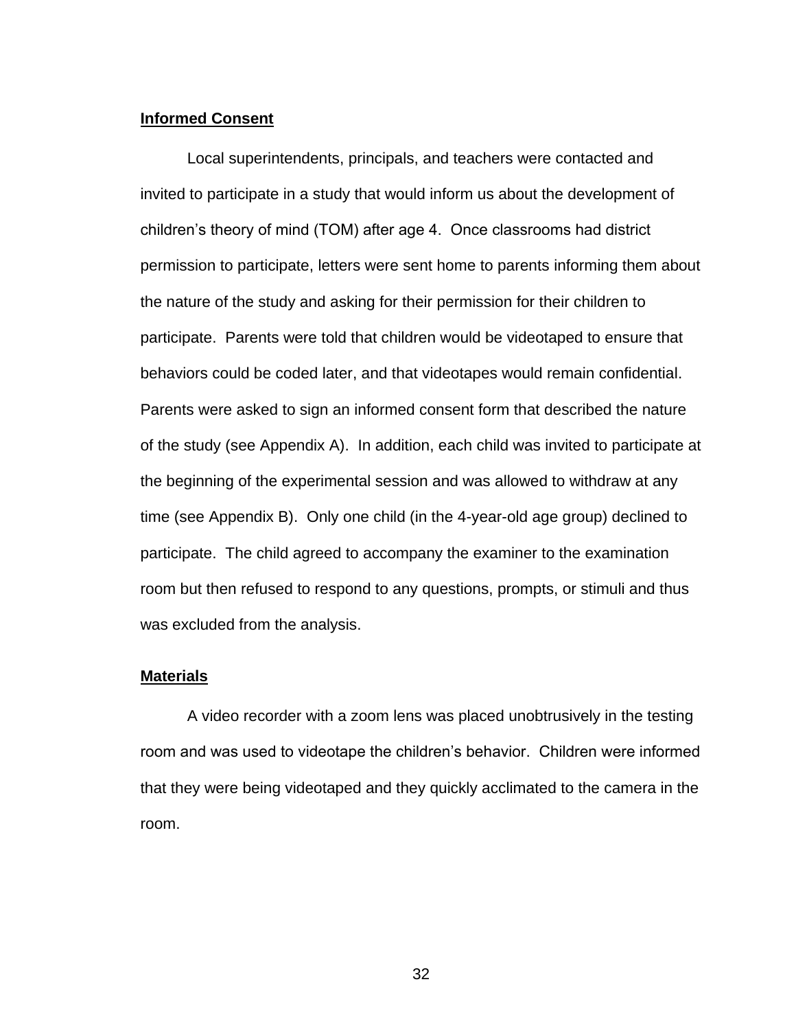**Informed Consent**

Local superintendents, principals, and teachers were contacted and invited to participate in a study that would inform us about the development of children's theory of mind (TOM) after age 4. Once classrooms had district permission to participate, letters were sent home to parents informing them about the nature of the study and asking for their permission for their children to participate. Parents were told that children would be videotaped to ensure that behaviors could be coded later, and that videotapes would remain confidential. Parents were asked to sign an informed consent form that described the nature of the study (see Appendix A). In addition, each child was invited to participate at the beginning of the experimental session and was allowed to withdraw at any time (see Appendix B). Only one child (in the 4-year-old age group) declined to participate. The child agreed to accompany the examiner to the examination room but then refused to respond to any questions, prompts, or stimuli and thus was excluded from the analysis.

**Materials**

A video recorder with a zoom lens was placed unobtrusively in the testing room and was used to videotape the children's behavior. Children were informed that they were being videotaped and they quickly acclimated to the camera in the room.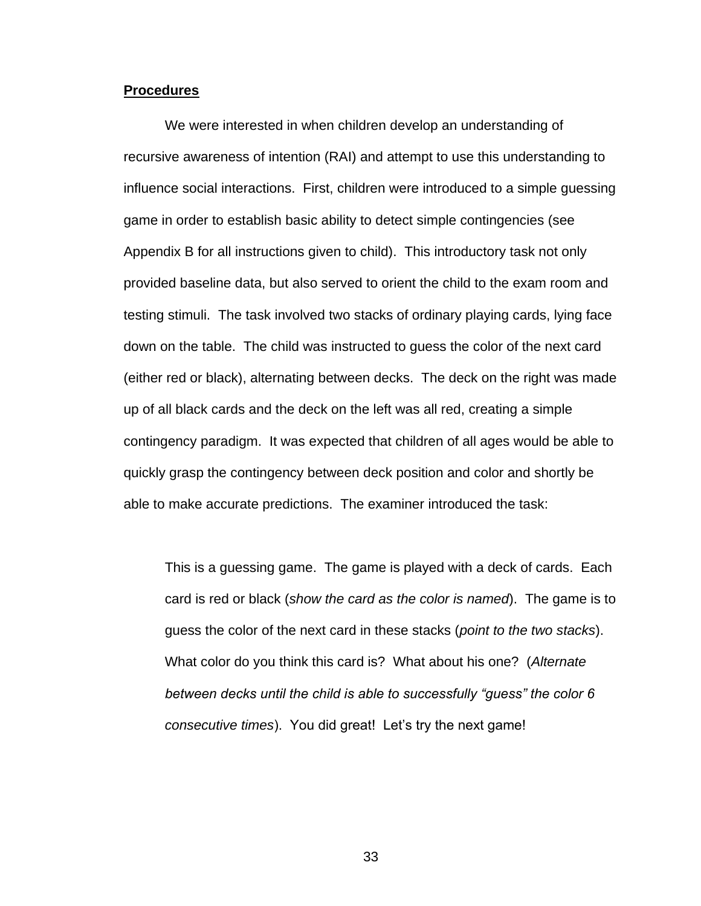**Procedures**

We were interested in when children develop an understanding of recursive awareness of intention (RAI) and attempt to use this understanding to influence social interactions. First, children were introduced to a simple guessing game in order to establish basic ability to detect simple contingencies (see Appendix B for all instructions given to child). This introductory task not only provided baseline data, but also served to orient the child to the exam room and testing stimuli. The task involved two stacks of ordinary playing cards, lying face down on the table. The child was instructed to guess the color of the next card (either red or black), alternating between decks. The deck on the right was made up of all black cards and the deck on the left was all red, creating a simple contingency paradigm. It was expected that children of all ages would be able to quickly grasp the contingency between deck position and color and shortly be able to make accurate predictions. The examiner introduced the task:

> This is a guessing game. The game is played with a deck of cards. Each card is red or black (*show the card as the color is named*). The game is to guess the color of the next card in these stacks (*point to the two stacks*). What color do you think this card is? What about his one? (*Alternate between decks until the child is able to successfully "guess" the color 6 consecutive times*). You did great! Let's try the next game!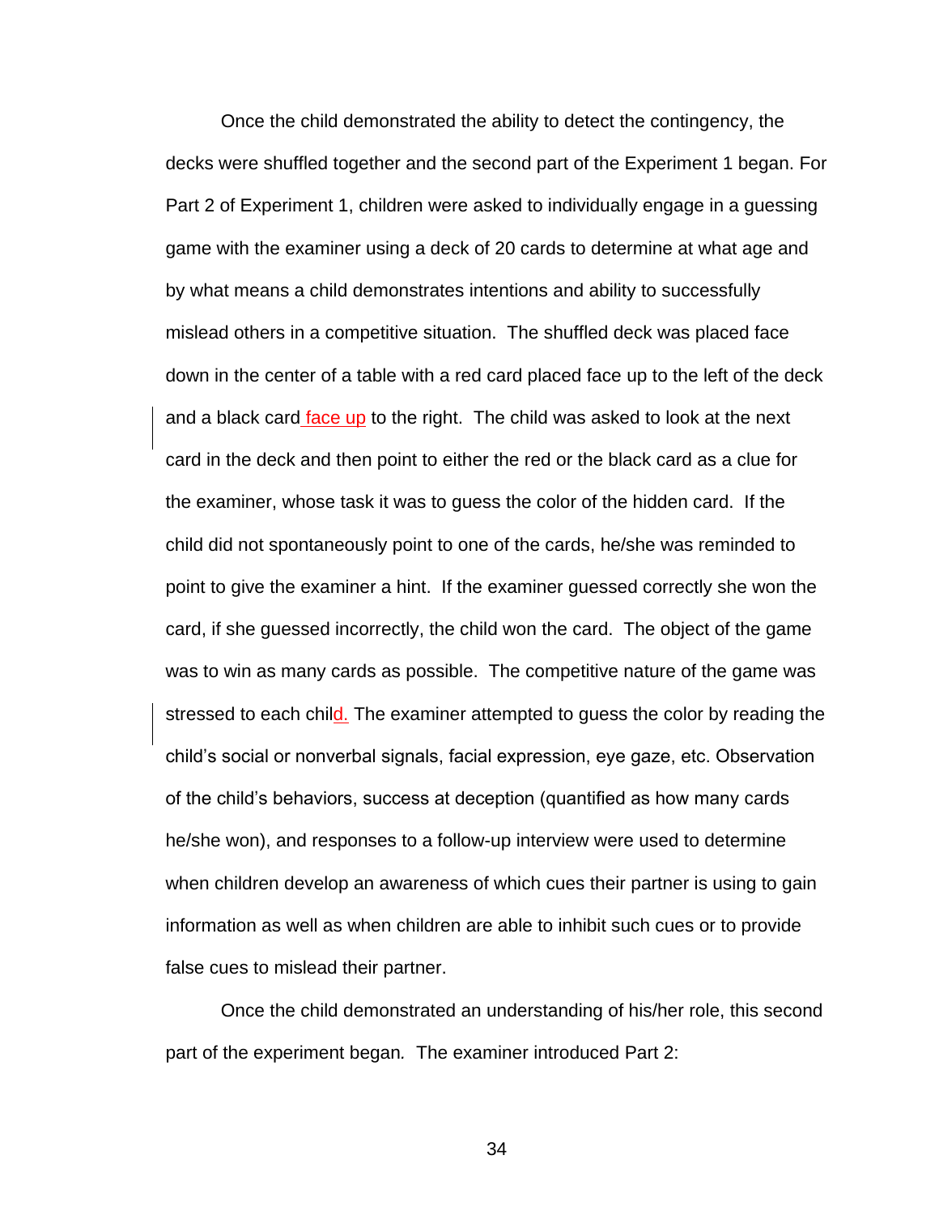Once the child demonstrated the ability to detect the contingency, the decks were shuffled together and the second part of the Experiment 1 began. For Part 2 of Experiment 1, children were asked to individually engage in a guessing game with the examiner using a deck of 20 cards to determine at what age and by what means a child demonstrates intentions and ability to successfully mislead others in a competitive situation. The shuffled deck was placed face down in the center of a table with a red card placed face up to the left of the deck and a black card face up to the right. The child was asked to look at the next card in the deck and then point to either the red or the black card as a clue for the examiner, whose task it was to guess the color of the hidden card. If the child did not spontaneously point to one of the cards, he/she was reminded to point to give the examiner a hint. If the examiner guessed correctly she won the card, if she guessed incorrectly, the child won the card. The object of the game was to win as many cards as possible. The competitive nature of the game was stressed to each child. The examiner attempted to guess the color by reading the child's social or nonverbal signals, facial expression, eye gaze, etc. Observation of the child's behaviors, success at deception (quantified as how many cards he/she won), and responses to a follow-up interview were used to determine when children develop an awareness of which cues their partner is using to gain information as well as when children are able to inhibit such cues or to provide false cues to mislead their partner.

Once the child demonstrated an understanding of his/her role, this second part of the experiment began. The examiner introduced Part 2: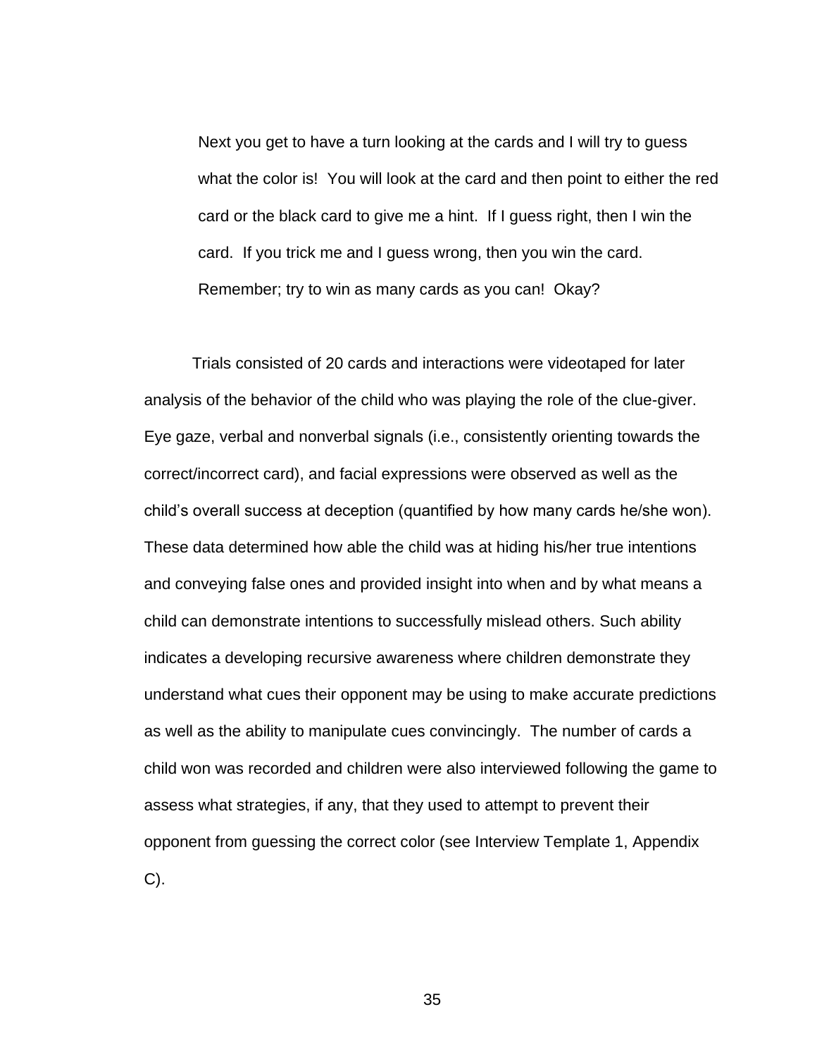> Next you get to have a turn looking at the cards and I will try to guess what the color is! You will look at the card and then point to either the red card or the black card to give me a hint. If I guess right, then I win the card. If you trick me and I guess wrong, then you win the card. Remember; try to win as many cards as you can! Okay?

Trials consisted of 20 cards and interactions were videotaped for later analysis of the behavior of the child who was playing the role of the clue-giver. Eye gaze, verbal and nonverbal signals (i.e., consistently orienting towards the correct/incorrect card), and facial expressions were observed as well as the child's overall success at deception (quantified by how many cards he/she won). These data determined how able the child was at hiding his/her true intentions and conveying false ones and provided insight into when and by what means a child can demonstrate intentions to successfully mislead others. Such ability indicates a developing recursive awareness where children demonstrate they understand what cues their opponent may be using to make accurate predictions as well as the ability to manipulate cues convincingly. The number of cards a child won was recorded and children were also interviewed following the game to assess what strategies, if any, that they used to attempt to prevent their opponent from guessing the correct color (see Interview Template 1, Appendix C).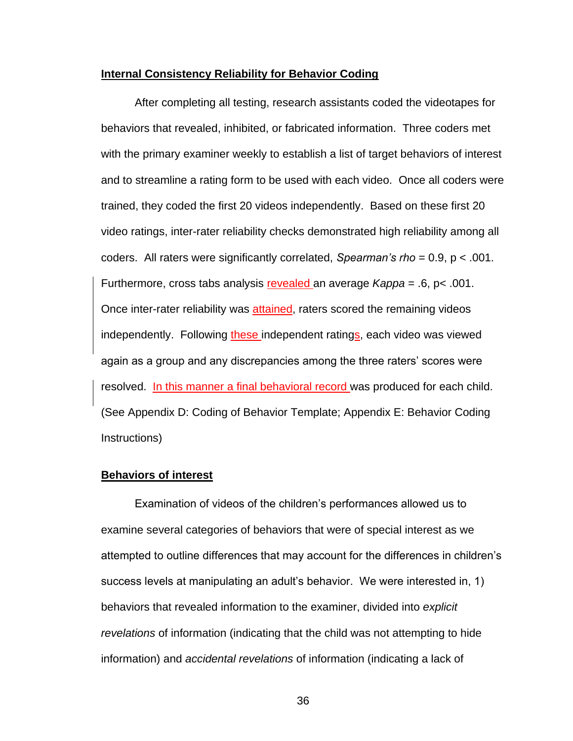**Internal Consistency Reliability for Behavior Coding**

After completing all testing, research assistants coded the videotapes for behaviors that revealed, inhibited, or fabricated information. Three coders met with the primary examiner weekly to establish a list of target behaviors of interest and to streamline a rating form to be used with each video. Once all coders were trained, they coded the first 20 videos independently. Based on these first 20 video ratings, inter-rater reliability checks demonstrated high reliability among all coders. All raters were significantly correlated, *Spearman's rho* = 0.9, $p < .001$. Furthermore, cross tabs analysis revealed an average *Kappa* = .6, $p < .001$. Once inter-rater reliability was attained, raters scored the remaining videos independently. Following these independent ratings, each video was viewed again as a group and any discrepancies among the three raters' scores were resolved. In this manner a final behavioral record was produced for each child. (See Appendix D: Coding of Behavior Template; Appendix E: Behavior Coding Instructions)

**Behaviors of interest**

Examination of videos of the children's performances allowed us to examine several categories of behaviors that were of special interest as we attempted to outline differences that may account for the differences in children's success levels at manipulating an adult's behavior. We were interested in, 1) behaviors that revealed information to the examiner, divided into *explicit revelations* of information (indicating that the child was not attempting to hide information) and *accidental revelations* of information (indicating a lack of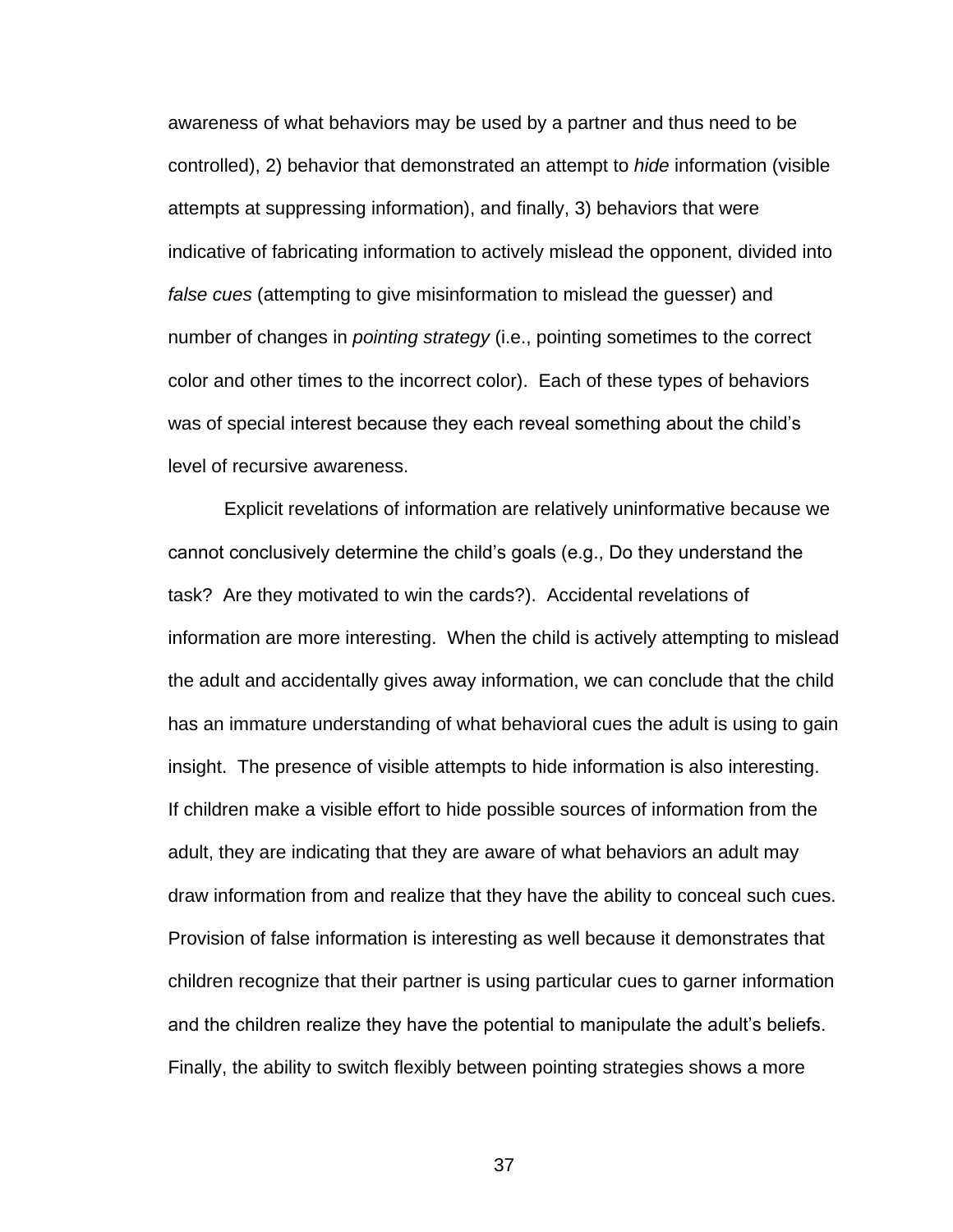awareness of what behaviors may be used by a partner and thus need to be controlled), 2) behavior that demonstrated an attempt to *hide* information (visible attempts at suppressing information), and finally, 3) behaviors that were indicative of fabricating information to actively mislead the opponent, divided into *false cues* (attempting to give misinformation to mislead the guesser) and number of changes in *pointing strategy* (i.e., pointing sometimes to the correct color and other times to the incorrect color). Each of these types of behaviors was of special interest because they each reveal something about the child's level of recursive awareness.

Explicit revelations of information are relatively uninformative because we cannot conclusively determine the child's goals (e.g., Do they understand the task? Are they motivated to win the cards?). Accidental revelations of information are more interesting. When the child is actively attempting to mislead the adult and accidentally gives away information, we can conclude that the child has an immature understanding of what behavioral cues the adult is using to gain insight. The presence of visible attempts to hide information is also interesting. If children make a visible effort to hide possible sources of information from the adult, they are indicating that they are aware of what behaviors an adult may draw information from and realize that they have the ability to conceal such cues. Provision of false information is interesting as well because it demonstrates that children recognize that their partner is using particular cues to garner information and the children realize they have the potential to manipulate the adult's beliefs. Finally, the ability to switch flexibly between pointing strategies shows a more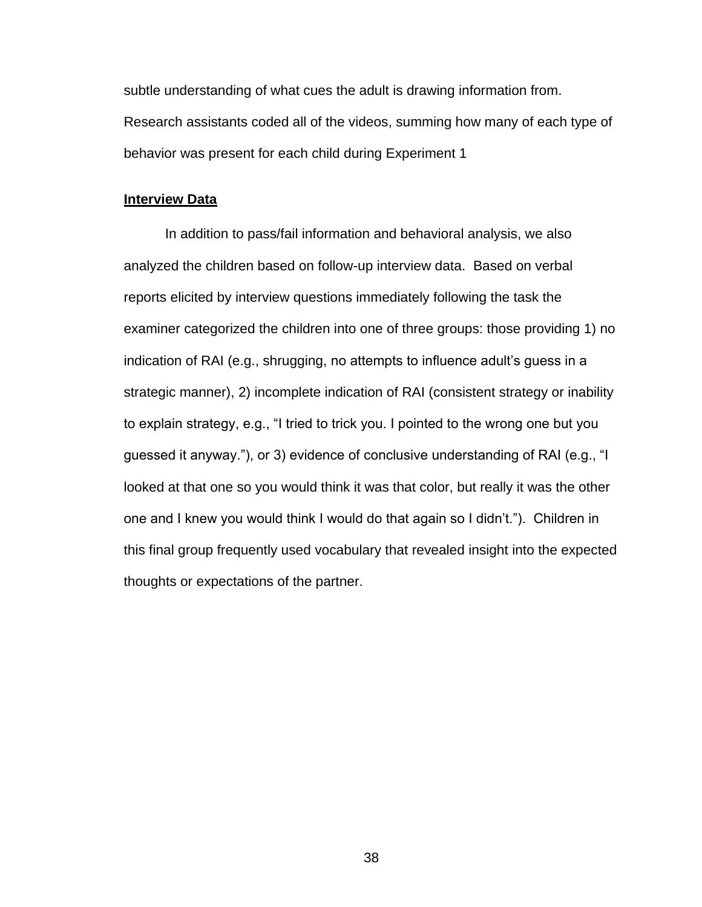subtle understanding of what cues the adult is drawing information from. Research assistants coded all of the videos, summing how many of each type of behavior was present for each child during Experiment 1

**Interview Data**

In addition to pass/fail information and behavioral analysis, we also analyzed the children based on follow-up interview data. Based on verbal reports elicited by interview questions immediately following the task the examiner categorized the children into one of three groups: those providing 1) no indication of RAI (e.g., shrugging, no attempts to influence adult's guess in a strategic manner), 2) incomplete indication of RAI (consistent strategy or inability to explain strategy, e.g., "I tried to trick you. I pointed to the wrong one but you guessed it anyway."), or 3) evidence of conclusive understanding of RAI (e.g., "I looked at that one so you would think it was that color, but really it was the other one and I knew you would think I would do that again so I didn't."). Children in this final group frequently used vocabulary that revealed insight into the expected thoughts or expectations of the partner.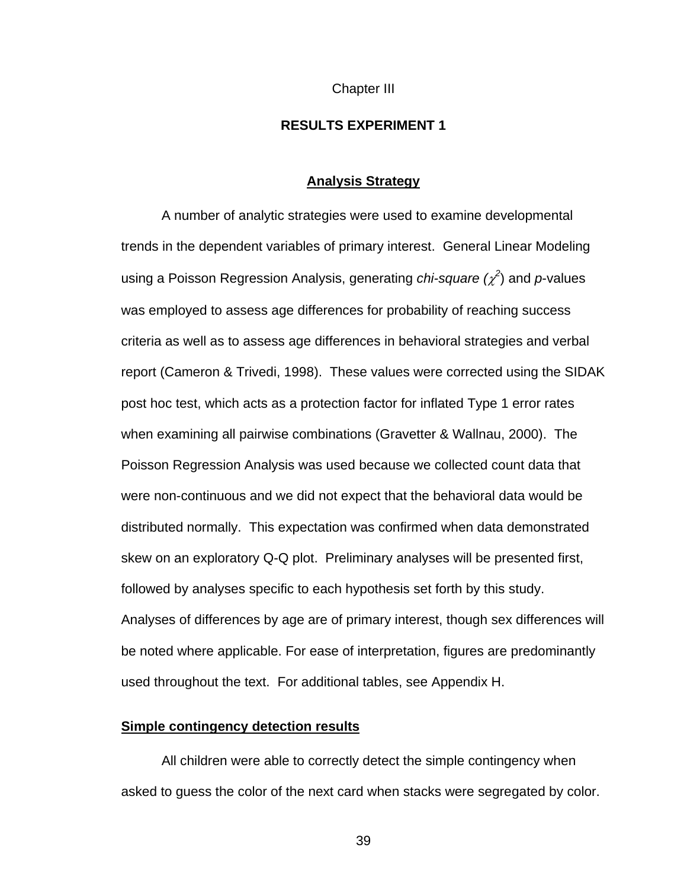Chapter III

# RESULTS EXPERIMENT 1

## Analysis Strategy

A number of analytic strategies were used to examine developmental trends in the dependent variables of primary interest. General Linear Modeling using a Poisson Regression Analysis, generating *chi-square* ($\chi^2$) and *p*-values was employed to assess age differences for probability of reaching success criteria as well as to assess age differences in behavioral strategies and verbal report (Cameron & Trivedi, 1998). These values were corrected using the SIDAK post hoc test, which acts as a protection factor for inflated Type 1 error rates when examining all pairwise combinations (Gravetter & Wallnau, 2000). The Poisson Regression Analysis was used because we collected count data that were non-continuous and we did not expect that the behavioral data would be distributed normally. This expectation was confirmed when data demonstrated skew on an exploratory Q-Q plot. Preliminary analyses will be presented first, followed by analyses specific to each hypothesis set forth by this study. Analyses of differences by age are of primary interest, though sex differences will be noted where applicable. For ease of interpretation, figures are predominantly used throughout the text. For additional tables, see Appendix H.

### Simple contingency detection results

All children were able to correctly detect the simple contingency when asked to guess the color of the next card when stacks were segregated by color.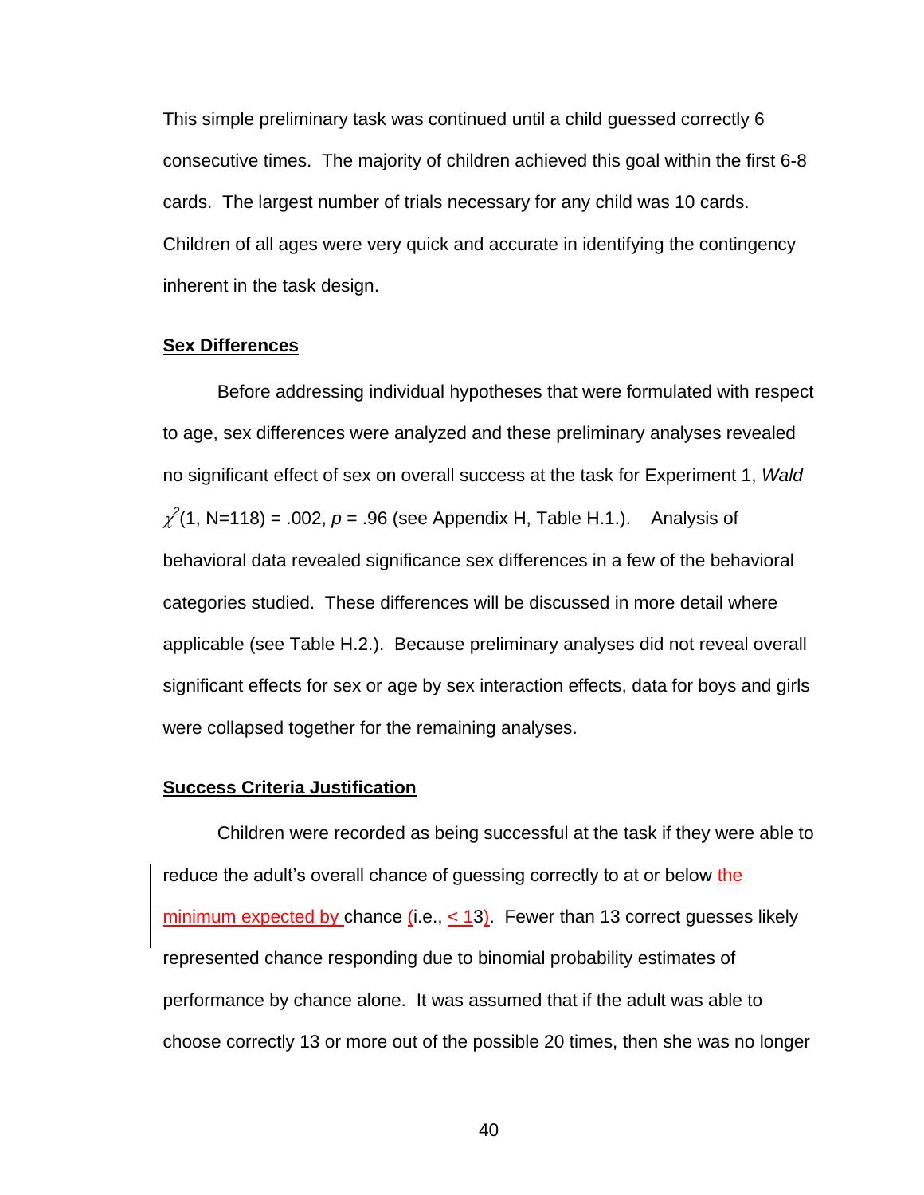This simple preliminary task was continued until a child guessed correctly 6 consecutive times. The majority of children achieved this goal within the first 6-8 cards. The largest number of trials necessary for any child was 10 cards. Children of all ages were very quick and accurate in identifying the contingency inherent in the task design.

**Sex Differences**

Before addressing individual hypotheses that were formulated with respect to age, sex differences were analyzed and these preliminary analyses revealed no significant effect of sex on overall success at the task for Experiment 1, *Wald* $\chi^2(1, N=118) = .002$, $p = .96$ (see Appendix H, Table H.1.). Analysis of behavioral data revealed significance sex differences in a few of the behavioral categories studied. These differences will be discussed in more detail where applicable (see Table H.2.). Because preliminary analyses did not reveal overall significant effects for sex or age by sex interaction effects, data for boys and girls were collapsed together for the remaining analyses.

**Success Criteria Justification**

Children were recorded as being successful at the task if they were able to reduce the adult's overall chance of guessing correctly to at or below the minimum expected by chance (i.e., $< 13$). Fewer than 13 correct guesses likely represented chance responding due to binomial probability estimates of performance by chance alone. It was assumed that if the adult was able to choose correctly 13 or more out of the possible 20 times, then she was no longer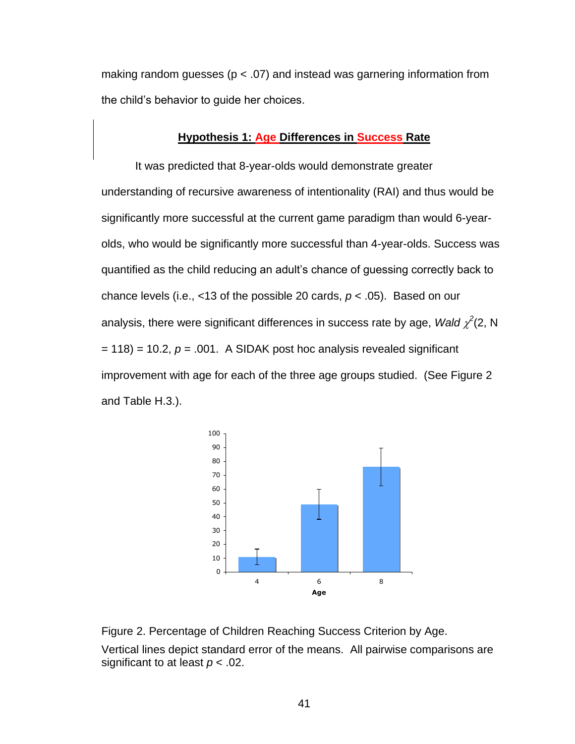making random guesses (p < .07) and instead was garnering information from the child's behavior to guide her choices.

## Hypothesis 1: Age Differences in Success Rate

It was predicted that 8-year-olds would demonstrate greater understanding of recursive awareness of intentionality (RAI) and thus would be significantly more successful at the current game paradigm than would 6-year-olds, who would be significantly more successful than 4-year-olds. Success was quantified as the child reducing an adult's chance of guessing correctly back to chance levels (i.e., <13 of the possible 20 cards, $p < .05$). Based on our analysis, there were significant differences in success rate by age, *Wald* $\chi^2(2, N = 118) = 10.2$, $p = .001$. A SIDAK post hoc analysis revealed significant improvement with age for each of the three age groups studied. (See Figure 2 and Table H.3.).

Figure 2. Percentage of Children Reaching Success Criterion by Age.

Vertical lines depict standard error of the means. All pairwise comparisons are significant to at least $p < .02$.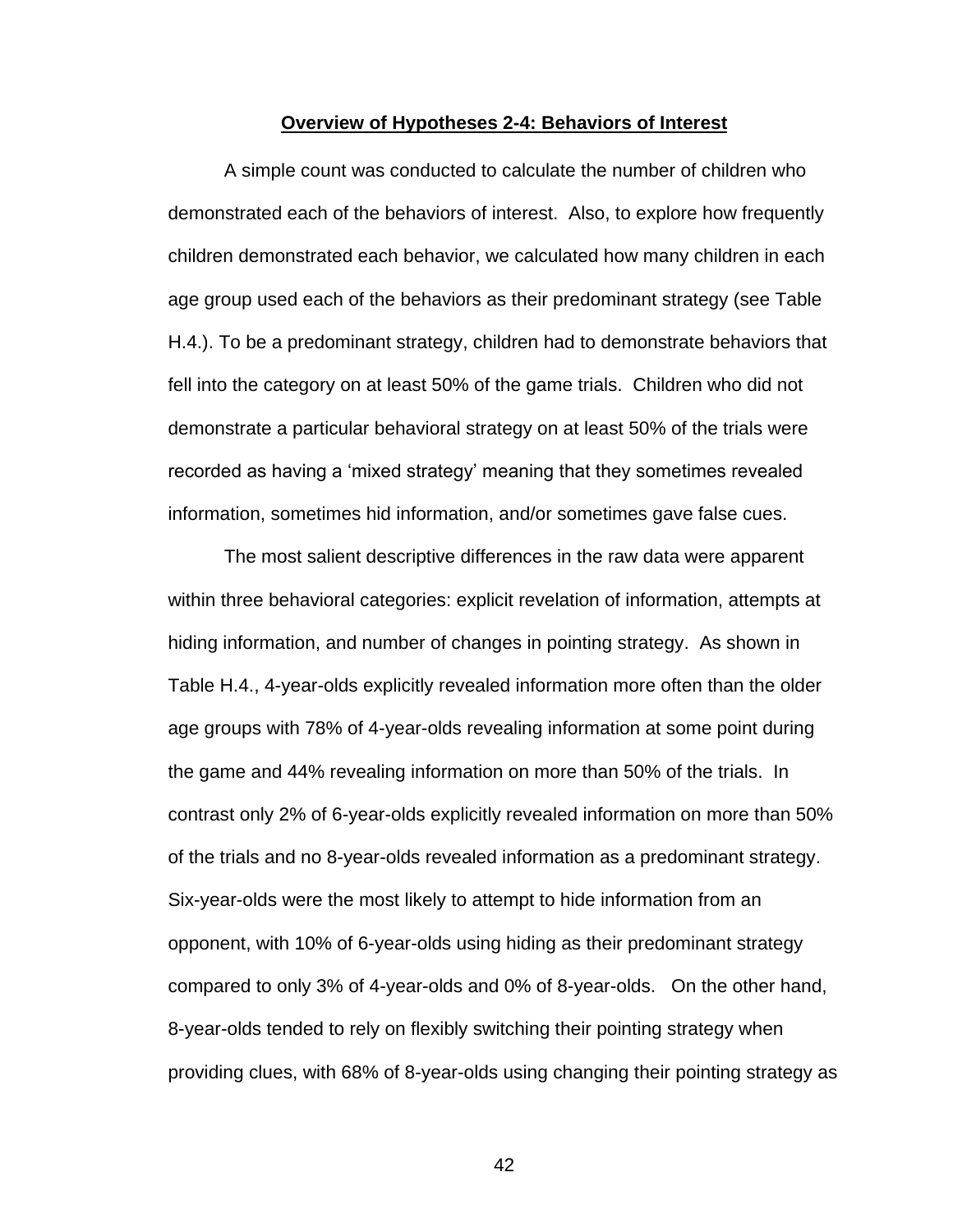## **Overview of Hypotheses 2-4: Behaviors of Interest**

A simple count was conducted to calculate the number of children who demonstrated each of the behaviors of interest. Also, to explore how frequently children demonstrated each behavior, we calculated how many children in each age group used each of the behaviors as their predominant strategy (see Table H.4.). To be a predominant strategy, children had to demonstrate behaviors that fell into the category on at least 50% of the game trials. Children who did not demonstrate a particular behavioral strategy on at least 50% of the trials were recorded as having a 'mixed strategy' meaning that they sometimes revealed information, sometimes hid information, and/or sometimes gave false cues.

The most salient descriptive differences in the raw data were apparent within three behavioral categories: explicit revelation of information, attempts at hiding information, and number of changes in pointing strategy. As shown in Table H.4., 4-year-olds explicitly revealed information more often than the older age groups with 78% of 4-year-olds revealing information at some point during the game and 44% revealing information on more than 50% of the trials. In contrast only 2% of 6-year-olds explicitly revealed information on more than 50% of the trials and no 8-year-olds revealed information as a predominant strategy. Six-year-olds were the most likely to attempt to hide information from an opponent, with 10% of 6-year-olds using hiding as their predominant strategy compared to only 3% of 4-year-olds and 0% of 8-year-olds. On the other hand, 8-year-olds tended to rely on flexibly switching their pointing strategy when providing clues, with 68% of 8-year-olds using changing their pointing strategy as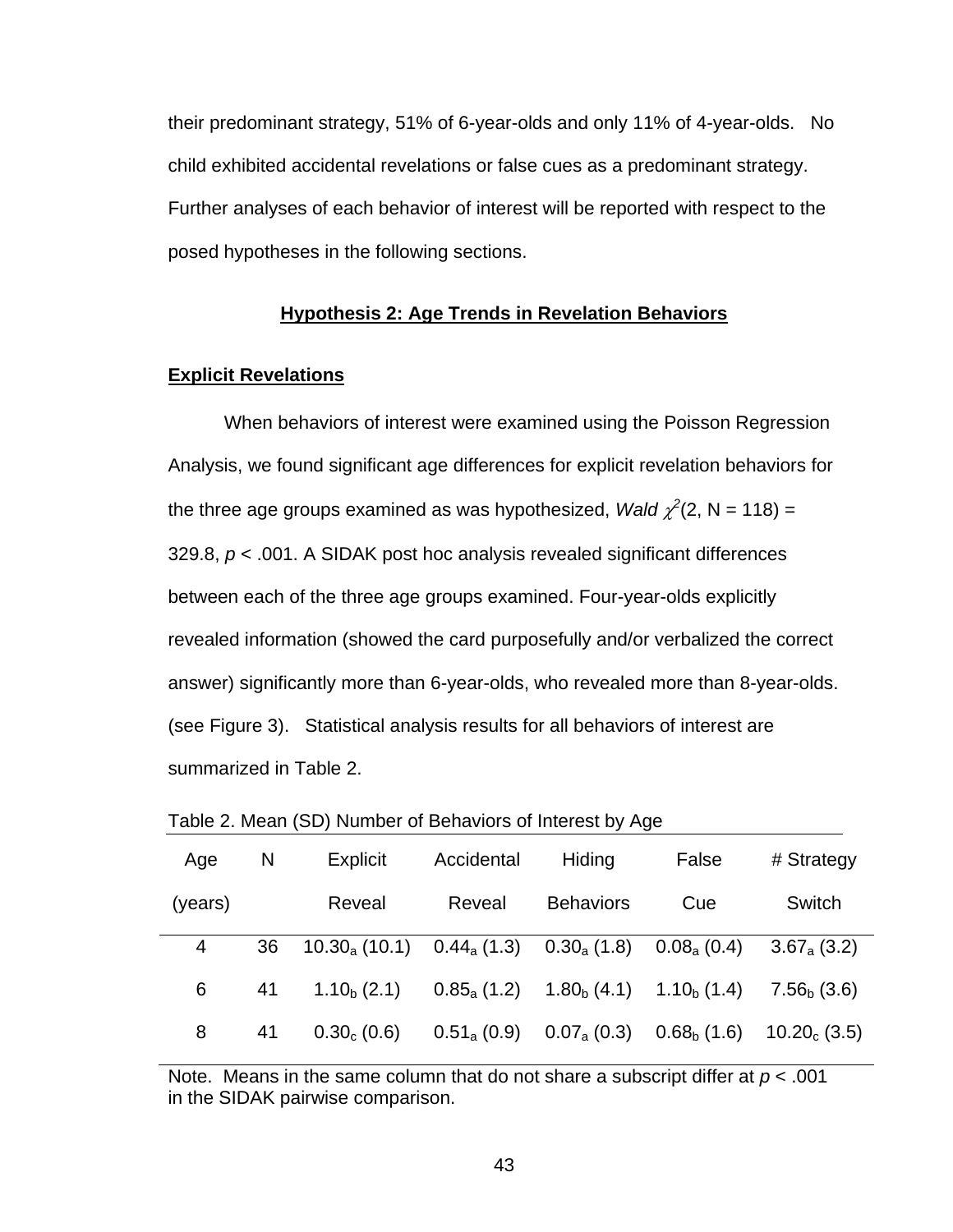their predominant strategy, 51% of 6-year-olds and only 11% of 4-year-olds. No child exhibited accidental revelations or false cues as a predominant strategy. Further analyses of each behavior of interest will be reported with respect to the posed hypotheses in the following sections.

## Hypothesis 2: Age Trends in Revelation Behaviors

### Explicit Revelations

When behaviors of interest were examined using the Poisson Regression Analysis, we found significant age differences for explicit revelation behaviors for the three age groups examined as was hypothesized, *Wald* $\chi^2(2, N = 118) = 329.8$, $p < .001$. A SIDAK post hoc analysis revealed significant differences between each of the three age groups examined. Four-year-olds explicitly revealed information (showed the card purposefully and/or verbalized the correct answer) significantly more than 6-year-olds, who revealed more than 8-year-olds. (see Figure 3). Statistical analysis results for all behaviors of interest are summarized in Table 2.

Table 2. Mean (SD) Number of Behaviors of Interest by Age

| Age (years) | N | Explicit Reveal | Accidental Reveal | Hiding Behaviors | False Cue | # Strategy Switch |
|---|---|---|---|---|---|---|
| 4 | 36 | $10.30_a$ (10.1) | $0.44_a$ (1.3) | $0.30_a$ (1.8) | $0.08_a$ (0.4) | $3.67_a$ (3.2) |
| 6 | 41 | $1.10_b$ (2.1) | $0.85_a$ (1.2) | $1.80_b$ (4.1) | $1.10_b$ (1.4) | $7.56_b$ (3.6) |
| 8 | 41 | $0.30_c$ (0.6) | $0.51_a$ (0.9) | $0.07_a$ (0.3) | $0.68_b$ (1.6) | $10.20_c$ (3.5) |

Note. Means in the same column that do not share a subscript differ at $p < .001$ in the SIDAK pairwise comparison.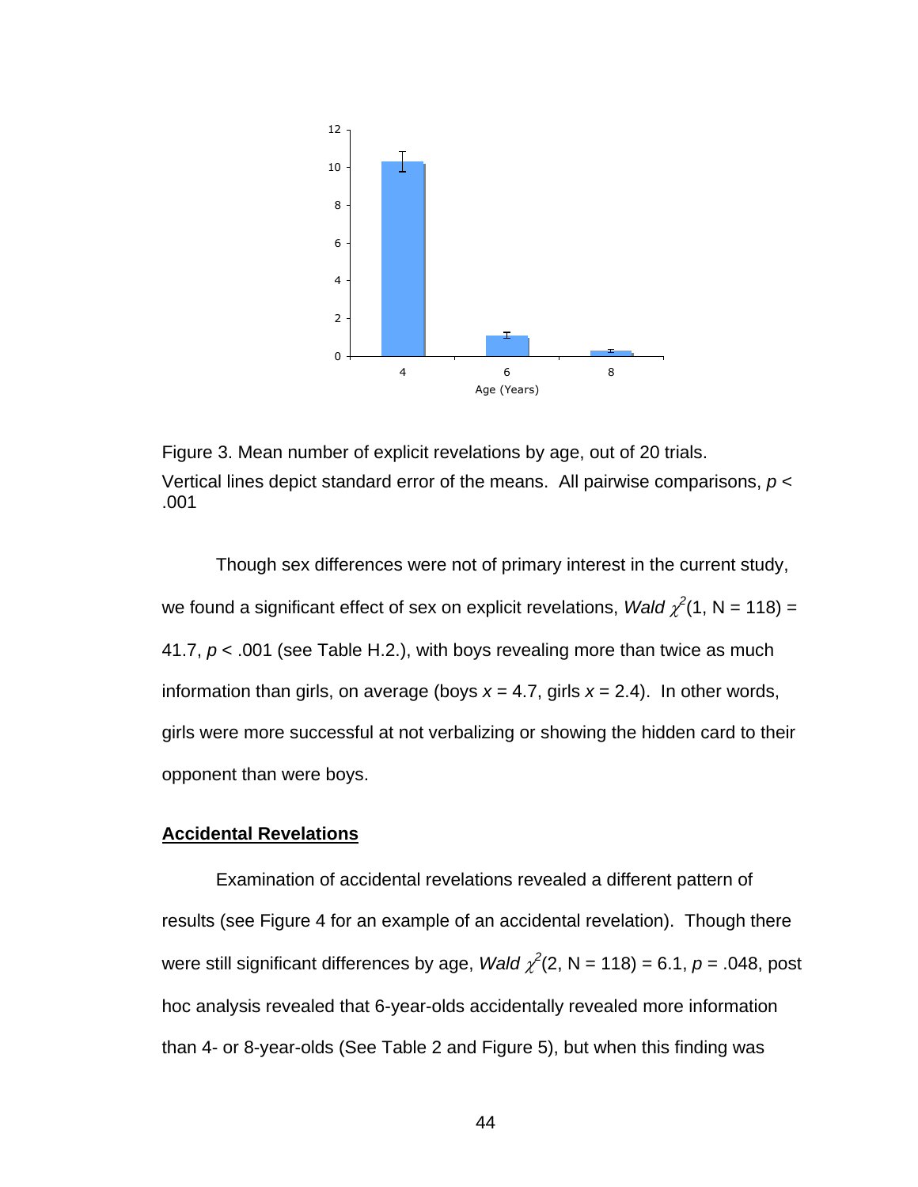Figure 3. Mean number of explicit revelations by age, out of 20 trials. Vertical lines depict standard error of the means. All pairwise comparisons, *p* < .001

Though sex differences were not of primary interest in the current study, we found a significant effect of sex on explicit revelations, *Wald* $\chi^2(1, N = 118) = 41.7$, $p < .001$ (see Table H.2.), with boys revealing more than twice as much information than girls, on average (boys $x = 4.7$, girls $x = 2.4$). In other words, girls were more successful at not verbalizing or showing the hidden card to their opponent than were boys.

**Accidental Revelations**

Examination of accidental revelations revealed a different pattern of results (see Figure 4 for an example of an accidental revelation). Though there were still significant differences by age, *Wald* $\chi^2(2, N = 118) = 6.1$, $p = .048$, post hoc analysis revealed that 6-year-olds accidentally revealed more information than 4- or 8-year-olds (See Table 2 and Figure 5), but when this finding was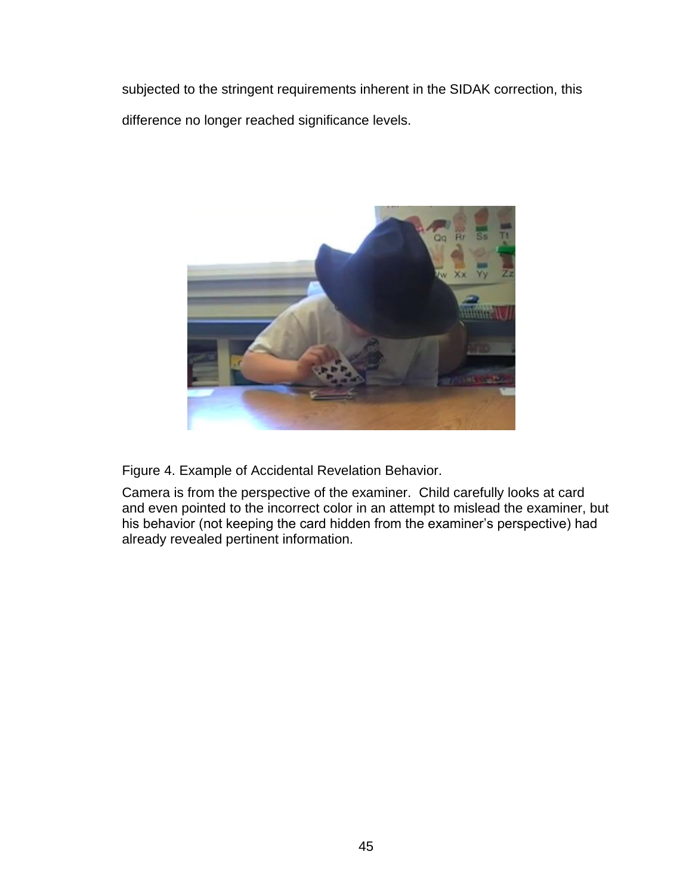subjected to the stringent requirements inherent in the SIDAK correction, this difference no longer reached significance levels.

Figure 4. Example of Accidental Revelation Behavior.

Camera is from the perspective of the examiner. Child carefully looks at card and even pointed to the incorrect color in an attempt to mislead the examiner, but his behavior (not keeping the card hidden from the examiner's perspective) had already revealed pertinent information.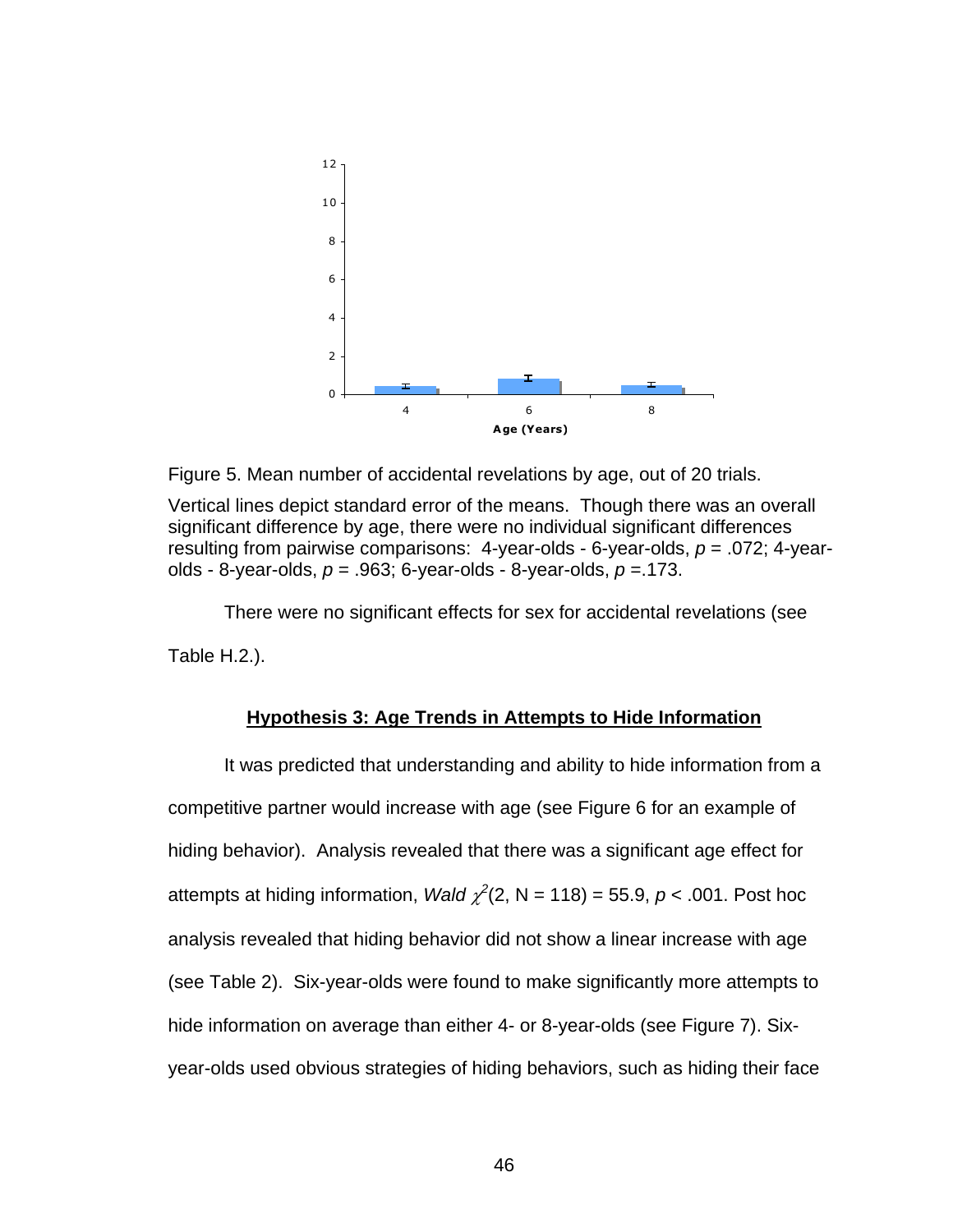Figure 5. Mean number of accidental revelations by age, out of 20 trials.

Vertical lines depict standard error of the means. Though there was an overall significant difference by age, there were no individual significant differences resulting from pairwise comparisons: 4-year-olds - 6-year-olds, $p$ = .072; 4-year-olds - 8-year-olds, $p$ = .963; 6-year-olds - 8-year-olds, $p$ =.173.

There were no significant effects for sex for accidental revelations (see Table H.2.).

## Hypothesis 3: Age Trends in Attempts to Hide Information

It was predicted that understanding and ability to hide information from a competitive partner would increase with age (see Figure 6 for an example of hiding behavior). Analysis revealed that there was a significant age effect for attempts at hiding information, *Wald* $\chi^2$(2, N = 118) = 55.9, $p < .001$. Post hoc analysis revealed that hiding behavior did not show a linear increase with age (see Table 2). Six-year-olds were found to make significantly more attempts to hide information on average than either 4- or 8-year-olds (see Figure 7). Six-year-olds used obvious strategies of hiding behaviors, such as hiding their face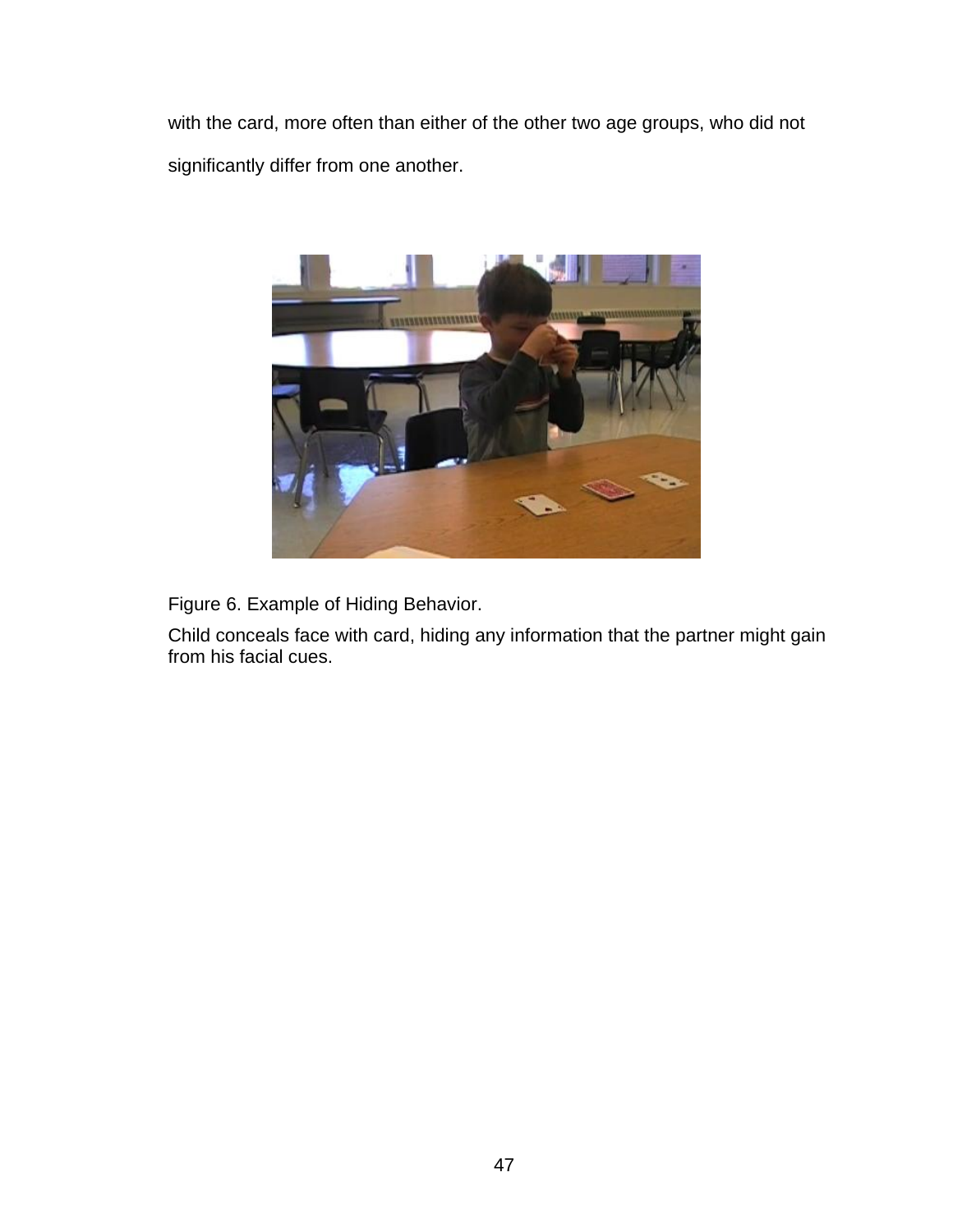with the card, more often than either of the other two age groups, who did not significantly differ from one another.

Figure 6. Example of Hiding Behavior.

Child conceals face with card, hiding any information that the partner might gain from his facial cues.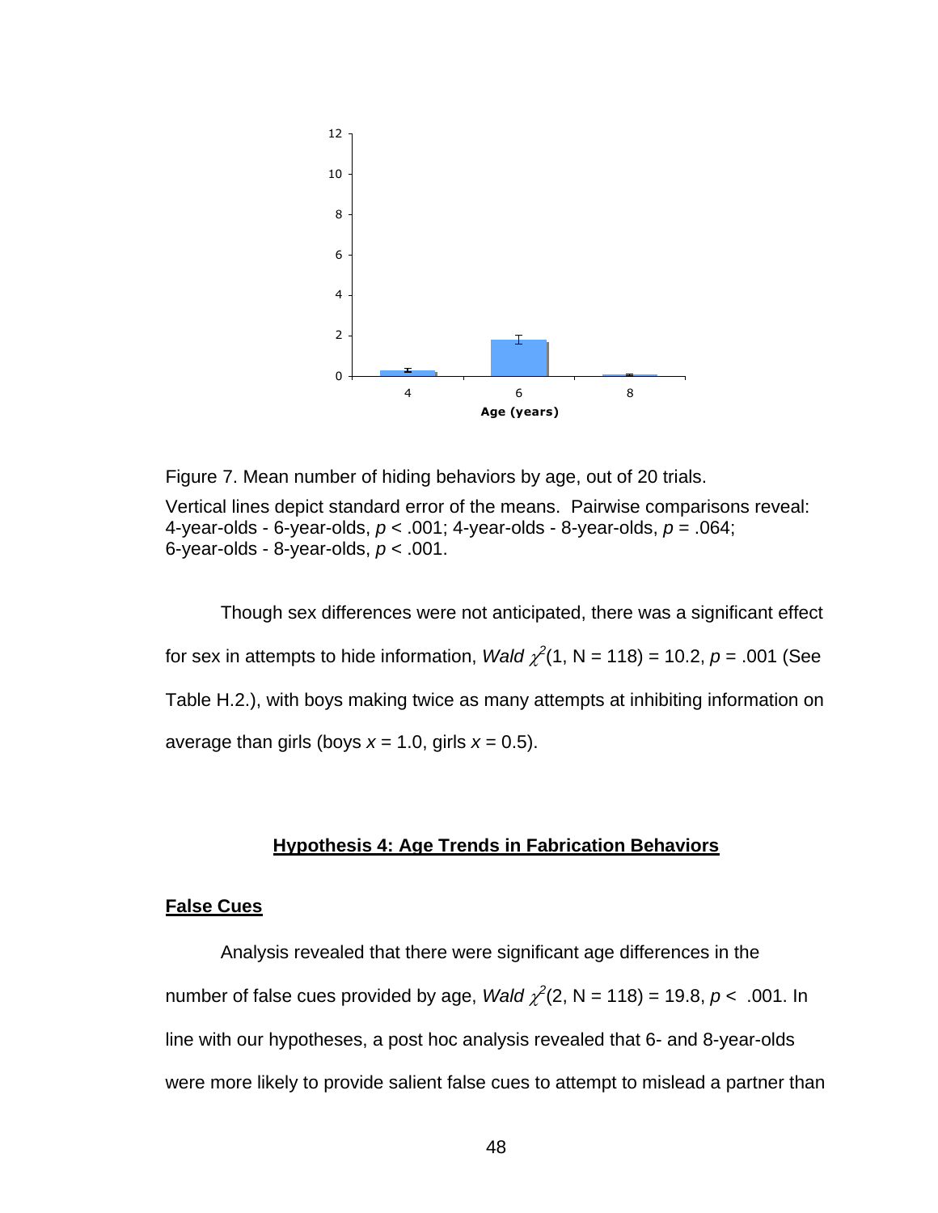Figure 7. Mean number of hiding behaviors by age, out of 20 trials.

Vertical lines depict standard error of the means. Pairwise comparisons reveal: 4-year-olds - 6-year-olds, $p < .001$; 4-year-olds - 8-year-olds, $p = .064$; 6-year-olds - 8-year-olds, $p < .001$.

Though sex differences were not anticipated, there was a significant effect for sex in attempts to hide information, *Wald* $\chi^2(1, N = 118) = 10.2$, $p = .001$ (See Table H.2.), with boys making twice as many attempts at inhibiting information on average than girls (boys $x = 1.0$, girls $x = 0.5$).

## Hypothesis 4: Age Trends in Fabrication Behaviors

### False Cues

Analysis revealed that there were significant age differences in the number of false cues provided by age, *Wald* $\chi^2(2, N = 118) = 19.8$, $p < .001$. In line with our hypotheses, a post hoc analysis revealed that 6- and 8-year-olds were more likely to provide salient false cues to attempt to mislead a partner than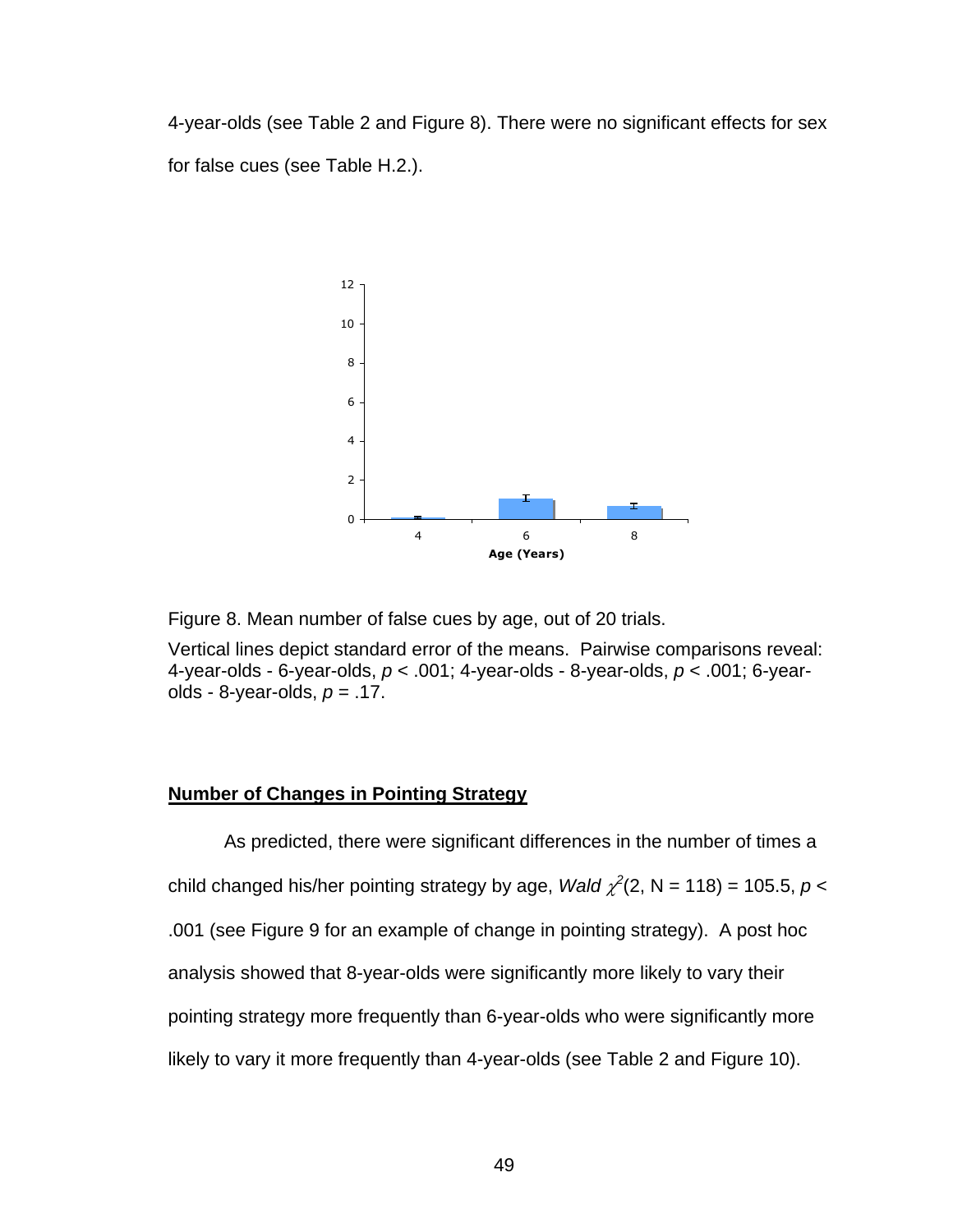4-year-olds (see Table 2 and Figure 8). There were no significant effects for sex for false cues (see Table H.2.).

Figure 8. Mean number of false cues by age, out of 20 trials.

Vertical lines depict standard error of the means. Pairwise comparisons reveal: 4-year-olds - 6-year-olds, $p < .001$; 4-year-olds - 8-year-olds, $p < .001$; 6-year-olds - 8-year-olds, $p = .17$.

**Number of Changes in Pointing Strategy**

As predicted, there were significant differences in the number of times a child changed his/her pointing strategy by age, *Wald* $\chi^2(2, N = 118) = 105.5$, $p < .001$ (see Figure 9 for an example of change in pointing strategy). A post hoc analysis showed that 8-year-olds were significantly more likely to vary their pointing strategy more frequently than 6-year-olds who were significantly more likely to vary it more frequently than 4-year-olds (see Table 2 and Figure 10).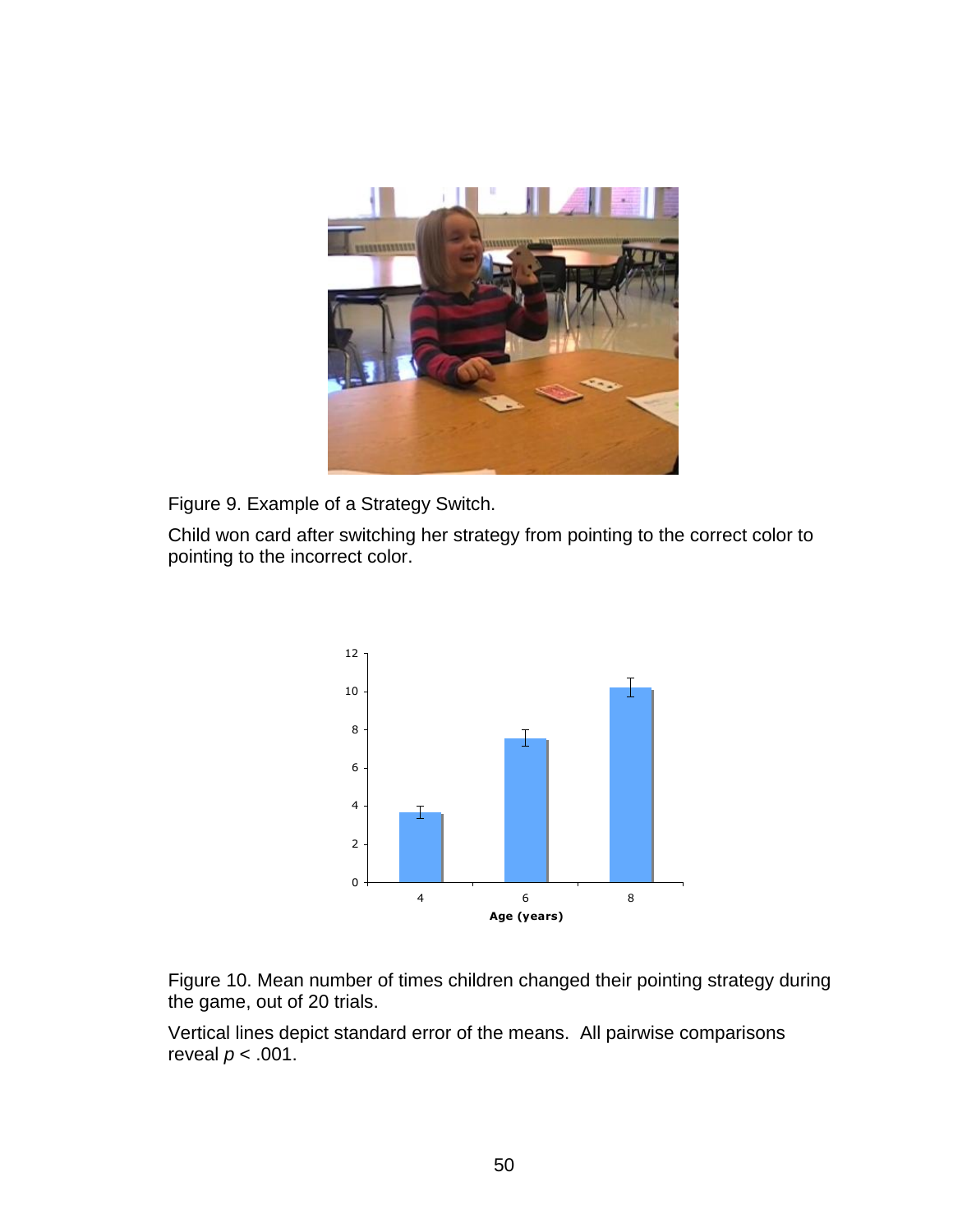Figure 9. Example of a Strategy Switch.

Child won card after switching her strategy from pointing to the correct color to pointing to the incorrect color.

Figure 10. Mean number of times children changed their pointing strategy during the game, out of 20 trials.

Vertical lines depict standard error of the means. All pairwise comparisons reveal $p < .001$.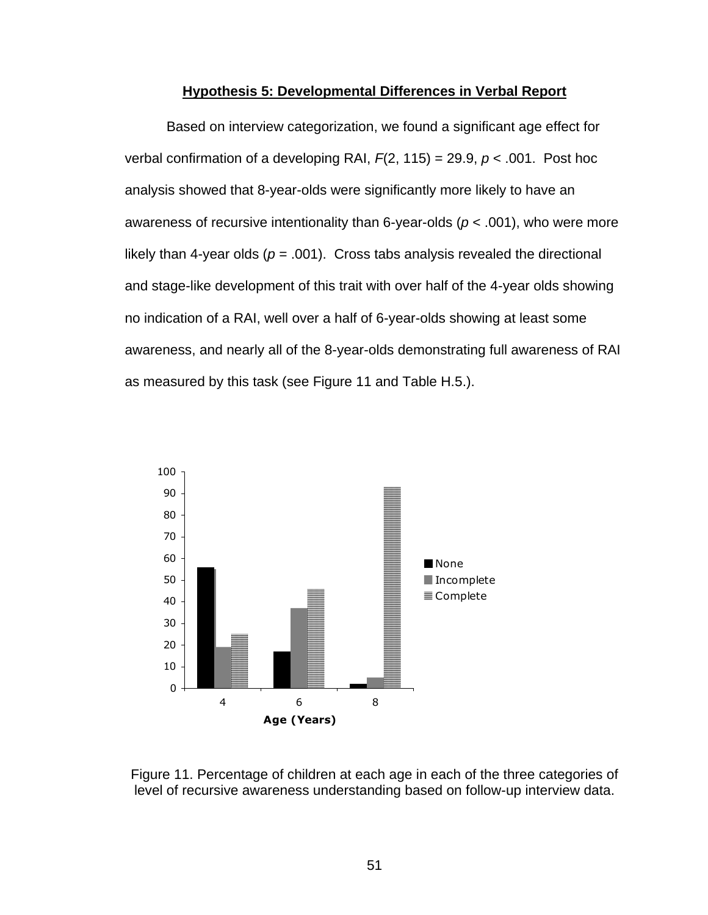### Hypothesis 5: Developmental Differences in Verbal Report

Based on interview categorization, we found a significant age effect for verbal confirmation of a developing RAI, $F(2, 115) = 29.9$, $p < .001$. Post hoc analysis showed that 8-year-olds were significantly more likely to have an awareness of recursive intentionality than 6-year-olds ($p < .001$), who were more likely than 4-year olds ($p = .001$). Cross tabs analysis revealed the directional and stage-like development of this trait with over half of the 4-year olds showing no indication of a RAI, well over a half of 6-year-olds showing at least some awareness, and nearly all of the 8-year-olds demonstrating full awareness of RAI as measured by this task (see Figure 11 and Table H.5.).

Figure 11. Percentage of children at each age in each of the three categories of level of recursive awareness understanding based on follow-up interview data.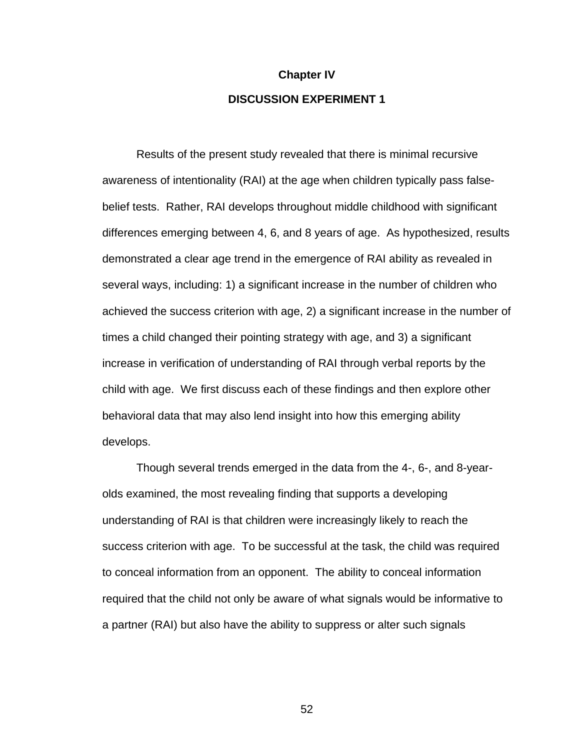# Chapter IV

## DISCUSSION EXPERIMENT 1

Results of the present study revealed that there is minimal recursive awareness of intentionality (RAI) at the age when children typically pass false-belief tests. Rather, RAI develops throughout middle childhood with significant differences emerging between 4, 6, and 8 years of age. As hypothesized, results demonstrated a clear age trend in the emergence of RAI ability as revealed in several ways, including: 1) a significant increase in the number of children who achieved the success criterion with age, 2) a significant increase in the number of times a child changed their pointing strategy with age, and 3) a significant increase in verification of understanding of RAI through verbal reports by the child with age. We first discuss each of these findings and then explore other behavioral data that may also lend insight into how this emerging ability develops.

Though several trends emerged in the data from the 4-, 6-, and 8-year-olds examined, the most revealing finding that supports a developing understanding of RAI is that children were increasingly likely to reach the success criterion with age. To be successful at the task, the child was required to conceal information from an opponent. The ability to conceal information required that the child not only be aware of what signals would be informative to a partner (RAI) but also have the ability to suppress or alter such signals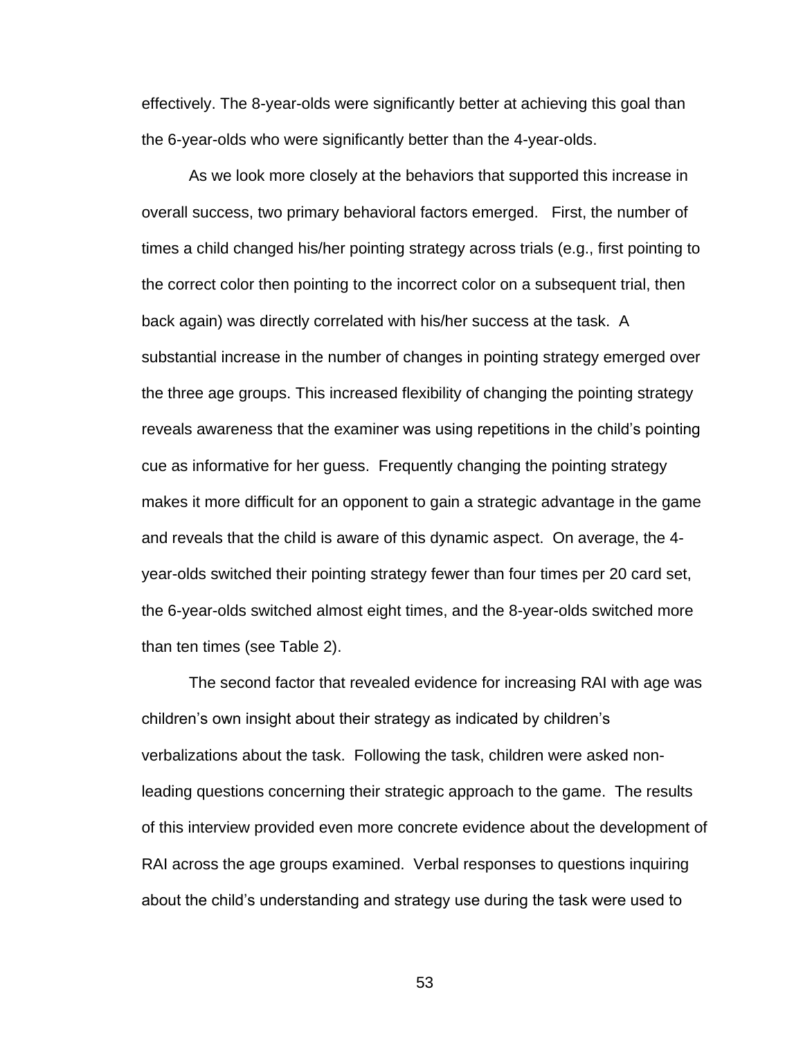effectively. The 8-year-olds were significantly better at achieving this goal than the 6-year-olds who were significantly better than the 4-year-olds.

As we look more closely at the behaviors that supported this increase in overall success, two primary behavioral factors emerged. First, the number of times a child changed his/her pointing strategy across trials (e.g., first pointing to the correct color then pointing to the incorrect color on a subsequent trial, then back again) was directly correlated with his/her success at the task. A substantial increase in the number of changes in pointing strategy emerged over the three age groups. This increased flexibility of changing the pointing strategy reveals awareness that the examiner was using repetitions in the child's pointing cue as informative for her guess. Frequently changing the pointing strategy makes it more difficult for an opponent to gain a strategic advantage in the game and reveals that the child is aware of this dynamic aspect. On average, the 4-year-olds switched their pointing strategy fewer than four times per 20 card set, the 6-year-olds switched almost eight times, and the 8-year-olds switched more than ten times (see Table 2).

The second factor that revealed evidence for increasing RAI with age was children's own insight about their strategy as indicated by children's verbalizations about the task. Following the task, children were asked non-leading questions concerning their strategic approach to the game. The results of this interview provided even more concrete evidence about the development of RAI across the age groups examined. Verbal responses to questions inquiring about the child's understanding and strategy use during the task were used to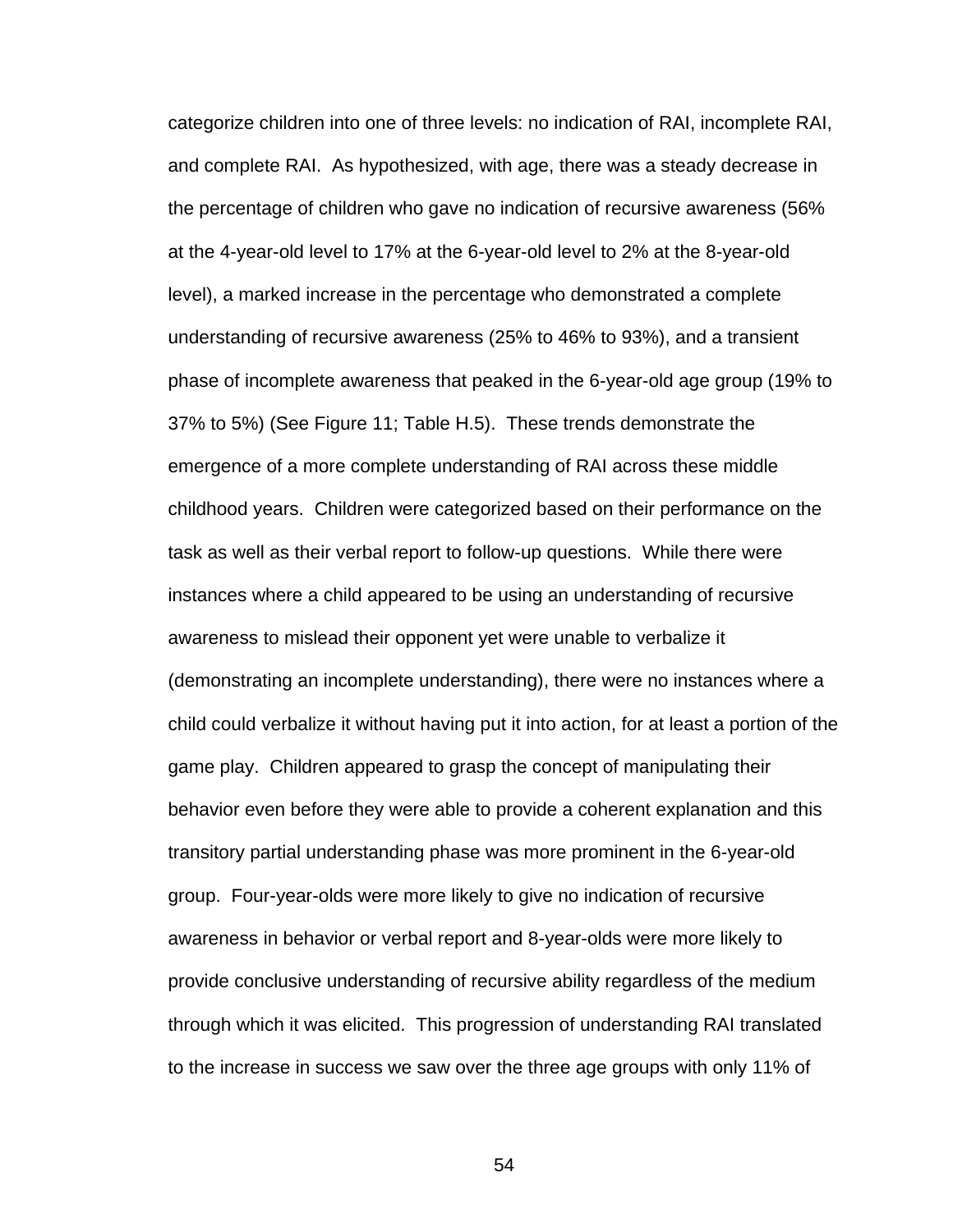categorize children into one of three levels: no indication of RAI, incomplete RAI, and complete RAI. As hypothesized, with age, there was a steady decrease in the percentage of children who gave no indication of recursive awareness (56% at the 4-year-old level to 17% at the 6-year-old level to 2% at the 8-year-old level), a marked increase in the percentage who demonstrated a complete understanding of recursive awareness (25% to 46% to 93%), and a transient phase of incomplete awareness that peaked in the 6-year-old age group (19% to 37% to 5%) (See Figure 11; Table H.5). These trends demonstrate the emergence of a more complete understanding of RAI across these middle childhood years. Children were categorized based on their performance on the task as well as their verbal report to follow-up questions. While there were instances where a child appeared to be using an understanding of recursive awareness to mislead their opponent yet were unable to verbalize it (demonstrating an incomplete understanding), there were no instances where a child could verbalize it without having put it into action, for at least a portion of the game play. Children appeared to grasp the concept of manipulating their behavior even before they were able to provide a coherent explanation and this transitory partial understanding phase was more prominent in the 6-year-old group. Four-year-olds were more likely to give no indication of recursive awareness in behavior or verbal report and 8-year-olds were more likely to provide conclusive understanding of recursive ability regardless of the medium through which it was elicited. This progression of understanding RAI translated to the increase in success we saw over the three age groups with only 11% of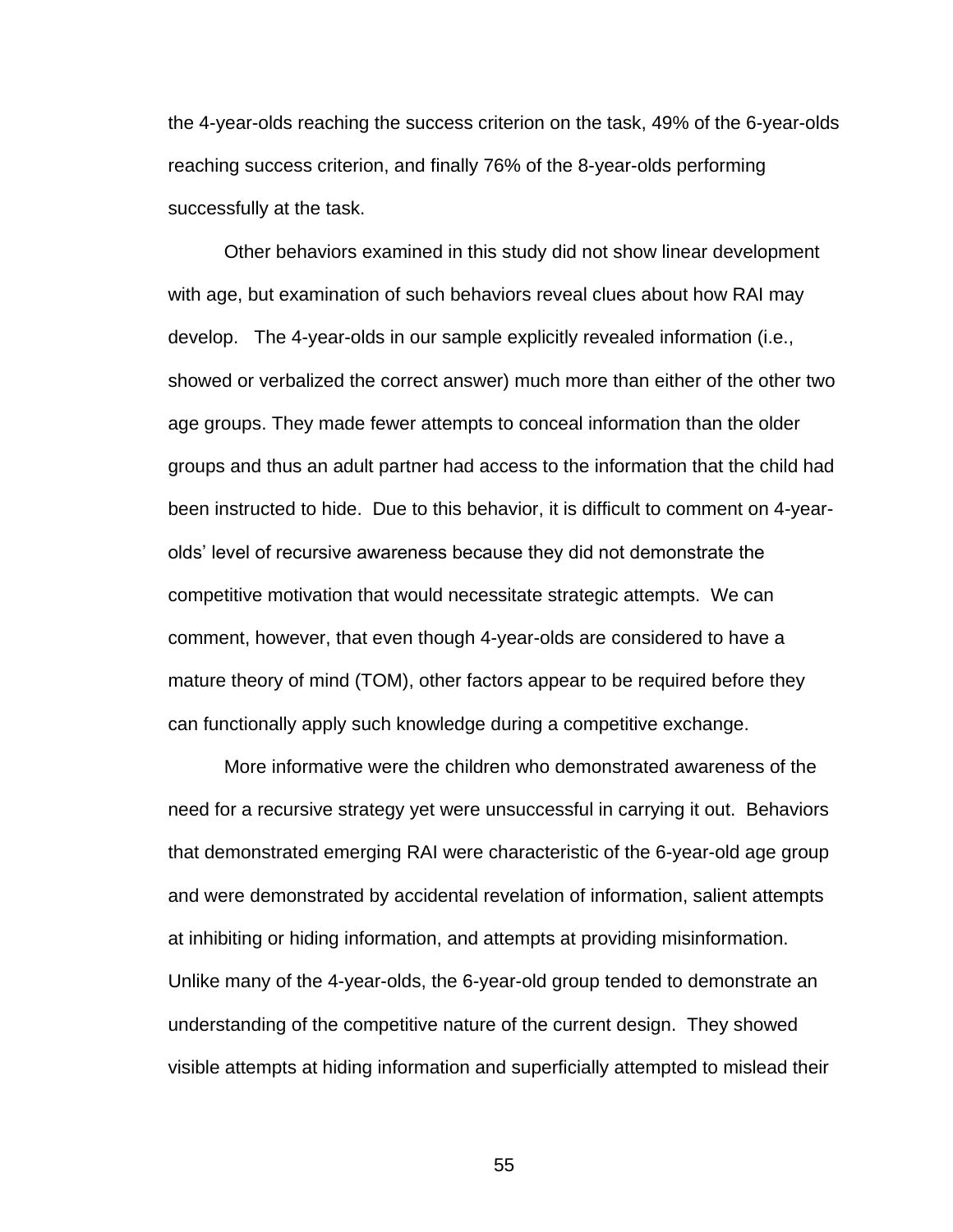the 4-year-olds reaching the success criterion on the task, 49% of the 6-year-olds reaching success criterion, and finally 76% of the 8-year-olds performing successfully at the task.

Other behaviors examined in this study did not show linear development with age, but examination of such behaviors reveal clues about how RAI may develop. The 4-year-olds in our sample explicitly revealed information (i.e., showed or verbalized the correct answer) much more than either of the other two age groups. They made fewer attempts to conceal information than the older groups and thus an adult partner had access to the information that the child had been instructed to hide. Due to this behavior, it is difficult to comment on 4-year-olds' level of recursive awareness because they did not demonstrate the competitive motivation that would necessitate strategic attempts. We can comment, however, that even though 4-year-olds are considered to have a mature theory of mind (TOM), other factors appear to be required before they can functionally apply such knowledge during a competitive exchange.

More informative were the children who demonstrated awareness of the need for a recursive strategy yet were unsuccessful in carrying it out. Behaviors that demonstrated emerging RAI were characteristic of the 6-year-old age group and were demonstrated by accidental revelation of information, salient attempts at inhibiting or hiding information, and attempts at providing misinformation. Unlike many of the 4-year-olds, the 6-year-old group tended to demonstrate an understanding of the competitive nature of the current design. They showed visible attempts at hiding information and superficially attempted to mislead their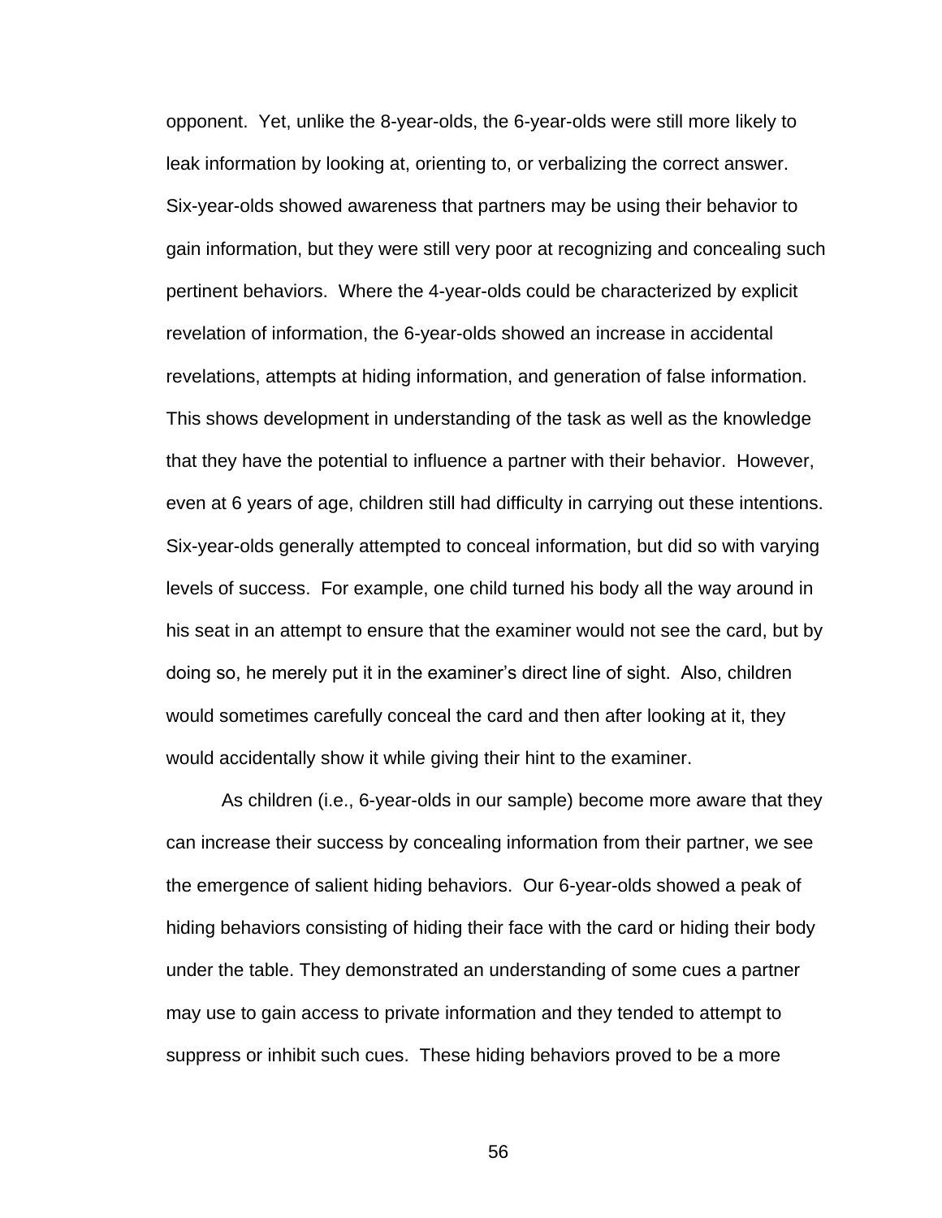opponent. Yet, unlike the 8-year-olds, the 6-year-olds were still more likely to leak information by looking at, orienting to, or verbalizing the correct answer. Six-year-olds showed awareness that partners may be using their behavior to gain information, but they were still very poor at recognizing and concealing such pertinent behaviors. Where the 4-year-olds could be characterized by explicit revelation of information, the 6-year-olds showed an increase in accidental revelations, attempts at hiding information, and generation of false information. This shows development in understanding of the task as well as the knowledge that they have the potential to influence a partner with their behavior. However, even at 6 years of age, children still had difficulty in carrying out these intentions. Six-year-olds generally attempted to conceal information, but did so with varying levels of success. For example, one child turned his body all the way around in his seat in an attempt to ensure that the examiner would not see the card, but by doing so, he merely put it in the examiner's direct line of sight. Also, children would sometimes carefully conceal the card and then after looking at it, they would accidentally show it while giving their hint to the examiner.

As children (i.e., 6-year-olds in our sample) become more aware that they can increase their success by concealing information from their partner, we see the emergence of salient hiding behaviors. Our 6-year-olds showed a peak of hiding behaviors consisting of hiding their face with the card or hiding their body under the table. They demonstrated an understanding of some cues a partner may use to gain access to private information and they tended to attempt to suppress or inhibit such cues. These hiding behaviors proved to be a more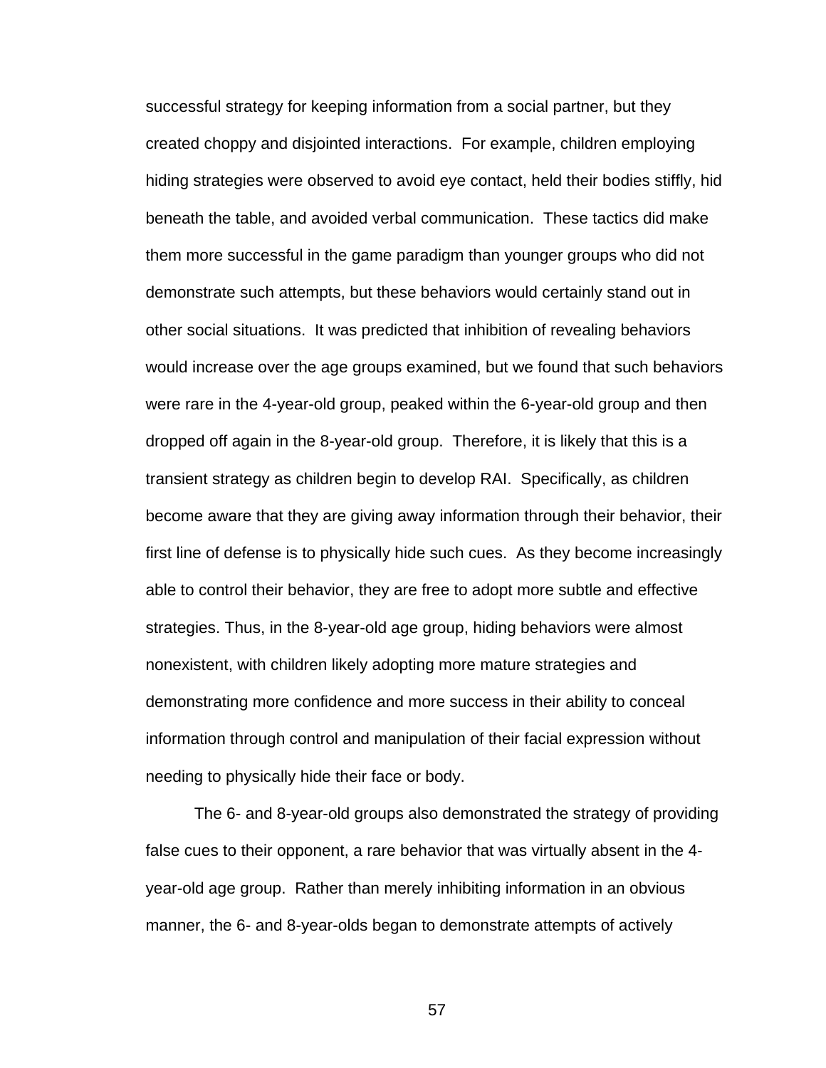successful strategy for keeping information from a social partner, but they created choppy and disjointed interactions. For example, children employing hiding strategies were observed to avoid eye contact, held their bodies stiffly, hid beneath the table, and avoided verbal communication. These tactics did make them more successful in the game paradigm than younger groups who did not demonstrate such attempts, but these behaviors would certainly stand out in other social situations. It was predicted that inhibition of revealing behaviors would increase over the age groups examined, but we found that such behaviors were rare in the 4-year-old group, peaked within the 6-year-old group and then dropped off again in the 8-year-old group. Therefore, it is likely that this is a transient strategy as children begin to develop RAI. Specifically, as children become aware that they are giving away information through their behavior, their first line of defense is to physically hide such cues. As they become increasingly able to control their behavior, they are free to adopt more subtle and effective strategies. Thus, in the 8-year-old age group, hiding behaviors were almost nonexistent, with children likely adopting more mature strategies and demonstrating more confidence and more success in their ability to conceal information through control and manipulation of their facial expression without needing to physically hide their face or body.

The 6- and 8-year-old groups also demonstrated the strategy of providing false cues to their opponent, a rare behavior that was virtually absent in the 4-year-old age group. Rather than merely inhibiting information in an obvious manner, the 6- and 8-year-olds began to demonstrate attempts of actively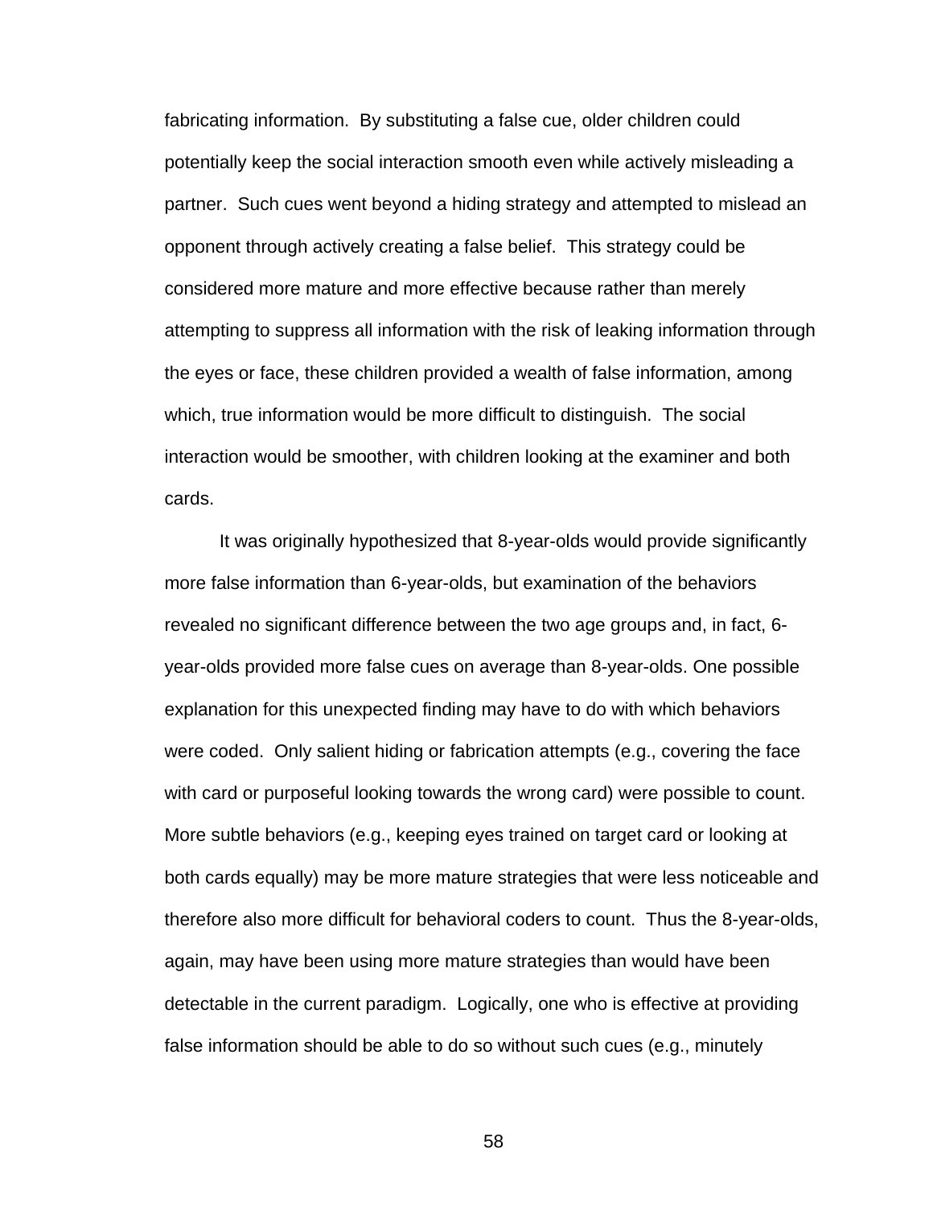fabricating information. By substituting a false cue, older children could potentially keep the social interaction smooth even while actively misleading a partner. Such cues went beyond a hiding strategy and attempted to mislead an opponent through actively creating a false belief. This strategy could be considered more mature and more effective because rather than merely attempting to suppress all information with the risk of leaking information through the eyes or face, these children provided a wealth of false information, among which, true information would be more difficult to distinguish. The social interaction would be smoother, with children looking at the examiner and both cards.

It was originally hypothesized that 8-year-olds would provide significantly more false information than 6-year-olds, but examination of the behaviors revealed no significant difference between the two age groups and, in fact, 6-year-olds provided more false cues on average than 8-year-olds. One possible explanation for this unexpected finding may have to do with which behaviors were coded. Only salient hiding or fabrication attempts (e.g., covering the face with card or purposeful looking towards the wrong card) were possible to count. More subtle behaviors (e.g., keeping eyes trained on target card or looking at both cards equally) may be more mature strategies that were less noticeable and therefore also more difficult for behavioral coders to count. Thus the 8-year-olds, again, may have been using more mature strategies than would have been detectable in the current paradigm. Logically, one who is effective at providing false information should be able to do so without such cues (e.g., minutely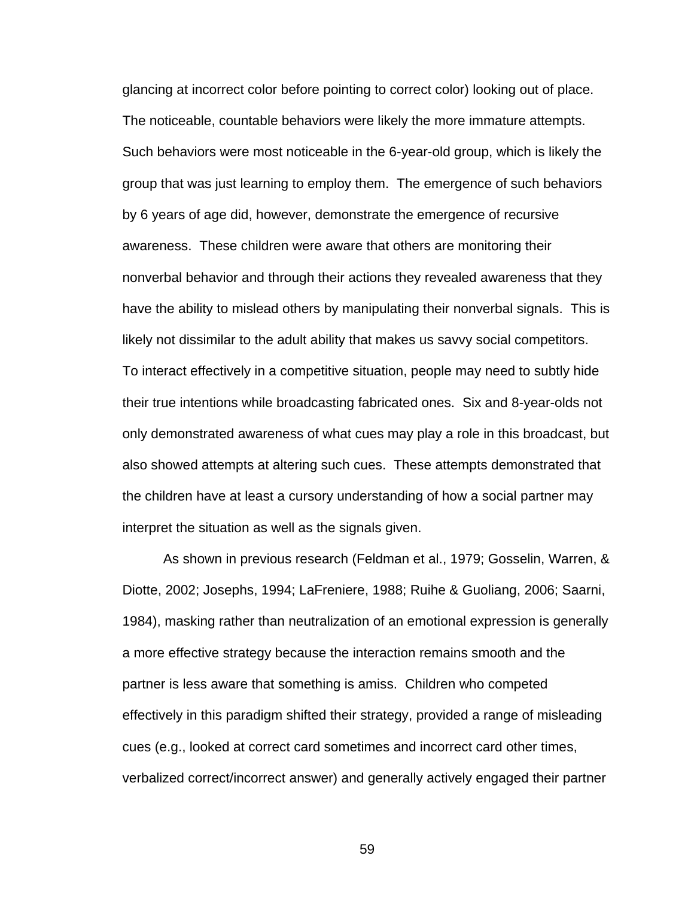glancing at incorrect color before pointing to correct color) looking out of place. The noticeable, countable behaviors were likely the more immature attempts. Such behaviors were most noticeable in the 6-year-old group, which is likely the group that was just learning to employ them. The emergence of such behaviors by 6 years of age did, however, demonstrate the emergence of recursive awareness. These children were aware that others are monitoring their nonverbal behavior and through their actions they revealed awareness that they have the ability to mislead others by manipulating their nonverbal signals. This is likely not dissimilar to the adult ability that makes us savvy social competitors. To interact effectively in a competitive situation, people may need to subtly hide their true intentions while broadcasting fabricated ones. Six and 8-year-olds not only demonstrated awareness of what cues may play a role in this broadcast, but also showed attempts at altering such cues. These attempts demonstrated that the children have at least a cursory understanding of how a social partner may interpret the situation as well as the signals given.

As shown in previous research (Feldman et al., 1979; Gosselin, Warren, & Diotte, 2002; Josephs, 1994; LaFreniere, 1988; Ruihe & Guoliang, 2006; Saarni, 1984), masking rather than neutralization of an emotional expression is generally a more effective strategy because the interaction remains smooth and the partner is less aware that something is amiss. Children who competed effectively in this paradigm shifted their strategy, provided a range of misleading cues (e.g., looked at correct card sometimes and incorrect card other times, verbalized correct/incorrect answer) and generally actively engaged their partner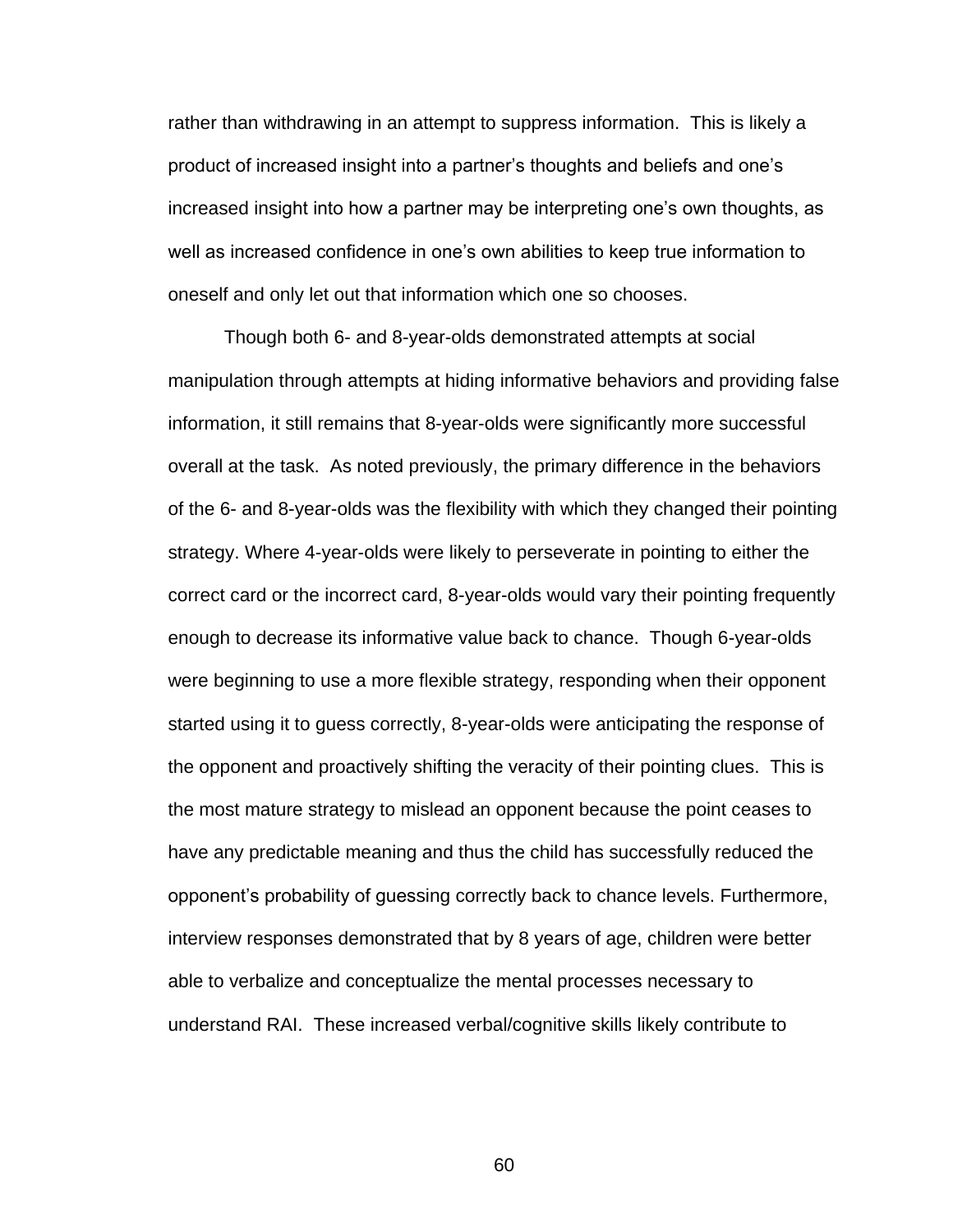rather than withdrawing in an attempt to suppress information. This is likely a product of increased insight into a partner's thoughts and beliefs and one's increased insight into how a partner may be interpreting one's own thoughts, as well as increased confidence in one's own abilities to keep true information to oneself and only let out that information which one so chooses.

Though both 6- and 8-year-olds demonstrated attempts at social manipulation through attempts at hiding informative behaviors and providing false information, it still remains that 8-year-olds were significantly more successful overall at the task. As noted previously, the primary difference in the behaviors of the 6- and 8-year-olds was the flexibility with which they changed their pointing strategy. Where 4-year-olds were likely to perseverate in pointing to either the correct card or the incorrect card, 8-year-olds would vary their pointing frequently enough to decrease its informative value back to chance. Though 6-year-olds were beginning to use a more flexible strategy, responding when their opponent started using it to guess correctly, 8-year-olds were anticipating the response of the opponent and proactively shifting the veracity of their pointing clues. This is the most mature strategy to mislead an opponent because the point ceases to have any predictable meaning and thus the child has successfully reduced the opponent's probability of guessing correctly back to chance levels. Furthermore, interview responses demonstrated that by 8 years of age, children were better able to verbalize and conceptualize the mental processes necessary to understand RAI. These increased verbal/cognitive skills likely contribute to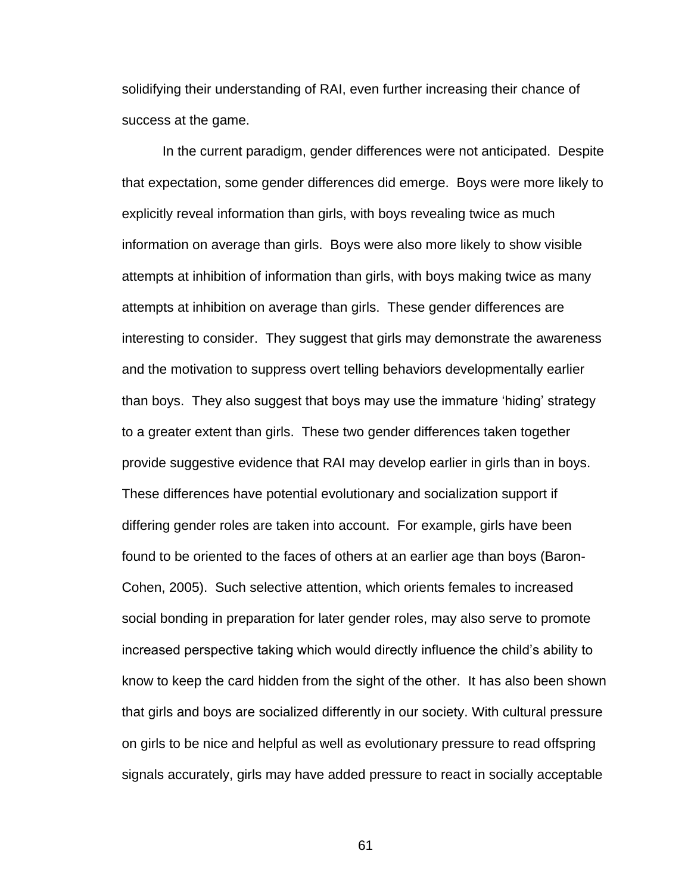solidifying their understanding of RAI, even further increasing their chance of success at the game.

In the current paradigm, gender differences were not anticipated. Despite that expectation, some gender differences did emerge. Boys were more likely to explicitly reveal information than girls, with boys revealing twice as much information on average than girls. Boys were also more likely to show visible attempts at inhibition of information than girls, with boys making twice as many attempts at inhibition on average than girls. These gender differences are interesting to consider. They suggest that girls may demonstrate the awareness and the motivation to suppress overt telling behaviors developmentally earlier than boys. They also suggest that boys may use the immature 'hiding' strategy to a greater extent than girls. These two gender differences taken together provide suggestive evidence that RAI may develop earlier in girls than in boys. These differences have potential evolutionary and socialization support if differing gender roles are taken into account. For example, girls have been found to be oriented to the faces of others at an earlier age than boys (Baron-Cohen, 2005). Such selective attention, which orients females to increased social bonding in preparation for later gender roles, may also serve to promote increased perspective taking which would directly influence the child's ability to know to keep the card hidden from the sight of the other. It has also been shown that girls and boys are socialized differently in our society. With cultural pressure on girls to be nice and helpful as well as evolutionary pressure to read offspring signals accurately, girls may have added pressure to react in socially acceptable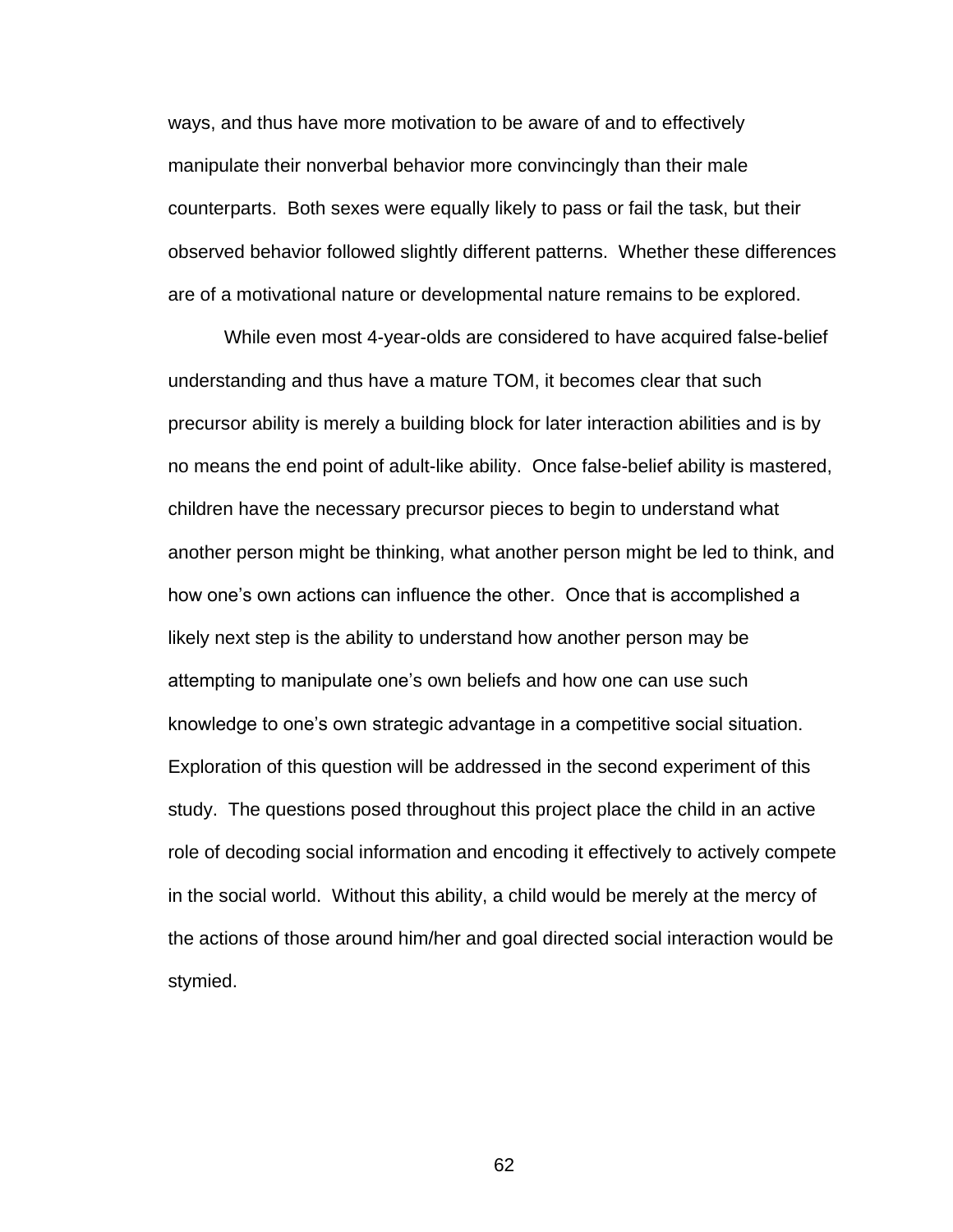ways, and thus have more motivation to be aware of and to effectively manipulate their nonverbal behavior more convincingly than their male counterparts. Both sexes were equally likely to pass or fail the task, but their observed behavior followed slightly different patterns. Whether these differences are of a motivational nature or developmental nature remains to be explored.

While even most 4-year-olds are considered to have acquired false-belief understanding and thus have a mature TOM, it becomes clear that such precursor ability is merely a building block for later interaction abilities and is by no means the end point of adult-like ability. Once false-belief ability is mastered, children have the necessary precursor pieces to begin to understand what another person might be thinking, what another person might be led to think, and how one's own actions can influence the other. Once that is accomplished a likely next step is the ability to understand how another person may be attempting to manipulate one's own beliefs and how one can use such knowledge to one's own strategic advantage in a competitive social situation. Exploration of this question will be addressed in the second experiment of this study. The questions posed throughout this project place the child in an active role of decoding social information and encoding it effectively to actively compete in the social world. Without this ability, a child would be merely at the mercy of the actions of those around him/her and goal directed social interaction would be stymied.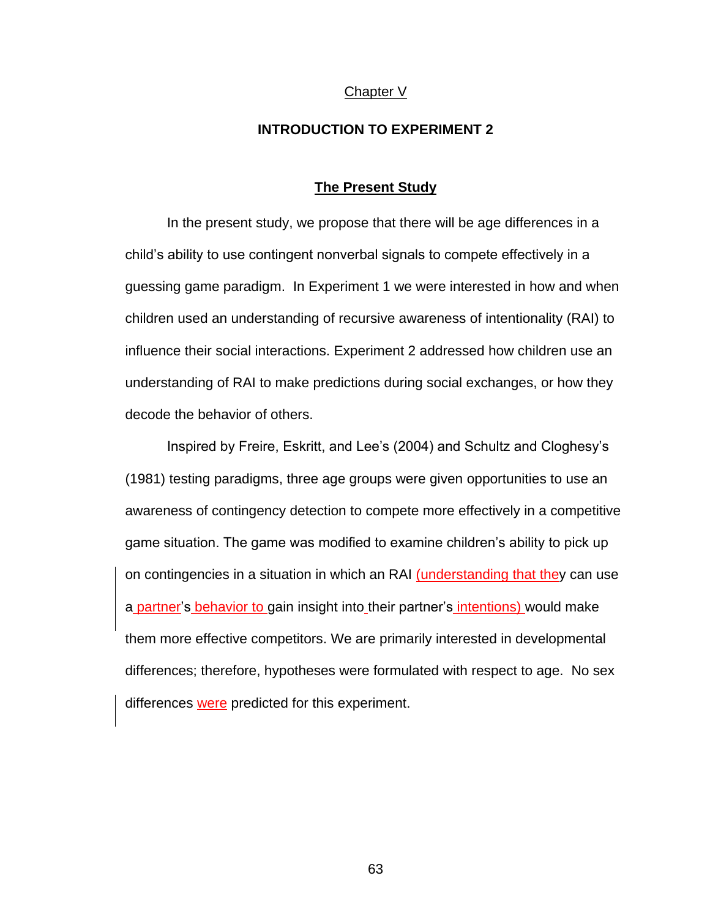Chapter V

# INTRODUCTION TO EXPERIMENT 2

## The Present Study

In the present study, we propose that there will be age differences in a child's ability to use contingent nonverbal signals to compete effectively in a guessing game paradigm. In Experiment 1 we were interested in how and when children used an understanding of recursive awareness of intentionality (RAI) to influence their social interactions. Experiment 2 addressed how children use an understanding of RAI to make predictions during social exchanges, or how they decode the behavior of others.

Inspired by Freire, Eskritt, and Lee's (2004) and Schultz and Cloghesy's (1981) testing paradigms, three age groups were given opportunities to use an awareness of contingency detection to compete more effectively in a competitive game situation. The game was modified to examine children's ability to pick up on contingencies in a situation in which an RAI (understanding that they can use a partner's behavior to gain insight into their partner's intentions) would make them more effective competitors. We are primarily interested in developmental differences; therefore, hypotheses were formulated with respect to age. No sex differences were predicted for this experiment.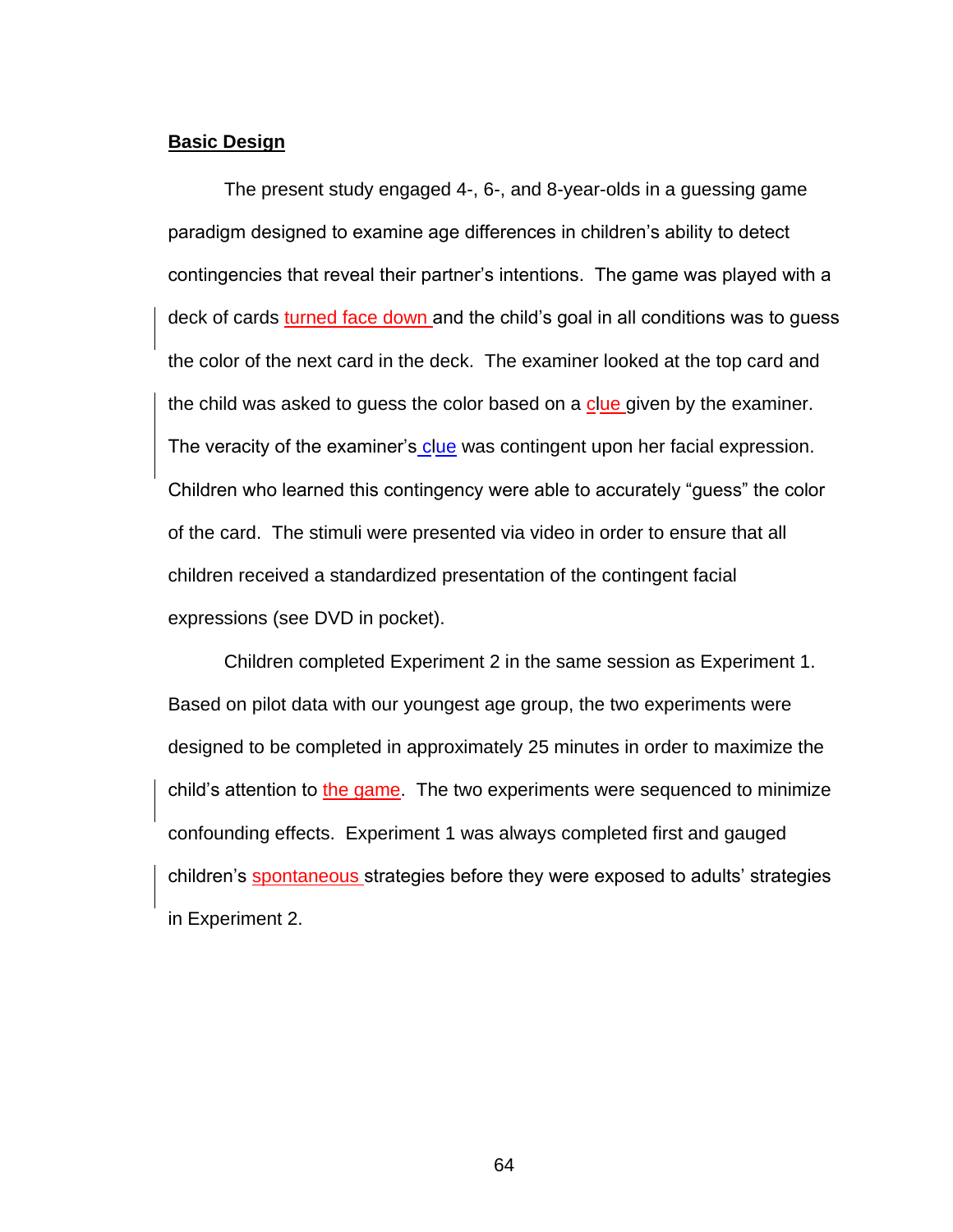## Basic Design

The present study engaged 4-, 6-, and 8-year-olds in a guessing game paradigm designed to examine age differences in children's ability to detect contingencies that reveal their partner's intentions. The game was played with a deck of cards turned face down and the child's goal in all conditions was to guess the color of the next card in the deck. The examiner looked at the top card and the child was asked to guess the color based on a clue given by the examiner. The veracity of the examiner's clue was contingent upon her facial expression. Children who learned this contingency were able to accurately "guess" the color of the card. The stimuli were presented via video in order to ensure that all children received a standardized presentation of the contingent facial expressions (see DVD in pocket).

Children completed Experiment 2 in the same session as Experiment 1. Based on pilot data with our youngest age group, the two experiments were designed to be completed in approximately 25 minutes in order to maximize the child's attention to the game. The two experiments were sequenced to minimize confounding effects. Experiment 1 was always completed first and gauged children's spontaneous strategies before they were exposed to adults' strategies in Experiment 2.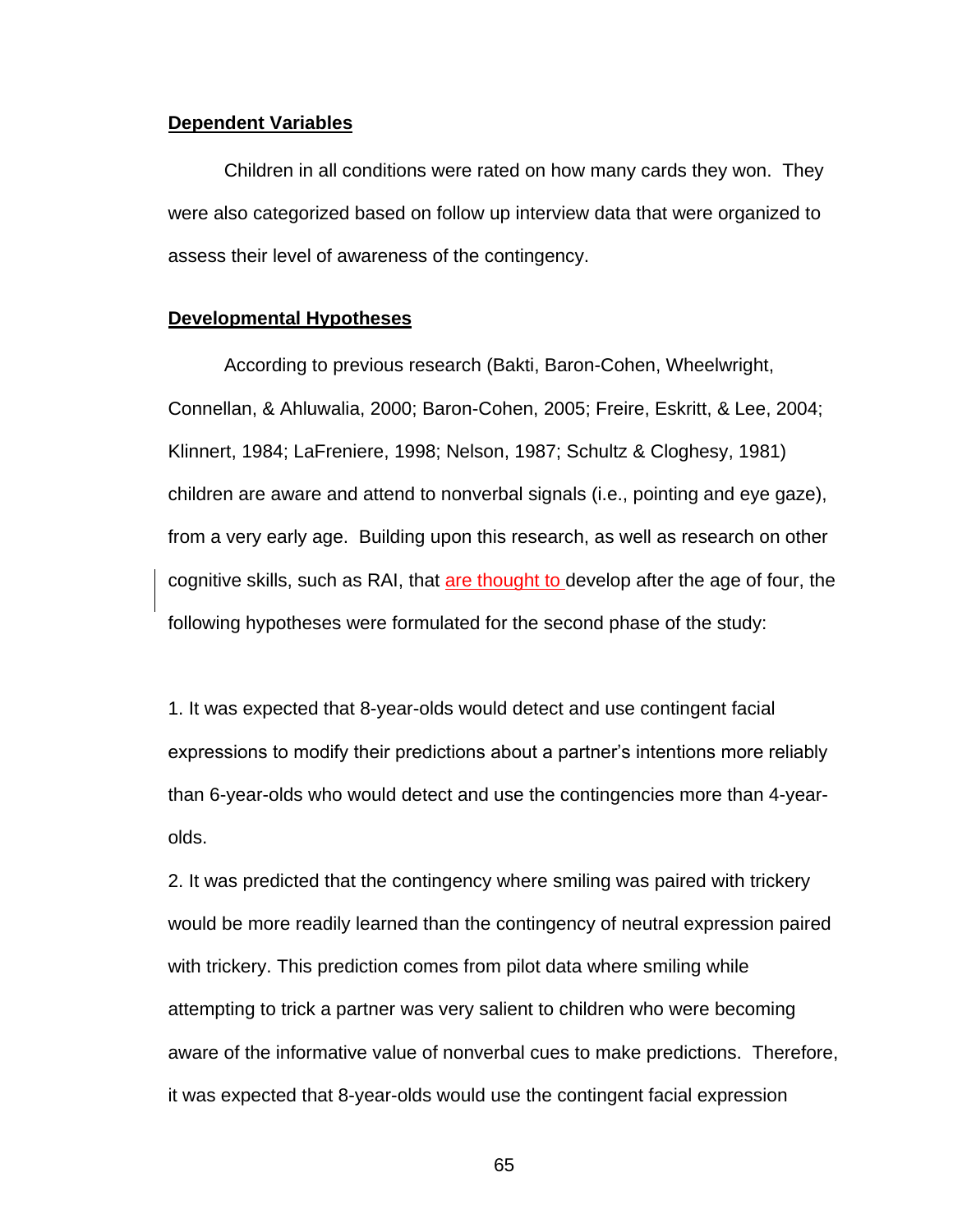**Dependent Variables**

Children in all conditions were rated on how many cards they won. They were also categorized based on follow up interview data that were organized to assess their level of awareness of the contingency.

**Developmental Hypotheses**

According to previous research (Bakti, Baron-Cohen, Wheelwright, Connellan, & Ahluwalia, 2000; Baron-Cohen, 2005; Freire, Eskritt, & Lee, 2004; Klinnert, 1984; LaFreniere, 1998; Nelson, 1987; Schultz & Cloghesy, 1981) children are aware and attend to nonverbal signals (i.e., pointing and eye gaze), from a very early age. Building upon this research, as well as research on other cognitive skills, such as RAI, that are thought to develop after the age of four, the following hypotheses were formulated for the second phase of the study:

1. It was expected that 8-year-olds would detect and use contingent facial expressions to modify their predictions about a partner's intentions more reliably than 6-year-olds who would detect and use the contingencies more than 4-year-olds.

2. It was predicted that the contingency where smiling was paired with trickery would be more readily learned than the contingency of neutral expression paired with trickery. This prediction comes from pilot data where smiling while attempting to trick a partner was very salient to children who were becoming aware of the informative value of nonverbal cues to make predictions. Therefore, it was expected that 8-year-olds would use the contingent facial expression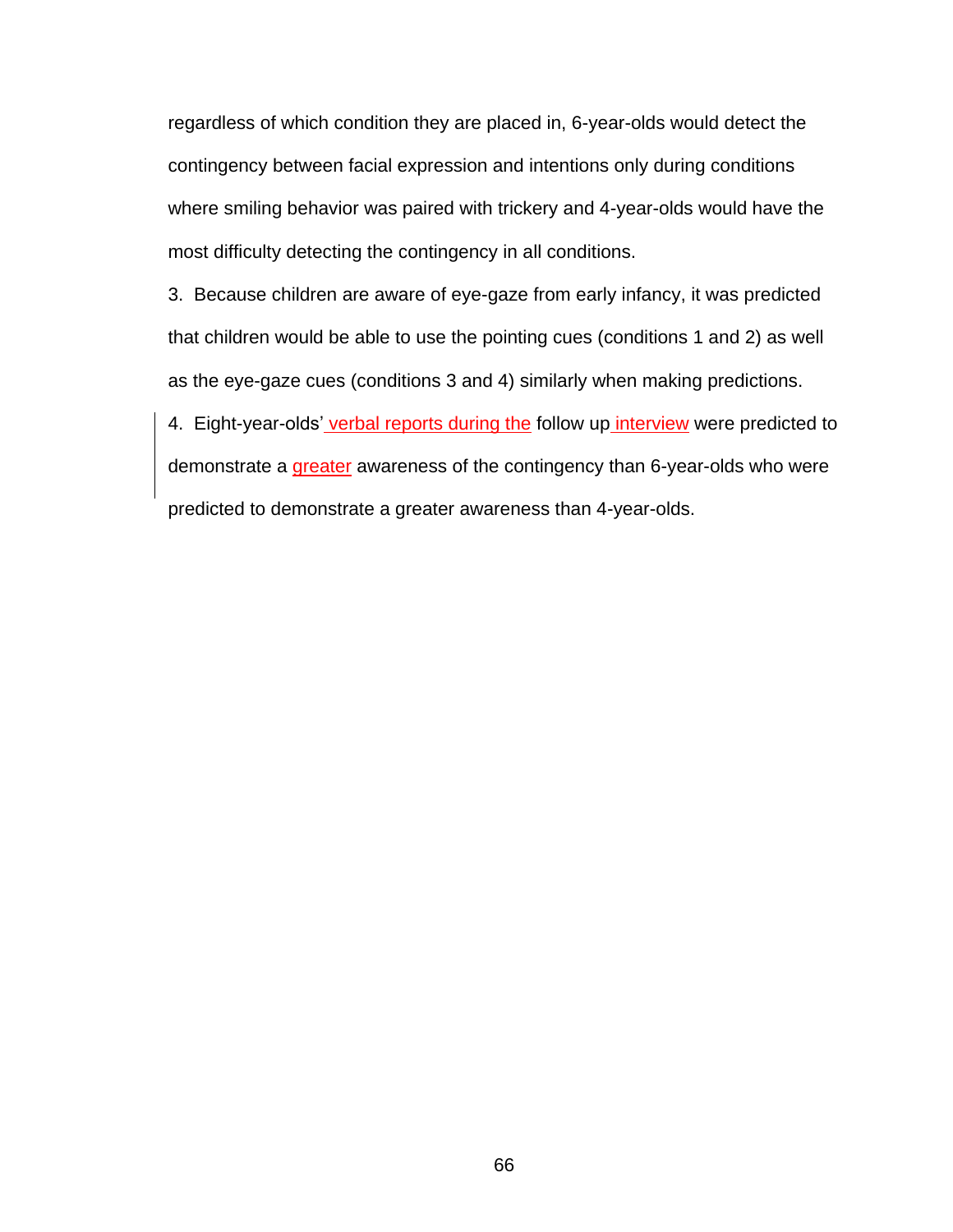regardless of which condition they are placed in, 6-year-olds would detect the contingency between facial expression and intentions only during conditions where smiling behavior was paired with trickery and 4-year-olds would have the most difficulty detecting the contingency in all conditions.

3. Because children are aware of eye-gaze from early infancy, it was predicted that children would be able to use the pointing cues (conditions 1 and 2) as well as the eye-gaze cues (conditions 3 and 4) similarly when making predictions.

4. Eight-year-olds' verbal reports during the follow up interview were predicted to demonstrate a greater awareness of the contingency than 6-year-olds who were predicted to demonstrate a greater awareness than 4-year-olds.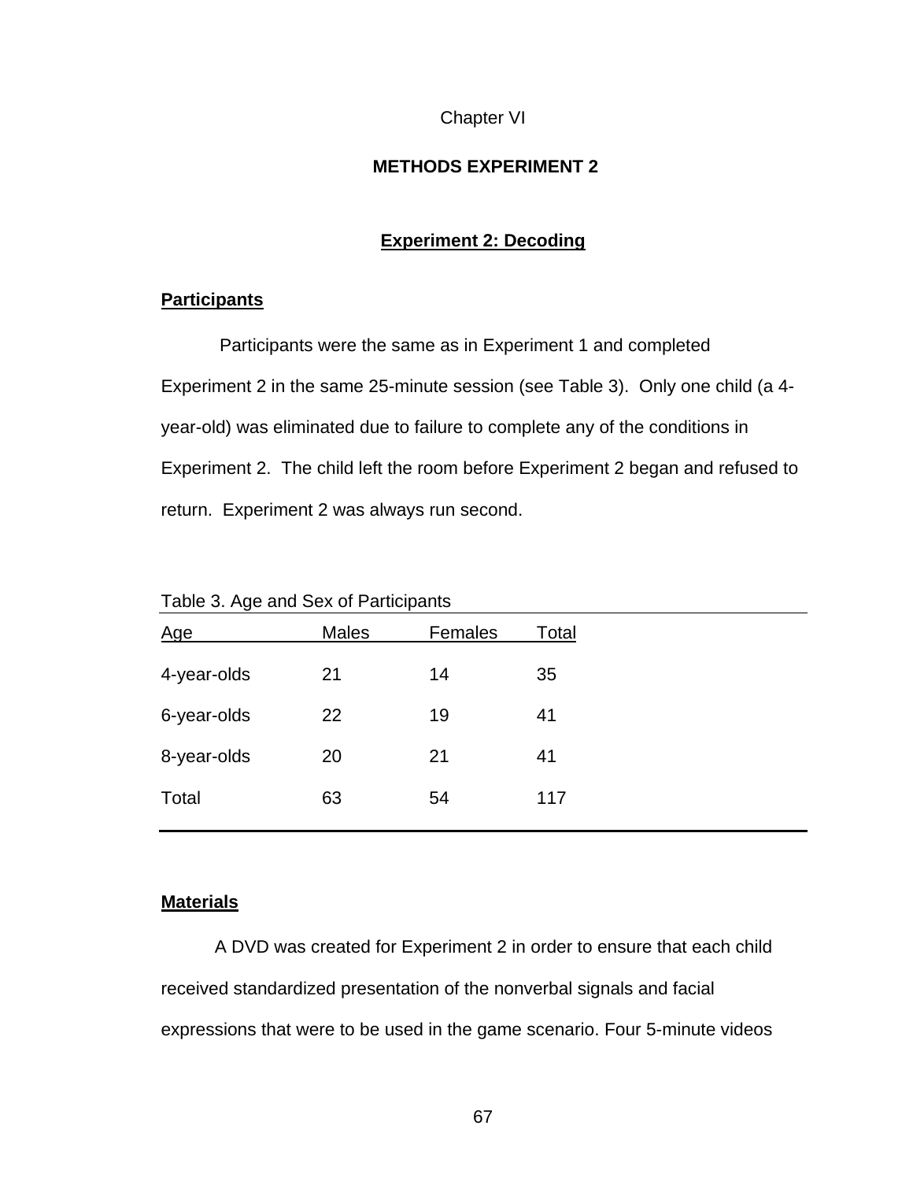Chapter VI

# METHODS EXPERIMENT 2

## Experiment 2: Decoding

### Participants

Participants were the same as in Experiment 1 and completed Experiment 2 in the same 25-minute session (see Table 3). Only one child (a 4-year-old) was eliminated due to failure to complete any of the conditions in Experiment 2. The child left the room before Experiment 2 began and refused to return. Experiment 2 was always run second.

Table 3. Age and Sex of Participants

| Age | Males | Females | Total |
|---|---|---|---|
| 4-year-olds | 21 | 14 | 35 |
| 6-year-olds | 22 | 19 | 41 |
| 8-year-olds | 20 | 21 | 41 |
| Total | 63 | 54 | 117 |

### Materials

A DVD was created for Experiment 2 in order to ensure that each child received standardized presentation of the nonverbal signals and facial expressions that were to be used in the game scenario. Four 5-minute videos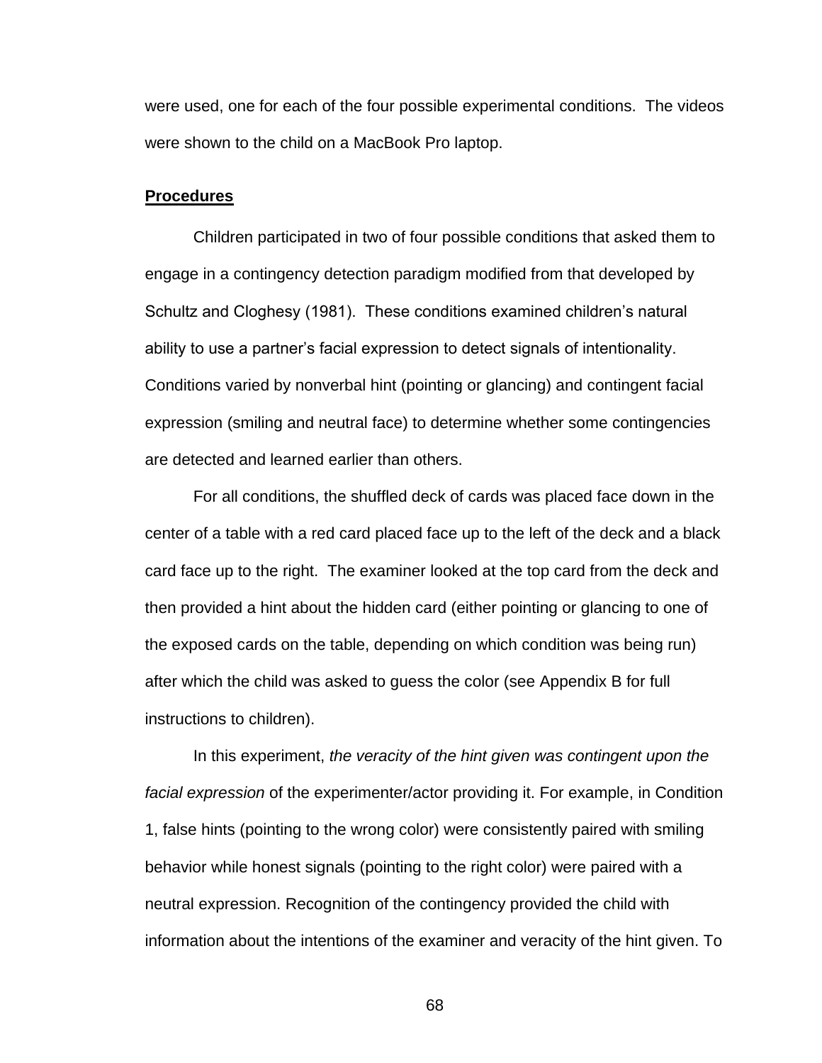were used, one for each of the four possible experimental conditions. The videos were shown to the child on a MacBook Pro laptop.

## **Procedures**

Children participated in two of four possible conditions that asked them to engage in a contingency detection paradigm modified from that developed by Schultz and Cloghesy (1981). These conditions examined children's natural ability to use a partner's facial expression to detect signals of intentionality. Conditions varied by nonverbal hint (pointing or glancing) and contingent facial expression (smiling and neutral face) to determine whether some contingencies are detected and learned earlier than others.

For all conditions, the shuffled deck of cards was placed face down in the center of a table with a red card placed face up to the left of the deck and a black card face up to the right. The examiner looked at the top card from the deck and then provided a hint about the hidden card (either pointing or glancing to one of the exposed cards on the table, depending on which condition was being run) after which the child was asked to guess the color (see Appendix B for full instructions to children).

In this experiment, *the veracity of the hint given was contingent upon the facial expression* of the experimenter/actor providing it. For example, in Condition 1, false hints (pointing to the wrong color) were consistently paired with smiling behavior while honest signals (pointing to the right color) were paired with a neutral expression. Recognition of the contingency provided the child with information about the intentions of the examiner and veracity of the hint given. To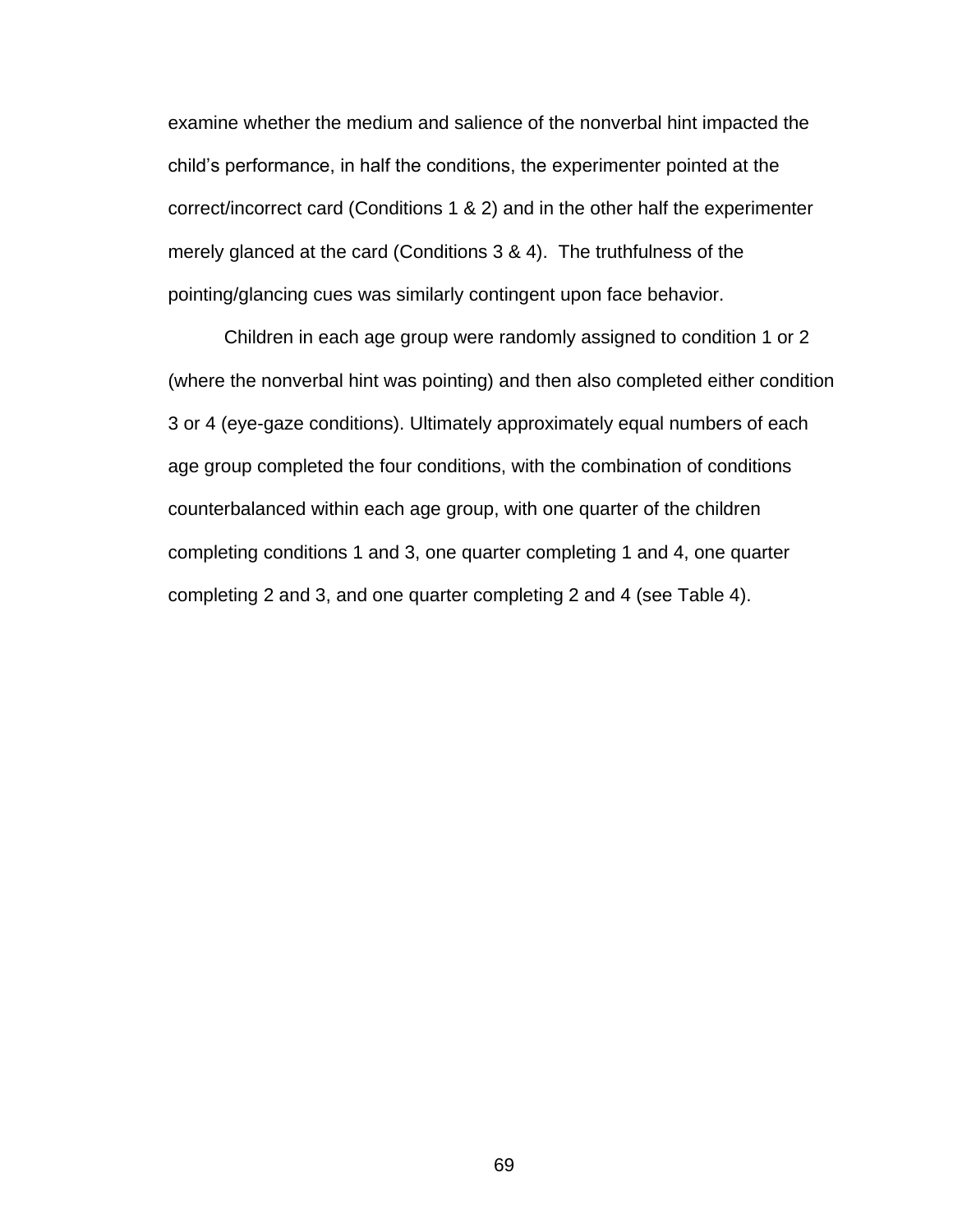examine whether the medium and salience of the nonverbal hint impacted the child's performance, in half the conditions, the experimenter pointed at the correct/incorrect card (Conditions 1 & 2) and in the other half the experimenter merely glanced at the card (Conditions 3 & 4). The truthfulness of the pointing/glancing cues was similarly contingent upon face behavior.

Children in each age group were randomly assigned to condition 1 or 2 (where the nonverbal hint was pointing) and then also completed either condition 3 or 4 (eye-gaze conditions). Ultimately approximately equal numbers of each age group completed the four conditions, with the combination of conditions counterbalanced within each age group, with one quarter of the children completing conditions 1 and 3, one quarter completing 1 and 4, one quarter completing 2 and 3, and one quarter completing 2 and 4 (see Table 4).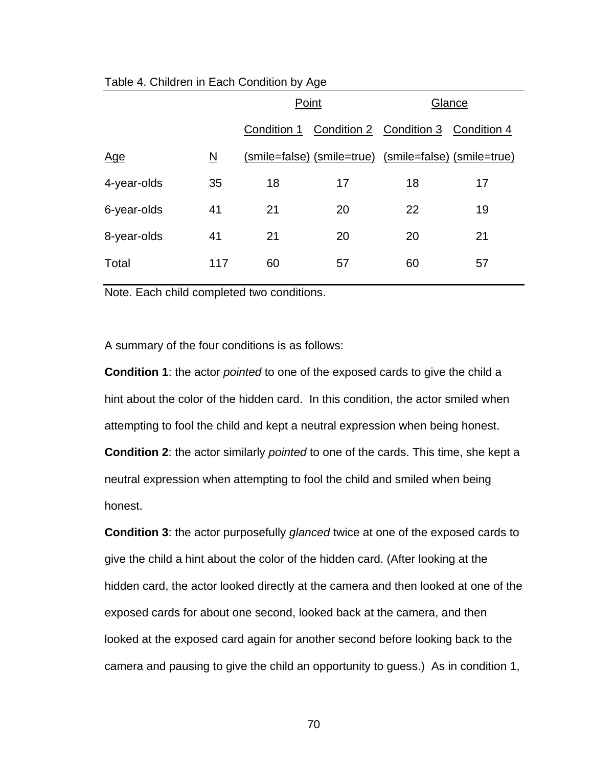Table 4. Children in Each Condition by Age

| | | Point | | Glance | |
|---|---|---|---|---|---|
| | | Condition 1 | Condition 2 | Condition 3 | Condition 4 |
| Age | N | (smile=false) | (smile=true) | (smile=false) | (smile=true) |
| 4-year-olds | 35 | 18 | 17 | 18 | 17 |
| 6-year-olds | 41 | 21 | 20 | 22 | 19 |
| 8-year-olds | 41 | 21 | 20 | 20 | 21 |
| Total | 117 | 60 | 57 | 60 | 57 |

Note. Each child completed two conditions.

A summary of the four conditions is as follows:

**Condition 1**: the actor *pointed* to one of the exposed cards to give the child a hint about the color of the hidden card. In this condition, the actor smiled when attempting to fool the child and kept a neutral expression when being honest.

**Condition 2**: the actor similarly *pointed* to one of the cards. This time, she kept a neutral expression when attempting to fool the child and smiled when being honest.

**Condition 3**: the actor purposefully *glanced* twice at one of the exposed cards to give the child a hint about the color of the hidden card. (After looking at the hidden card, the actor looked directly at the camera and then looked at one of the exposed cards for about one second, looked back at the camera, and then looked at the exposed card again for another second before looking back to the camera and pausing to give the child an opportunity to guess.) As in condition 1,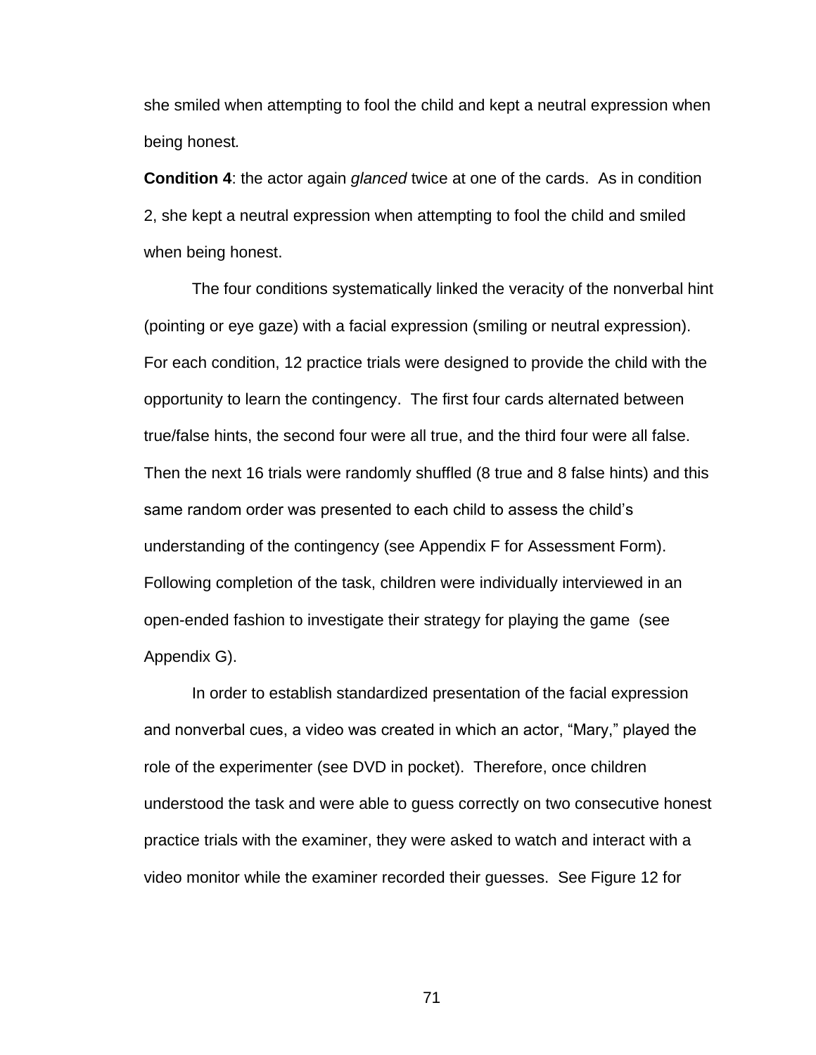she smiled when attempting to fool the child and kept a neutral expression when being honest.

**Condition 4**: the actor again *glanced* twice at one of the cards. As in condition 2, she kept a neutral expression when attempting to fool the child and smiled when being honest.

The four conditions systematically linked the veracity of the nonverbal hint (pointing or eye gaze) with a facial expression (smiling or neutral expression). For each condition, 12 practice trials were designed to provide the child with the opportunity to learn the contingency. The first four cards alternated between true/false hints, the second four were all true, and the third four were all false. Then the next 16 trials were randomly shuffled (8 true and 8 false hints) and this same random order was presented to each child to assess the child's understanding of the contingency (see Appendix F for Assessment Form). Following completion of the task, children were individually interviewed in an open-ended fashion to investigate their strategy for playing the game (see Appendix G).

In order to establish standardized presentation of the facial expression and nonverbal cues, a video was created in which an actor, "Mary," played the role of the experimenter (see DVD in pocket). Therefore, once children understood the task and were able to guess correctly on two consecutive honest practice trials with the examiner, they were asked to watch and interact with a video monitor while the examiner recorded their guesses. See Figure 12 for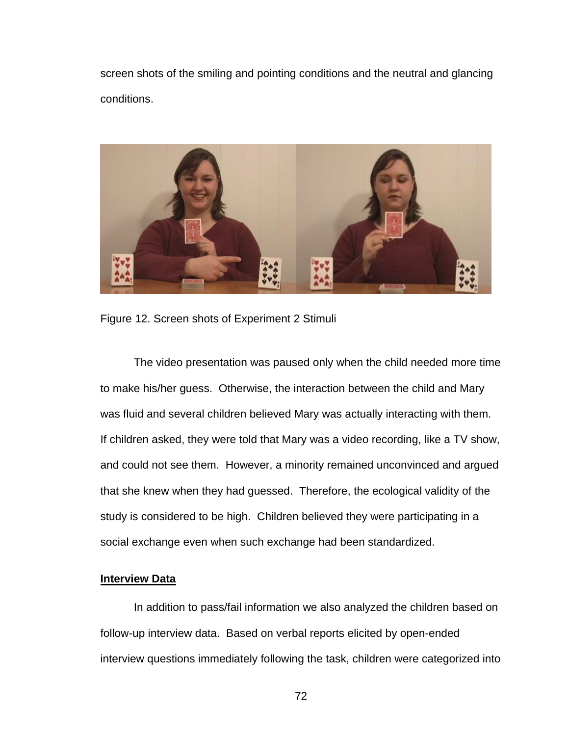screen shots of the smiling and pointing conditions and the neutral and glancing conditions.

Figure 12. Screen shots of Experiment 2 Stimuli

The video presentation was paused only when the child needed more time to make his/her guess. Otherwise, the interaction between the child and Mary was fluid and several children believed Mary was actually interacting with them. If children asked, they were told that Mary was a video recording, like a TV show, and could not see them. However, a minority remained unconvinced and argued that she knew when they had guessed. Therefore, the ecological validity of the study is considered to be high. Children believed they were participating in a social exchange even when such exchange had been standardized.

**Interview Data**

In addition to pass/fail information we also analyzed the children based on follow-up interview data. Based on verbal reports elicited by open-ended interview questions immediately following the task, children were categorized into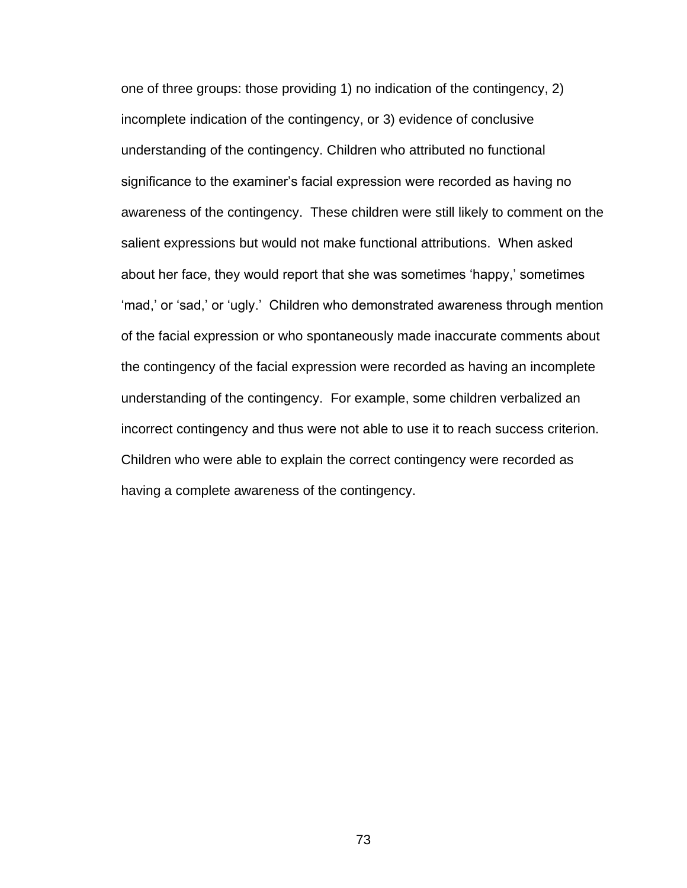one of three groups: those providing 1) no indication of the contingency, 2) incomplete indication of the contingency, or 3) evidence of conclusive understanding of the contingency. Children who attributed no functional significance to the examiner's facial expression were recorded as having no awareness of the contingency. These children were still likely to comment on the salient expressions but would not make functional attributions. When asked about her face, they would report that she was sometimes 'happy,' sometimes 'mad,' or 'sad,' or 'ugly.' Children who demonstrated awareness through mention of the facial expression or who spontaneously made inaccurate comments about the contingency of the facial expression were recorded as having an incomplete understanding of the contingency. For example, some children verbalized an incorrect contingency and thus were not able to use it to reach success criterion. Children who were able to explain the correct contingency were recorded as having a complete awareness of the contingency.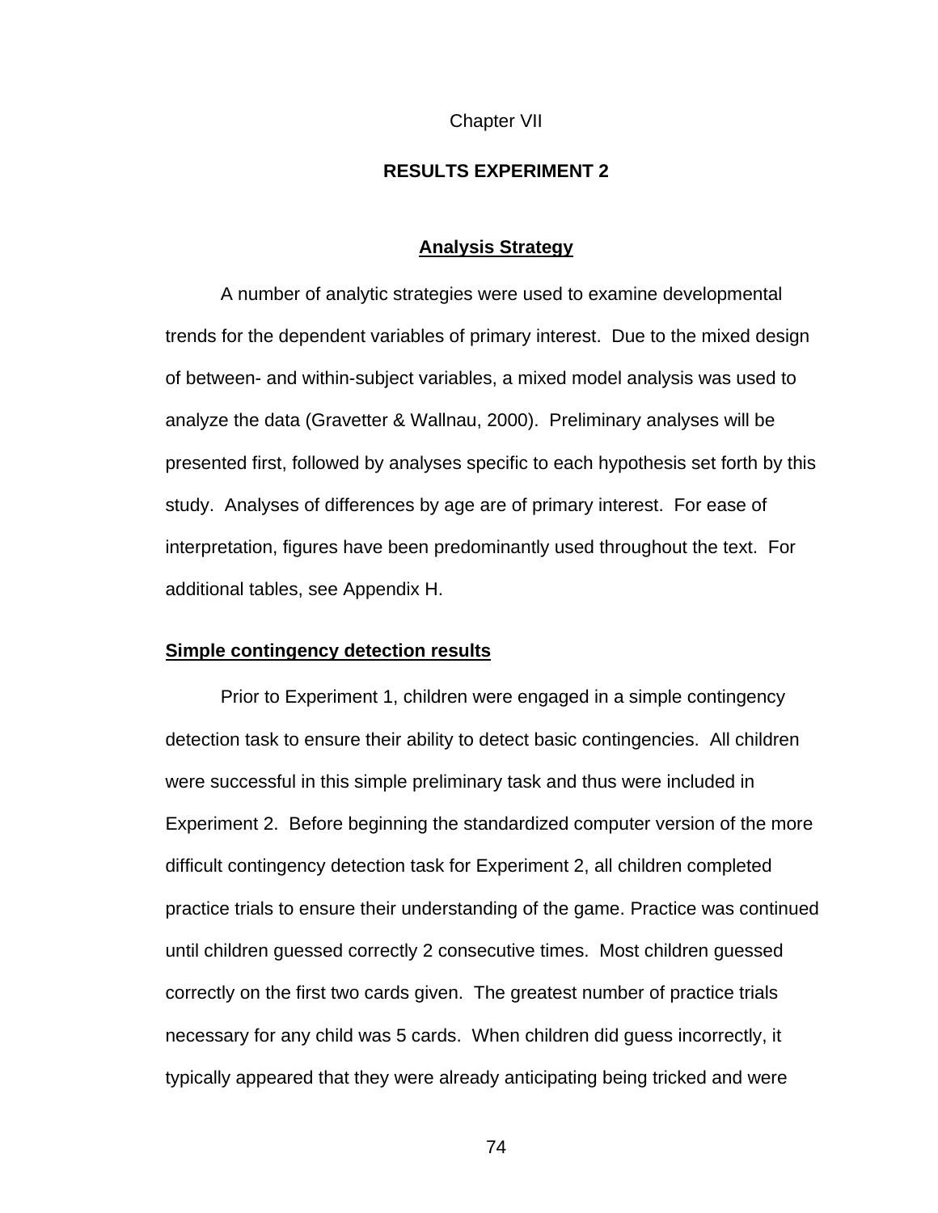Chapter VII

# RESULTS EXPERIMENT 2

## Analysis Strategy

A number of analytic strategies were used to examine developmental trends for the dependent variables of primary interest. Due to the mixed design of between- and within-subject variables, a mixed model analysis was used to analyze the data (Gravetter & Wallnau, 2000). Preliminary analyses will be presented first, followed by analyses specific to each hypothesis set forth by this study. Analyses of differences by age are of primary interest. For ease of interpretation, figures have been predominantly used throughout the text. For additional tables, see Appendix H.

### Simple contingency detection results

Prior to Experiment 1, children were engaged in a simple contingency detection task to ensure their ability to detect basic contingencies. All children were successful in this simple preliminary task and thus were included in Experiment 2. Before beginning the standardized computer version of the more difficult contingency detection task for Experiment 2, all children completed practice trials to ensure their understanding of the game. Practice was continued until children guessed correctly 2 consecutive times. Most children guessed correctly on the first two cards given. The greatest number of practice trials necessary for any child was 5 cards. When children did guess incorrectly, it typically appeared that they were already anticipating being tricked and were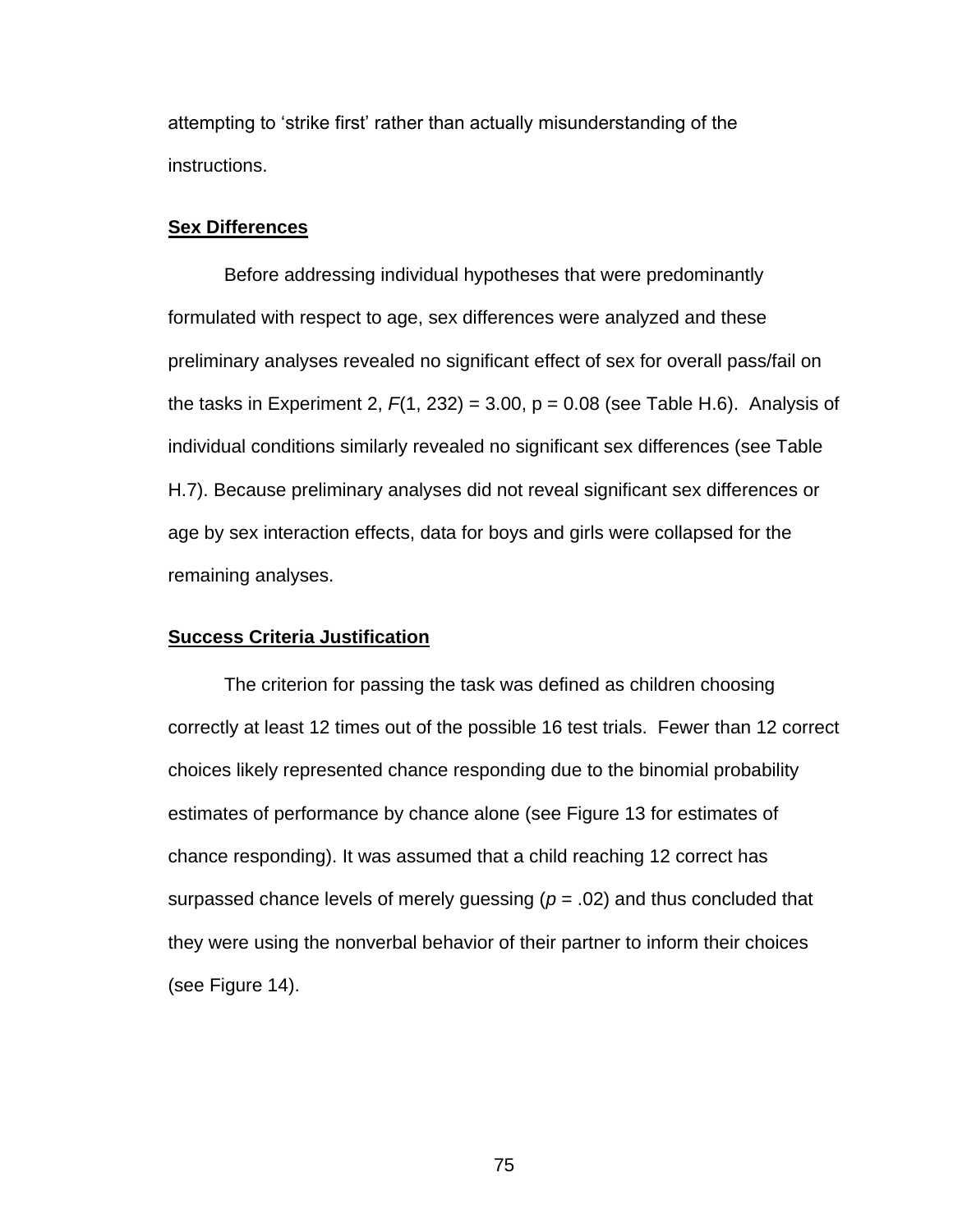attempting to 'strike first' rather than actually misunderstanding of the instructions.

**Sex Differences**

Before addressing individual hypotheses that were predominantly formulated with respect to age, sex differences were analyzed and these preliminary analyses revealed no significant effect of sex for overall pass/fail on the tasks in Experiment 2, $F(1, 232) = 3.00$, $p = 0.08$ (see Table H.6). Analysis of individual conditions similarly revealed no significant sex differences (see Table H.7). Because preliminary analyses did not reveal significant sex differences or age by sex interaction effects, data for boys and girls were collapsed for the remaining analyses.

**Success Criteria Justification**

The criterion for passing the task was defined as children choosing correctly at least 12 times out of the possible 16 test trials. Fewer than 12 correct choices likely represented chance responding due to the binomial probability estimates of performance by chance alone (see Figure 13 for estimates of chance responding). It was assumed that a child reaching 12 correct has surpassed chance levels of merely guessing ($p = .02$) and thus concluded that they were using the nonverbal behavior of their partner to inform their choices (see Figure 14).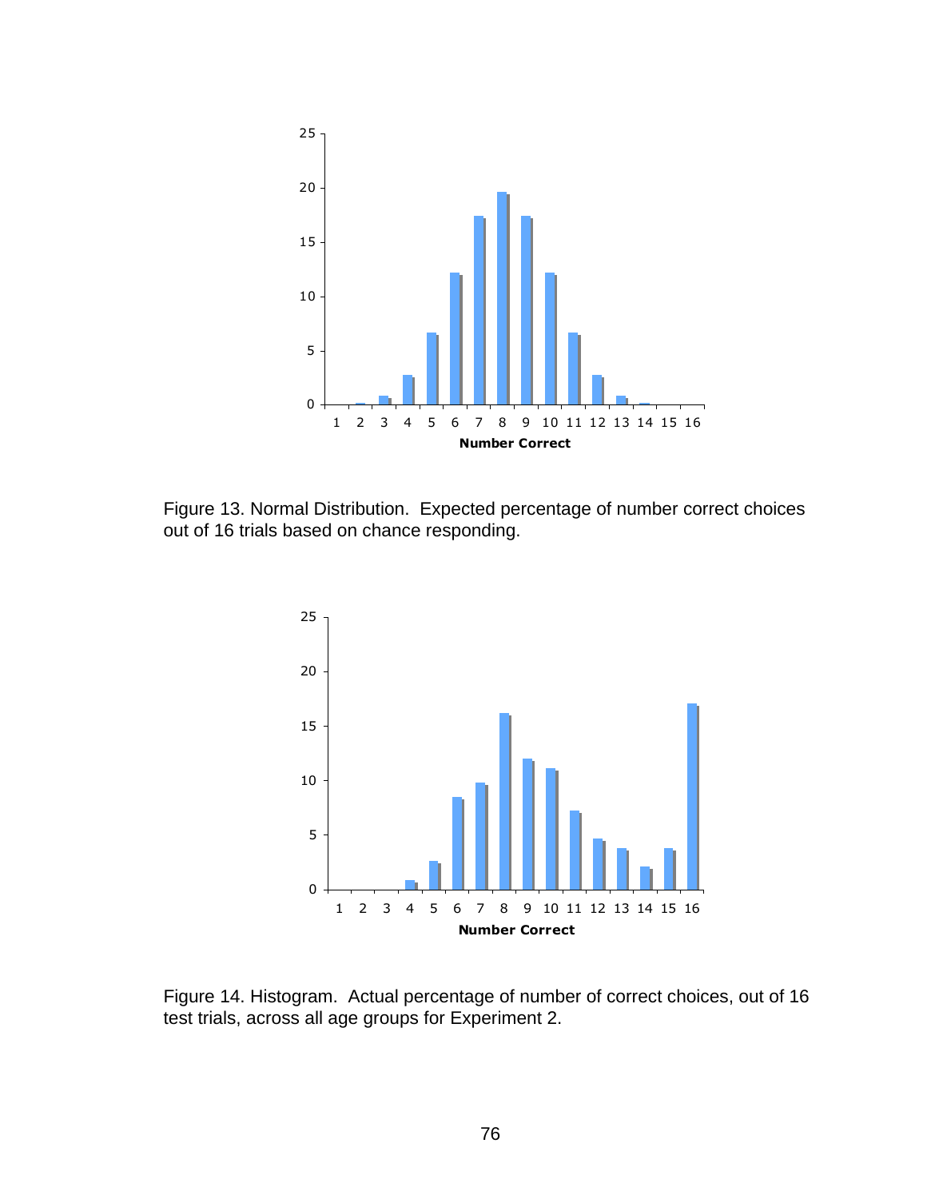Figure 13. Normal Distribution. Expected percentage of number correct choices out of 16 trials based on chance responding.

Figure 14. Histogram. Actual percentage of number of correct choices, out of 16 test trials, across all age groups for Experiment 2.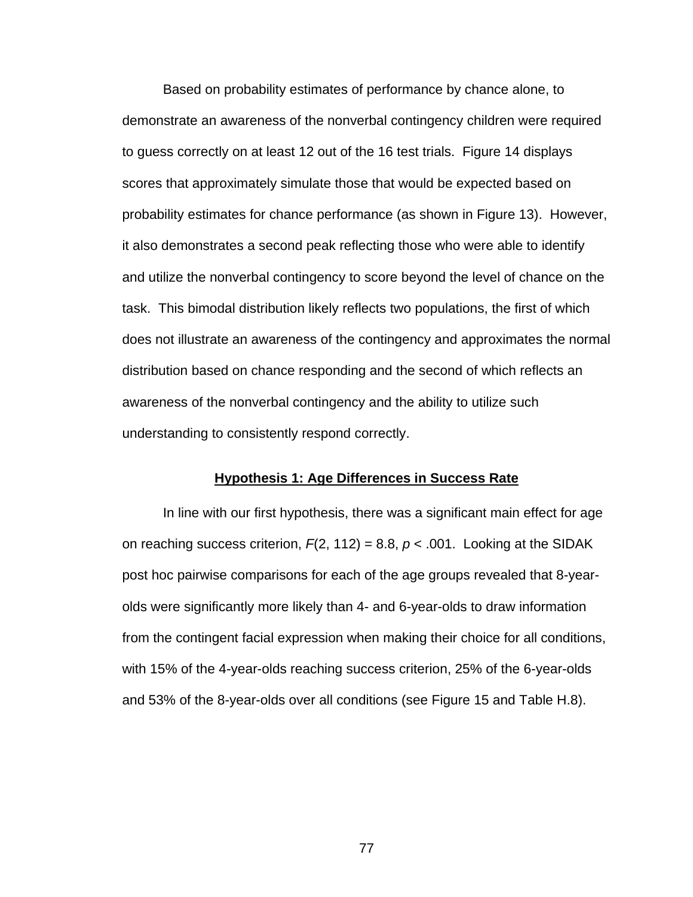Based on probability estimates of performance by chance alone, to demonstrate an awareness of the nonverbal contingency children were required to guess correctly on at least 12 out of the 16 test trials. Figure 14 displays scores that approximately simulate those that would be expected based on probability estimates for chance performance (as shown in Figure 13). However, it also demonstrates a second peak reflecting those who were able to identify and utilize the nonverbal contingency to score beyond the level of chance on the task. This bimodal distribution likely reflects two populations, the first of which does not illustrate an awareness of the contingency and approximates the normal distribution based on chance responding and the second of which reflects an awareness of the nonverbal contingency and the ability to utilize such understanding to consistently respond correctly.

## **Hypothesis 1: Age Differences in Success Rate**

In line with our first hypothesis, there was a significant main effect for age on reaching success criterion, $F(2, 112) = 8.8$, $p < .001$. Looking at the SIDAK post hoc pairwise comparisons for each of the age groups revealed that 8-year-olds were significantly more likely than 4- and 6-year-olds to draw information from the contingent facial expression when making their choice for all conditions, with 15% of the 4-year-olds reaching success criterion, 25% of the 6-year-olds and 53% of the 8-year-olds over all conditions (see Figure 15 and Table H.8).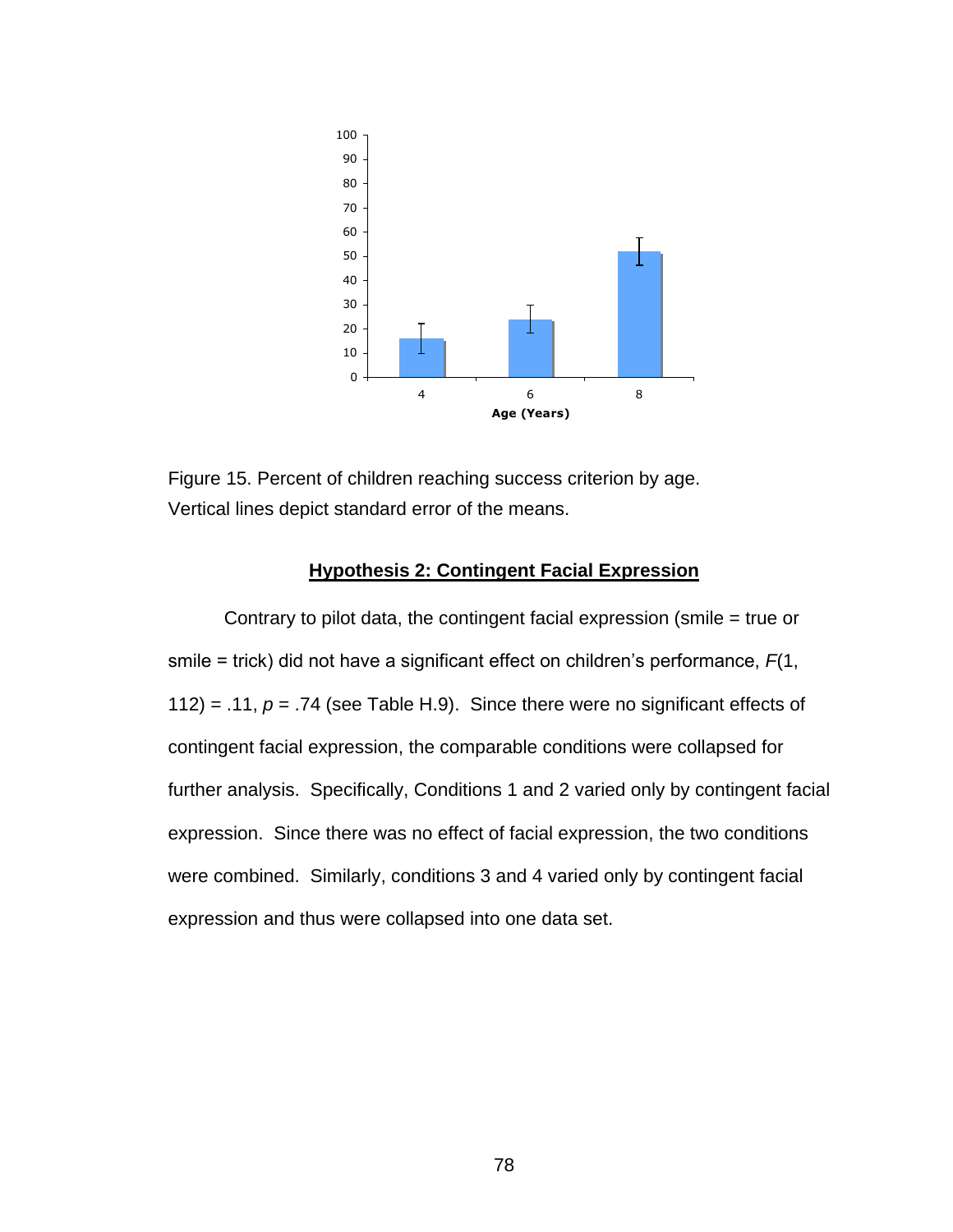Figure 15. Percent of children reaching success criterion by age. Vertical lines depict standard error of the means.

## Hypothesis 2: Contingent Facial Expression

Contrary to pilot data, the contingent facial expression (smile = true or smile = trick) did not have a significant effect on children's performance, $F(1, 112) = .11$, $p = .74$ (see Table H.9). Since there were no significant effects of contingent facial expression, the comparable conditions were collapsed for further analysis. Specifically, Conditions 1 and 2 varied only by contingent facial expression. Since there was no effect of facial expression, the two conditions were combined. Similarly, conditions 3 and 4 varied only by contingent facial expression and thus were collapsed into one data set.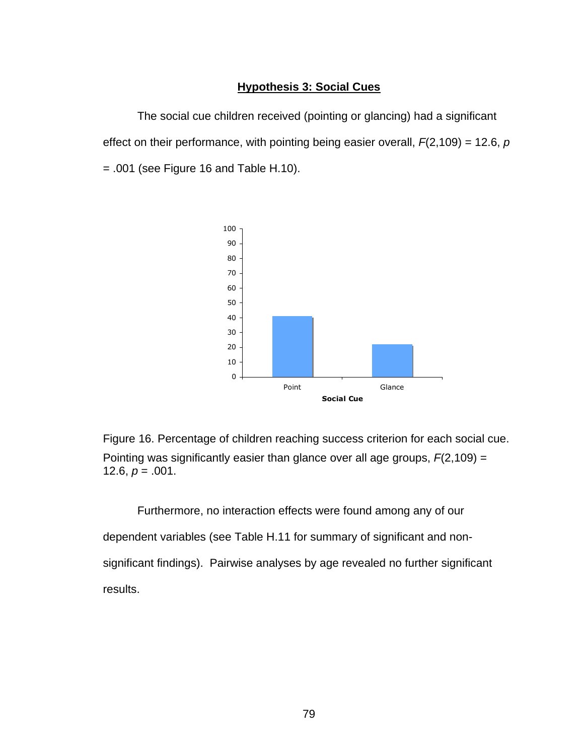## Hypothesis 3: Social Cues

The social cue children received (pointing or glancing) had a significant effect on their performance, with pointing being easier overall, $F(2,109) = 12.6$, $p = .001$ (see Figure 16 and Table H.10).

Figure 16. Percentage of children reaching success criterion for each social cue. Pointing was significantly easier than glance over all age groups, $F(2,109) = 12.6$, $p = .001$.

Furthermore, no interaction effects were found among any of our dependent variables (see Table H.11 for summary of significant and non-significant findings). Pairwise analyses by age revealed no further significant results.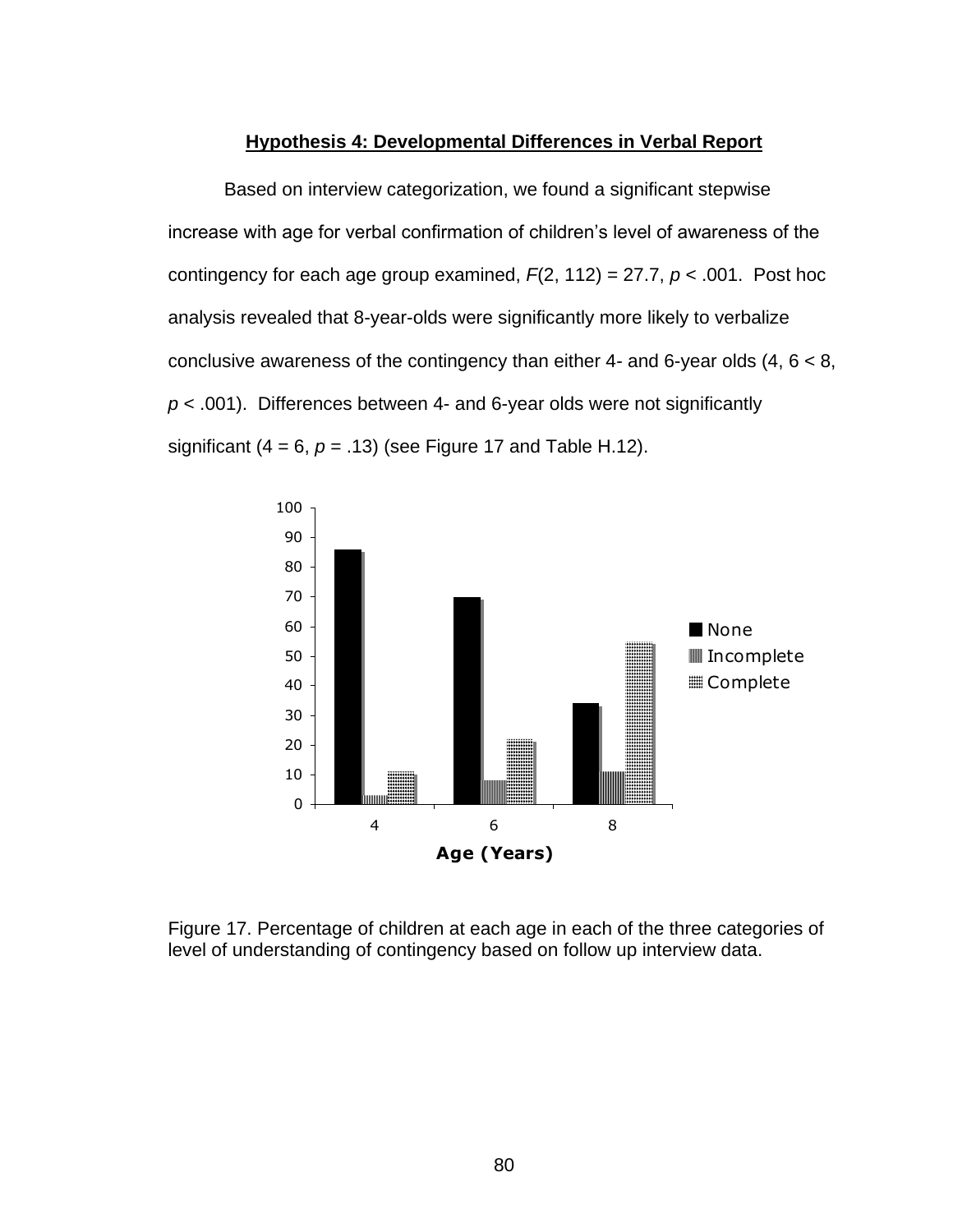**Hypothesis 4: Developmental Differences in Verbal Report**

Based on interview categorization, we found a significant stepwise increase with age for verbal confirmation of children's level of awareness of the contingency for each age group examined, $F(2, 112) = 27.7$, $p < .001$. Post hoc analysis revealed that 8-year-olds were significantly more likely to verbalize conclusive awareness of the contingency than either 4- and 6-year olds (4, 6 < 8, $p < .001$). Differences between 4- and 6-year olds were not significantly significant (4 = 6, $p = .13$) (see Figure 17 and Table H.12).

Figure 17. Percentage of children at each age in each of the three categories of level of understanding of contingency based on follow up interview data.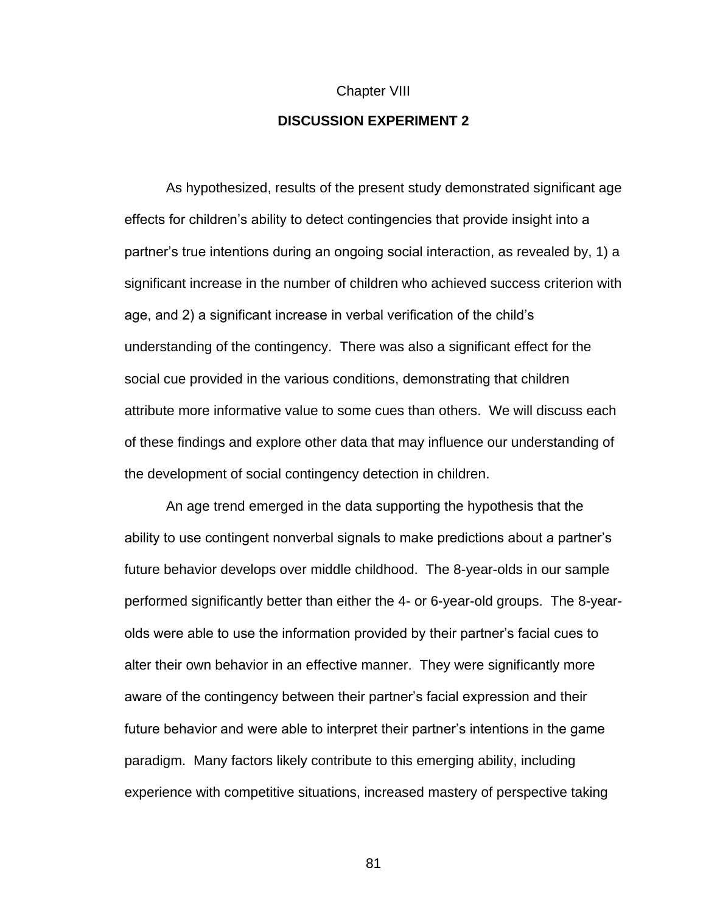Chapter VIII

# DISCUSSION EXPERIMENT 2

As hypothesized, results of the present study demonstrated significant age effects for children's ability to detect contingencies that provide insight into a partner's true intentions during an ongoing social interaction, as revealed by, 1) a significant increase in the number of children who achieved success criterion with age, and 2) a significant increase in verbal verification of the child's understanding of the contingency. There was also a significant effect for the social cue provided in the various conditions, demonstrating that children attribute more informative value to some cues than others. We will discuss each of these findings and explore other data that may influence our understanding of the development of social contingency detection in children.

An age trend emerged in the data supporting the hypothesis that the ability to use contingent nonverbal signals to make predictions about a partner's future behavior develops over middle childhood. The 8-year-olds in our sample performed significantly better than either the 4- or 6-year-old groups. The 8-year-olds were able to use the information provided by their partner's facial cues to alter their own behavior in an effective manner. They were significantly more aware of the contingency between their partner's facial expression and their future behavior and were able to interpret their partner's intentions in the game paradigm. Many factors likely contribute to this emerging ability, including experience with competitive situations, increased mastery of perspective taking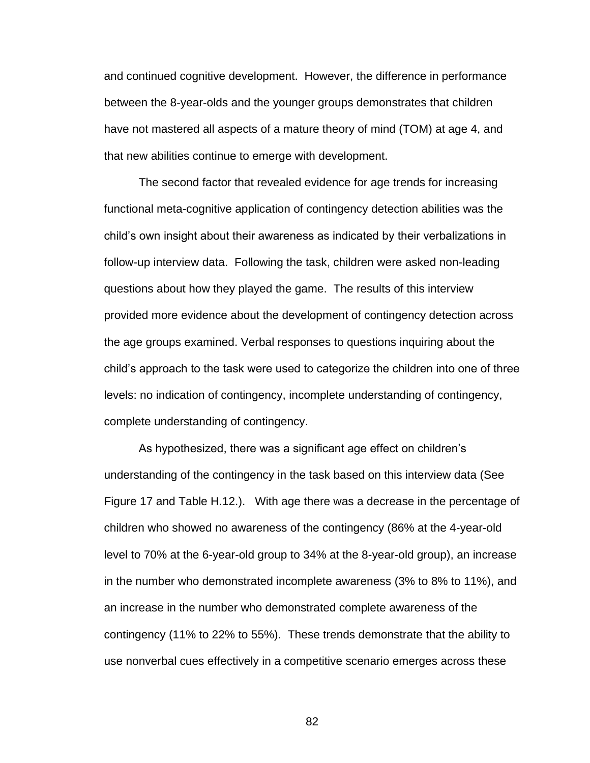and continued cognitive development. However, the difference in performance between the 8-year-olds and the younger groups demonstrates that children have not mastered all aspects of a mature theory of mind (TOM) at age 4, and that new abilities continue to emerge with development.

The second factor that revealed evidence for age trends for increasing functional meta-cognitive application of contingency detection abilities was the child's own insight about their awareness as indicated by their verbalizations in follow-up interview data. Following the task, children were asked non-leading questions about how they played the game. The results of this interview provided more evidence about the development of contingency detection across the age groups examined. Verbal responses to questions inquiring about the child's approach to the task were used to categorize the children into one of three levels: no indication of contingency, incomplete understanding of contingency, complete understanding of contingency.

As hypothesized, there was a significant age effect on children's understanding of the contingency in the task based on this interview data (See Figure 17 and Table H.12.). With age there was a decrease in the percentage of children who showed no awareness of the contingency (86% at the 4-year-old level to 70% at the 6-year-old group to 34% at the 8-year-old group), an increase in the number who demonstrated incomplete awareness (3% to 8% to 11%), and an increase in the number who demonstrated complete awareness of the contingency (11% to 22% to 55%). These trends demonstrate that the ability to use nonverbal cues effectively in a competitive scenario emerges across these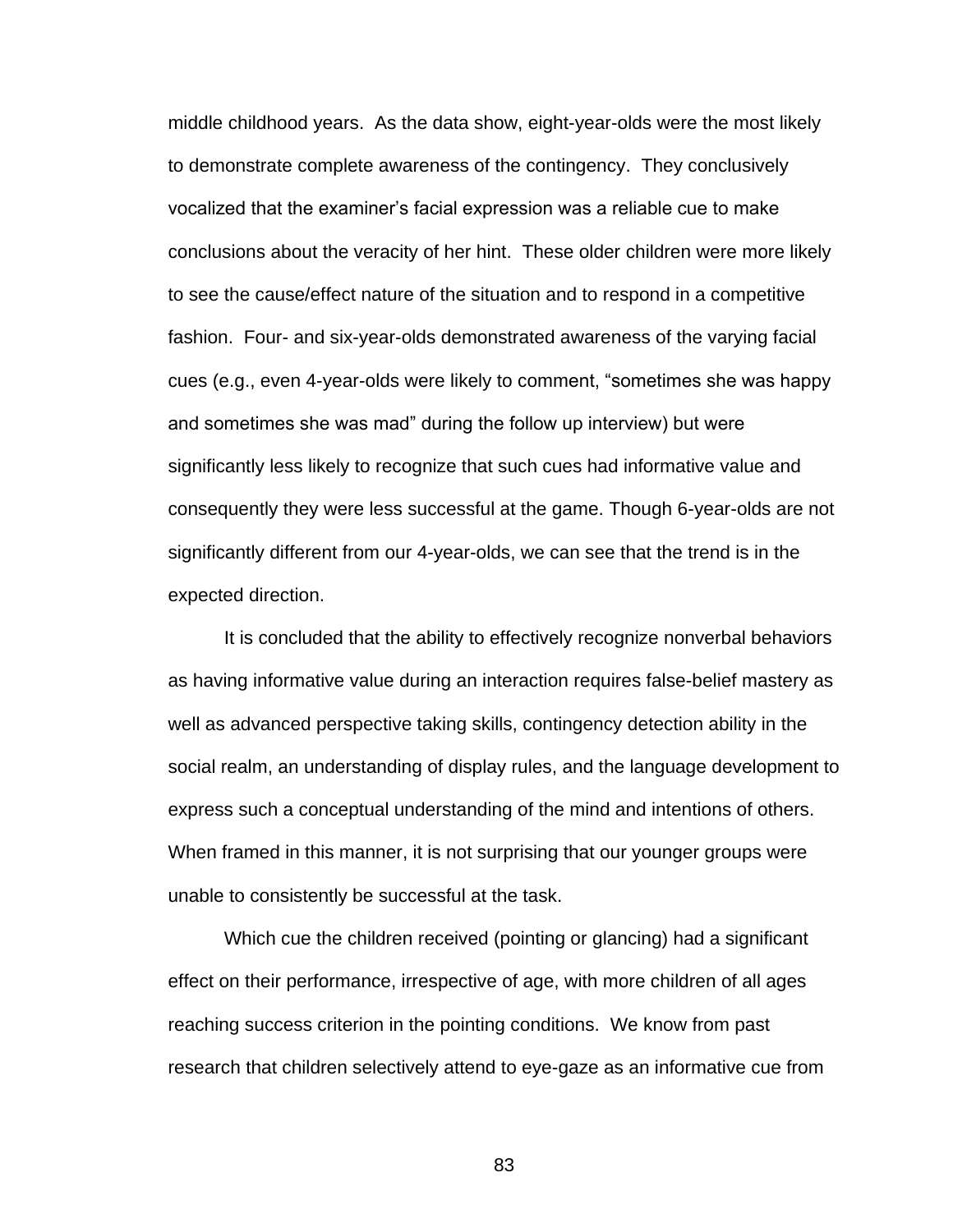middle childhood years. As the data show, eight-year-olds were the most likely to demonstrate complete awareness of the contingency. They conclusively vocalized that the examiner's facial expression was a reliable cue to make conclusions about the veracity of her hint. These older children were more likely to see the cause/effect nature of the situation and to respond in a competitive fashion. Four- and six-year-olds demonstrated awareness of the varying facial cues (e.g., even 4-year-olds were likely to comment, "sometimes she was happy and sometimes she was mad" during the follow up interview) but were significantly less likely to recognize that such cues had informative value and consequently they were less successful at the game. Though 6-year-olds are not significantly different from our 4-year-olds, we can see that the trend is in the expected direction.

It is concluded that the ability to effectively recognize nonverbal behaviors as having informative value during an interaction requires false-belief mastery as well as advanced perspective taking skills, contingency detection ability in the social realm, an understanding of display rules, and the language development to express such a conceptual understanding of the mind and intentions of others. When framed in this manner, it is not surprising that our younger groups were unable to consistently be successful at the task.

Which cue the children received (pointing or glancing) had a significant effect on their performance, irrespective of age, with more children of all ages reaching success criterion in the pointing conditions. We know from past research that children selectively attend to eye-gaze as an informative cue from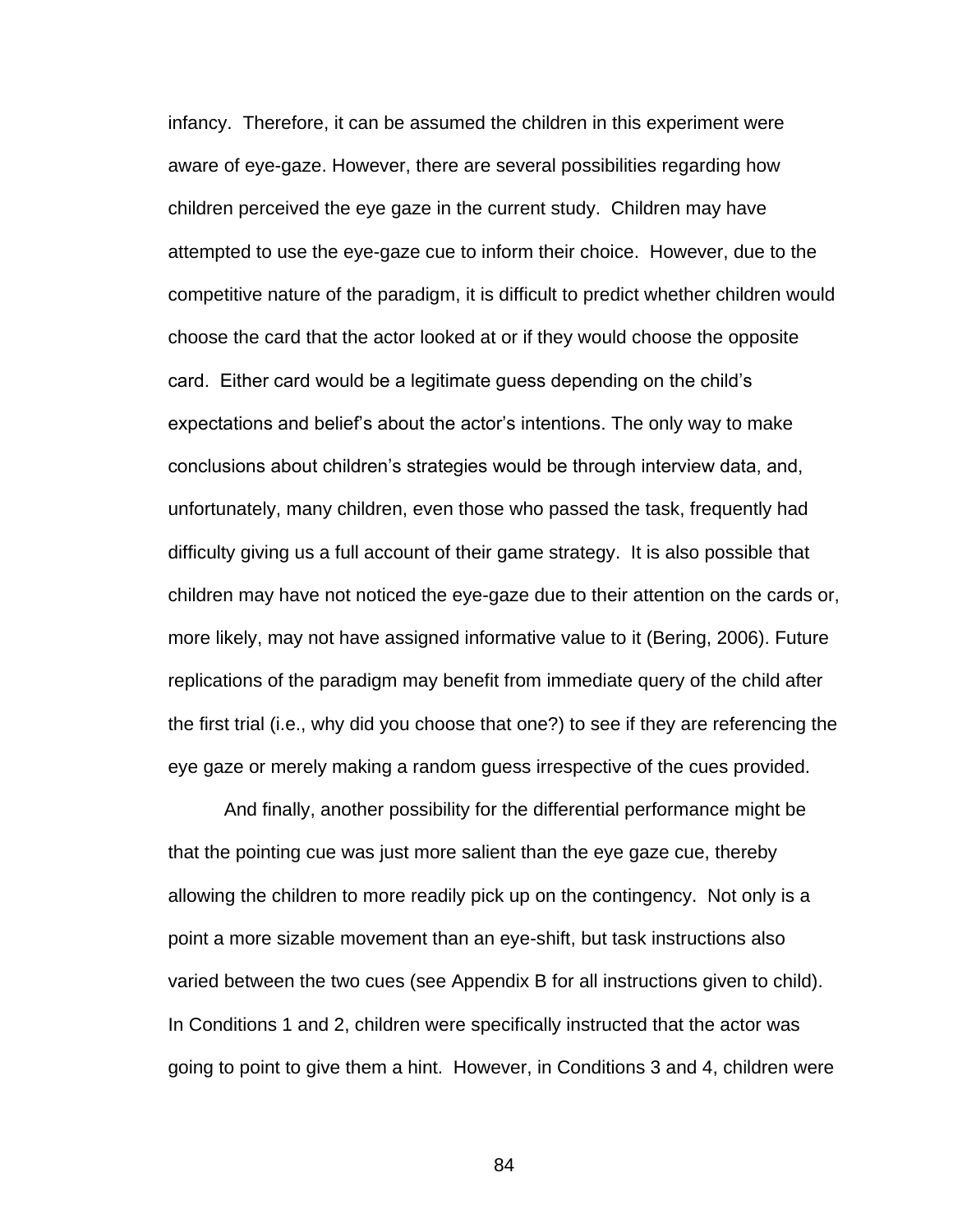infancy. Therefore, it can be assumed the children in this experiment were aware of eye-gaze. However, there are several possibilities regarding how children perceived the eye gaze in the current study. Children may have attempted to use the eye-gaze cue to inform their choice. However, due to the competitive nature of the paradigm, it is difficult to predict whether children would choose the card that the actor looked at or if they would choose the opposite card. Either card would be a legitimate guess depending on the child's expectations and belief's about the actor's intentions. The only way to make conclusions about children's strategies would be through interview data, and, unfortunately, many children, even those who passed the task, frequently had difficulty giving us a full account of their game strategy. It is also possible that children may have not noticed the eye-gaze due to their attention on the cards or, more likely, may not have assigned informative value to it (Bering, 2006). Future replications of the paradigm may benefit from immediate query of the child after the first trial (i.e., why did you choose that one?) to see if they are referencing the eye gaze or merely making a random guess irrespective of the cues provided.

And finally, another possibility for the differential performance might be that the pointing cue was just more salient than the eye gaze cue, thereby allowing the children to more readily pick up on the contingency. Not only is a point a more sizable movement than an eye-shift, but task instructions also varied between the two cues (see Appendix B for all instructions given to child). In Conditions 1 and 2, children were specifically instructed that the actor was going to point to give them a hint. However, in Conditions 3 and 4, children were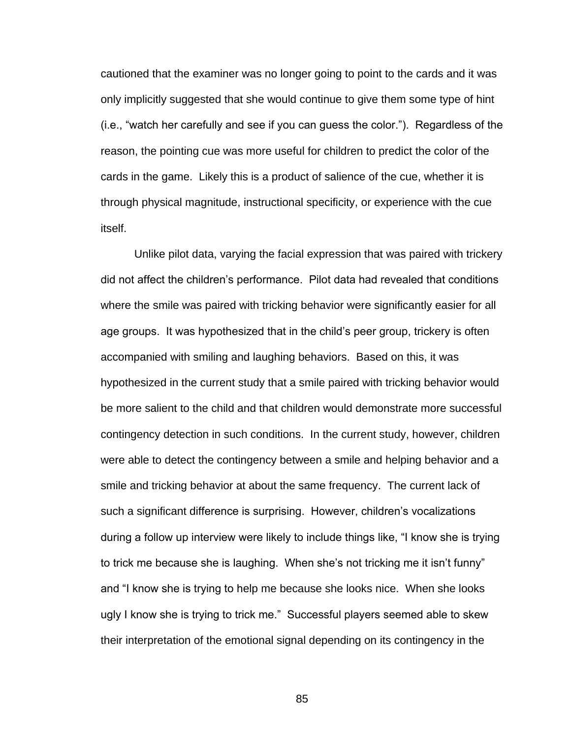cautioned that the examiner was no longer going to point to the cards and it was only implicitly suggested that she would continue to give them some type of hint (i.e., “watch her carefully and see if you can guess the color.”). Regardless of the reason, the pointing cue was more useful for children to predict the color of the cards in the game. Likely this is a product of salience of the cue, whether it is through physical magnitude, instructional specificity, or experience with the cue itself.

Unlike pilot data, varying the facial expression that was paired with trickery did not affect the children’s performance. Pilot data had revealed that conditions where the smile was paired with tricking behavior were significantly easier for all age groups. It was hypothesized that in the child’s peer group, trickery is often accompanied with smiling and laughing behaviors. Based on this, it was hypothesized in the current study that a smile paired with tricking behavior would be more salient to the child and that children would demonstrate more successful contingency detection in such conditions. In the current study, however, children were able to detect the contingency between a smile and helping behavior and a smile and tricking behavior at about the same frequency. The current lack of such a significant difference is surprising. However, children’s vocalizations during a follow up interview were likely to include things like, “I know she is trying to trick me because she is laughing. When she’s not tricking me it isn’t funny” and “I know she is trying to help me because she looks nice. When she looks ugly I know she is trying to trick me.” Successful players seemed able to skew their interpretation of the emotional signal depending on its contingency in the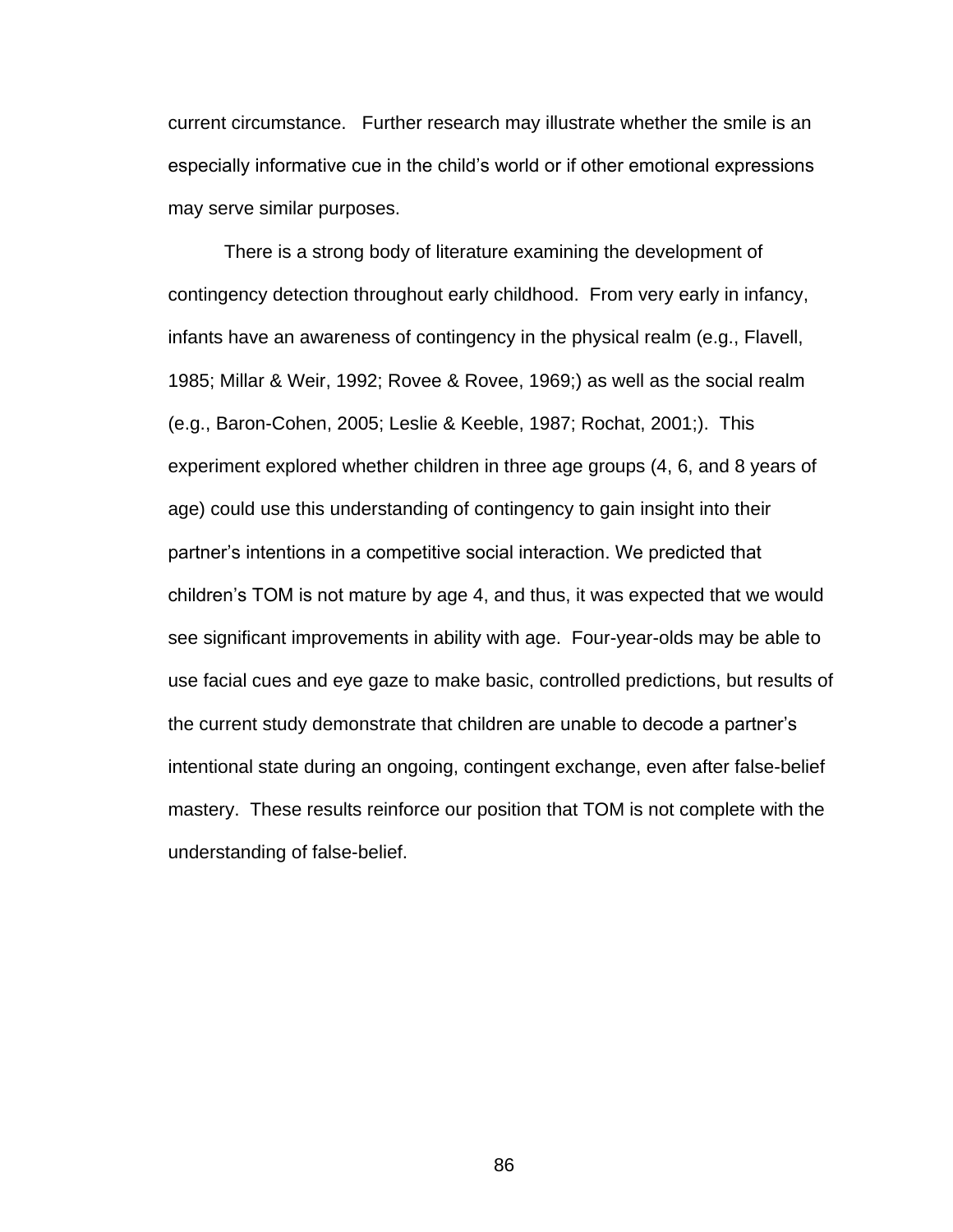current circumstance.   Further research may illustrate whether the smile is an especially informative cue in the child's world or if other emotional expressions may serve similar purposes.

There is a strong body of literature examining the development of contingency detection throughout early childhood.  From very early in infancy, infants have an awareness of contingency in the physical realm (e.g., Flavell, 1985; Millar & Weir, 1992; Rovee & Rovee, 1969;) as well as the social realm (e.g., Baron-Cohen, 2005; Leslie & Keeble, 1987; Rochat, 2001;).  This experiment explored whether children in three age groups (4, 6, and 8 years of age) could use this understanding of contingency to gain insight into their partner's intentions in a competitive social interaction. We predicted that children's TOM is not mature by age 4, and thus, it was expected that we would see significant improvements in ability with age.  Four-year-olds may be able to use facial cues and eye gaze to make basic, controlled predictions, but results of the current study demonstrate that children are unable to decode a partner's intentional state during an ongoing, contingent exchange, even after false-belief mastery.  These results reinforce our position that TOM is not complete with the understanding of false-belief.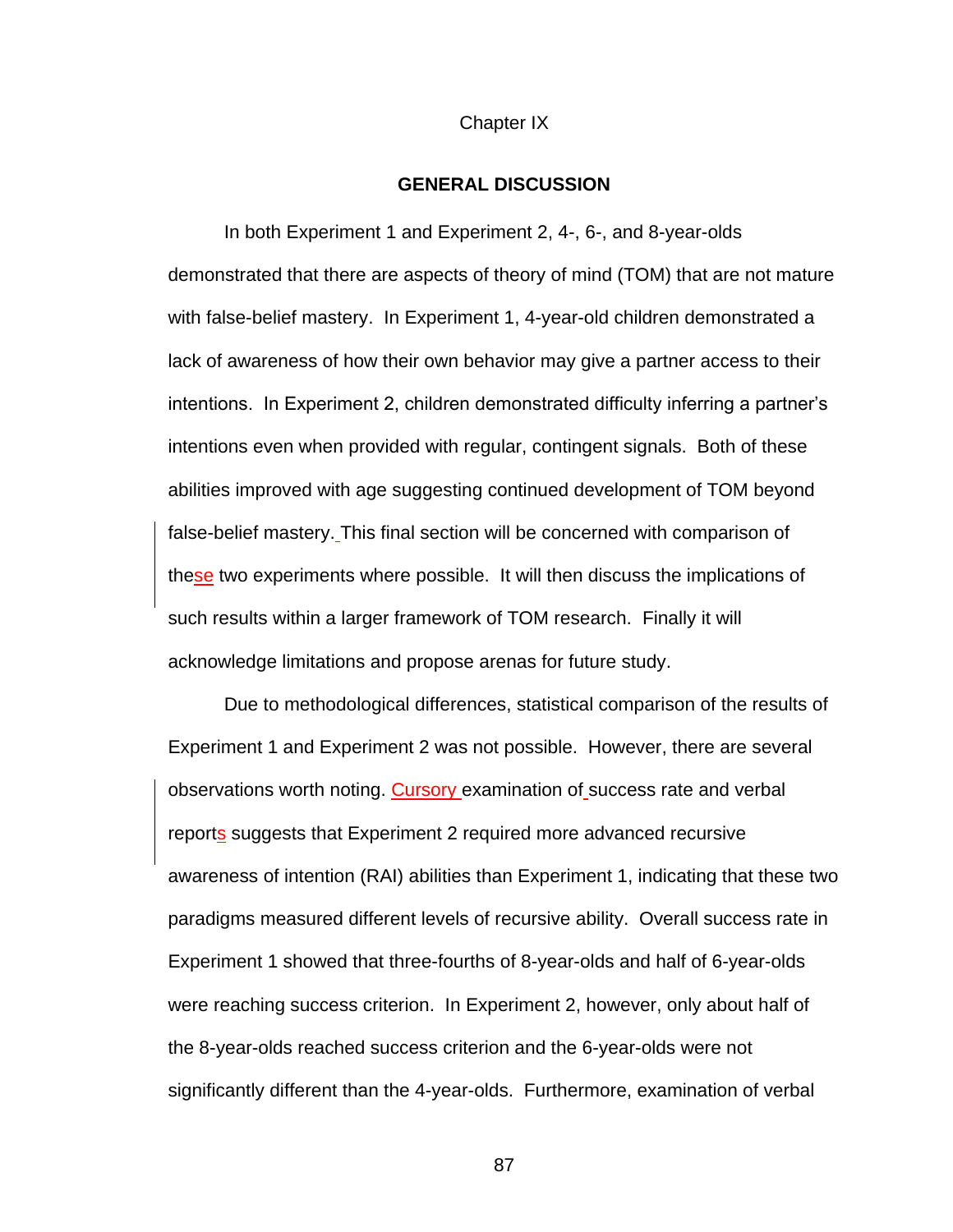Chapter IX

# GENERAL DISCUSSION

In both Experiment 1 and Experiment 2, 4-, 6-, and 8-year-olds demonstrated that there are aspects of theory of mind (TOM) that are not mature with false-belief mastery. In Experiment 1, 4-year-old children demonstrated a lack of awareness of how their own behavior may give a partner access to their intentions. In Experiment 2, children demonstrated difficulty inferring a partner's intentions even when provided with regular, contingent signals. Both of these abilities improved with age suggesting continued development of TOM beyond false-belief mastery. This final section will be concerned with comparison of these two experiments where possible. It will then discuss the implications of such results within a larger framework of TOM research. Finally it will acknowledge limitations and propose arenas for future study.

Due to methodological differences, statistical comparison of the results of Experiment 1 and Experiment 2 was not possible. However, there are several observations worth noting. Cursory examination of success rate and verbal reports suggests that Experiment 2 required more advanced recursive awareness of intention (RAI) abilities than Experiment 1, indicating that these two paradigms measured different levels of recursive ability. Overall success rate in Experiment 1 showed that three-fourths of 8-year-olds and half of 6-year-olds were reaching success criterion. In Experiment 2, however, only about half of the 8-year-olds reached success criterion and the 6-year-olds were not significantly different than the 4-year-olds. Furthermore, examination of verbal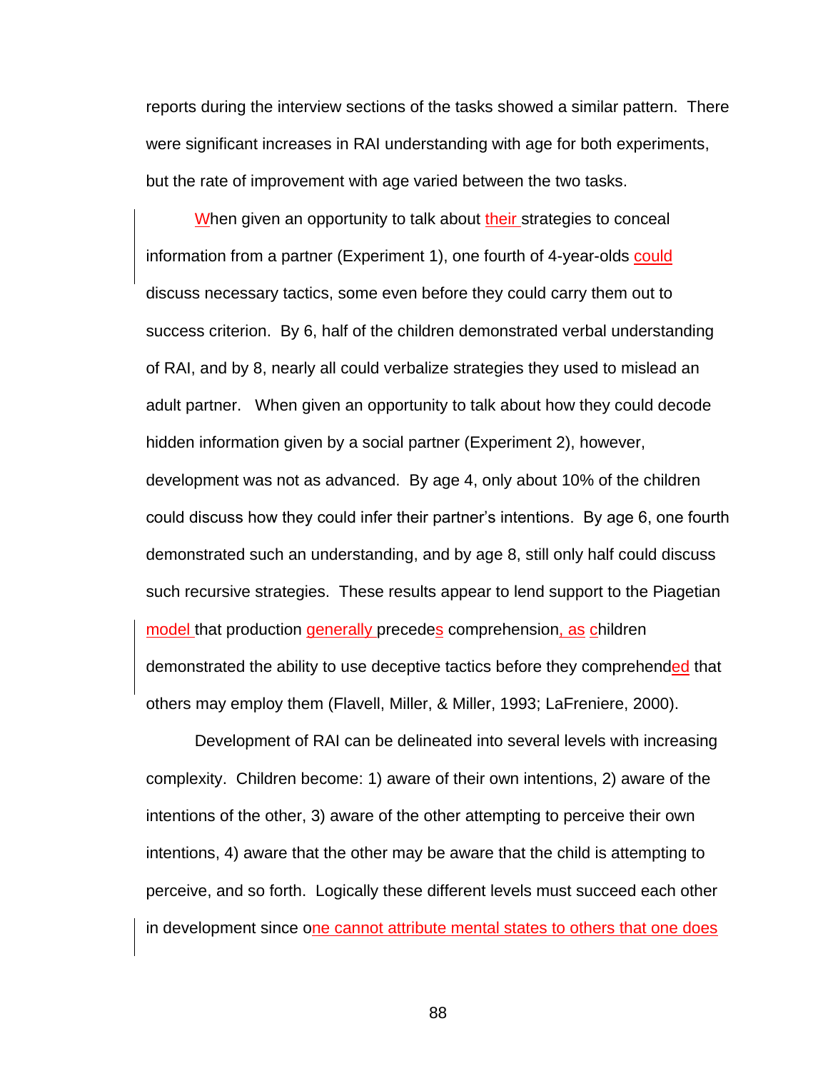reports during the interview sections of the tasks showed a similar pattern. There were significant increases in RAI understanding with age for both experiments, but the rate of improvement with age varied between the two tasks.

When given an opportunity to talk about their strategies to conceal information from a partner (Experiment 1), one fourth of 4-year-olds could discuss necessary tactics, some even before they could carry them out to success criterion. By 6, half of the children demonstrated verbal understanding of RAI, and by 8, nearly all could verbalize strategies they used to mislead an adult partner. When given an opportunity to talk about how they could decode hidden information given by a social partner (Experiment 2), however, development was not as advanced. By age 4, only about 10% of the children could discuss how they could infer their partner's intentions. By age 6, one fourth demonstrated such an understanding, and by age 8, still only half could discuss such recursive strategies. These results appear to lend support to the Piagetian model that production generally precedes comprehension, as children demonstrated the ability to use deceptive tactics before they comprehended that others may employ them (Flavell, Miller, & Miller, 1993; LaFreniere, 2000).

Development of RAI can be delineated into several levels with increasing complexity. Children become: 1) aware of their own intentions, 2) aware of the intentions of the other, 3) aware of the other attempting to perceive their own intentions, 4) aware that the other may be aware that the child is attempting to perceive, and so forth. Logically these different levels must succeed each other in development since one cannot attribute mental states to others that one does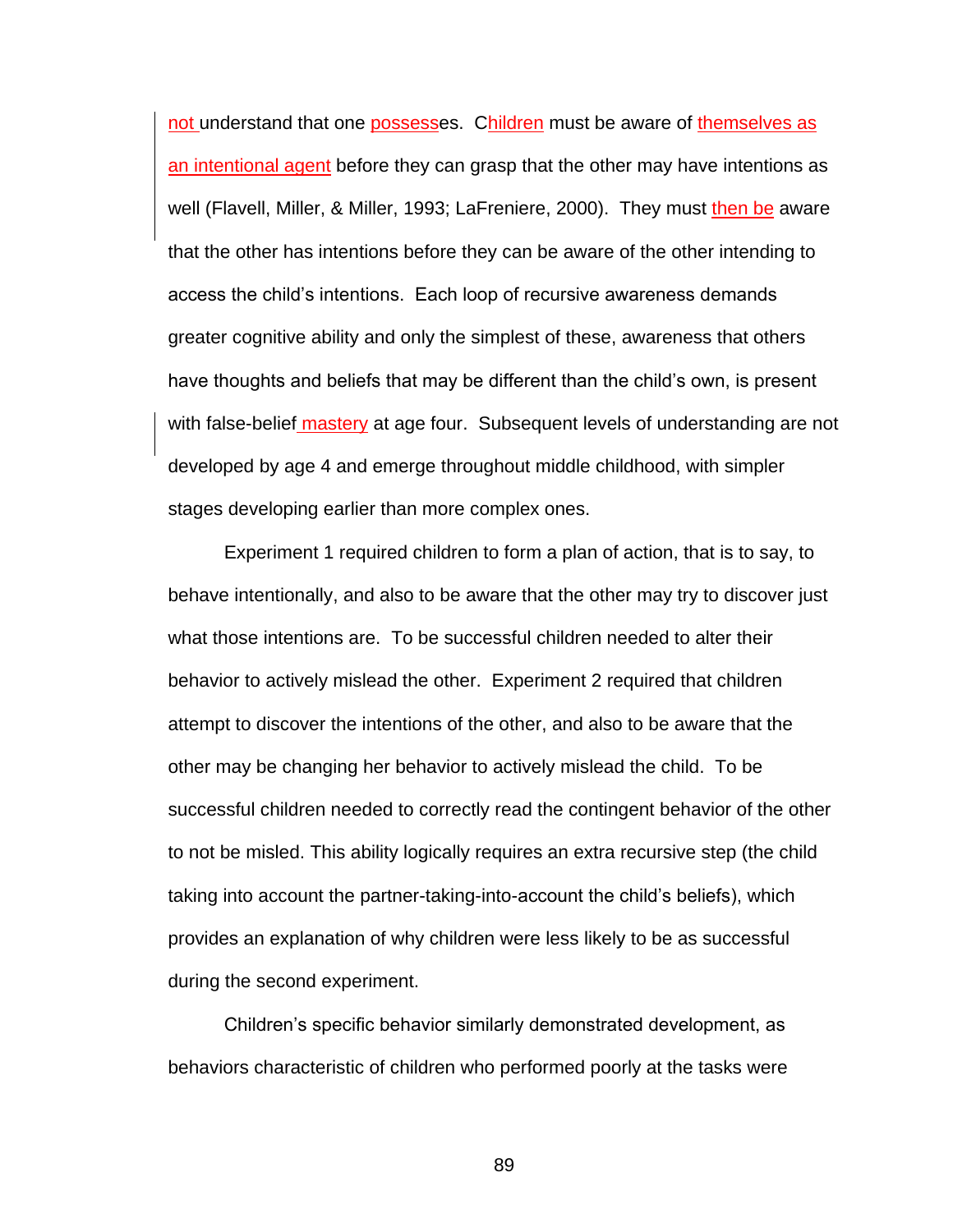not understand that one possesses. Children must be aware of themselves as an intentional agent before they can grasp that the other may have intentions as well (Flavell, Miller, & Miller, 1993; LaFreniere, 2000). They must then be aware that the other has intentions before they can be aware of the other intending to access the child's intentions. Each loop of recursive awareness demands greater cognitive ability and only the simplest of these, awareness that others have thoughts and beliefs that may be different than the child's own, is present with false-belief mastery at age four. Subsequent levels of understanding are not developed by age 4 and emerge throughout middle childhood, with simpler stages developing earlier than more complex ones.

Experiment 1 required children to form a plan of action, that is to say, to behave intentionally, and also to be aware that the other may try to discover just what those intentions are. To be successful children needed to alter their behavior to actively mislead the other. Experiment 2 required that children attempt to discover the intentions of the other, and also to be aware that the other may be changing her behavior to actively mislead the child. To be successful children needed to correctly read the contingent behavior of the other to not be misled. This ability logically requires an extra recursive step (the child taking into account the partner-taking-into-account the child's beliefs), which provides an explanation of why children were less likely to be as successful during the second experiment.

Children's specific behavior similarly demonstrated development, as behaviors characteristic of children who performed poorly at the tasks were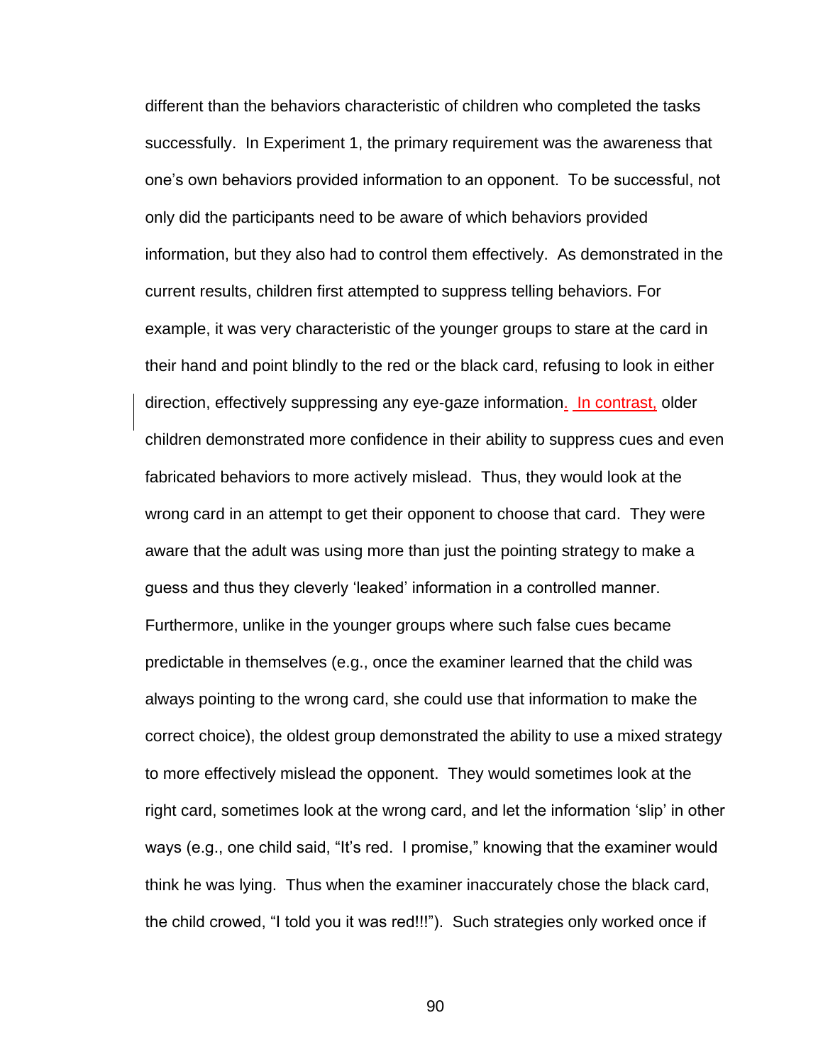different than the behaviors characteristic of children who completed the tasks successfully. In Experiment 1, the primary requirement was the awareness that one's own behaviors provided information to an opponent. To be successful, not only did the participants need to be aware of which behaviors provided information, but they also had to control them effectively. As demonstrated in the current results, children first attempted to suppress telling behaviors. For example, it was very characteristic of the younger groups to stare at the card in their hand and point blindly to the red or the black card, refusing to look in either direction, effectively suppressing any eye-gaze information. In contrast, older children demonstrated more confidence in their ability to suppress cues and even fabricated behaviors to more actively mislead. Thus, they would look at the wrong card in an attempt to get their opponent to choose that card. They were aware that the adult was using more than just the pointing strategy to make a guess and thus they cleverly 'leaked' information in a controlled manner. Furthermore, unlike in the younger groups where such false cues became predictable in themselves (e.g., once the examiner learned that the child was always pointing to the wrong card, she could use that information to make the correct choice), the oldest group demonstrated the ability to use a mixed strategy to more effectively mislead the opponent. They would sometimes look at the right card, sometimes look at the wrong card, and let the information 'slip' in other ways (e.g., one child said, "It's red. I promise," knowing that the examiner would think he was lying. Thus when the examiner inaccurately chose the black card, the child crowed, "I told you it was red!!!"). Such strategies only worked once if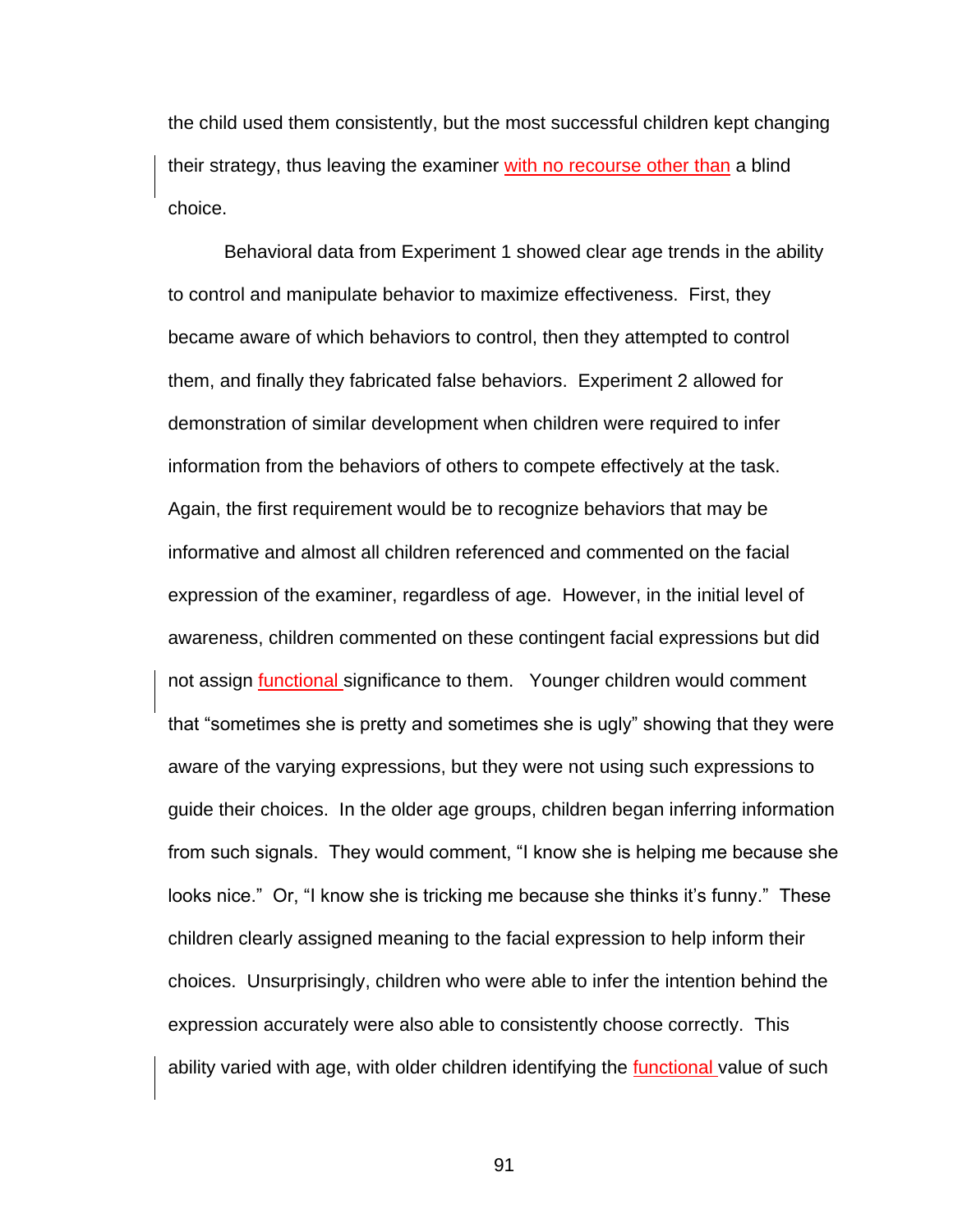the child used them consistently, but the most successful children kept changing their strategy, thus leaving the examiner with no recourse other than a blind choice.

Behavioral data from Experiment 1 showed clear age trends in the ability to control and manipulate behavior to maximize effectiveness. First, they became aware of which behaviors to control, then they attempted to control them, and finally they fabricated false behaviors. Experiment 2 allowed for demonstration of similar development when children were required to infer information from the behaviors of others to compete effectively at the task. Again, the first requirement would be to recognize behaviors that may be informative and almost all children referenced and commented on the facial expression of the examiner, regardless of age. However, in the initial level of awareness, children commented on these contingent facial expressions but did not assign functional significance to them. Younger children would comment that "sometimes she is pretty and sometimes she is ugly" showing that they were aware of the varying expressions, but they were not using such expressions to guide their choices. In the older age groups, children began inferring information from such signals. They would comment, "I know she is helping me because she looks nice." Or, "I know she is tricking me because she thinks it's funny." These children clearly assigned meaning to the facial expression to help inform their choices. Unsurprisingly, children who were able to infer the intention behind the expression accurately were also able to consistently choose correctly. This ability varied with age, with older children identifying the functional value of such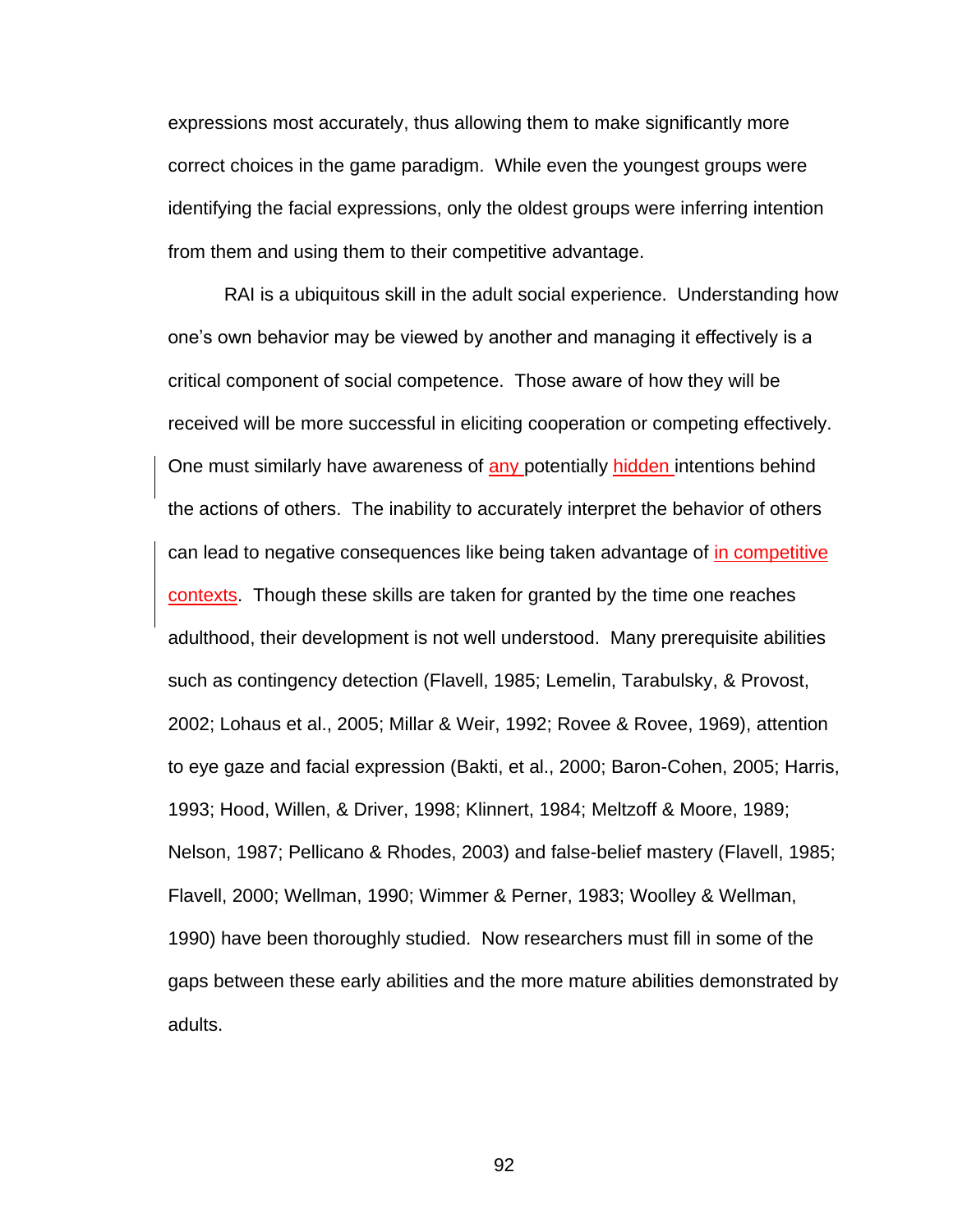expressions most accurately, thus allowing them to make significantly more correct choices in the game paradigm. While even the youngest groups were identifying the facial expressions, only the oldest groups were inferring intention from them and using them to their competitive advantage.

RAI is a ubiquitous skill in the adult social experience. Understanding how one's own behavior may be viewed by another and managing it effectively is a critical component of social competence. Those aware of how they will be received will be more successful in eliciting cooperation or competing effectively. One must similarly have awareness of any potentially hidden intentions behind the actions of others. The inability to accurately interpret the behavior of others can lead to negative consequences like being taken advantage of in competitive contexts. Though these skills are taken for granted by the time one reaches adulthood, their development is not well understood. Many prerequisite abilities such as contingency detection (Flavell, 1985; Lemelin, Tarabulsky, & Provost, 2002; Lohaus et al., 2005; Millar & Weir, 1992; Rovee & Rovee, 1969), attention to eye gaze and facial expression (Bakti, et al., 2000; Baron-Cohen, 2005; Harris, 1993; Hood, Willen, & Driver, 1998; Klinnert, 1984; Meltzoff & Moore, 1989; Nelson, 1987; Pellicano & Rhodes, 2003) and false-belief mastery (Flavell, 1985; Flavell, 2000; Wellman, 1990; Wimmer & Perner, 1983; Woolley & Wellman, 1990) have been thoroughly studied. Now researchers must fill in some of the gaps between these early abilities and the more mature abilities demonstrated by adults.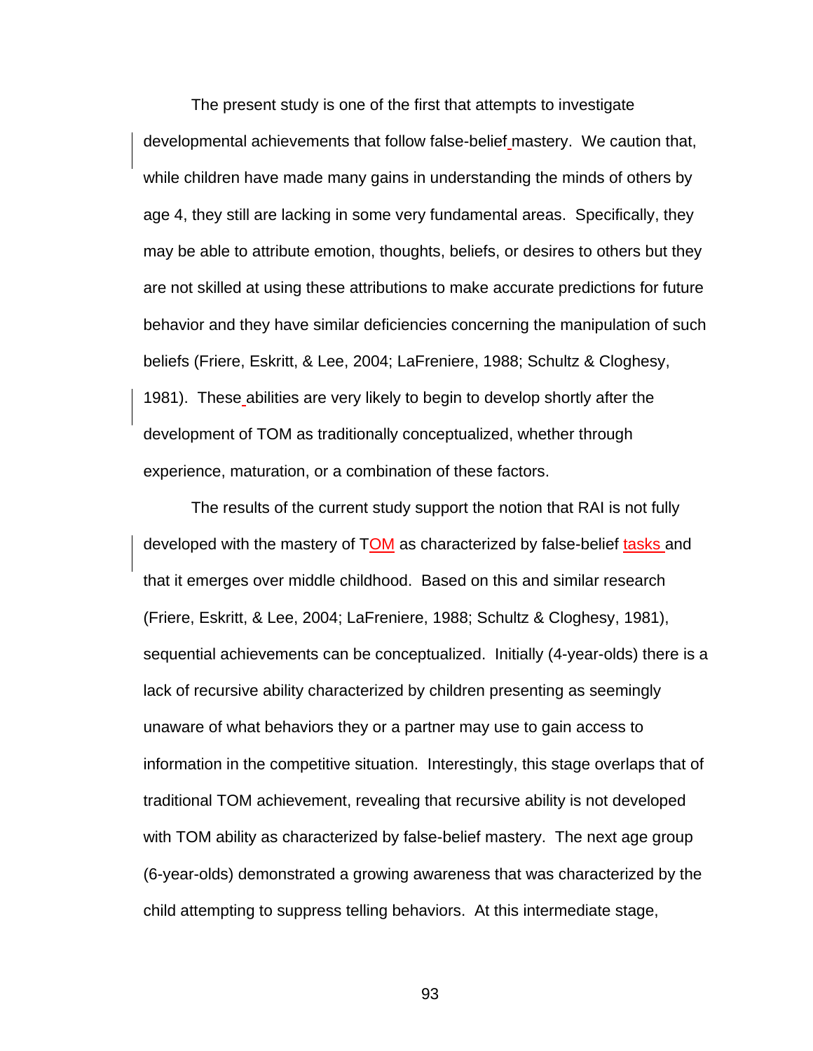The present study is one of the first that attempts to investigate developmental achievements that follow false-belief mastery. We caution that, while children have made many gains in understanding the minds of others by age 4, they still are lacking in some very fundamental areas. Specifically, they may be able to attribute emotion, thoughts, beliefs, or desires to others but they are not skilled at using these attributions to make accurate predictions for future behavior and they have similar deficiencies concerning the manipulation of such beliefs (Friere, Eskritt, & Lee, 2004; LaFreniere, 1988; Schultz & Cloghesy, 1981). These abilities are very likely to begin to develop shortly after the development of TOM as traditionally conceptualized, whether through experience, maturation, or a combination of these factors.

The results of the current study support the notion that RAI is not fully developed with the mastery of TOM as characterized by false-belief tasks and that it emerges over middle childhood. Based on this and similar research (Friere, Eskritt, & Lee, 2004; LaFreniere, 1988; Schultz & Cloghesy, 1981), sequential achievements can be conceptualized. Initially (4-year-olds) there is a lack of recursive ability characterized by children presenting as seemingly unaware of what behaviors they or a partner may use to gain access to information in the competitive situation. Interestingly, this stage overlaps that of traditional TOM achievement, revealing that recursive ability is not developed with TOM ability as characterized by false-belief mastery. The next age group (6-year-olds) demonstrated a growing awareness that was characterized by the child attempting to suppress telling behaviors. At this intermediate stage,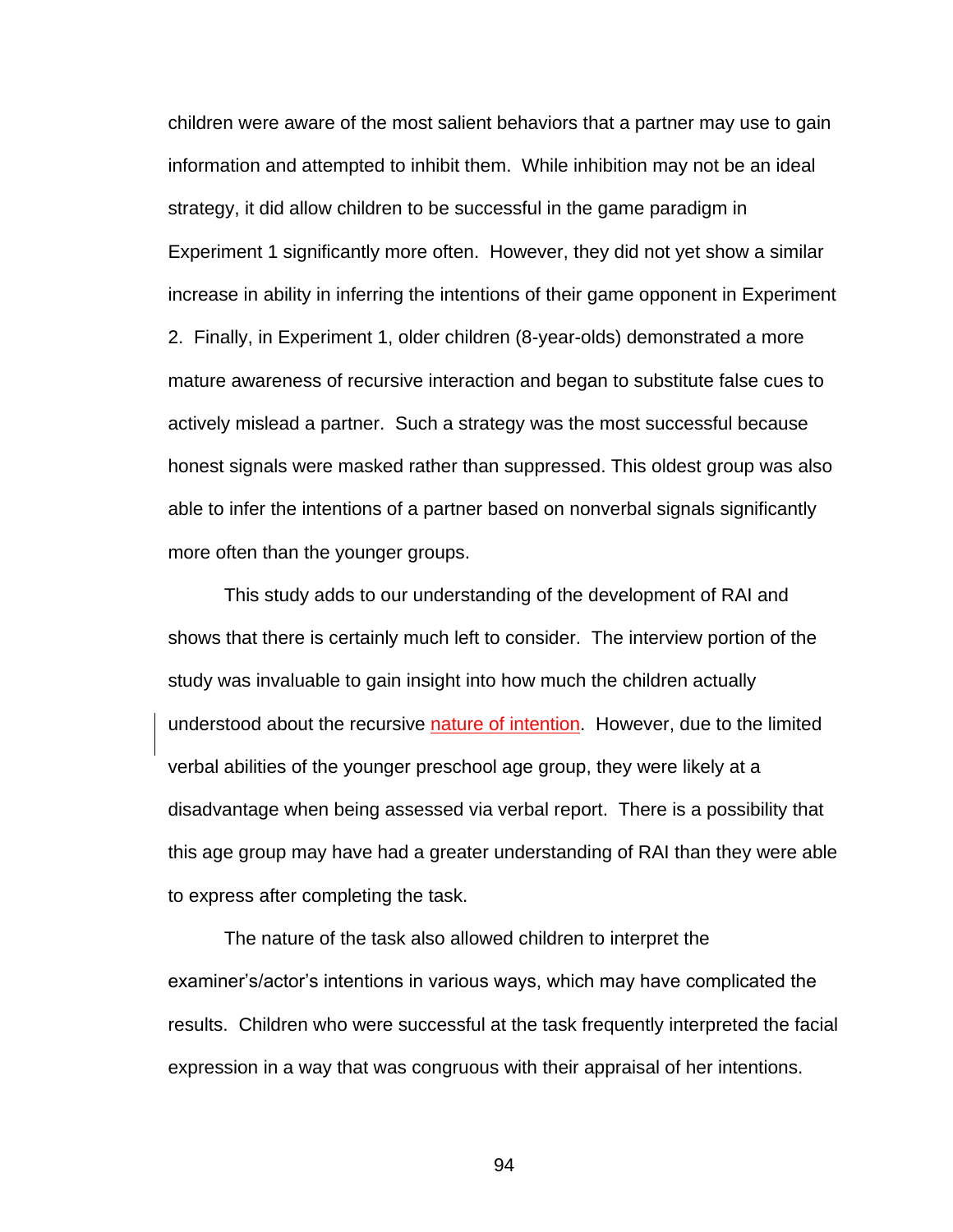children were aware of the most salient behaviors that a partner may use to gain information and attempted to inhibit them. While inhibition may not be an ideal strategy, it did allow children to be successful in the game paradigm in Experiment 1 significantly more often. However, they did not yet show a similar increase in ability in inferring the intentions of their game opponent in Experiment 2. Finally, in Experiment 1, older children (8-year-olds) demonstrated a more mature awareness of recursive interaction and began to substitute false cues to actively mislead a partner. Such a strategy was the most successful because honest signals were masked rather than suppressed. This oldest group was also able to infer the intentions of a partner based on nonverbal signals significantly more often than the younger groups.

This study adds to our understanding of the development of RAI and shows that there is certainly much left to consider. The interview portion of the study was invaluable to gain insight into how much the children actually understood about the recursive nature of intention. However, due to the limited verbal abilities of the younger preschool age group, they were likely at a disadvantage when being assessed via verbal report. There is a possibility that this age group may have had a greater understanding of RAI than they were able to express after completing the task.

The nature of the task also allowed children to interpret the examiner's/actor's intentions in various ways, which may have complicated the results. Children who were successful at the task frequently interpreted the facial expression in a way that was congruous with their appraisal of her intentions.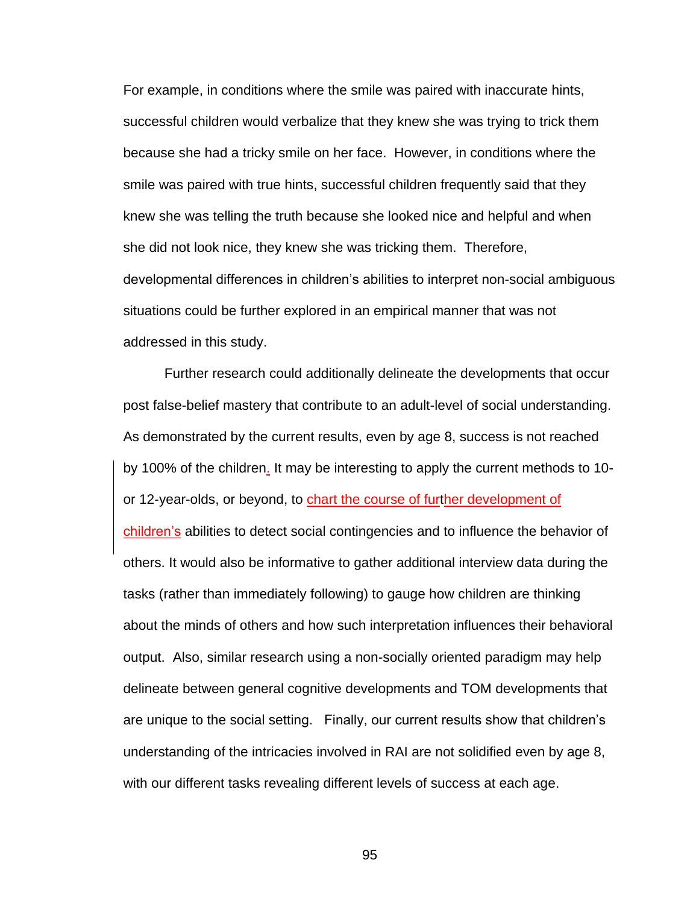For example, in conditions where the smile was paired with inaccurate hints, successful children would verbalize that they knew she was trying to trick them because she had a tricky smile on her face. However, in conditions where the smile was paired with true hints, successful children frequently said that they knew she was telling the truth because she looked nice and helpful and when she did not look nice, they knew she was tricking them. Therefore, developmental differences in children's abilities to interpret non-social ambiguous situations could be further explored in an empirical manner that was not addressed in this study.

Further research could additionally delineate the developments that occur post false-belief mastery that contribute to an adult-level of social understanding. As demonstrated by the current results, even by age 8, success is not reached by 100% of the children. It may be interesting to apply the current methods to 10- or 12-year-olds, or beyond, to chart the course of further development of children's abilities to detect social contingencies and to influence the behavior of others. It would also be informative to gather additional interview data during the tasks (rather than immediately following) to gauge how children are thinking about the minds of others and how such interpretation influences their behavioral output. Also, similar research using a non-socially oriented paradigm may help delineate between general cognitive developments and TOM developments that are unique to the social setting. Finally, our current results show that children's understanding of the intricacies involved in RAI are not solidified even by age 8, with our different tasks revealing different levels of success at each age.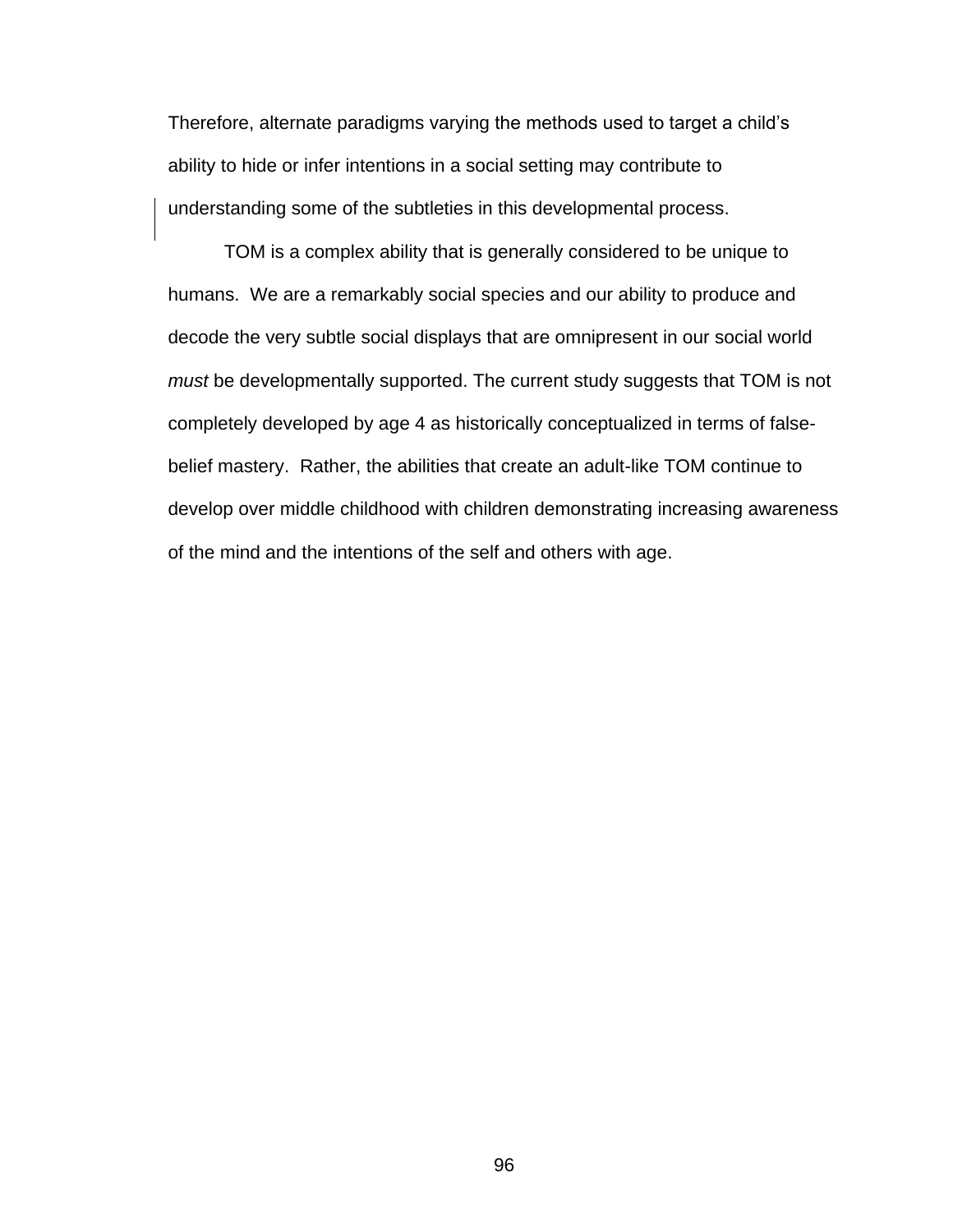Therefore, alternate paradigms varying the methods used to target a child's ability to hide or infer intentions in a social setting may contribute to understanding some of the subtleties in this developmental process.

TOM is a complex ability that is generally considered to be unique to humans.  We are a remarkably social species and our ability to produce and decode the very subtle social displays that are omnipresent in our social world *must* be developmentally supported. The current study suggests that TOM is not completely developed by age 4 as historically conceptualized in terms of false-belief mastery.  Rather, the abilities that create an adult-like TOM continue to develop over middle childhood with children demonstrating increasing awareness of the mind and the intentions of the self and others with age.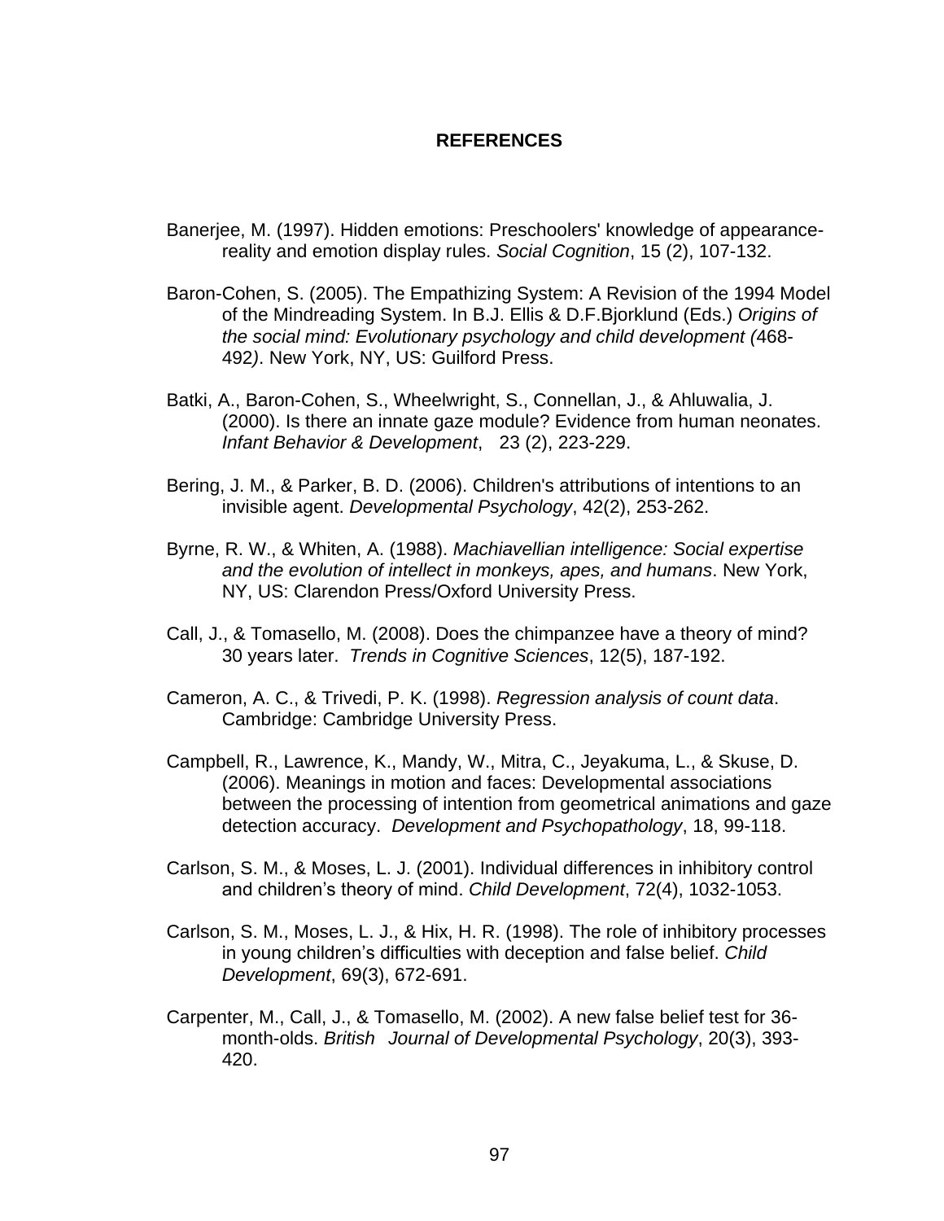## REFERENCES

Banerjee, M. (1997). Hidden emotions: Preschoolers' knowledge of appearance-reality and emotion display rules. *Social Cognition*, 15 (2), 107-132.

Baron-Cohen, S. (2005). The Empathizing System: A Revision of the 1994 Model of the Mindreading System. In B.J. Ellis & D.F.Bjorklund (Eds.) *Origins of the social mind: Evolutionary psychology and child development (*468-492*)*. New York, NY, US: Guilford Press.

Batki, A., Baron-Cohen, S., Wheelwright, S., Connellan, J., & Ahluwalia, J. (2000). Is there an innate gaze module? Evidence from human neonates. *Infant Behavior & Development*, 23 (2), 223-229.

Bering, J. M., & Parker, B. D. (2006). Children's attributions of intentions to an invisible agent. *Developmental Psychology*, 42(2), 253-262.

Byrne, R. W., & Whiten, A. (1988). *Machiavellian intelligence: Social expertise and the evolution of intellect in monkeys, apes, and humans*. New York, NY, US: Clarendon Press/Oxford University Press.

Call, J., & Tomasello, M. (2008). Does the chimpanzee have a theory of mind? 30 years later. *Trends in Cognitive Sciences*, 12(5), 187-192.

Cameron, A. C., & Trivedi, P. K. (1998). *Regression analysis of count data*. Cambridge: Cambridge University Press.

Campbell, R., Lawrence, K., Mandy, W., Mitra, C., Jeyakuma, L., & Skuse, D. (2006). Meanings in motion and faces: Developmental associations between the processing of intention from geometrical animations and gaze detection accuracy. *Development and Psychopathology*, 18, 99-118.

Carlson, S. M., & Moses, L. J. (2001). Individual differences in inhibitory control and children's theory of mind. *Child Development*, 72(4), 1032-1053.

Carlson, S. M., Moses, L. J., & Hix, H. R. (1998). The role of inhibitory processes in young children's difficulties with deception and false belief. *Child Development*, 69(3), 672-691.

Carpenter, M., Call, J., & Tomasello, M. (2002). A new false belief test for 36-month-olds. *British Journal of Developmental Psychology*, 20(3), 393-420.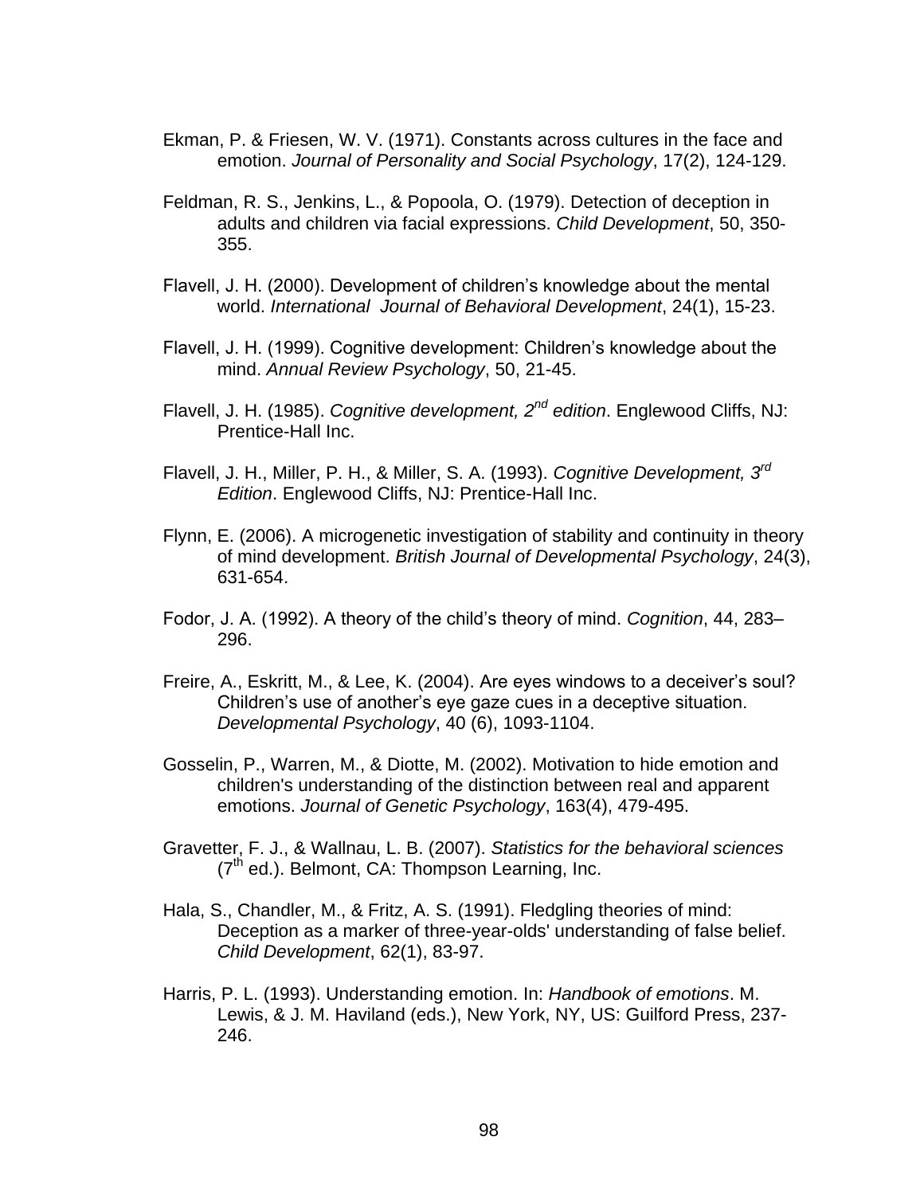Ekman, P. & Friesen, W. V. (1971). Constants across cultures in the face and emotion. *Journal of Personality and Social Psychology*, 17(2), 124-129.

Feldman, R. S., Jenkins, L., & Popoola, O. (1979). Detection of deception in adults and children via facial expressions. *Child Development*, 50, 350-355.

Flavell, J. H. (2000). Development of children's knowledge about the mental world. *International Journal of Behavioral Development*, 24(1), 15-23.

Flavell, J. H. (1999). Cognitive development: Children's knowledge about the mind. *Annual Review Psychology*, 50, 21-45.

Flavell, J. H. (1985). *Cognitive development, 2nd edition*. Englewood Cliffs, NJ: Prentice-Hall Inc.

Flavell, J. H., Miller, P. H., & Miller, S. A. (1993). *Cognitive Development, 3rd Edition*. Englewood Cliffs, NJ: Prentice-Hall Inc.

Flynn, E. (2006). A microgenetic investigation of stability and continuity in theory of mind development. *British Journal of Developmental Psychology*, 24(3), 631-654.

Fodor, J. A. (1992). A theory of the child's theory of mind. *Cognition*, 44, 283–296.

Freire, A., Eskritt, M., & Lee, K. (2004). Are eyes windows to a deceiver's soul? Children's use of another's eye gaze cues in a deceptive situation. *Developmental Psychology*, 40 (6), 1093-1104.

Gosselin, P., Warren, M., & Diotte, M. (2002). Motivation to hide emotion and children's understanding of the distinction between real and apparent emotions. *Journal of Genetic Psychology*, 163(4), 479-495.

Gravetter, F. J., & Wallnau, L. B. (2007). *Statistics for the behavioral sciences* (7th ed.). Belmont, CA: Thompson Learning, Inc.

Hala, S., Chandler, M., & Fritz, A. S. (1991). Fledgling theories of mind: Deception as a marker of three-year-olds' understanding of false belief. *Child Development*, 62(1), 83-97.

Harris, P. L. (1993). Understanding emotion. In: *Handbook of emotions*. M. Lewis, & J. M. Haviland (eds.), New York, NY, US: Guilford Press, 237-246.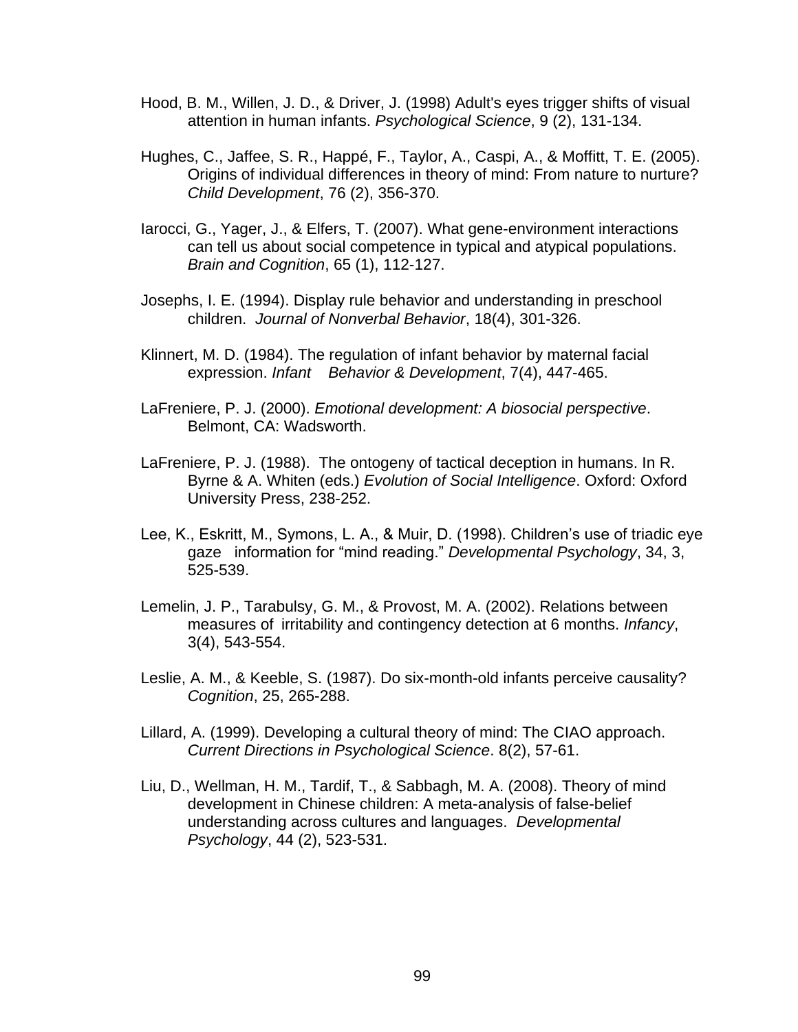Hood, B. M., Willen, J. D., & Driver, J. (1998) Adult's eyes trigger shifts of visual attention in human infants. *Psychological Science*, 9 (2), 131-134.

Hughes, C., Jaffee, S. R., Happé, F., Taylor, A., Caspi, A., & Moffitt, T. E. (2005). Origins of individual differences in theory of mind: From nature to nurture? *Child Development*, 76 (2), 356-370.

Iarocci, G., Yager, J., & Elfers, T. (2007). What gene-environment interactions can tell us about social competence in typical and atypical populations. *Brain and Cognition*, 65 (1), 112-127.

Josephs, I. E. (1994). Display rule behavior and understanding in preschool children. *Journal of Nonverbal Behavior*, 18(4), 301-326.

Klinnert, M. D. (1984). The regulation of infant behavior by maternal facial expression. *Infant Behavior & Development*, 7(4), 447-465.

LaFreniere, P. J. (2000). *Emotional development: A biosocial perspective*. Belmont, CA: Wadsworth.

LaFreniere, P. J. (1988). The ontogeny of tactical deception in humans. In R. Byrne & A. Whiten (eds.) *Evolution of Social Intelligence*. Oxford: Oxford University Press, 238-252.

Lee, K., Eskritt, M., Symons, L. A., & Muir, D. (1998). Children's use of triadic eye gaze information for "mind reading." *Developmental Psychology*, 34, 3, 525-539.

Lemelin, J. P., Tarabulsy, G. M., & Provost, M. A. (2002). Relations between measures of irritability and contingency detection at 6 months. *Infancy*, 3(4), 543-554.

Leslie, A. M., & Keeble, S. (1987). Do six-month-old infants perceive causality? *Cognition*, 25, 265-288.

Lillard, A. (1999). Developing a cultural theory of mind: The CIAO approach. *Current Directions in Psychological Science*. 8(2), 57-61.

Liu, D., Wellman, H. M., Tardif, T., & Sabbagh, M. A. (2008). Theory of mind development in Chinese children: A meta-analysis of false-belief understanding across cultures and languages. *Developmental Psychology*, 44 (2), 523-531.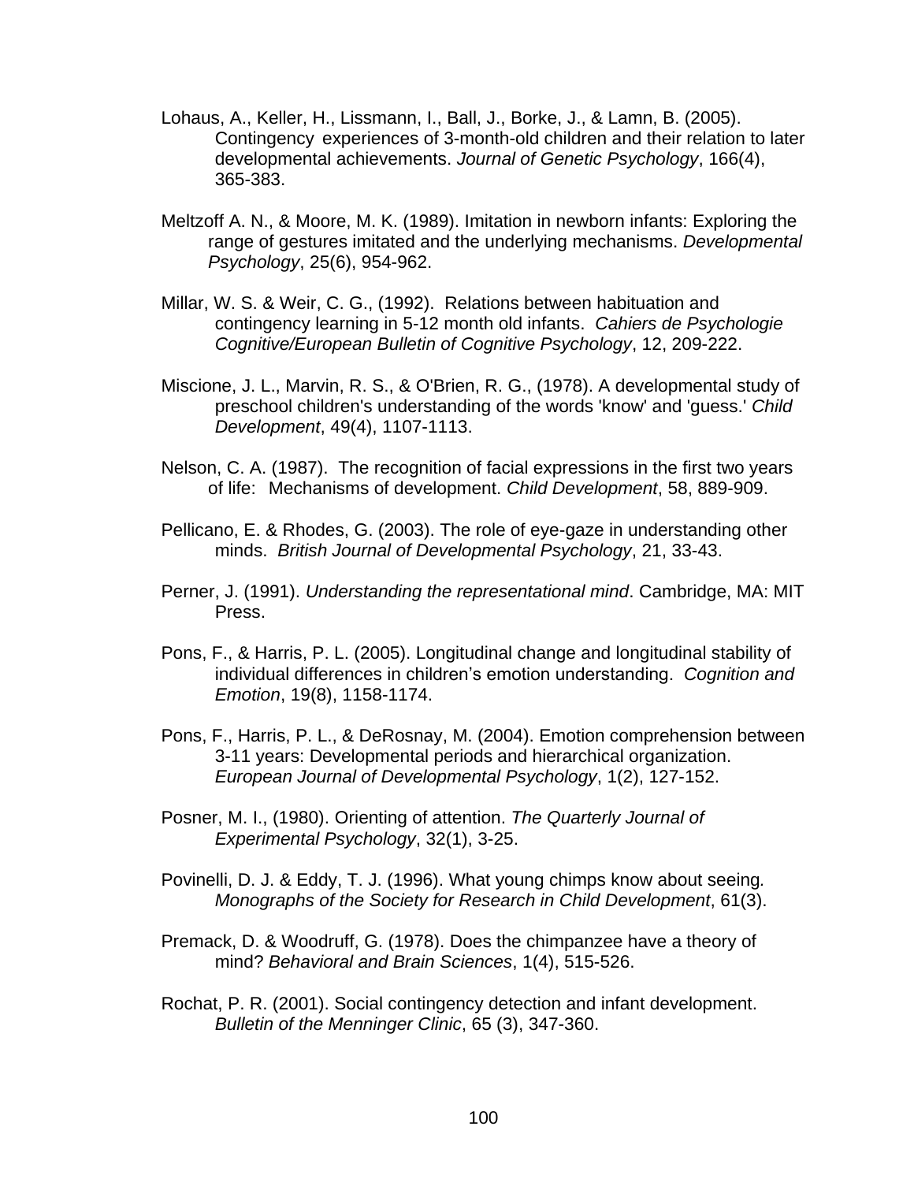Lohaus, A., Keller, H., Lissmann, I., Ball, J., Borke, J., & Lamn, B. (2005). Contingency experiences of 3-month-old children and their relation to later developmental achievements. *Journal of Genetic Psychology*, 166(4), 365-383.

Meltzoff A. N., & Moore, M. K. (1989). Imitation in newborn infants: Exploring the range of gestures imitated and the underlying mechanisms. *Developmental Psychology*, 25(6), 954-962.

Millar, W. S. & Weir, C. G., (1992). Relations between habituation and contingency learning in 5-12 month old infants. *Cahiers de Psychologie Cognitive/European Bulletin of Cognitive Psychology*, 12, 209-222.

Miscione, J. L., Marvin, R. S., & O'Brien, R. G., (1978). A developmental study of preschool children's understanding of the words 'know' and 'guess.' *Child Development*, 49(4), 1107-1113.

Nelson, C. A. (1987). The recognition of facial expressions in the first two years of life: Mechanisms of development. *Child Development*, 58, 889-909.

Pellicano, E. & Rhodes, G. (2003). The role of eye-gaze in understanding other minds. *British Journal of Developmental Psychology*, 21, 33-43.

Perner, J. (1991). *Understanding the representational mind*. Cambridge, MA: MIT Press.

Pons, F., & Harris, P. L. (2005). Longitudinal change and longitudinal stability of individual differences in children's emotion understanding. *Cognition and Emotion*, 19(8), 1158-1174.

Pons, F., Harris, P. L., & DeRosnay, M. (2004). Emotion comprehension between 3-11 years: Developmental periods and hierarchical organization. *European Journal of Developmental Psychology*, 1(2), 127-152.

Posner, M. I., (1980). Orienting of attention. *The Quarterly Journal of Experimental Psychology*, 32(1), 3-25.

Povinelli, D. J. & Eddy, T. J. (1996). What young chimps know about seeing. *Monographs of the Society for Research in Child Development*, 61(3).

Premack, D. & Woodruff, G. (1978). Does the chimpanzee have a theory of mind? *Behavioral and Brain Sciences*, 1(4), 515-526.

Rochat, P. R. (2001). Social contingency detection and infant development. *Bulletin of the Menninger Clinic*, 65 (3), 347-360.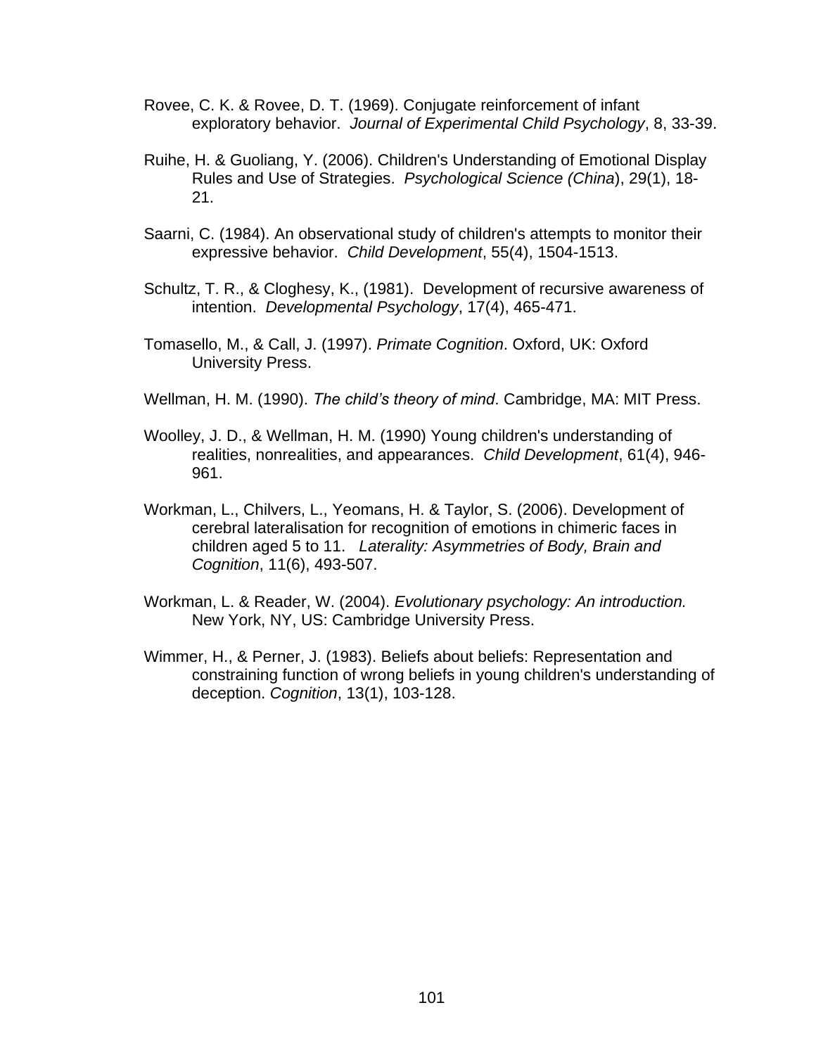Rovee, C. K. & Rovee, D. T. (1969). Conjugate reinforcement of infant exploratory behavior. *Journal of Experimental Child Psychology*, 8, 33-39.

Ruihe, H. & Guoliang, Y. (2006). Children's Understanding of Emotional Display Rules and Use of Strategies. *Psychological Science (China*), 29(1), 18-21.

Saarni, C. (1984). An observational study of children's attempts to monitor their expressive behavior. *Child Development*, 55(4), 1504-1513.

Schultz, T. R., & Cloghesy, K., (1981). Development of recursive awareness of intention. *Developmental Psychology*, 17(4), 465-471.

Tomasello, M., & Call, J. (1997). *Primate Cognition*. Oxford, UK: Oxford University Press.

Wellman, H. M. (1990). *The child's theory of mind*. Cambridge, MA: MIT Press.

Woolley, J. D., & Wellman, H. M. (1990) Young children's understanding of realities, nonrealities, and appearances. *Child Development*, 61(4), 946-961.

Workman, L., Chilvers, L., Yeomans, H. & Taylor, S. (2006). Development of cerebral lateralisation for recognition of emotions in chimeric faces in children aged 5 to 11. *Laterality: Asymmetries of Body, Brain and Cognition*, 11(6), 493-507.

Workman, L. & Reader, W. (2004). *Evolutionary psychology: An introduction.* New York, NY, US: Cambridge University Press.

Wimmer, H., & Perner, J. (1983). Beliefs about beliefs: Representation and constraining function of wrong beliefs in young children's understanding of deception. *Cognition*, 13(1), 103-128.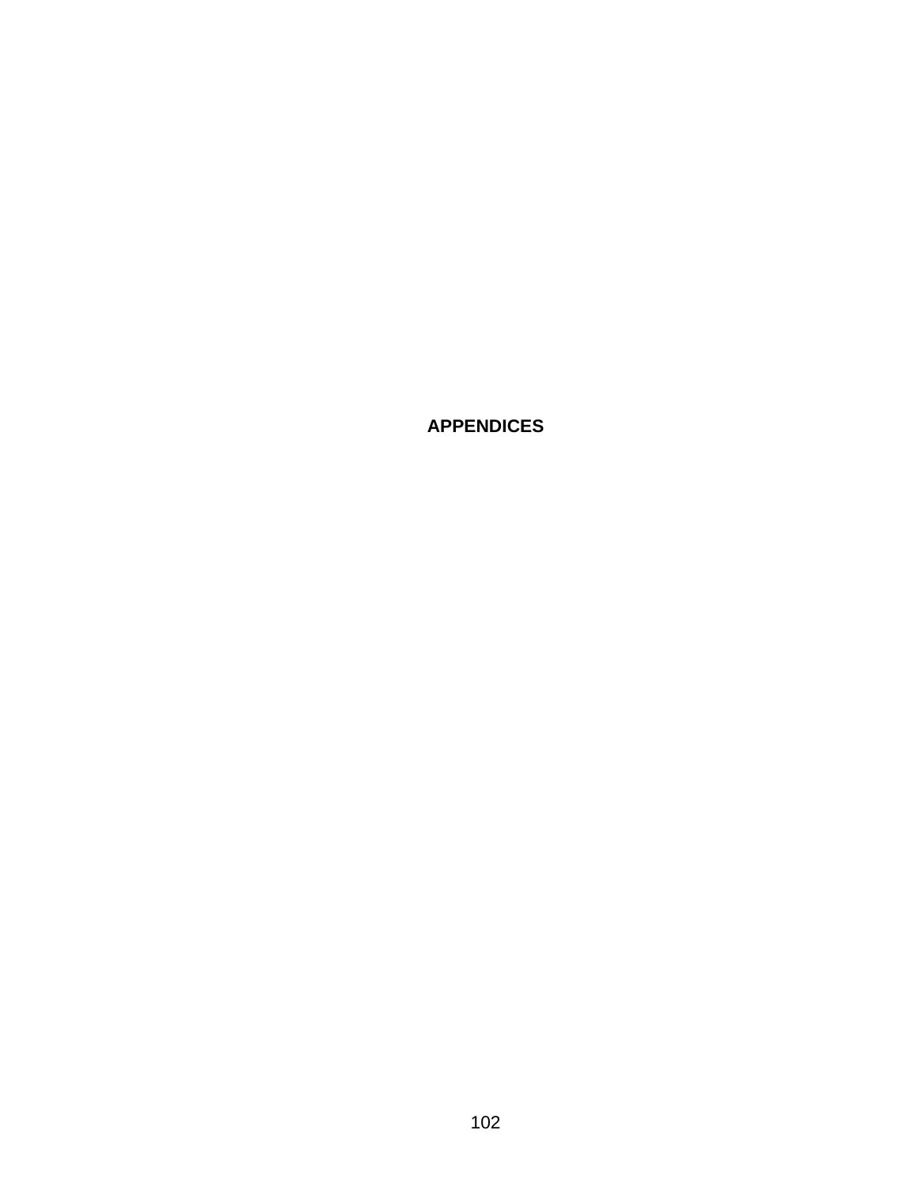# APPENDICES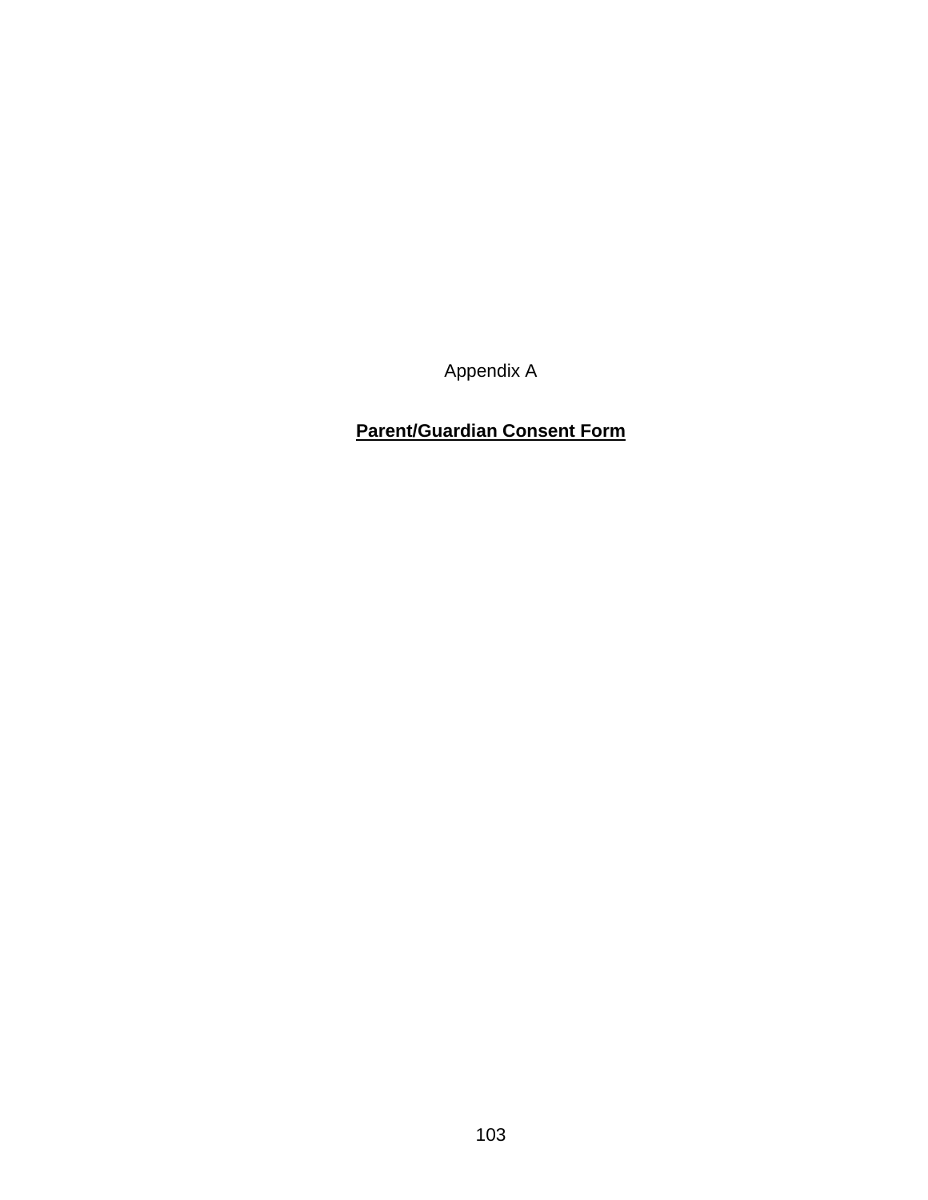Appendix A

**Parent/Guardian Consent Form**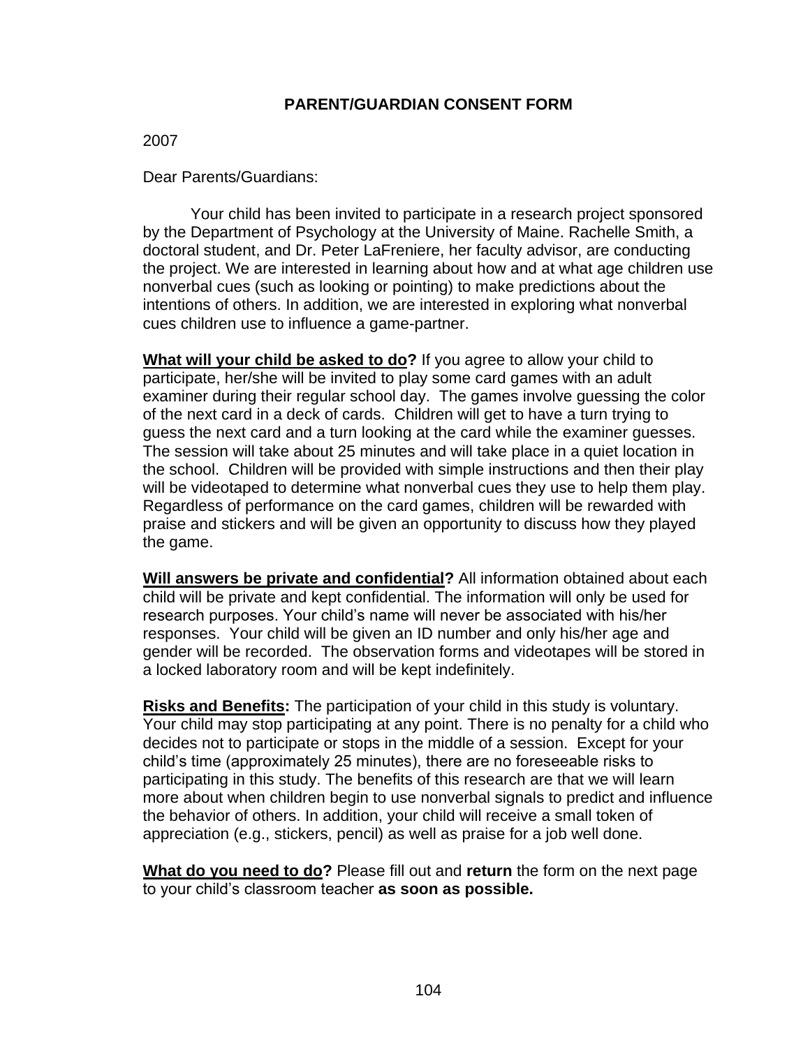## PARENT/GUARDIAN CONSENT FORM

2007

Dear Parents/Guardians:

Your child has been invited to participate in a research project sponsored by the Department of Psychology at the University of Maine. Rachelle Smith, a doctoral student, and Dr. Peter LaFreniere, her faculty advisor, are conducting the project. We are interested in learning about how and at what age children use nonverbal cues (such as looking or pointing) to make predictions about the intentions of others. In addition, we are interested in exploring what nonverbal cues children use to influence a game-partner.

**<u>What will your child be asked to do</u>?** If you agree to allow your child to participate, her/she will be invited to play some card games with an adult examiner during their regular school day. The games involve guessing the color of the next card in a deck of cards. Children will get to have a turn trying to guess the next card and a turn looking at the card while the examiner guesses. The session will take about 25 minutes and will take place in a quiet location in the school. Children will be provided with simple instructions and then their play will be videotaped to determine what nonverbal cues they use to help them play. Regardless of performance on the card games, children will be rewarded with praise and stickers and will be given an opportunity to discuss how they played the game.

**<u>Will answers be private and confidential</u>?** All information obtained about each child will be private and kept confidential. The information will only be used for research purposes. Your child's name will never be associated with his/her responses. Your child will be given an ID number and only his/her age and gender will be recorded. The observation forms and videotapes will be stored in a locked laboratory room and will be kept indefinitely.

**<u>Risks and Benefits</u>:** The participation of your child in this study is voluntary. Your child may stop participating at any point. There is no penalty for a child who decides not to participate or stops in the middle of a session. Except for your child's time (approximately 25 minutes), there are no foreseeable risks to participating in this study. The benefits of this research are that we will learn more about when children begin to use nonverbal signals to predict and influence the behavior of others. In addition, your child will receive a small token of appreciation (e.g., stickers, pencil) as well as praise for a job well done.

**<u>What do you need to do</u>?** Please fill out and **return** the form on the next page to your child's classroom teacher **as soon as possible.**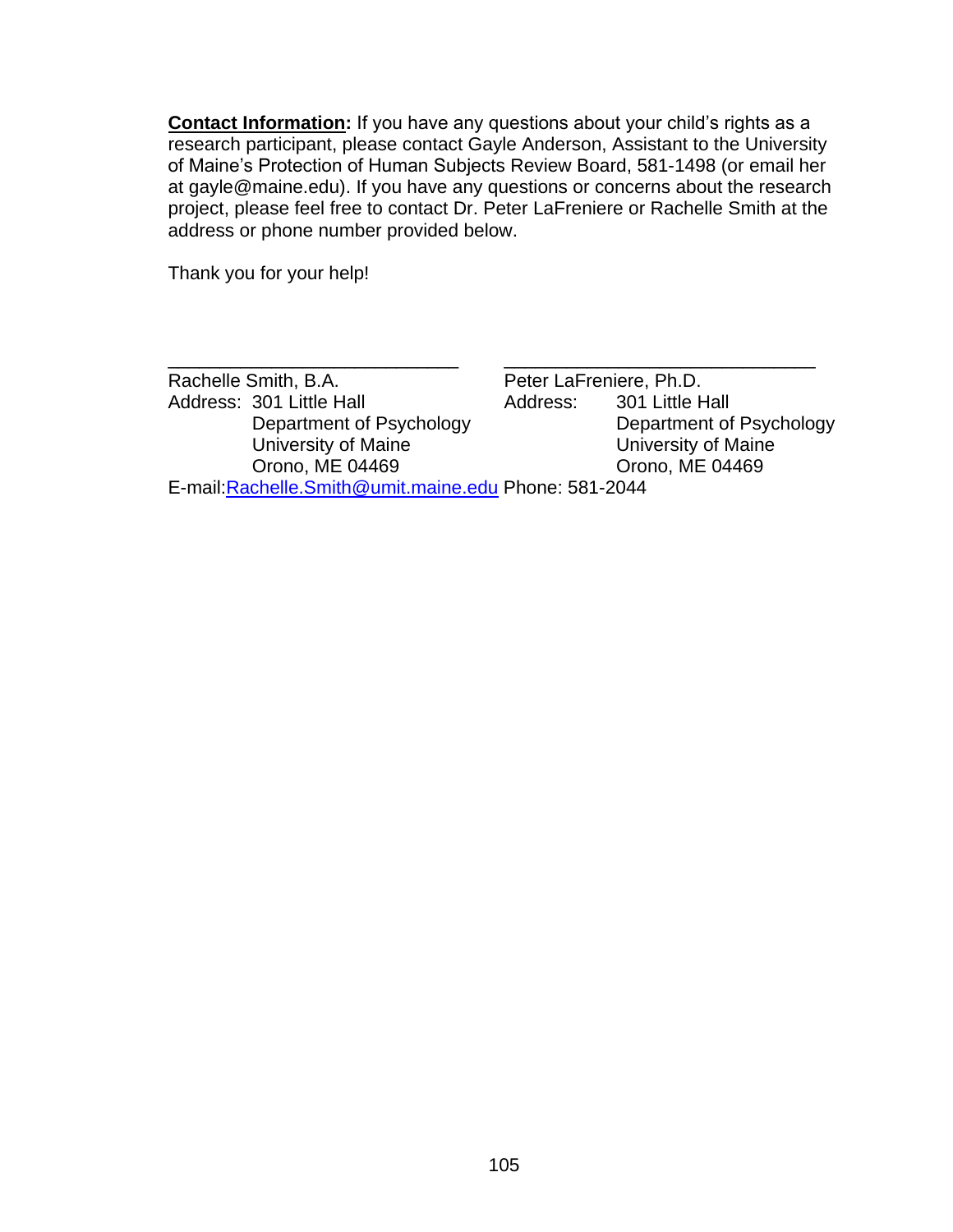**Contact Information:** If you have any questions about your child's rights as a research participant, please contact Gayle Anderson, Assistant to the University of Maine's Protection of Human Subjects Review Board, 581-1498 (or email her at gayle@maine.edu). If you have any questions or concerns about the research project, please feel free to contact Dr. Peter LaFreniere or Rachelle Smith at the address or phone number provided below.

Thank you for your help!

\_\_\_\_\_\_\_\_\_\_\_\_\_\_\_\_\_\_\_\_\_\_\_\_\_\_\_\_\_\_
Rachelle Smith, B.A.
Address: 301 Little Hall
Department of Psychology
University of Maine
Orono, ME 04469
E-mail: Rachelle.Smith@umit.maine.edu

\_\_\_\_\_\_\_\_\_\_\_\_\_\_\_\_\_\_\_\_\_\_\_\_\_\_\_\_\_\_
Peter LaFreniere, Ph.D.
Address: 301 Little Hall
Department of Psychology
University of Maine
Orono, ME 04469
Phone: 581-2044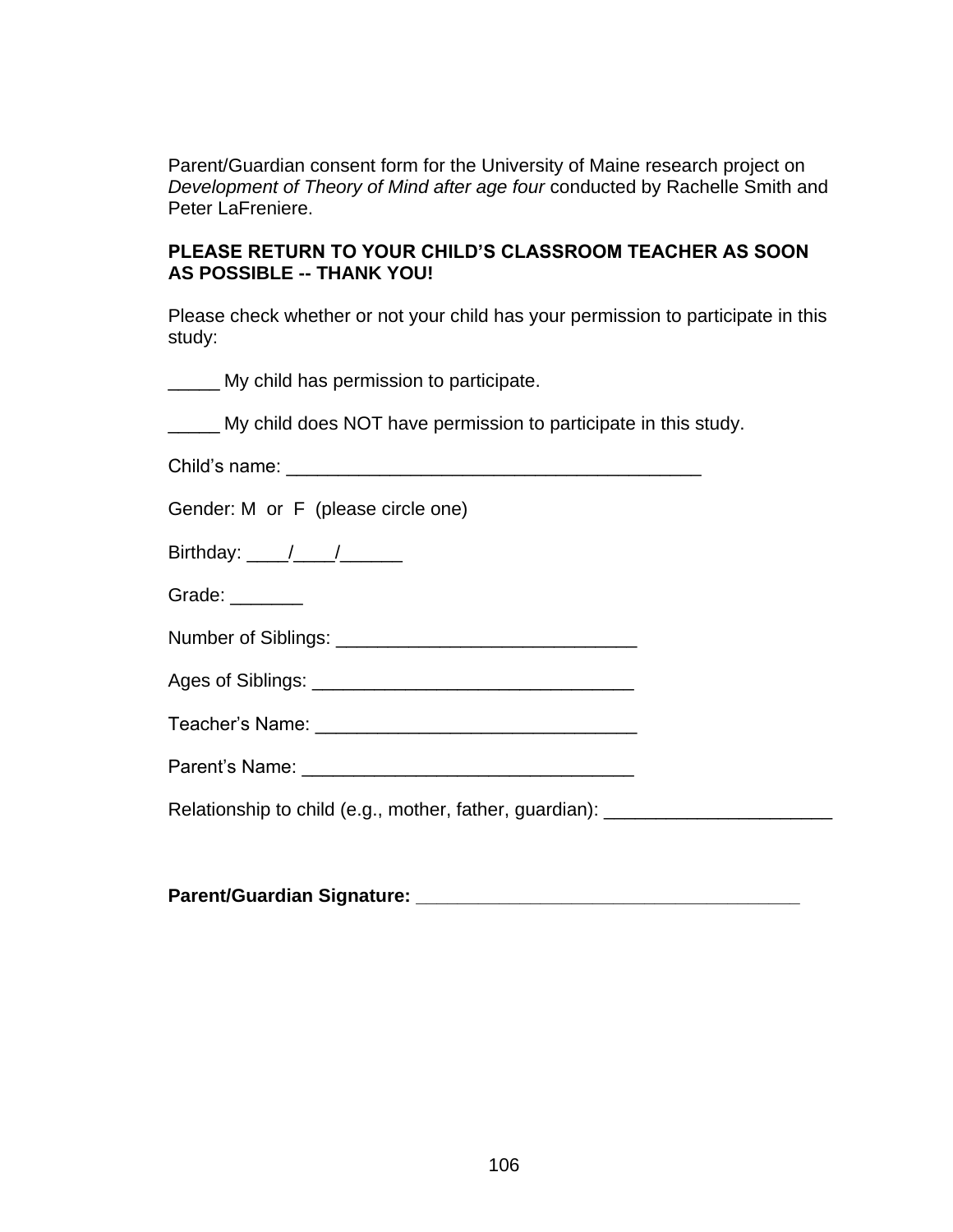Parent/Guardian consent form for the University of Maine research project on *Development of Theory of Mind after age four* conducted by Rachelle Smith and Peter LaFreniere.

**PLEASE RETURN TO YOUR CHILD'S CLASSROOM TEACHER AS SOON AS POSSIBLE -- THANK YOU!**

Please check whether or not your child has your permission to participate in this study:

_____ My child has permission to participate.

_____ My child does NOT have permission to participate in this study.

Child's name: ________________________________________

Gender: M or F (please circle one)

Birthday: ____/____/______

Grade: _______

Number of Siblings: _____________________________

Ages of Siblings: _______________________________

Teacher's Name: _______________________________

Parent's Name: ________________________________

Relationship to child (e.g., mother, father, guardian): ______________________

**Parent/Guardian Signature: _____________________________________**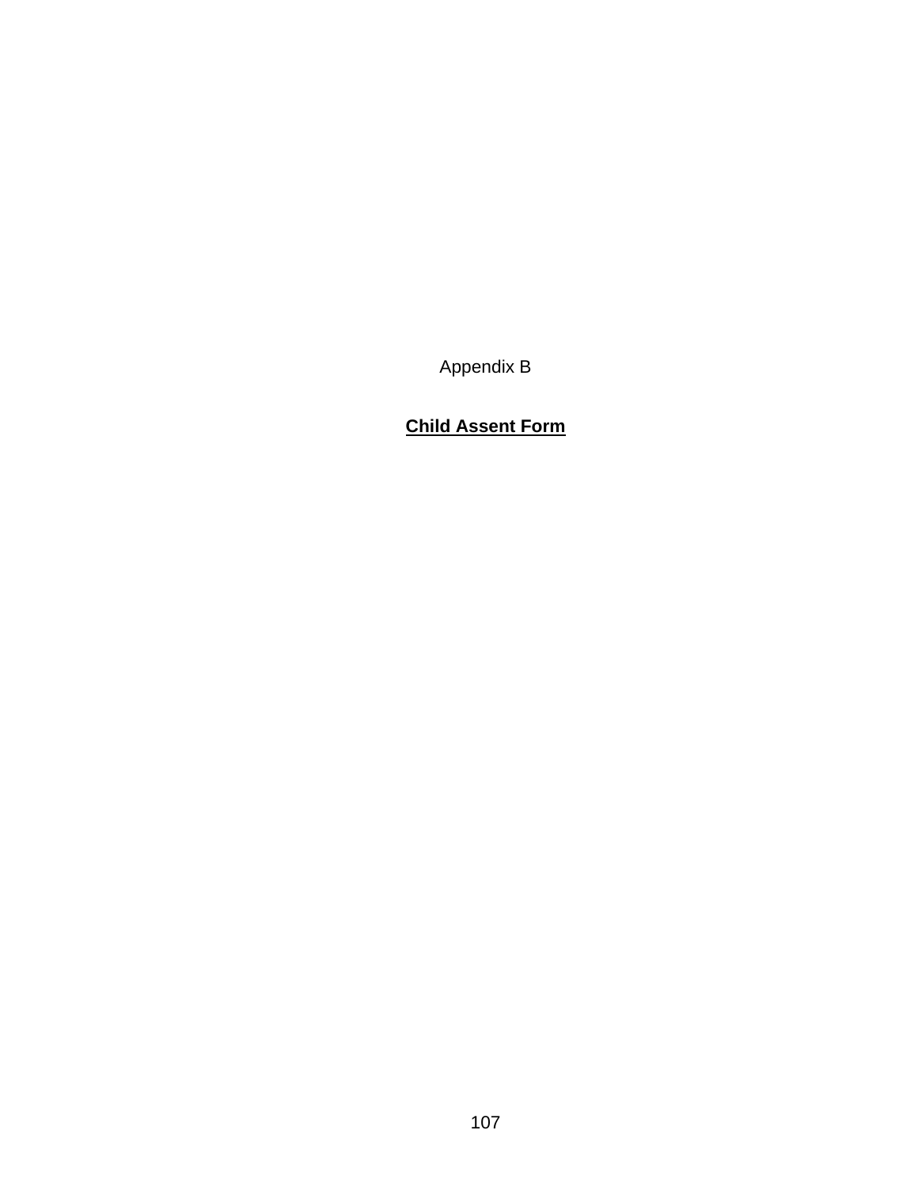Appendix B

**Child Assent Form**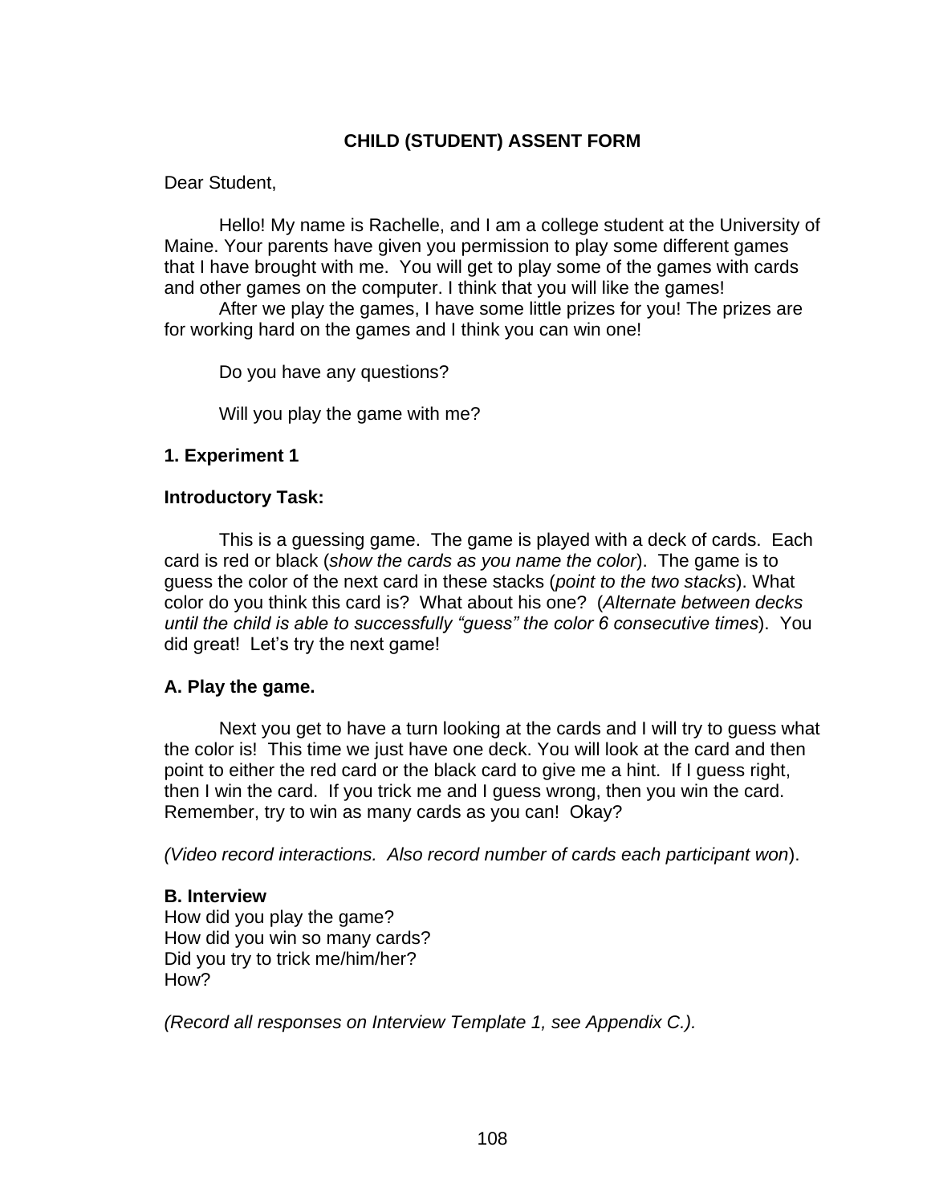**CHILD (STUDENT) ASSENT FORM**

Dear Student,

Hello! My name is Rachelle, and I am a college student at the University of Maine. Your parents have given you permission to play some different games that I have brought with me. You will get to play some of the games with cards and other games on the computer. I think that you will like the games!

After we play the games, I have some little prizes for you! The prizes are for working hard on the games and I think you can win one!

Do you have any questions?

Will you play the game with me?

**1. Experiment 1**

**Introductory Task:**

This is a guessing game. The game is played with a deck of cards. Each card is red or black (*show the cards as you name the color*). The game is to guess the color of the next card in these stacks (*point to the two stacks*). What color do you think this card is? What about his one? (*Alternate between decks until the child is able to successfully "guess" the color 6 consecutive times*). You did great! Let's try the next game!

**A. Play the game.**

Next you get to have a turn looking at the cards and I will try to guess what the color is! This time we just have one deck. You will look at the card and then point to either the red card or the black card to give me a hint. If I guess right, then I win the card. If you trick me and I guess wrong, then you win the card. Remember, try to win as many cards as you can! Okay?

*(Video record interactions. Also record number of cards each participant won*).

**B. Interview**

How did you play the game?
How did you win so many cards?
Did you try to trick me/him/her?
How?

*(Record all responses on Interview Template 1, see Appendix C.).*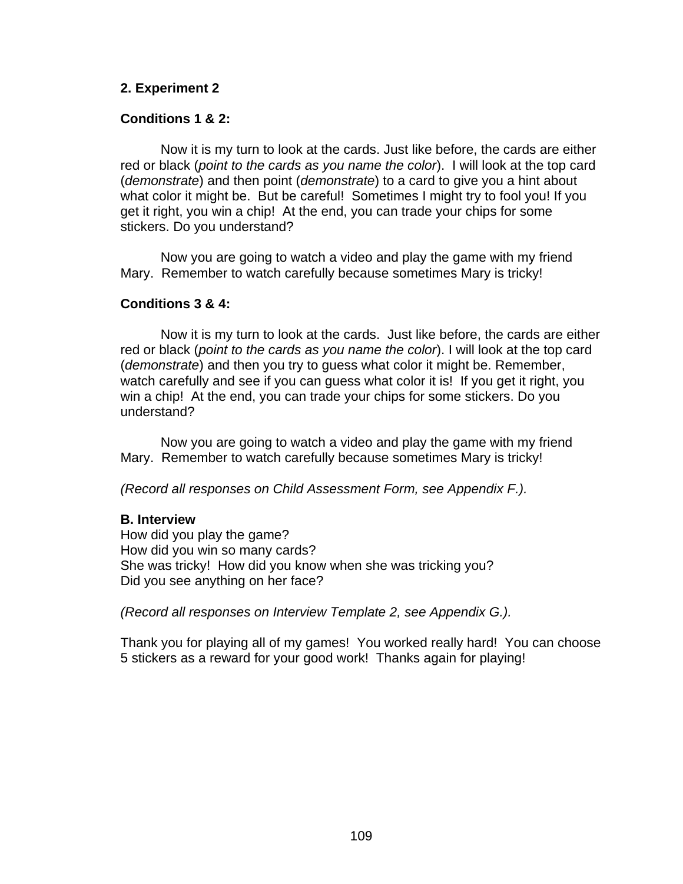**2. Experiment 2**

**Conditions 1 & 2:**

Now it is my turn to look at the cards. Just like before, the cards are either red or black (*point to the cards as you name the color*). I will look at the top card (*demonstrate*) and then point (*demonstrate*) to a card to give you a hint about what color it might be. But be careful! Sometimes I might try to fool you! If you get it right, you win a chip! At the end, you can trade your chips for some stickers. Do you understand?

Now you are going to watch a video and play the game with my friend Mary. Remember to watch carefully because sometimes Mary is tricky!

**Conditions 3 & 4:**

Now it is my turn to look at the cards. Just like before, the cards are either red or black (*point to the cards as you name the color*). I will look at the top card (*demonstrate*) and then you try to guess what color it might be. Remember, watch carefully and see if you can guess what color it is! If you get it right, you win a chip! At the end, you can trade your chips for some stickers. Do you understand?

Now you are going to watch a video and play the game with my friend Mary. Remember to watch carefully because sometimes Mary is tricky!

*(Record all responses on Child Assessment Form, see Appendix F.).*

**B. Interview**

How did you play the game?
How did you win so many cards?
She was tricky! How did you know when she was tricking you?
Did you see anything on her face?

*(Record all responses on Interview Template 2, see Appendix G.).*

Thank you for playing all of my games! You worked really hard! You can choose 5 stickers as a reward for your good work! Thanks again for playing!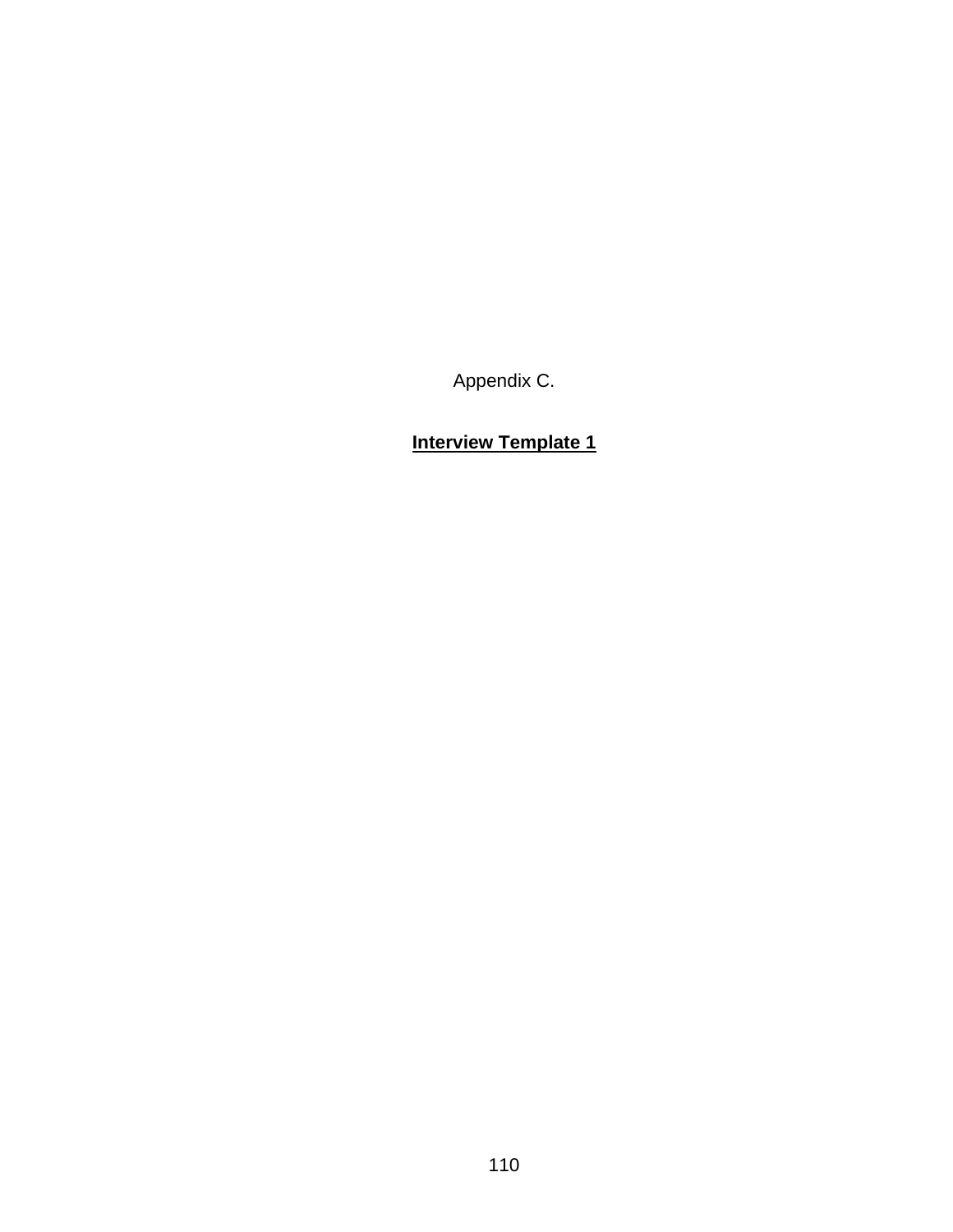Appendix C.

**<u>Interview Template 1</u>**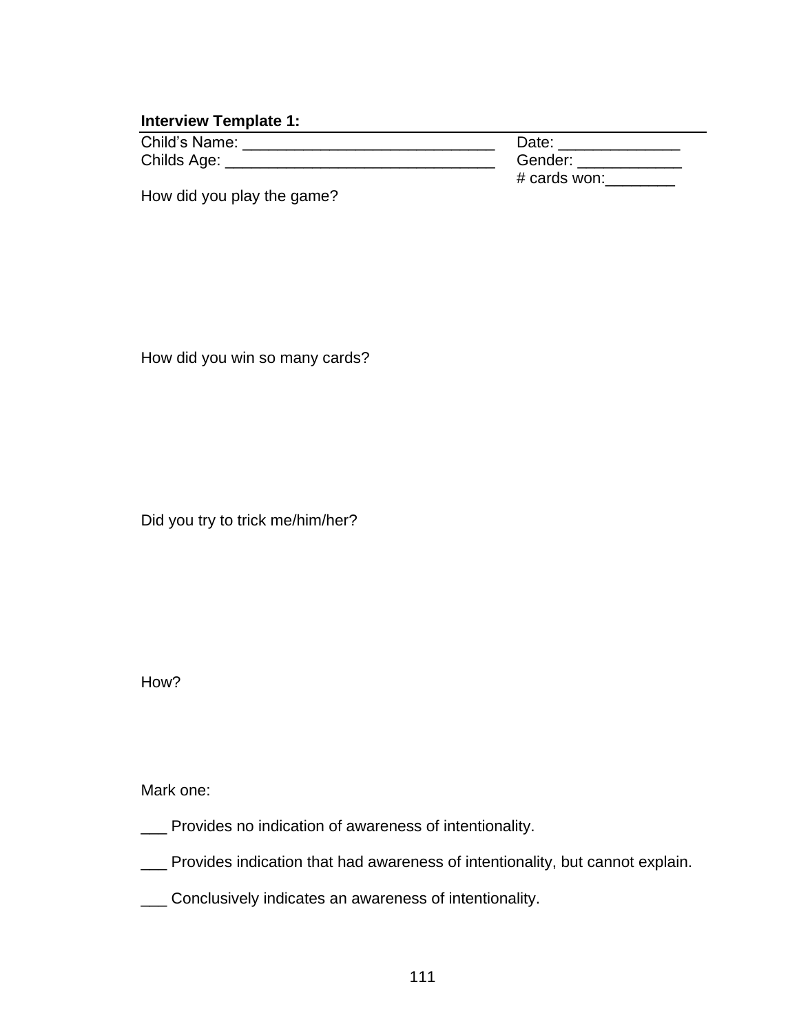**Interview Template 1:**

Child's Name: _____________________________ Date: ______________

Childs Age: _______________________________ Gender: ____________

# cards won:________

How did you play the game?

How did you win so many cards?

Did you try to trick me/him/her?

How?

Mark one:

___ Provides no indication of awareness of intentionality.

___ Provides indication that had awareness of intentionality, but cannot explain.

___ Conclusively indicates an awareness of intentionality.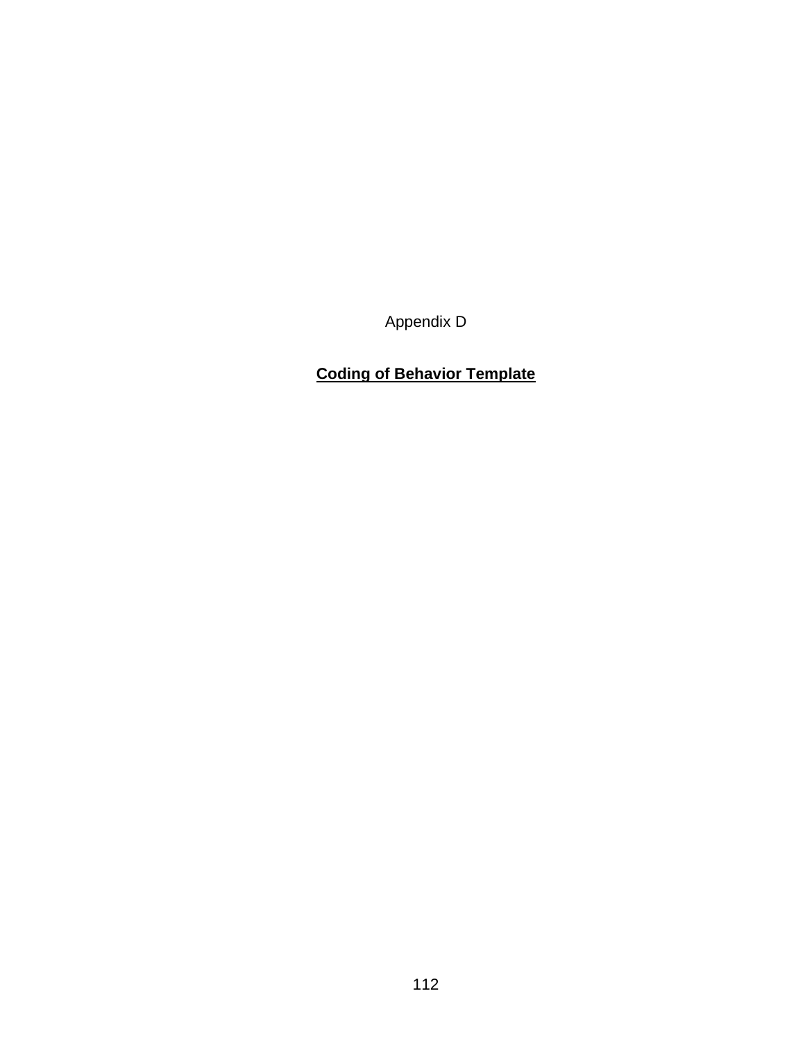Appendix D

# **Coding of Behavior Template**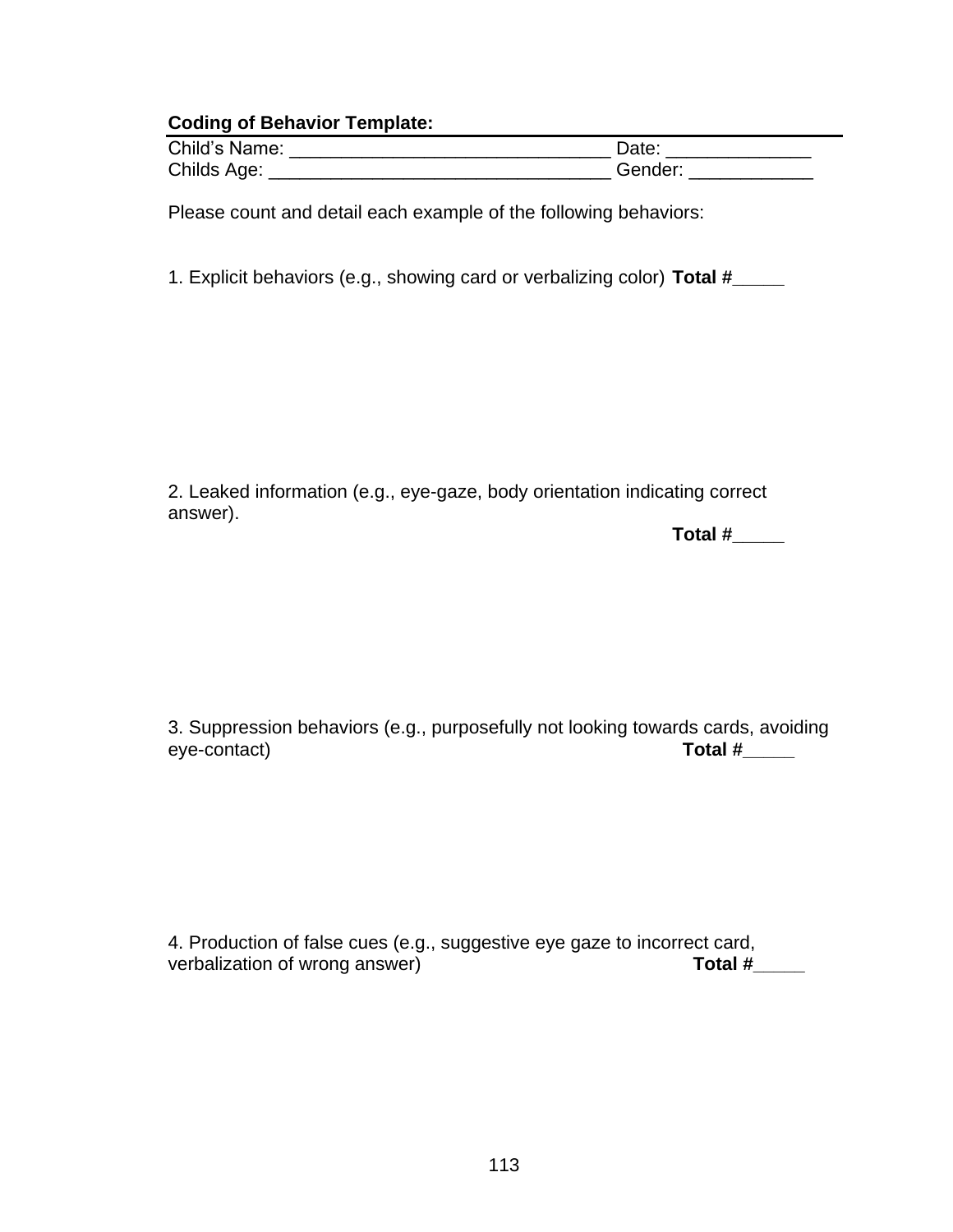**Coding of Behavior Template:**

Child's Name: _______________________________ Date: ______________
Childs Age: _________________________________ Gender: ____________

Please count and detail each example of the following behaviors:

1. Explicit behaviors (e.g., showing card or verbalizing color) **Total #_____**

2. Leaked information (e.g., eye-gaze, body orientation indicating correct answer).
**Total #_____**

3. Suppression behaviors (e.g., purposefully not looking towards cards, avoiding eye-contact) **Total #_____**

4. Production of false cues (e.g., suggestive eye gaze to incorrect card, verbalization of wrong answer) **Total #_____**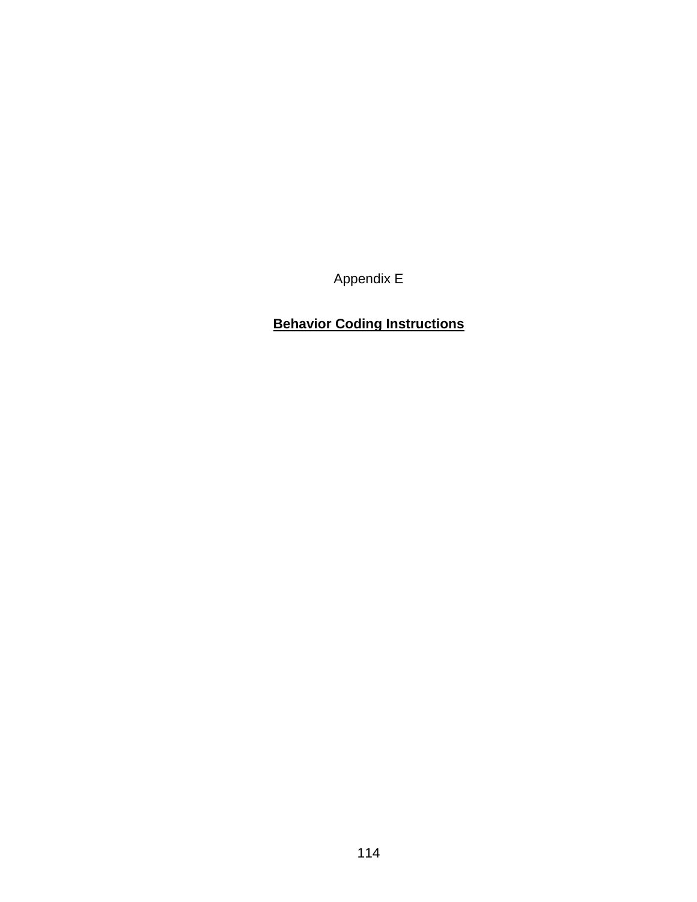Appendix E

# **Behavior Coding Instructions**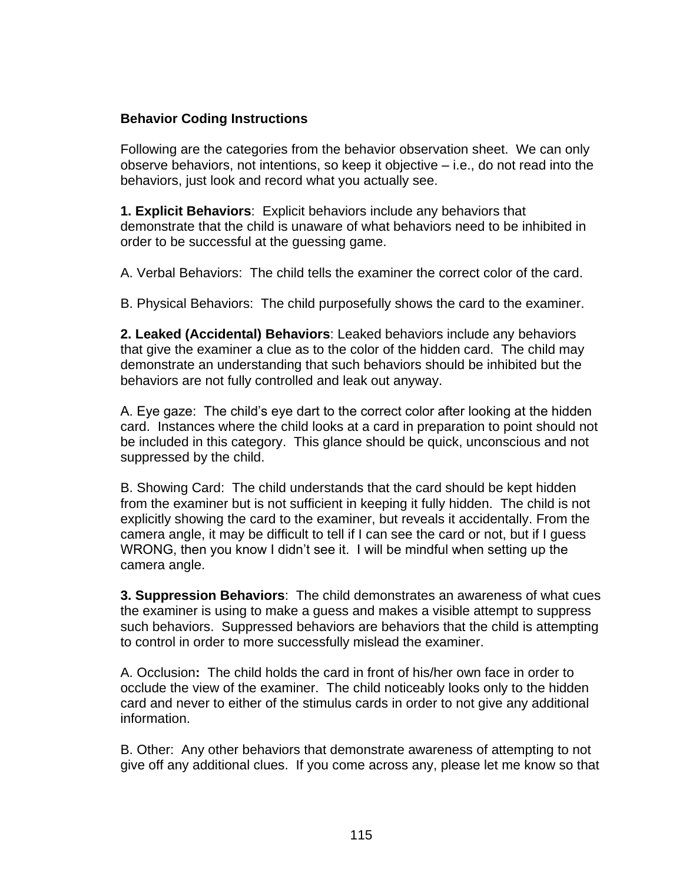**Behavior Coding Instructions**

Following are the categories from the behavior observation sheet. We can only observe behaviors, not intentions, so keep it objective – i.e., do not read into the behaviors, just look and record what you actually see.

**1. Explicit Behaviors**: Explicit behaviors include any behaviors that demonstrate that the child is unaware of what behaviors need to be inhibited in order to be successful at the guessing game.

A. Verbal Behaviors: The child tells the examiner the correct color of the card.

B. Physical Behaviors: The child purposefully shows the card to the examiner.

**2. Leaked (Accidental) Behaviors**: Leaked behaviors include any behaviors that give the examiner a clue as to the color of the hidden card. The child may demonstrate an understanding that such behaviors should be inhibited but the behaviors are not fully controlled and leak out anyway.

A. Eye gaze: The child's eye dart to the correct color after looking at the hidden card. Instances where the child looks at a card in preparation to point should not be included in this category. This glance should be quick, unconscious and not suppressed by the child.

B. Showing Card: The child understands that the card should be kept hidden from the examiner but is not sufficient in keeping it fully hidden. The child is not explicitly showing the card to the examiner, but reveals it accidentally. From the camera angle, it may be difficult to tell if I can see the card or not, but if I guess WRONG, then you know I didn't see it. I will be mindful when setting up the camera angle.

**3. Suppression Behaviors**: The child demonstrates an awareness of what cues the examiner is using to make a guess and makes a visible attempt to suppress such behaviors. Suppressed behaviors are behaviors that the child is attempting to control in order to more successfully mislead the examiner.

A. Occlusion**:** The child holds the card in front of his/her own face in order to occlude the view of the examiner. The child noticeably looks only to the hidden card and never to either of the stimulus cards in order to not give any additional information.

B. Other: Any other behaviors that demonstrate awareness of attempting to not give off any additional clues. If you come across any, please let me know so that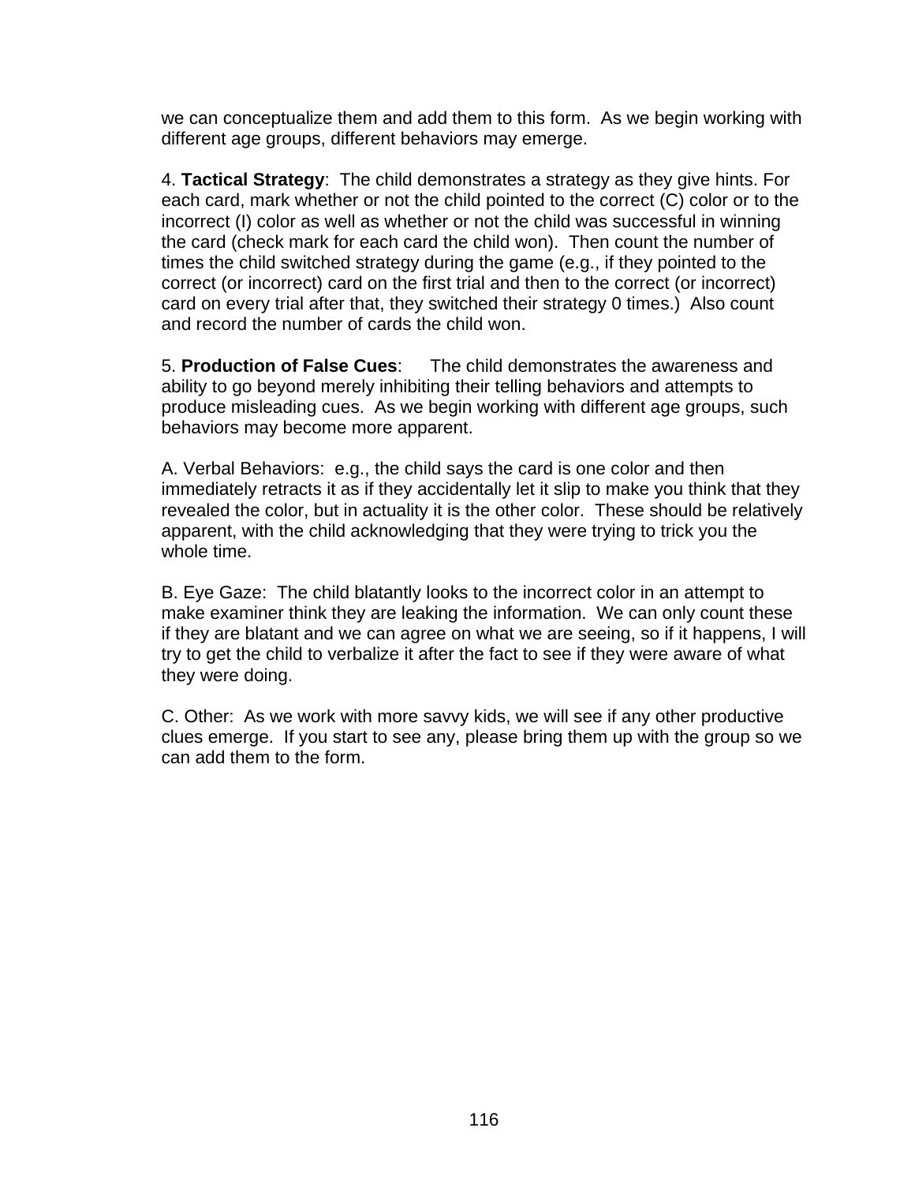we can conceptualize them and add them to this form. As we begin working with different age groups, different behaviors may emerge.

4. **Tactical Strategy**: The child demonstrates a strategy as they give hints. For each card, mark whether or not the child pointed to the correct (C) color or to the incorrect (I) color as well as whether or not the child was successful in winning the card (check mark for each card the child won). Then count the number of times the child switched strategy during the game (e.g., if they pointed to the correct (or incorrect) card on the first trial and then to the correct (or incorrect) card on every trial after that, they switched their strategy 0 times.) Also count and record the number of cards the child won.

5. **Production of False Cues**: The child demonstrates the awareness and ability to go beyond merely inhibiting their telling behaviors and attempts to produce misleading cues. As we begin working with different age groups, such behaviors may become more apparent.

A. Verbal Behaviors: e.g., the child says the card is one color and then immediately retracts it as if they accidentally let it slip to make you think that they revealed the color, but in actuality it is the other color. These should be relatively apparent, with the child acknowledging that they were trying to trick you the whole time.

B. Eye Gaze: The child blatantly looks to the incorrect color in an attempt to make examiner think they are leaking the information. We can only count these if they are blatant and we can agree on what we are seeing, so if it happens, I will try to get the child to verbalize it after the fact to see if they were aware of what they were doing.

C. Other: As we work with more savvy kids, we will see if any other productive clues emerge. If you start to see any, please bring them up with the group so we can add them to the form.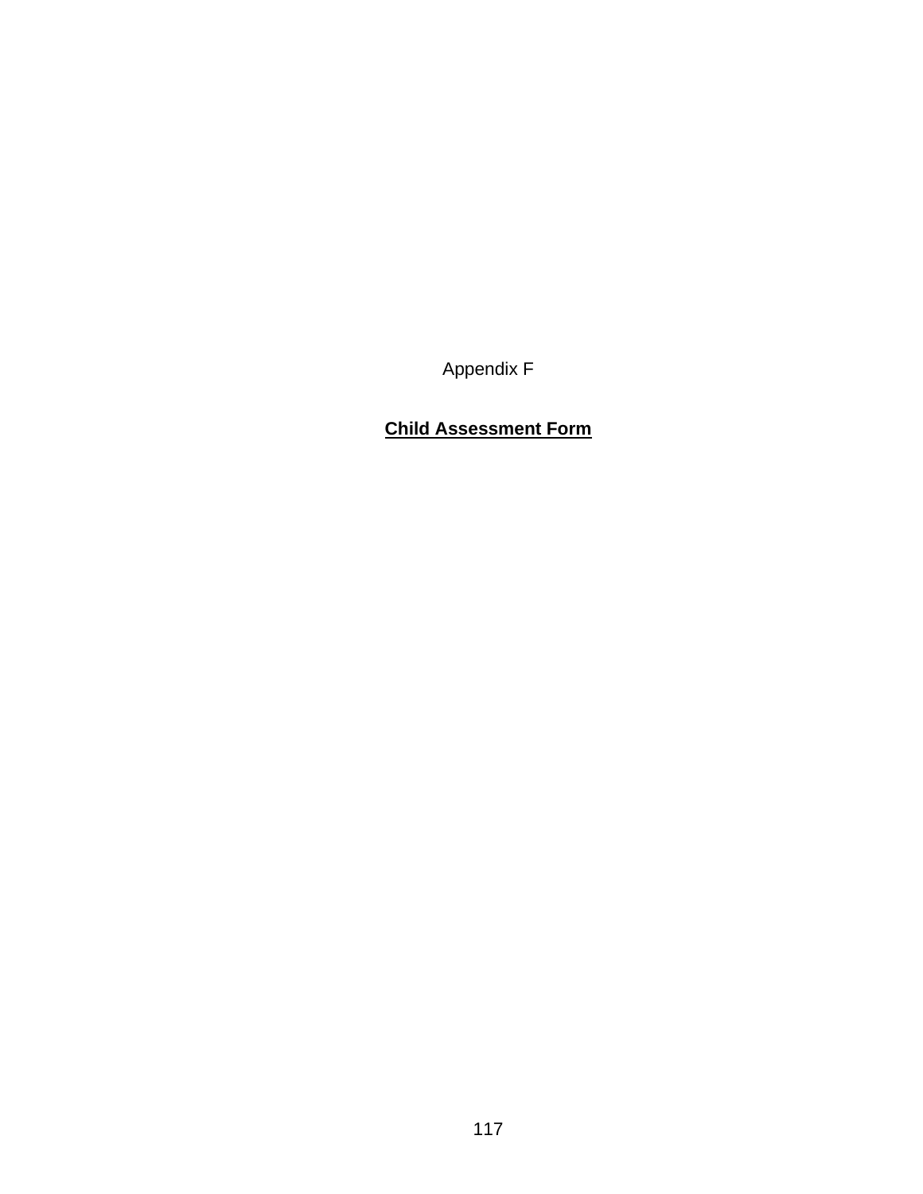Appendix F

**Child Assessment Form**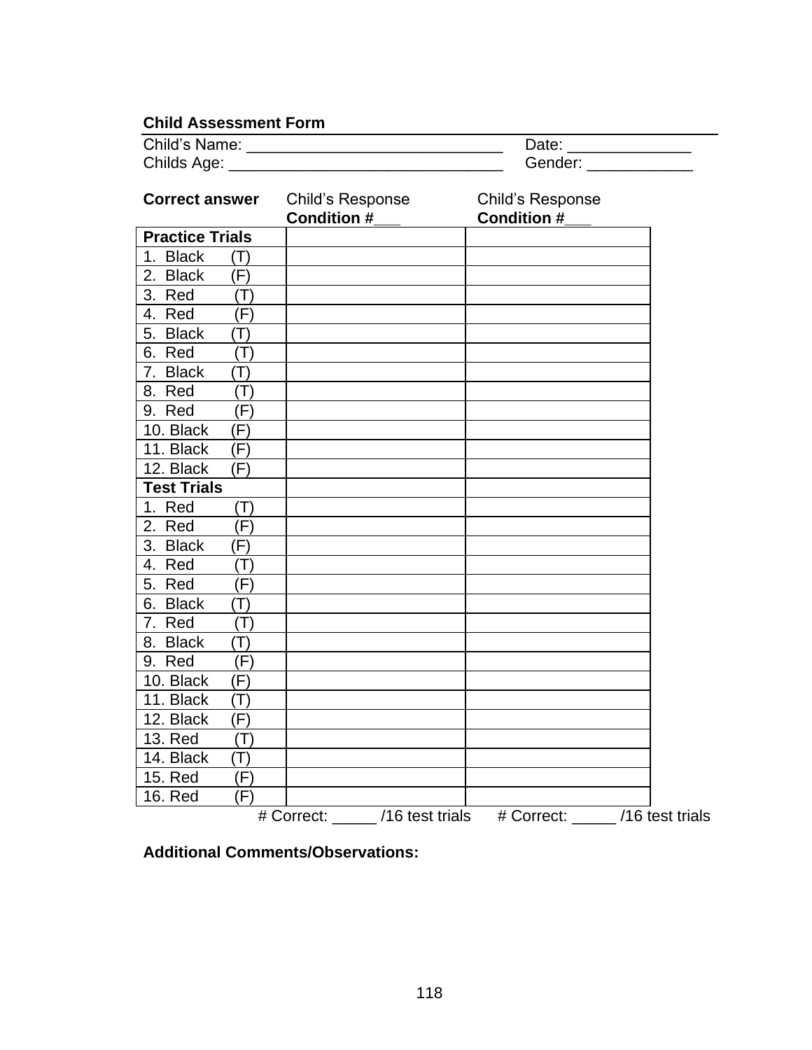**Child Assessment Form**

Child's Name: _____________________________ Date: ______________

Childs Age: _______________________________ Gender: ____________

| Correct answer | Child's Response **Condition #___** | Child's Response **Condition #___** |
|---|---|---|
| **Practice Trials** | | |
| 1. Black (T) | | |
| 2. Black (F) | | |
| 3. Red (T) | | |
| 4. Red (F) | | |
| 5. Black (T) | | |
| 6. Red (T) | | |
| 7. Black (T) | | |
| 8. Red (T) | | |
| 9. Red (F) | | |
| 10. Black (F) | | |
| 11. Black (F) | | |
| 12. Black (F) | | |
| **Test Trials** | | |
| 1. Red (T) | | |
| 2. Red (F) | | |
| 3. Black (F) | | |
| 4. Red (T) | | |
| 5. Red (F) | | |
| 6. Black (T) | | |
| 7. Red (T) | | |
| 8. Black (T) | | |
| 9. Red (F) | | |
| 10. Black (F) | | |
| 11. Black (T) | | |
| 12. Black (F) | | |
| 13. Red (T) | | |
| 14. Black (T) | | |
| 15. Red (F) | | |
| 16. Red (F) | | |
| | # Correct: _____ /16 test trials | # Correct: _____ /16 test trials |

**Additional Comments/Observations:**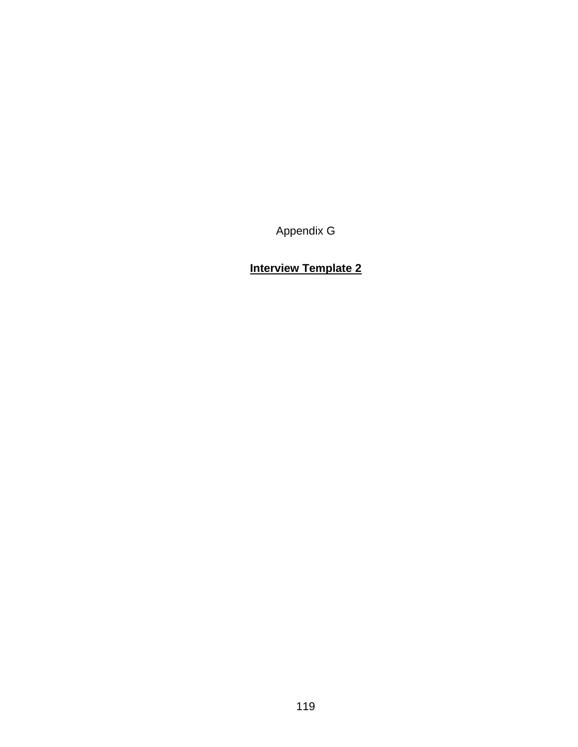Appendix G

**<u>Interview Template 2</u>**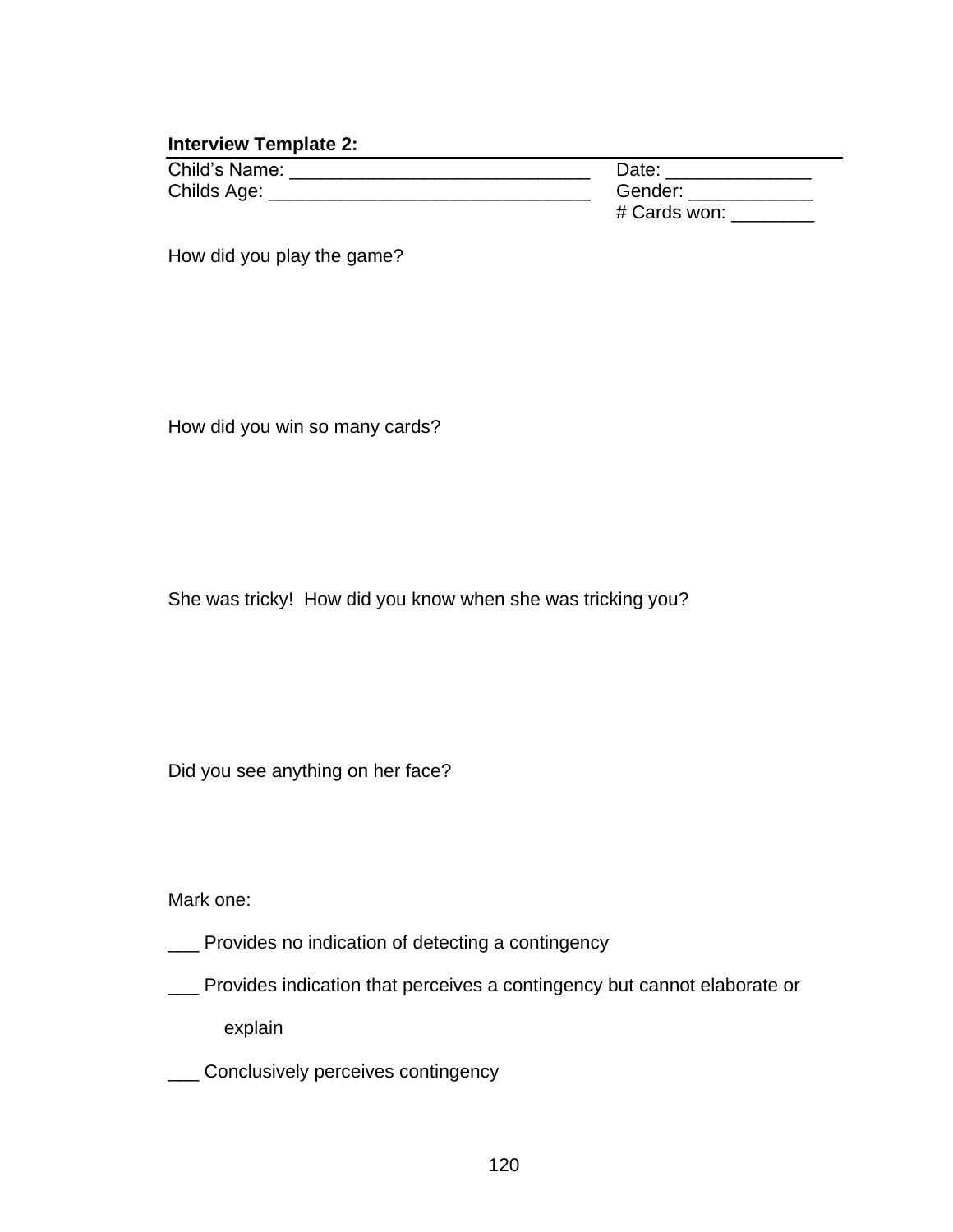**Interview Template 2:**

Child’s Name: _____________________________ Date: ______________

Childs Age: _______________________________ Gender: ____________

\# Cards won: ________

How did you play the game?

How did you win so many cards?

She was tricky! How did you know when she was tricking you?

Did you see anything on her face?

Mark one:

___ Provides no indication of detecting a contingency

___ Provides indication that perceives a contingency but cannot elaborate or explain

___ Conclusively perceives contingency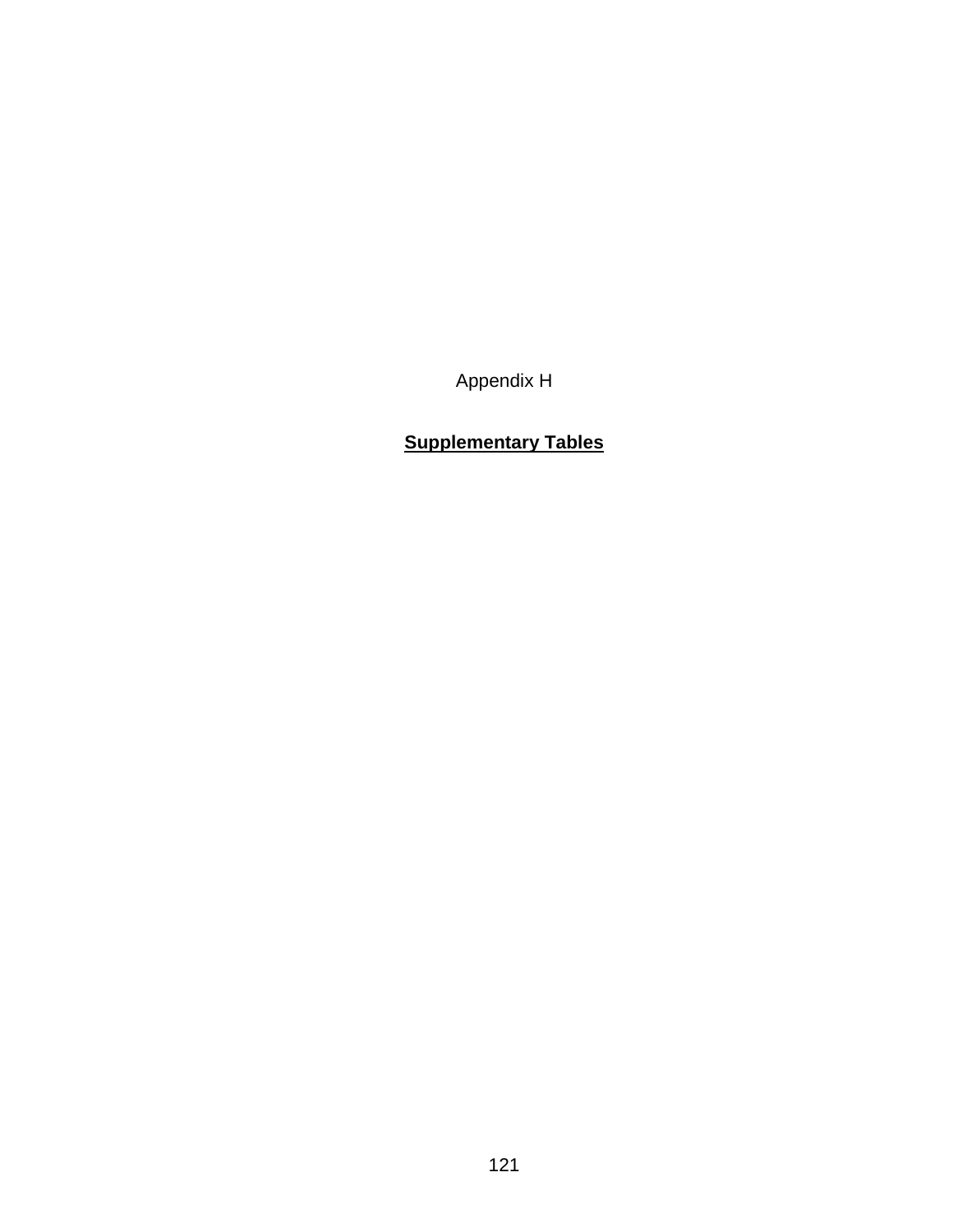Appendix H

**Supplementary Tables**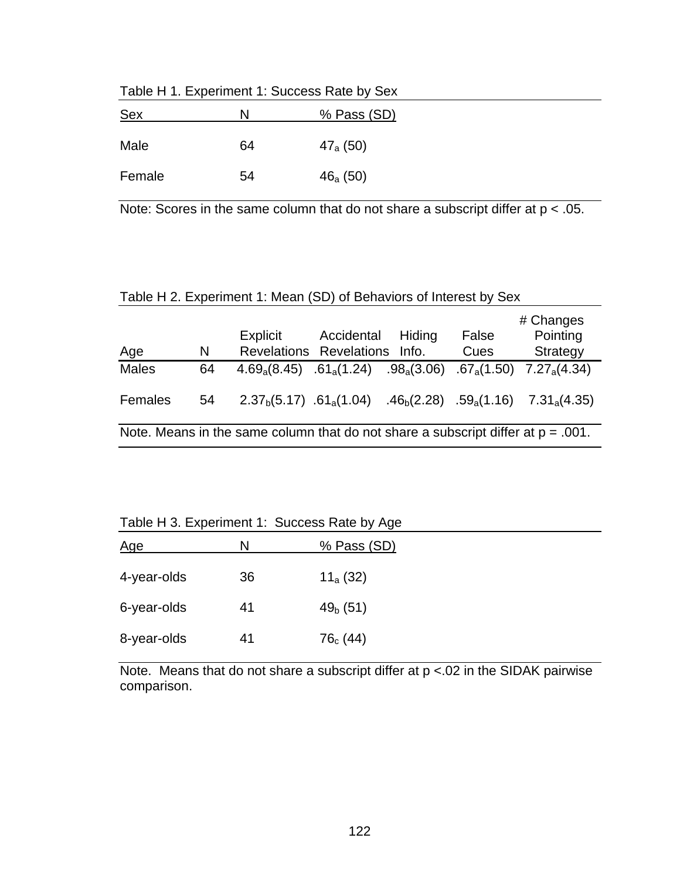Table H 1. Experiment 1: Success Rate by Sex

| Sex | N | % Pass (SD) |
|---|---|---|
| Male | 64 | $47_a$ (50) |
| Female | 54 | $46_a$ (50) |

Note: Scores in the same column that do not share a subscript differ at p < .05.

Table H 2. Experiment 1: Mean (SD) of Behaviors of Interest by Sex

| Age | N | Explicit Revelations | Accidental Revelations | Hiding Info. | False Cues | # Changes Pointing Strategy |
|---|---|---|---|---|---|---|
| Males | 64 | $4.69_a$(8.45) | $.61_a$(1.24) | $.98_a$(3.06) | $.67_a$(1.50) | $7.27_a$(4.34) |
| Females | 54 | $2.37_b$(5.17) | $.61_a$(1.04) | $.46_b$(2.28) | $.59_a$(1.16) | $7.31_a$(4.35) |

Note. Means in the same column that do not share a subscript differ at p = .001.

Table H 3. Experiment 1: Success Rate by Age

| Age | N | % Pass (SD) |
|---|---|---|
| 4-year-olds | 36 | $11_a$ (32) |
| 6-year-olds | 41 | $49_b$ (51) |
| 8-year-olds | 41 | $76_c$ (44) |

Note. Means that do not share a subscript differ at p <.02 in the SIDAK pairwise comparison.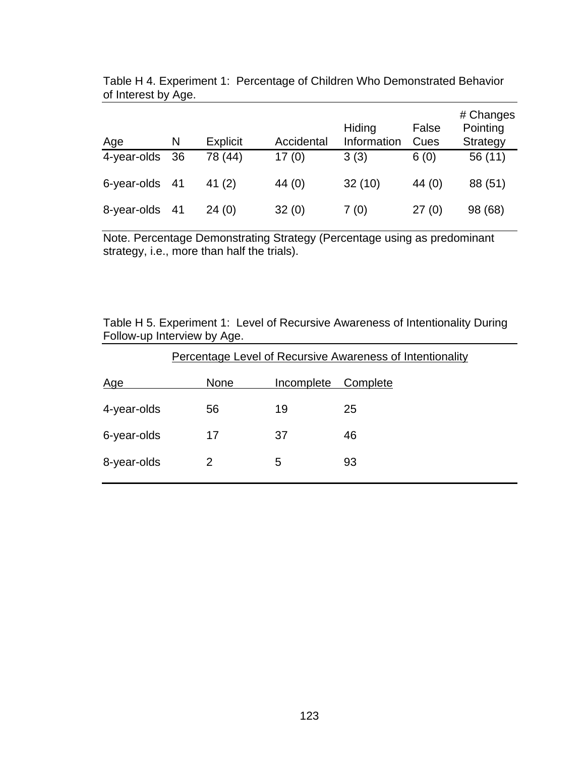Table H 4. Experiment 1: Percentage of Children Who Demonstrated Behavior of Interest by Age.

| Age | N | Explicit | Accidental | Hiding Information | False Cues | # Changes Pointing Strategy |
|---|---|---|---|---|---|---|
| 4-year-olds | 36 | 78 (44) | 17 (0) | 3 (3) | 6 (0) | 56 (11) |
| 6-year-olds | 41 | 41 (2) | 44 (0) | 32 (10) | 44 (0) | 88 (51) |
| 8-year-olds | 41 | 24 (0) | 32 (0) | 7 (0) | 27 (0) | 98 (68) |

Note. Percentage Demonstrating Strategy (Percentage using as predominant strategy, i.e., more than half the trials).

Table H 5. Experiment 1: Level of Recursive Awareness of Intentionality During Follow-up Interview by Age.

| | Percentage Level of Recursive Awareness of Intentionality | | |
|---|---|---|---|
| Age | None | Incomplete | Complete |
| 4-year-olds | 56 | 19 | 25 |
| 6-year-olds | 17 | 37 | 46 |
| 8-year-olds | 2 | 5 | 93 |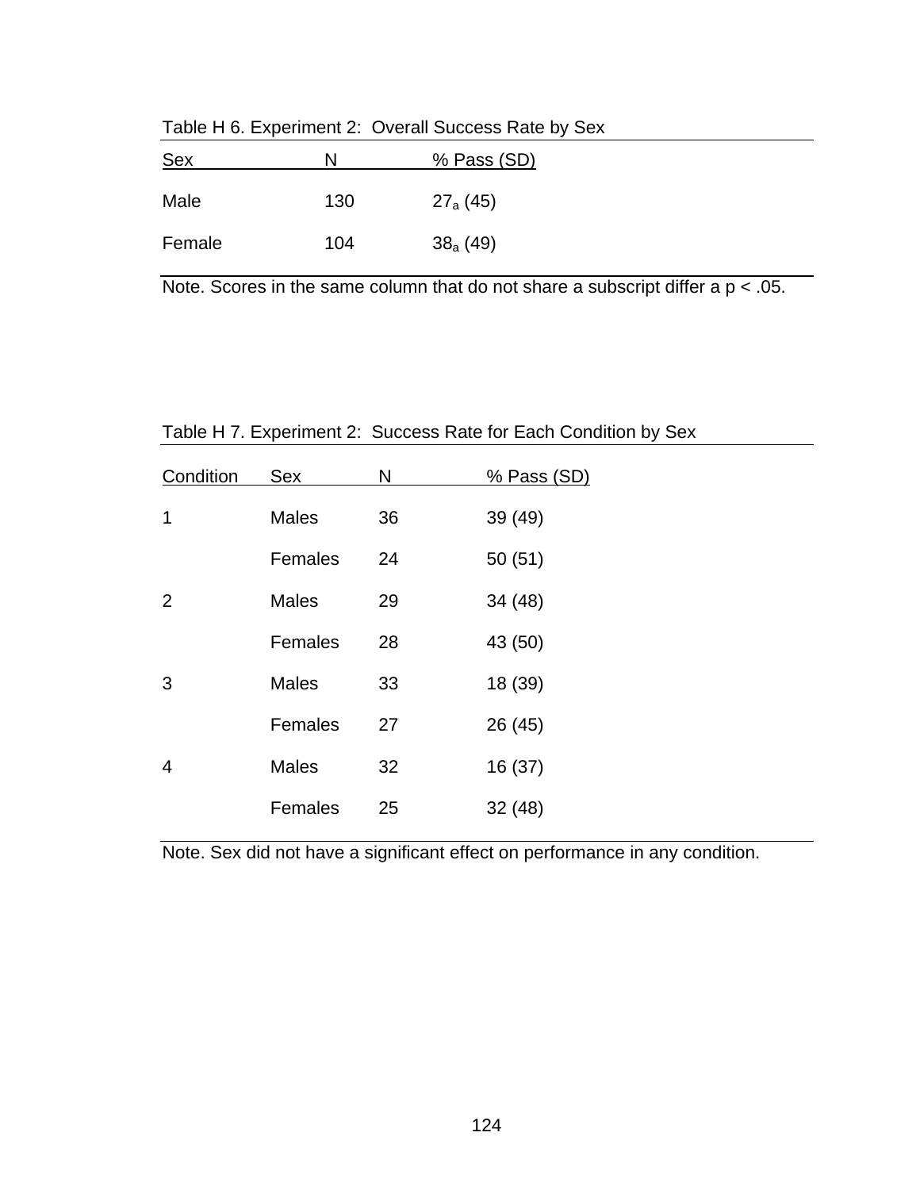Table H 6. Experiment 2: Overall Success Rate by Sex

| Sex | N | % Pass (SD) |
|---|---|---|
| Male | 130 | $27_a$ (45) |
| Female | 104 | $38_a$ (49) |

Note. Scores in the same column that do not share a subscript differ a p < .05.

Table H 7. Experiment 2: Success Rate for Each Condition by Sex

| Condition | Sex | N | % Pass (SD) |
|---|---|---|---|
| 1 | Males | 36 | 39 (49) |
| | Females | 24 | 50 (51) |
| 2 | Males | 29 | 34 (48) |
| | Females | 28 | 43 (50) |
| 3 | Males | 33 | 18 (39) |
| | Females | 27 | 26 (45) |
| 4 | Males | 32 | 16 (37) |
| | Females | 25 | 32 (48) |

Note. Sex did not have a significant effect on performance in any condition.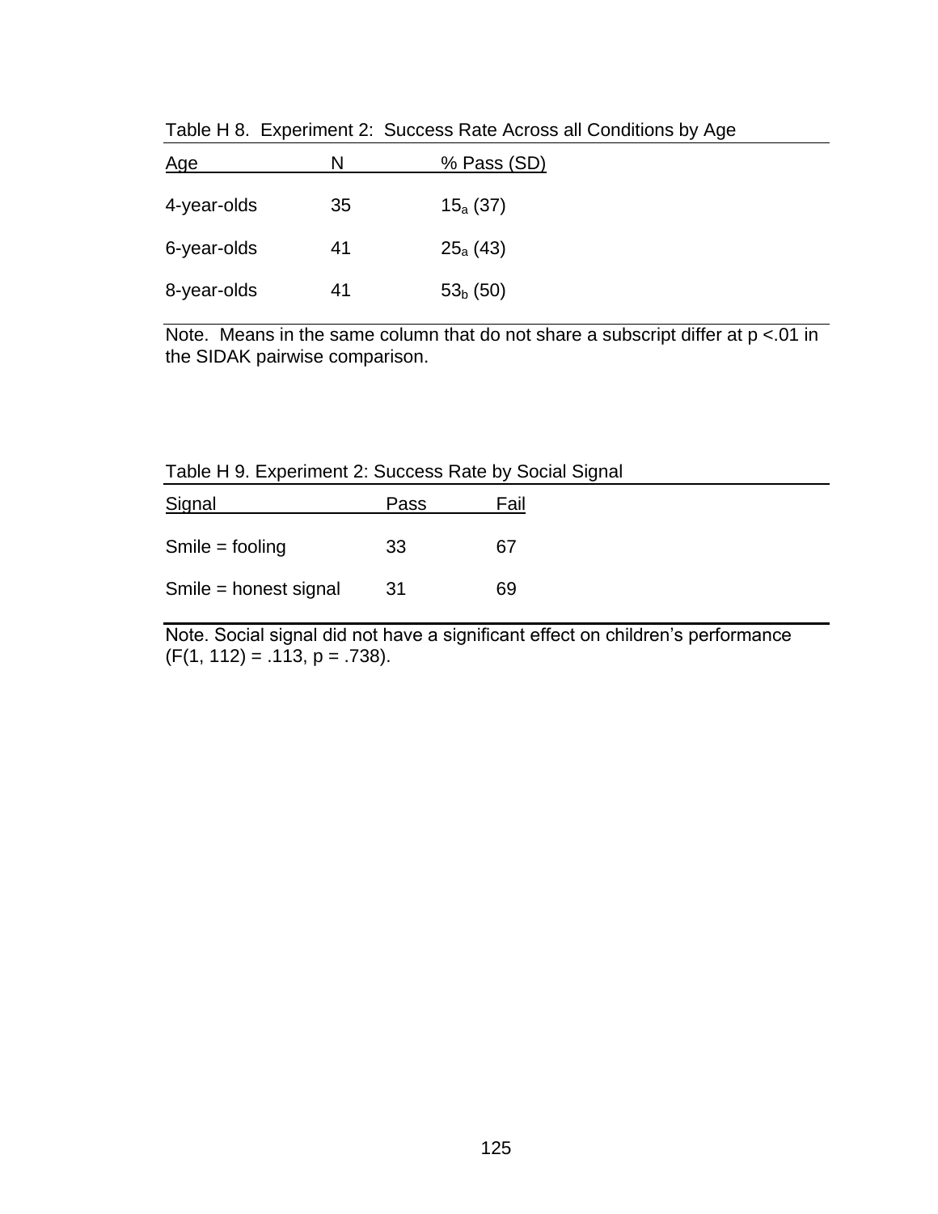Table H 8. Experiment 2: Success Rate Across all Conditions by Age

| Age | N | % Pass (SD) |
|---|---|---|
| 4-year-olds | 35 | $15_a$ (37) |
| 6-year-olds | 41 | $25_a$ (43) |
| 8-year-olds | 41 | $53_b$ (50) |

Note. Means in the same column that do not share a subscript differ at $p < .01$ in the SIDAK pairwise comparison.

Table H 9. Experiment 2: Success Rate by Social Signal

| Signal | Pass | Fail |
|---|---|---|
| Smile = fooling | 33 | 67 |
| Smile = honest signal | 31 | 69 |

Note. Social signal did not have a significant effect on children's performance ($F(1, 112) = .113$, $p = .738$).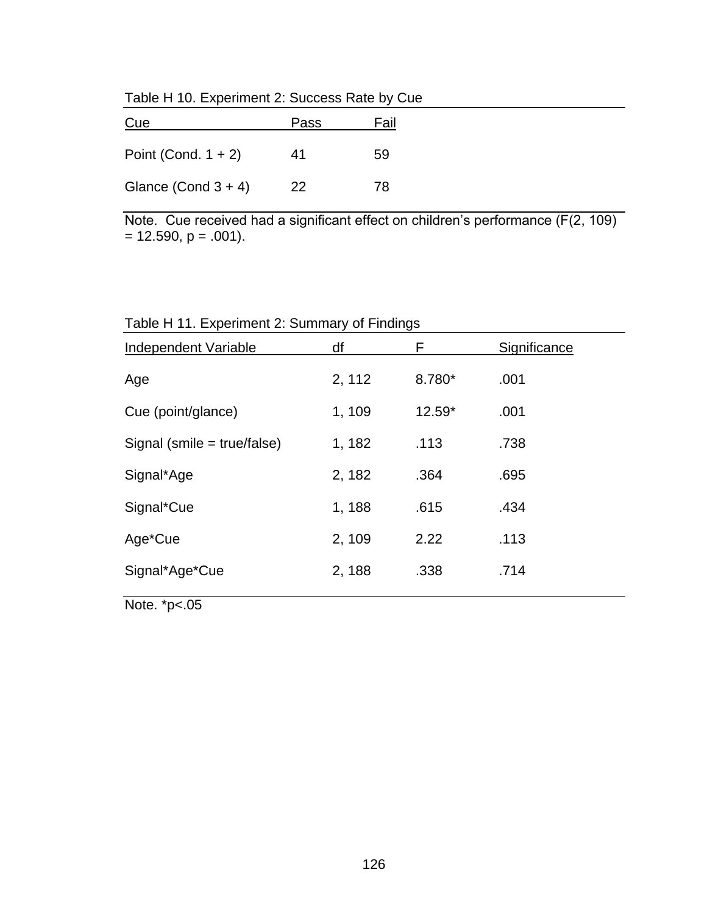Table H 10. Experiment 2: Success Rate by Cue

| Cue | Pass | Fail |
|---|---|---|
| Point (Cond. 1 + 2) | 41 | 59 |
| Glance (Cond 3 + 4) | 22 | 78 |

Note. Cue received had a significant effect on children's performance ($F(2, 109) = 12.590$, $p = .001$).

Table H 11. Experiment 2: Summary of Findings

| Independent Variable | df | F | Significance |
|---|---|---|---|
| Age | 2, 112 | 8.780* | .001 |
| Cue (point/glance) | 1, 109 | 12.59* | .001 |
| Signal (smile = true/false) | 1, 182 | .113 | .738 |
| Signal*Age | 2, 182 | .364 | .695 |
| Signal*Cue | 1, 188 | .615 | .434 |
| Age*Cue | 2, 109 | 2.22 | .113 |
| Signal*Age*Cue | 2, 188 | .338 | .714 |

Note. *$p<.05$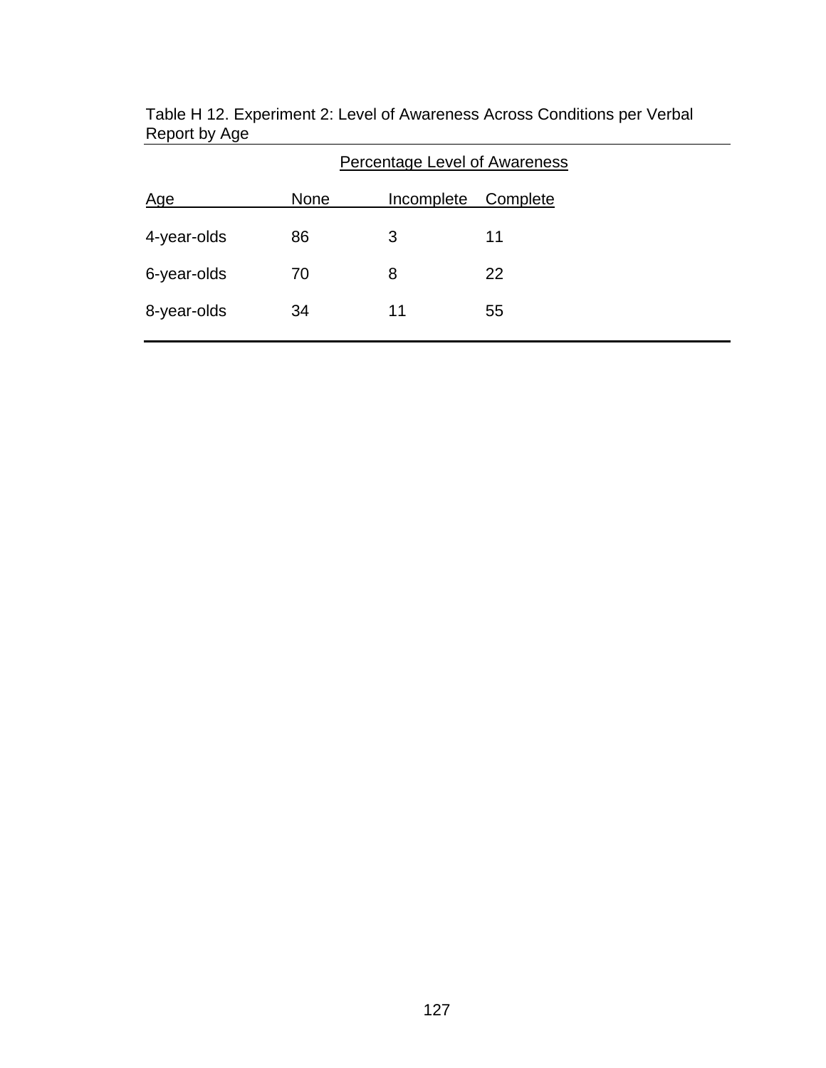Table H 12. Experiment 2: Level of Awareness Across Conditions per Verbal Report by Age

| | Percentage Level of Awareness | | |
|---|---|---|---|
| Age | None | Incomplete | Complete |
| 4-year-olds | 86 | 3 | 11 |
| 6-year-olds | 70 | 8 | 22 |
| 8-year-olds | 34 | 11 | 55 |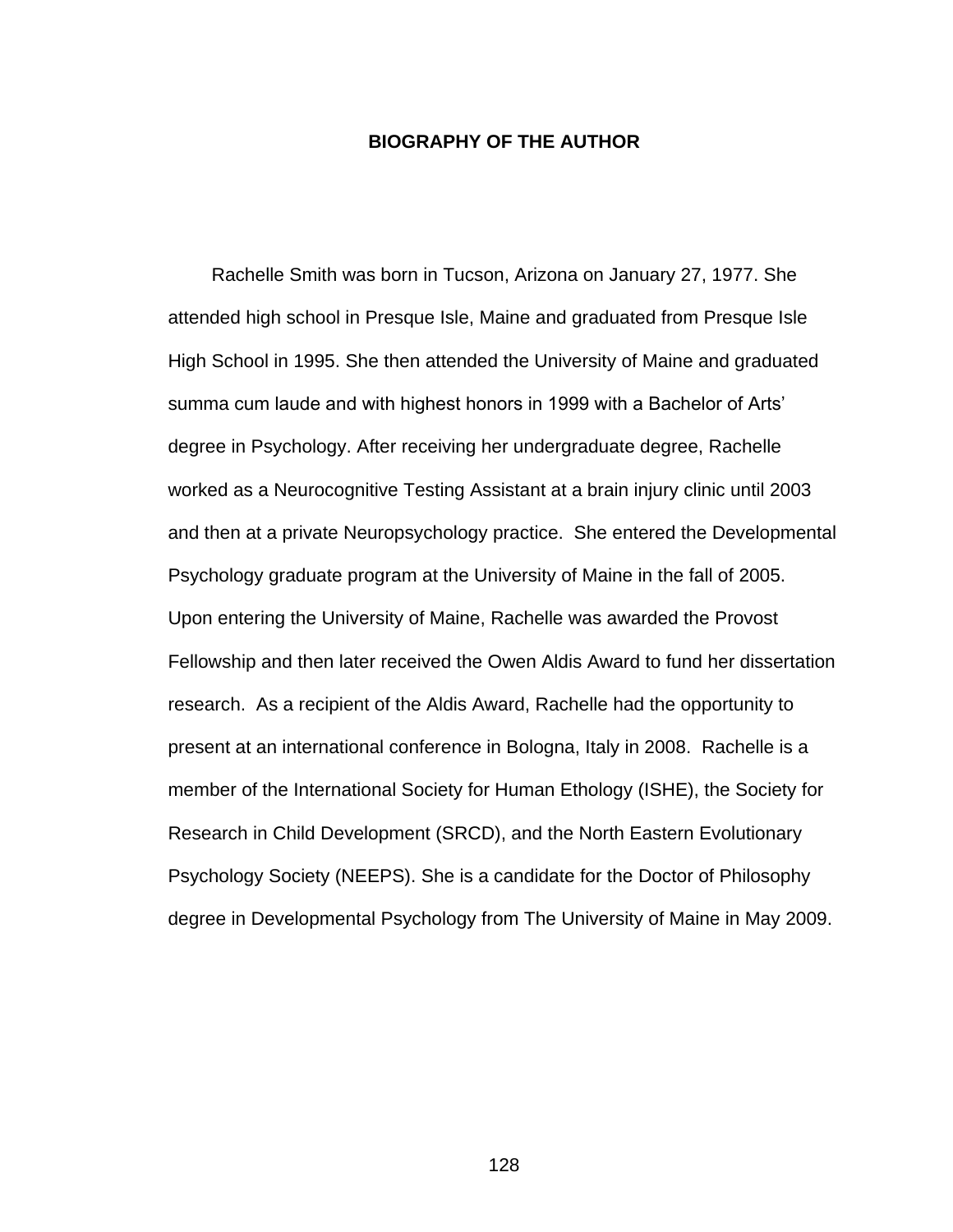# BIOGRAPHY OF THE AUTHOR

Rachelle Smith was born in Tucson, Arizona on January 27, 1977. She attended high school in Presque Isle, Maine and graduated from Presque Isle High School in 1995. She then attended the University of Maine and graduated summa cum laude and with highest honors in 1999 with a Bachelor of Arts' degree in Psychology. After receiving her undergraduate degree, Rachelle worked as a Neurocognitive Testing Assistant at a brain injury clinic until 2003 and then at a private Neuropsychology practice. She entered the Developmental Psychology graduate program at the University of Maine in the fall of 2005. Upon entering the University of Maine, Rachelle was awarded the Provost Fellowship and then later received the Owen Aldis Award to fund her dissertation research. As a recipient of the Aldis Award, Rachelle had the opportunity to present at an international conference in Bologna, Italy in 2008. Rachelle is a member of the International Society for Human Ethology (ISHE), the Society for Research in Child Development (SRCD), and the North Eastern Evolutionary Psychology Society (NEEPS). She is a candidate for the Doctor of Philosophy degree in Developmental Psychology from The University of Maine in May 2009.